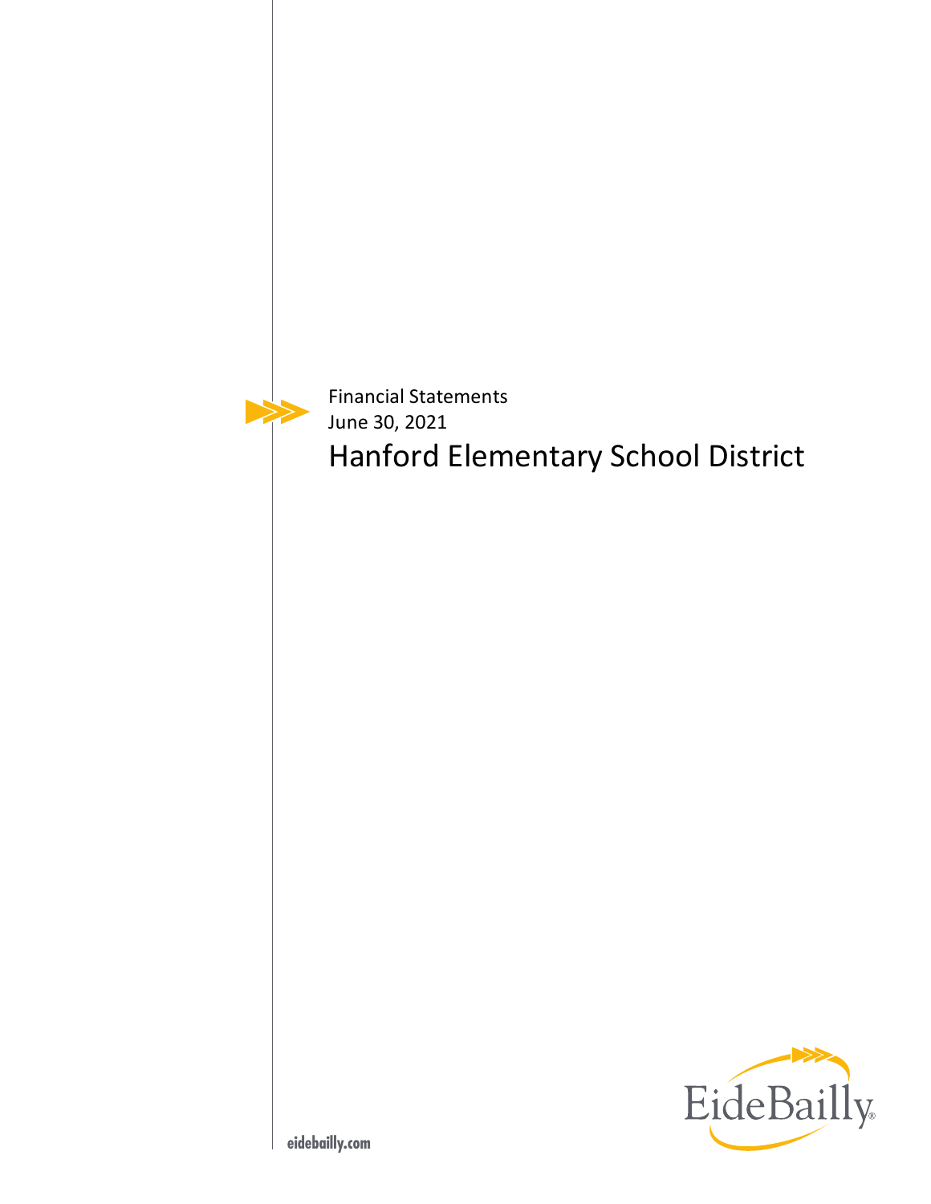Financial Statements
June 30, 2021

# Hanford Elementary School District

EideBailly

eidebailly.com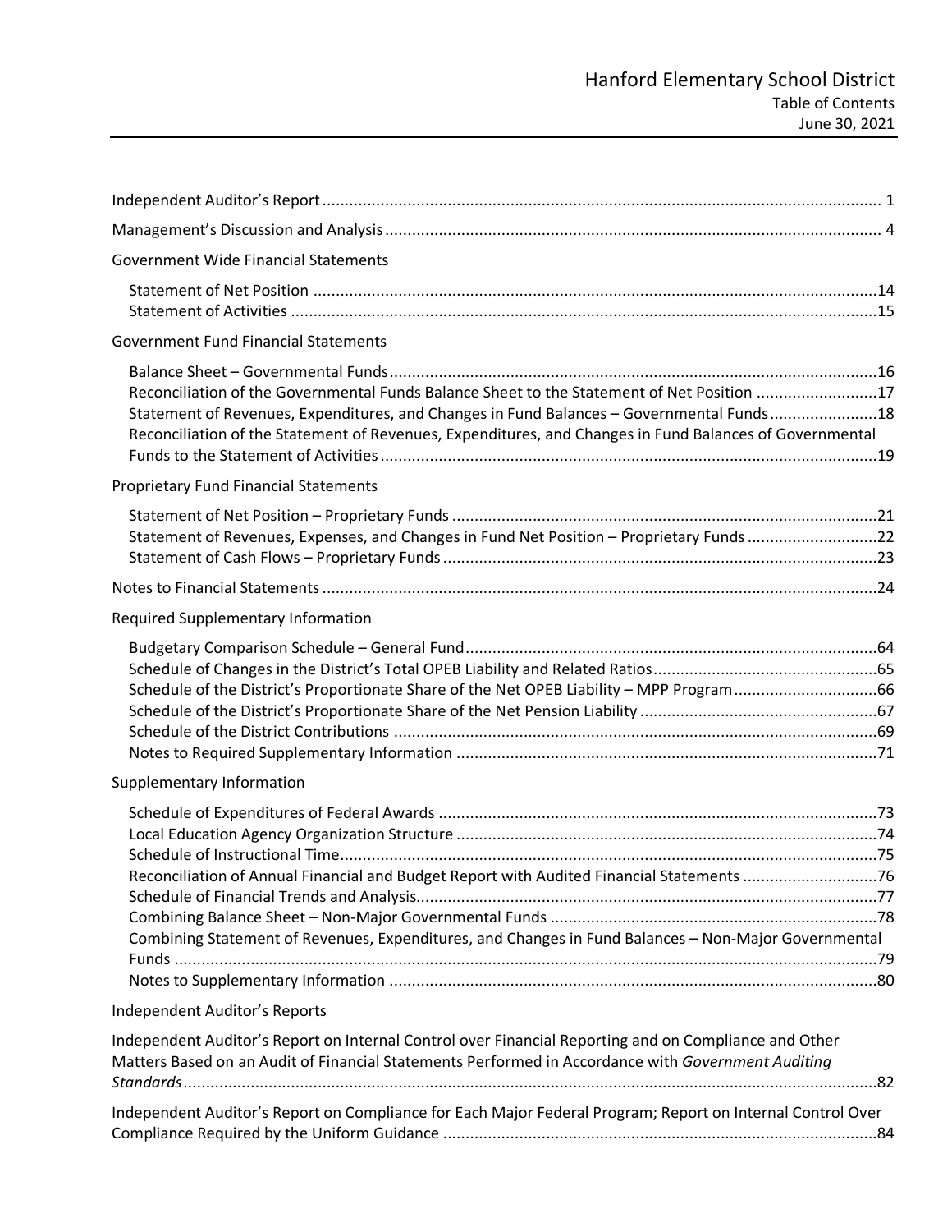# Hanford Elementary School District

## Table of Contents

June 30, 2021

| | |
|---|---|
| Independent Auditor's Report | 1 |
| Management's Discussion and Analysis | 4 |
| **Government Wide Financial Statements** | |
| Statement of Net Position | 14 |
| Statement of Activities | 15 |
| **Government Fund Financial Statements** | |
| Balance Sheet – Governmental Funds | 16 |
| Reconciliation of the Governmental Funds Balance Sheet to the Statement of Net Position | 17 |
| Statement of Revenues, Expenditures, and Changes in Fund Balances – Governmental Funds | 18 |
| Reconciliation of the Statement of Revenues, Expenditures, and Changes in Fund Balances of Governmental Funds to the Statement of Activities | 19 |
| **Proprietary Fund Financial Statements** | |
| Statement of Net Position – Proprietary Funds | 21 |
| Statement of Revenues, Expenses, and Changes in Fund Net Position – Proprietary Funds | 22 |
| Statement of Cash Flows – Proprietary Funds | 23 |
| Notes to Financial Statements | 24 |
| **Required Supplementary Information** | |
| Budgetary Comparison Schedule – General Fund | 64 |
| Schedule of Changes in the District's Total OPEB Liability and Related Ratios | 65 |
| Schedule of the District's Proportionate Share of the Net OPEB Liability – MPP Program | 66 |
| Schedule of the District's Proportionate Share of the Net Pension Liability | 67 |
| Schedule of the District Contributions | 69 |
| Notes to Required Supplementary Information | 71 |
| **Supplementary Information** | |
| Schedule of Expenditures of Federal Awards | 73 |
| Local Education Agency Organization Structure | 74 |
| Schedule of Instructional Time | 75 |
| Reconciliation of Annual Financial and Budget Report with Audited Financial Statements | 76 |
| Schedule of Financial Trends and Analysis | 77 |
| Combining Balance Sheet – Non-Major Governmental Funds | 78 |
| Combining Statement of Revenues, Expenditures, and Changes in Fund Balances – Non-Major Governmental Funds | 79 |
| Notes to Supplementary Information | 80 |
| **Independent Auditor's Reports** | |
| Independent Auditor's Report on Internal Control over Financial Reporting and on Compliance and Other Matters Based on an Audit of Financial Statements Performed in Accordance with *Government Auditing Standards* | 82 |
| Independent Auditor's Report on Compliance for Each Major Federal Program; Report on Internal Control Over Compliance Required by the Uniform Guidance | 84 |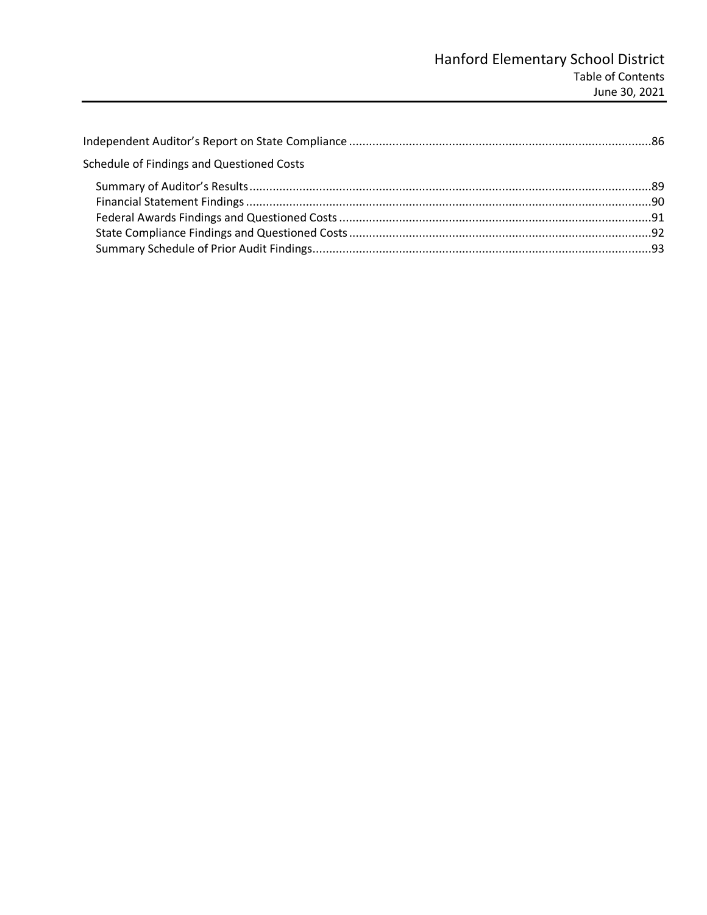Independent Auditor's Report on State Compliance ..........................................................................................86

Schedule of Findings and Questioned Costs

- Summary of Auditor's Results.........................................................................................................................89
- Financial Statement Findings ..........................................................................................................................90
- Federal Awards Findings and Questioned Costs ..............................................................................................91
- State Compliance Findings and Questioned Costs ...........................................................................................92
- Summary Schedule of Prior Audit Findings......................................................................................................93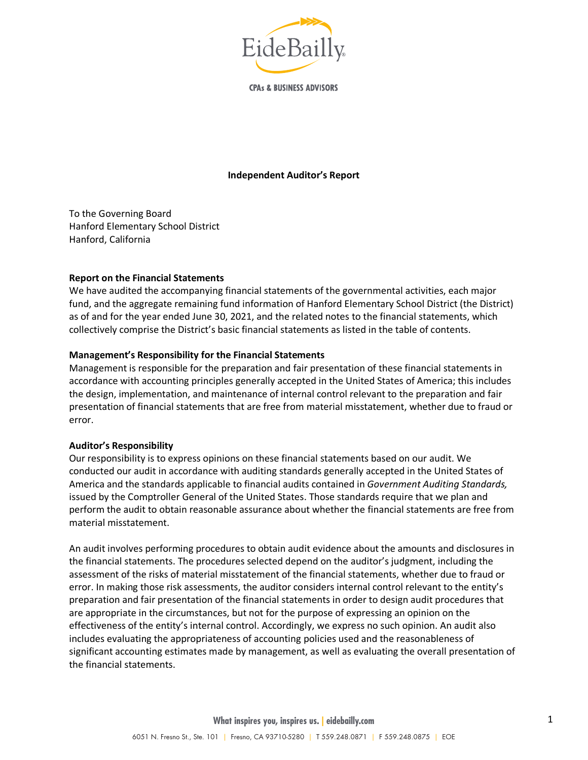**Independent Auditor's Report**

To the Governing Board
Hanford Elementary School District
Hanford, California

**Report on the Financial Statements**

We have audited the accompanying financial statements of the governmental activities, each major fund, and the aggregate remaining fund information of Hanford Elementary School District (the District) as of and for the year ended June 30, 2021, and the related notes to the financial statements, which collectively comprise the District's basic financial statements as listed in the table of contents.

**Management's Responsibility for the Financial Statements**

Management is responsible for the preparation and fair presentation of these financial statements in accordance with accounting principles generally accepted in the United States of America; this includes the design, implementation, and maintenance of internal control relevant to the preparation and fair presentation of financial statements that are free from material misstatement, whether due to fraud or error.

**Auditor's Responsibility**

Our responsibility is to express opinions on these financial statements based on our audit. We conducted our audit in accordance with auditing standards generally accepted in the United States of America and the standards applicable to financial audits contained in *Government Auditing Standards,* issued by the Comptroller General of the United States. Those standards require that we plan and perform the audit to obtain reasonable assurance about whether the financial statements are free from material misstatement.

An audit involves performing procedures to obtain audit evidence about the amounts and disclosures in the financial statements. The procedures selected depend on the auditor's judgment, including the assessment of the risks of material misstatement of the financial statements, whether due to fraud or error. In making those risk assessments, the auditor considers internal control relevant to the entity's preparation and fair presentation of the financial statements in order to design audit procedures that are appropriate in the circumstances, but not for the purpose of expressing an opinion on the effectiveness of the entity's internal control. Accordingly, we express no such opinion. An audit also includes evaluating the appropriateness of accounting policies used and the reasonableness of significant accounting estimates made by management, as well as evaluating the overall presentation of the financial statements.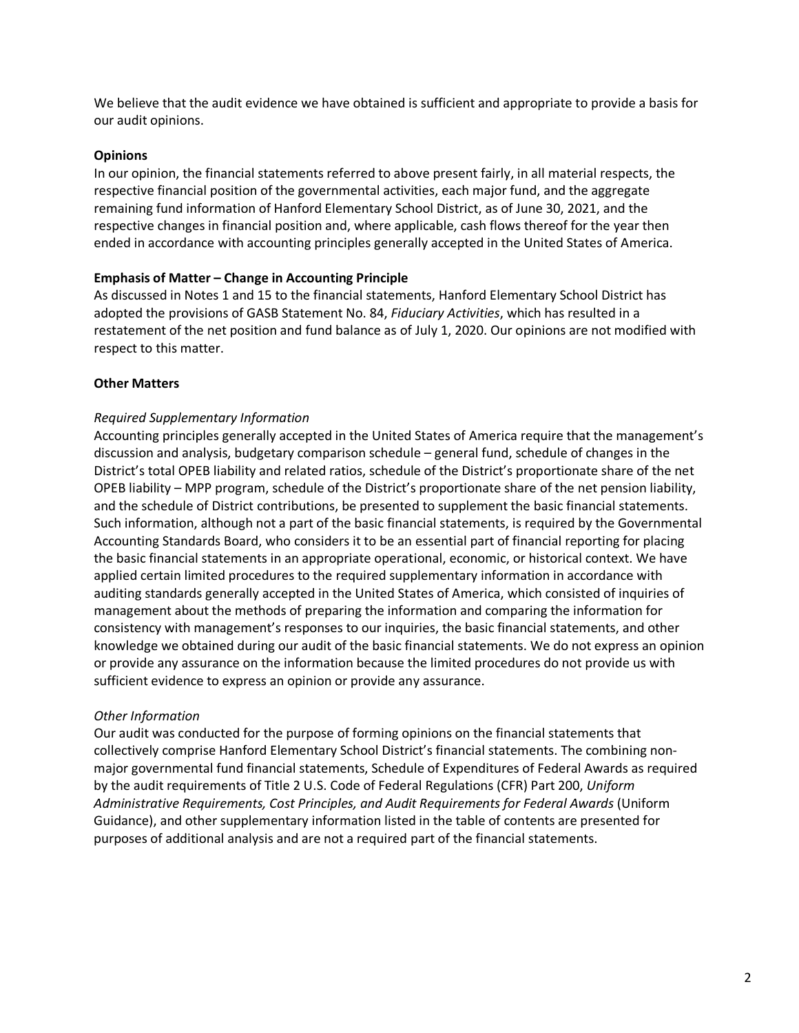We believe that the audit evidence we have obtained is sufficient and appropriate to provide a basis for our audit opinions.

**Opinions**

In our opinion, the financial statements referred to above present fairly, in all material respects, the respective financial position of the governmental activities, each major fund, and the aggregate remaining fund information of Hanford Elementary School District, as of June 30, 2021, and the respective changes in financial position and, where applicable, cash flows thereof for the year then ended in accordance with accounting principles generally accepted in the United States of America.

**Emphasis of Matter – Change in Accounting Principle**

As discussed in Notes 1 and 15 to the financial statements, Hanford Elementary School District has adopted the provisions of GASB Statement No. 84, *Fiduciary Activities*, which has resulted in a restatement of the net position and fund balance as of July 1, 2020. Our opinions are not modified with respect to this matter.

**Other Matters**

*Required Supplementary Information*

Accounting principles generally accepted in the United States of America require that the management's discussion and analysis, budgetary comparison schedule – general fund, schedule of changes in the District's total OPEB liability and related ratios, schedule of the District's proportionate share of the net OPEB liability – MPP program, schedule of the District's proportionate share of the net pension liability, and the schedule of District contributions, be presented to supplement the basic financial statements. Such information, although not a part of the basic financial statements, is required by the Governmental Accounting Standards Board, who considers it to be an essential part of financial reporting for placing the basic financial statements in an appropriate operational, economic, or historical context. We have applied certain limited procedures to the required supplementary information in accordance with auditing standards generally accepted in the United States of America, which consisted of inquiries of management about the methods of preparing the information and comparing the information for consistency with management's responses to our inquiries, the basic financial statements, and other knowledge we obtained during our audit of the basic financial statements. We do not express an opinion or provide any assurance on the information because the limited procedures do not provide us with sufficient evidence to express an opinion or provide any assurance.

*Other Information*

Our audit was conducted for the purpose of forming opinions on the financial statements that collectively comprise Hanford Elementary School District's financial statements. The combining non-major governmental fund financial statements, Schedule of Expenditures of Federal Awards as required by the audit requirements of Title 2 U.S. Code of Federal Regulations (CFR) Part 200, *Uniform Administrative Requirements, Cost Principles, and Audit Requirements for Federal Awards* (Uniform Guidance), and other supplementary information listed in the table of contents are presented for purposes of additional analysis and are not a required part of the financial statements.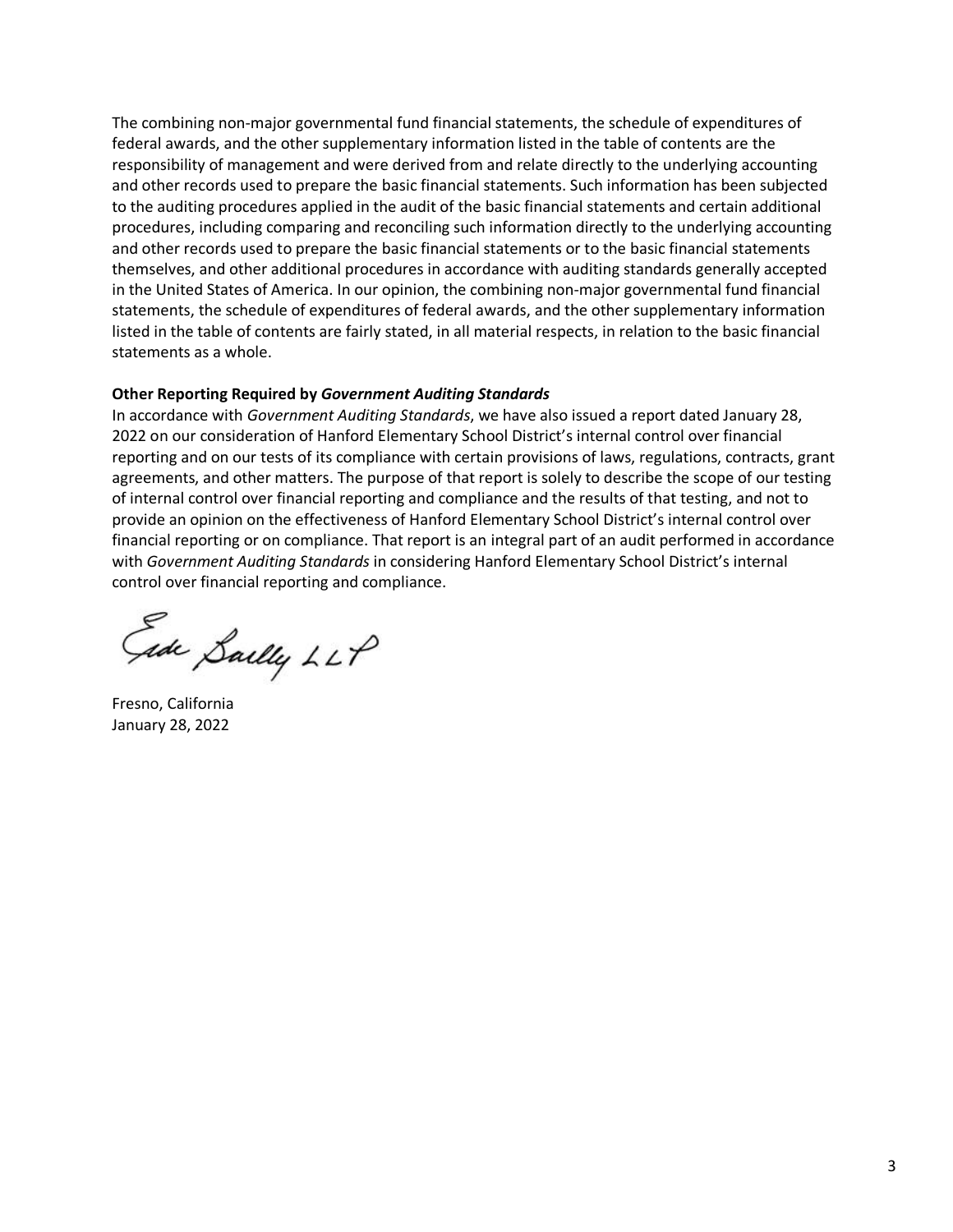The combining non-major governmental fund financial statements, the schedule of expenditures of federal awards, and the other supplementary information listed in the table of contents are the responsibility of management and were derived from and relate directly to the underlying accounting and other records used to prepare the basic financial statements. Such information has been subjected to the auditing procedures applied in the audit of the basic financial statements and certain additional procedures, including comparing and reconciling such information directly to the underlying accounting and other records used to prepare the basic financial statements or to the basic financial statements themselves, and other additional procedures in accordance with auditing standards generally accepted in the United States of America. In our opinion, the combining non-major governmental fund financial statements, the schedule of expenditures of federal awards, and the other supplementary information listed in the table of contents are fairly stated, in all material respects, in relation to the basic financial statements as a whole.

**Other Reporting Required by *Government Auditing Standards***

In accordance with *Government Auditing Standards*, we have also issued a report dated January 28, 2022 on our consideration of Hanford Elementary School District's internal control over financial reporting and on our tests of its compliance with certain provisions of laws, regulations, contracts, grant agreements, and other matters. The purpose of that report is solely to describe the scope of our testing of internal control over financial reporting and compliance and the results of that testing, and not to provide an opinion on the effectiveness of Hanford Elementary School District's internal control over financial reporting or on compliance. That report is an integral part of an audit performed in accordance with *Government Auditing Standards* in considering Hanford Elementary School District's internal control over financial reporting and compliance.

Eide Bailly LLP

Fresno, California
January 28, 2022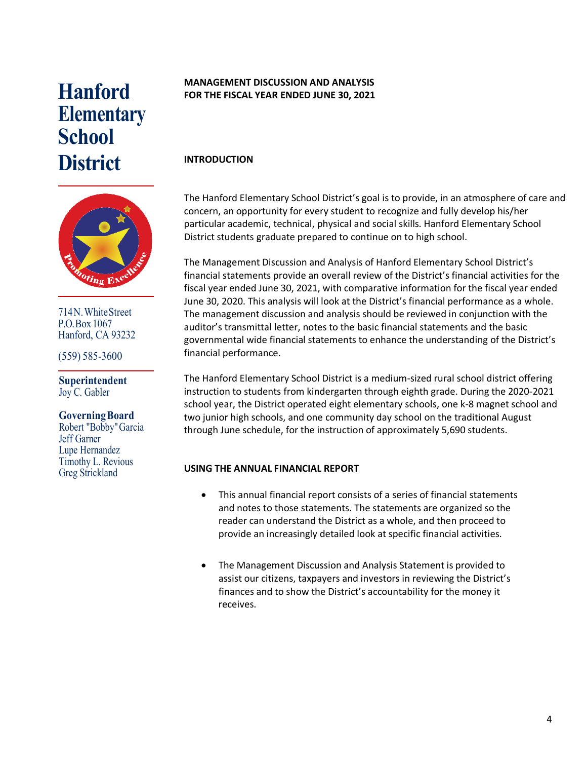# Hanford Elementary School District

714 N. White Street
P.O. Box 1067
Hanford, CA 93232

(559) 585-3600

**Superintendent**
Joy C. Gabler

**Governing Board**
Robert "Bobby" Garcia
Jeff Garner
Lupe Hernandez
Timothy L. Revious
Greg Strickland

## MANAGEMENT DISCUSSION AND ANALYSIS
## FOR THE FISCAL YEAR ENDED JUNE 30, 2021

### INTRODUCTION

The Hanford Elementary School District's goal is to provide, in an atmosphere of care and concern, an opportunity for every student to recognize and fully develop his/her particular academic, technical, physical and social skills. Hanford Elementary School District students graduate prepared to continue on to high school.

The Management Discussion and Analysis of Hanford Elementary School District's financial statements provide an overall review of the District's financial activities for the fiscal year ended June 30, 2021, with comparative information for the fiscal year ended June 30, 2020. This analysis will look at the District's financial performance as a whole. The management discussion and analysis should be reviewed in conjunction with the auditor's transmittal letter, notes to the basic financial statements and the basic governmental wide financial statements to enhance the understanding of the District's financial performance.

The Hanford Elementary School District is a medium-sized rural school district offering instruction to students from kindergarten through eighth grade. During the 2020-2021 school year, the District operated eight elementary schools, one k-8 magnet school and two junior high schools, and one community day school on the traditional August through June schedule, for the instruction of approximately 5,690 students.

### USING THE ANNUAL FINANCIAL REPORT

- This annual financial report consists of a series of financial statements and notes to those statements. The statements are organized so the reader can understand the District as a whole, and then proceed to provide an increasingly detailed look at specific financial activities.

- The Management Discussion and Analysis Statement is provided to assist our citizens, taxpayers and investors in reviewing the District's finances and to show the District's accountability for the money it receives.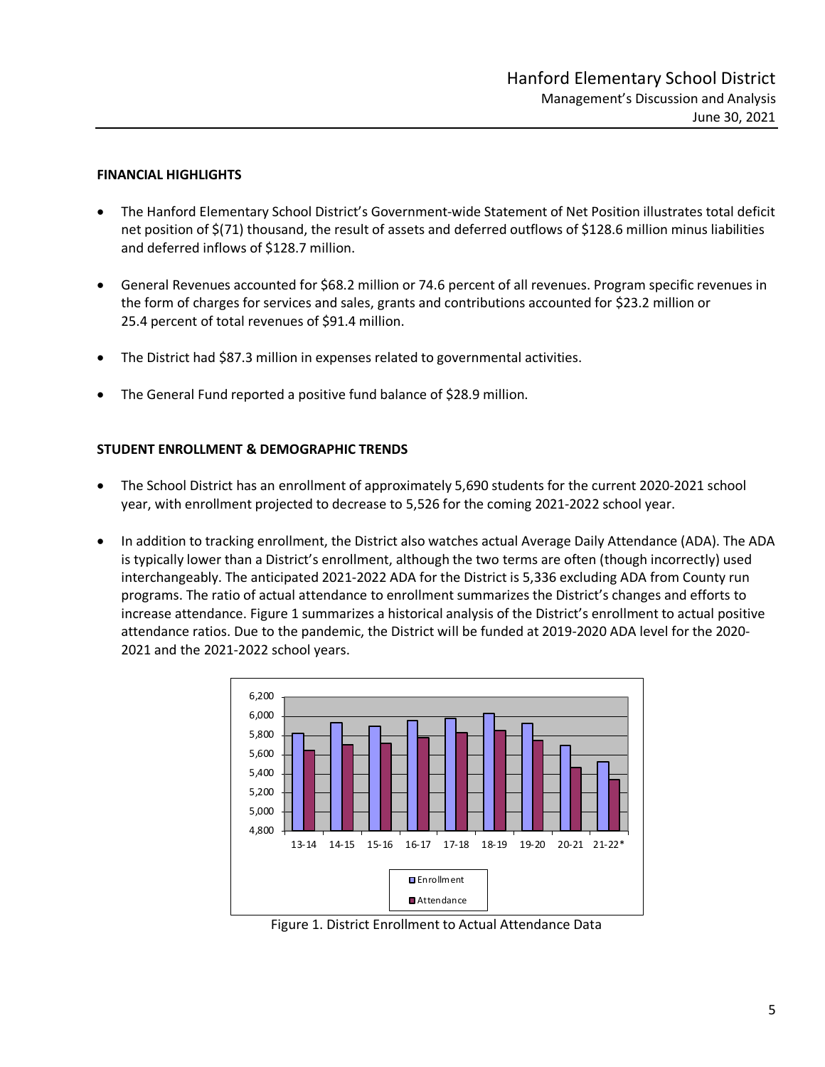## FINANCIAL HIGHLIGHTS

- The Hanford Elementary School District's Government-wide Statement of Net Position illustrates total deficit net position of $(71) thousand, the result of assets and deferred outflows of $128.6 million minus liabilities and deferred inflows of $128.7 million.
- General Revenues accounted for $68.2 million or 74.6 percent of all revenues. Program specific revenues in the form of charges for services and sales, grants and contributions accounted for $23.2 million or 25.4 percent of total revenues of $91.4 million.
- The District had $87.3 million in expenses related to governmental activities.
- The General Fund reported a positive fund balance of $28.9 million.

## STUDENT ENROLLMENT & DEMOGRAPHIC TRENDS

- The School District has an enrollment of approximately 5,690 students for the current 2020-2021 school year, with enrollment projected to decrease to 5,526 for the coming 2021-2022 school year.
- In addition to tracking enrollment, the District also watches actual Average Daily Attendance (ADA). The ADA is typically lower than a District's enrollment, although the two terms are often (though incorrectly) used interchangeably. The anticipated 2021-2022 ADA for the District is 5,336 excluding ADA from County run programs. The ratio of actual attendance to enrollment summarizes the District's changes and efforts to increase attendance. Figure 1 summarizes a historical analysis of the District's enrollment to actual positive attendance ratios. Due to the pandemic, the District will be funded at 2019-2020 ADA level for the 2020-2021 and the 2021-2022 school years.

Figure 1. District Enrollment to Actual Attendance Data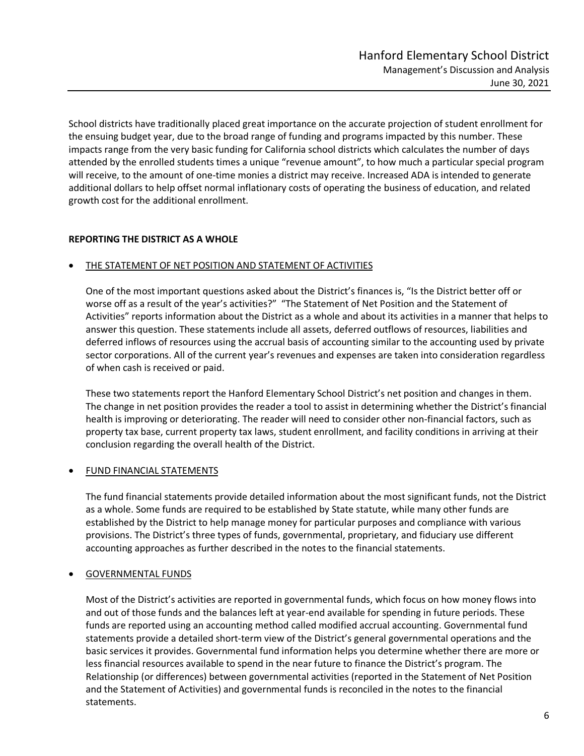School districts have traditionally placed great importance on the accurate projection of student enrollment for the ensuing budget year, due to the broad range of funding and programs impacted by this number. These impacts range from the very basic funding for California school districts which calculates the number of days attended by the enrolled students times a unique "revenue amount", to how much a particular special program will receive, to the amount of one-time monies a district may receive. Increased ADA is intended to generate additional dollars to help offset normal inflationary costs of operating the business of education, and related growth cost for the additional enrollment.

## REPORTING THE DISTRICT AS A WHOLE

- <u>THE STATEMENT OF NET POSITION AND STATEMENT OF ACTIVITIES</u>

  One of the most important questions asked about the District's finances is, "Is the District better off or worse off as a result of the year's activities?" "The Statement of Net Position and the Statement of Activities" reports information about the District as a whole and about its activities in a manner that helps to answer this question. These statements include all assets, deferred outflows of resources, liabilities and deferred inflows of resources using the accrual basis of accounting similar to the accounting used by private sector corporations. All of the current year's revenues and expenses are taken into consideration regardless of when cash is received or paid.

  These two statements report the Hanford Elementary School District's net position and changes in them. The change in net position provides the reader a tool to assist in determining whether the District's financial health is improving or deteriorating. The reader will need to consider other non-financial factors, such as property tax base, current property tax laws, student enrollment, and facility conditions in arriving at their conclusion regarding the overall health of the District.

- <u>FUND FINANCIAL STATEMENTS</u>

  The fund financial statements provide detailed information about the most significant funds, not the District as a whole. Some funds are required to be established by State statute, while many other funds are established by the District to help manage money for particular purposes and compliance with various provisions. The District's three types of funds, governmental, proprietary, and fiduciary use different accounting approaches as further described in the notes to the financial statements.

- <u>GOVERNMENTAL FUNDS</u>

  Most of the District's activities are reported in governmental funds, which focus on how money flows into and out of those funds and the balances left at year-end available for spending in future periods. These funds are reported using an accounting method called modified accrual accounting. Governmental fund statements provide a detailed short-term view of the District's general governmental operations and the basic services it provides. Governmental fund information helps you determine whether there are more or less financial resources available to spend in the near future to finance the District's program. The Relationship (or differences) between governmental activities (reported in the Statement of Net Position and the Statement of Activities) and governmental funds is reconciled in the notes to the financial statements.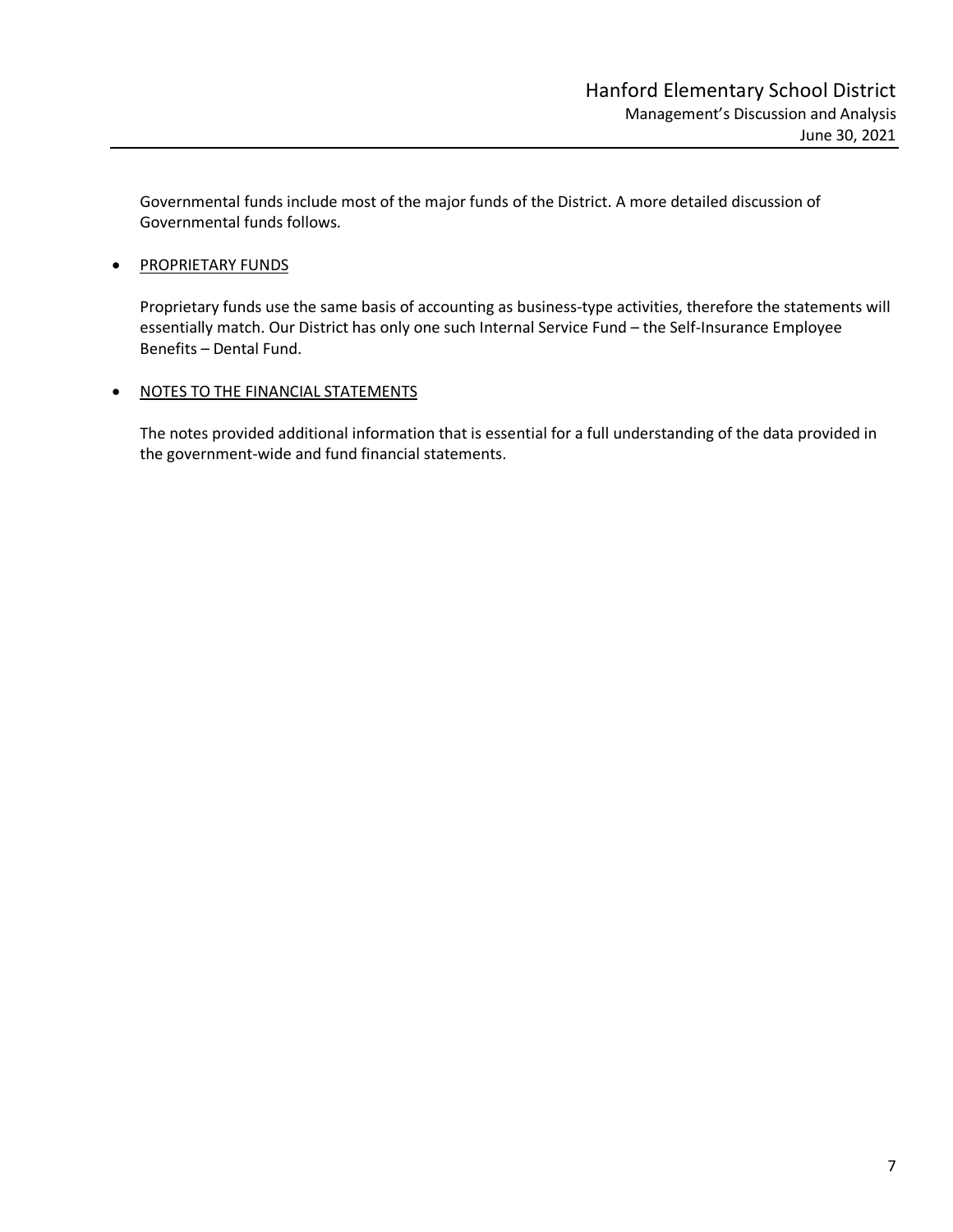Governmental funds include most of the major funds of the District. A more detailed discussion of Governmental funds follows.

- PROPRIETARY FUNDS

  Proprietary funds use the same basis of accounting as business-type activities, therefore the statements will essentially match. Our District has only one such Internal Service Fund – the Self-Insurance Employee Benefits – Dental Fund.

- NOTES TO THE FINANCIAL STATEMENTS

  The notes provided additional information that is essential for a full understanding of the data provided in the government-wide and fund financial statements.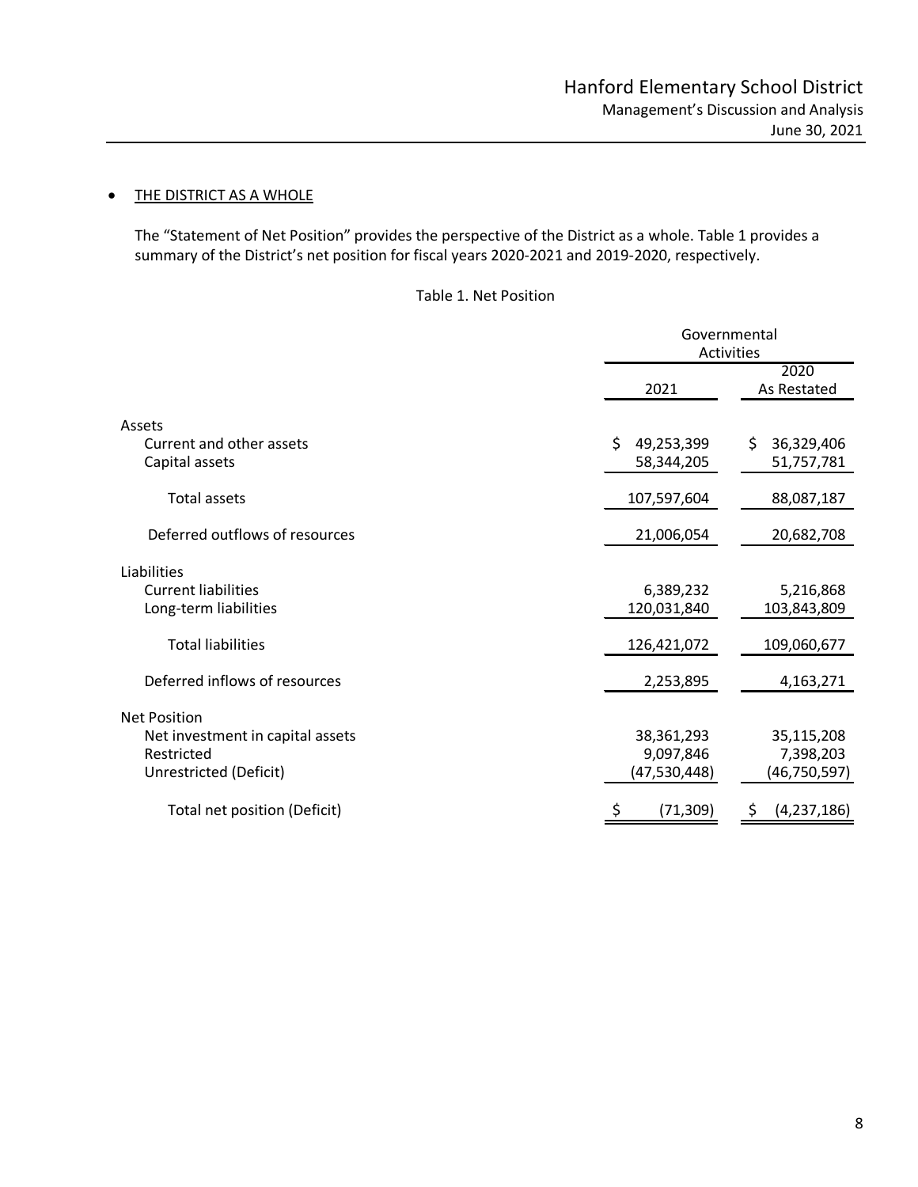- THE DISTRICT AS A WHOLE

The "Statement of Net Position" provides the perspective of the District as a whole. Table 1 provides a summary of the District's net position for fiscal years 2020-2021 and 2019-2020, respectively.

Table 1. Net Position

| | Governmental Activities | |
|---|---|---|
| | 2021 | 2020 As Restated |
| **Assets** | | |
| Current and other assets | $ 49,253,399 | $ 36,329,406 |
| Capital assets | 58,344,205 | 51,757,781 |
| Total assets | 107,597,604 | 88,087,187 |
| Deferred outflows of resources | 21,006,054 | 20,682,708 |
| **Liabilities** | | |
| Current liabilities | 6,389,232 | 5,216,868 |
| Long-term liabilities | 120,031,840 | 103,843,809 |
| Total liabilities | 126,421,072 | 109,060,677 |
| Deferred inflows of resources | 2,253,895 | 4,163,271 |
| **Net Position** | | |
| Net investment in capital assets | 38,361,293 | 35,115,208 |
| Restricted | 9,097,846 | 7,398,203 |
| Unrestricted (Deficit) | (47,530,448) | (46,750,597) |
| Total net position (Deficit) | $ (71,309) | $ (4,237,186) |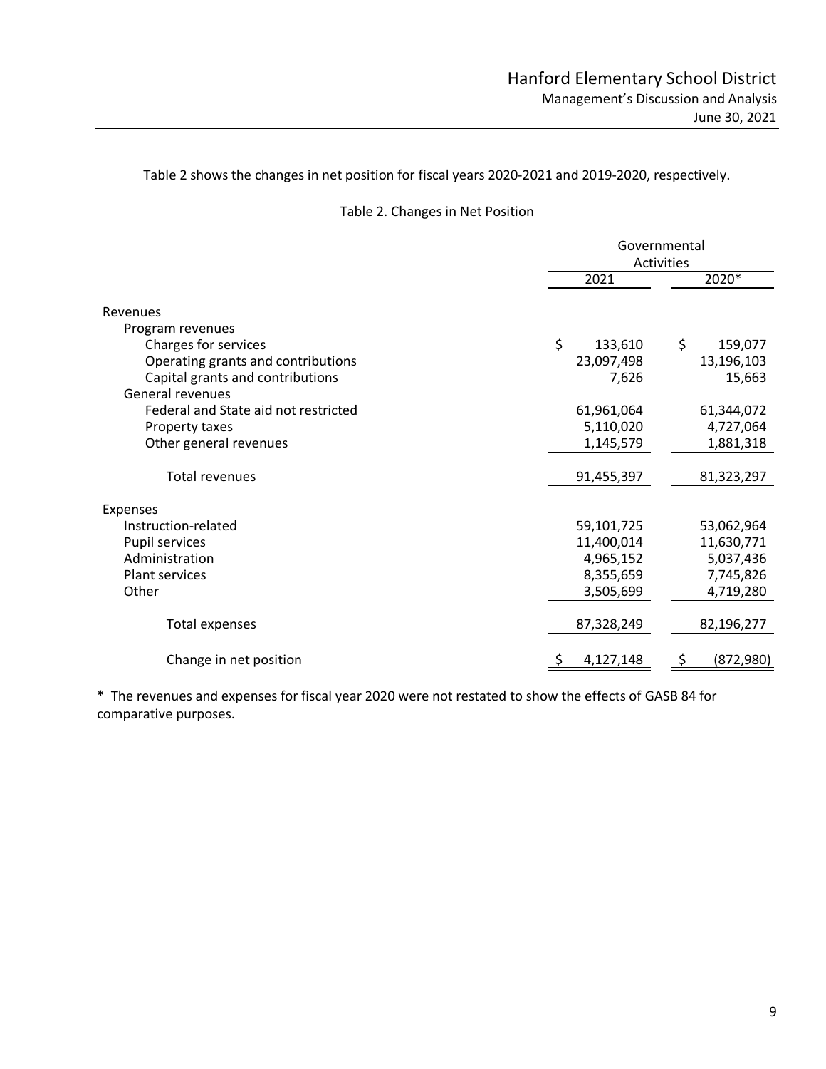Table 2 shows the changes in net position for fiscal years 2020-2021 and 2019-2020, respectively.

Table 2. Changes in Net Position

| | Governmental Activities | |
|---|---|---|
| | 2021 | 2020* |
| **Revenues** | | |
| Program revenues | | |
| Charges for services | $ 133,610 | $ 159,077 |
| Operating grants and contributions | 23,097,498 | 13,196,103 |
| Capital grants and contributions | 7,626 | 15,663 |
| General revenues | | |
| Federal and State aid not restricted | 61,961,064 | 61,344,072 |
| Property taxes | 5,110,020 | 4,727,064 |
| Other general revenues | 1,145,579 | 1,881,318 |
| Total revenues | 91,455,397 | 81,323,297 |
| **Expenses** | | |
| Instruction-related | 59,101,725 | 53,062,964 |
| Pupil services | 11,400,014 | 11,630,771 |
| Administration | 4,965,152 | 5,037,436 |
| Plant services | 8,355,659 | 7,745,826 |
| Other | 3,505,699 | 4,719,280 |
| Total expenses | 87,328,249 | 82,196,277 |
| Change in net position | $ 4,127,148 | $ (872,980) |

* The revenues and expenses for fiscal year 2020 were not restated to show the effects of GASB 84 for comparative purposes.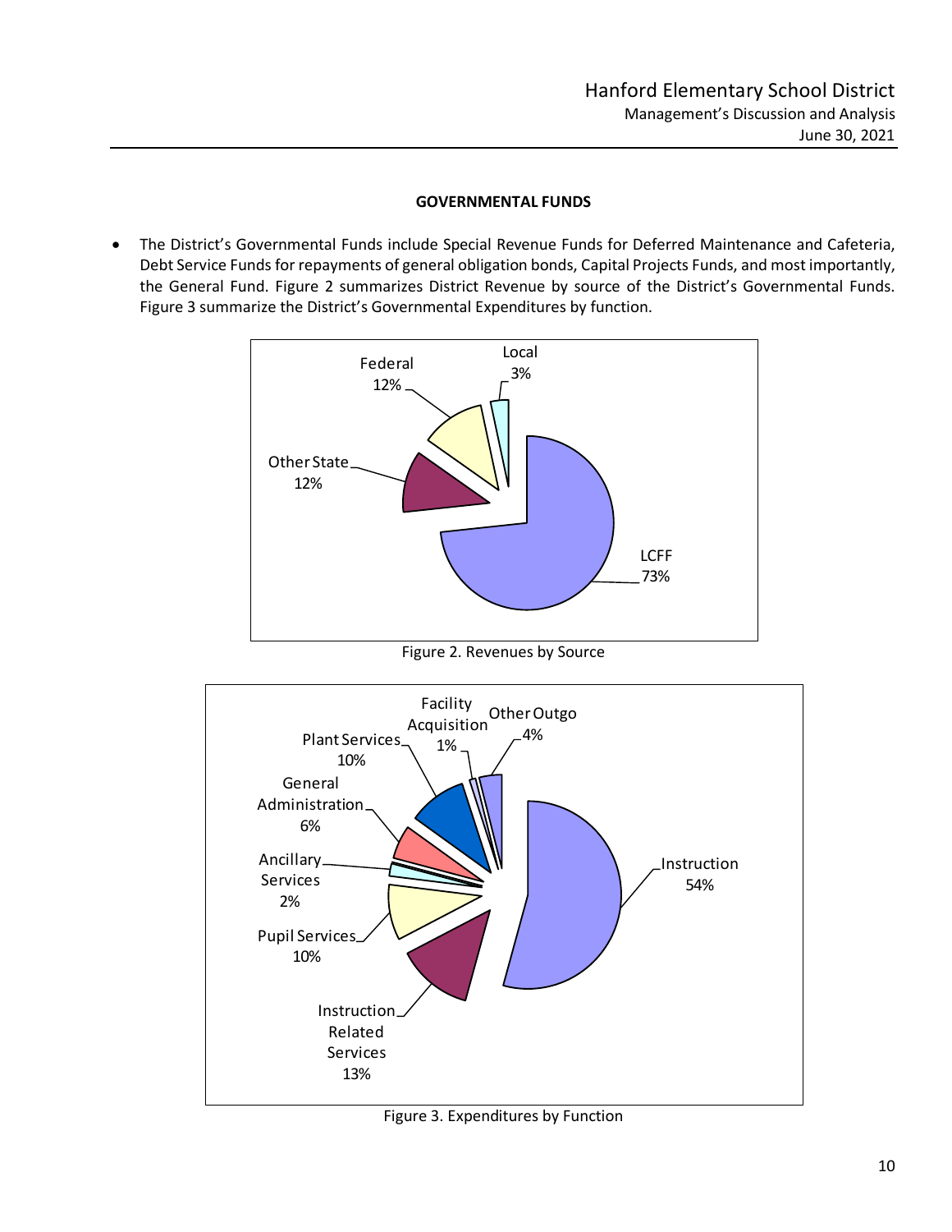## GOVERNMENTAL FUNDS

- The District's Governmental Funds include Special Revenue Funds for Deferred Maintenance and Cafeteria, Debt Service Funds for repayments of general obligation bonds, Capital Projects Funds, and most importantly, the General Fund. Figure 2 summarizes District Revenue by source of the District's Governmental Funds. Figure 3 summarize the District's Governmental Expenditures by function.

| Source | Percent |
|---|---|
| LCFF | 73% |
| Other State | 12% |
| Federal | 12% |
| Local | 3% |

Figure 2. Revenues by Source

| Function | Percent |
|---|---|
| Instruction | 54% |
| Instruction Related Services | 13% |
| Pupil Services | 10% |
| Ancillary Services | 2% |
| General Administration | 6% |
| Plant Services | 10% |
| Facility Acquisition | 1% |
| Other Outgo | 4% |

Figure 3. Expenditures by Function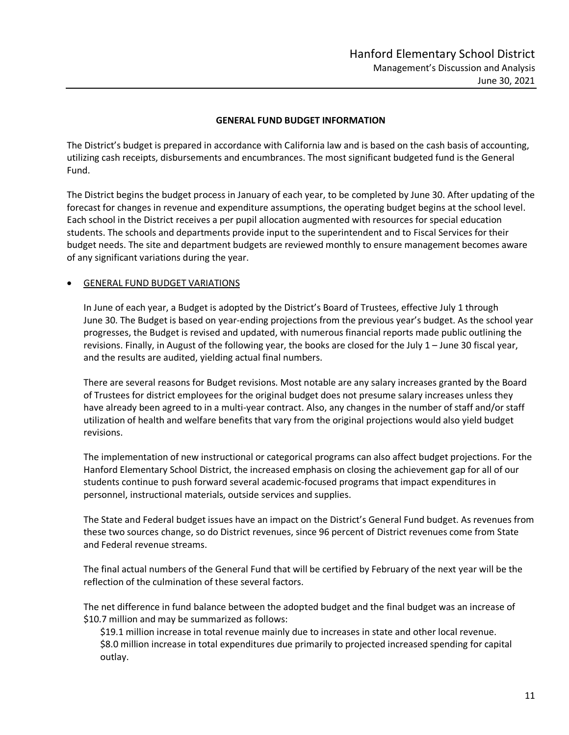## GENERAL FUND BUDGET INFORMATION

The District's budget is prepared in accordance with California law and is based on the cash basis of accounting, utilizing cash receipts, disbursements and encumbrances. The most significant budgeted fund is the General Fund.

The District begins the budget process in January of each year, to be completed by June 30. After updating of the forecast for changes in revenue and expenditure assumptions, the operating budget begins at the school level. Each school in the District receives a per pupil allocation augmented with resources for special education students. The schools and departments provide input to the superintendent and to Fiscal Services for their budget needs. The site and department budgets are reviewed monthly to ensure management becomes aware of any significant variations during the year.

- <u>GENERAL FUND BUDGET VARIATIONS</u>

  In June of each year, a Budget is adopted by the District's Board of Trustees, effective July 1 through June 30. The Budget is based on year-ending projections from the previous year's budget. As the school year progresses, the Budget is revised and updated, with numerous financial reports made public outlining the revisions. Finally, in August of the following year, the books are closed for the July 1 – June 30 fiscal year, and the results are audited, yielding actual final numbers.

  There are several reasons for Budget revisions. Most notable are any salary increases granted by the Board of Trustees for district employees for the original budget does not presume salary increases unless they have already been agreed to in a multi-year contract. Also, any changes in the number of staff and/or staff utilization of health and welfare benefits that vary from the original projections would also yield budget revisions.

  The implementation of new instructional or categorical programs can also affect budget projections. For the Hanford Elementary School District, the increased emphasis on closing the achievement gap for all of our students continue to push forward several academic-focused programs that impact expenditures in personnel, instructional materials, outside services and supplies.

  The State and Federal budget issues have an impact on the District's General Fund budget. As revenues from these two sources change, so do District revenues, since 96 percent of District revenues come from State and Federal revenue streams.

  The final actual numbers of the General Fund that will be certified by February of the next year will be the reflection of the culmination of these several factors.

  The net difference in fund balance between the adopted budget and the final budget was an increase of $10.7 million and may be summarized as follows:

  $19.1 million increase in total revenue mainly due to increases in state and other local revenue.
  $8.0 million increase in total expenditures due primarily to projected increased spending for capital outlay.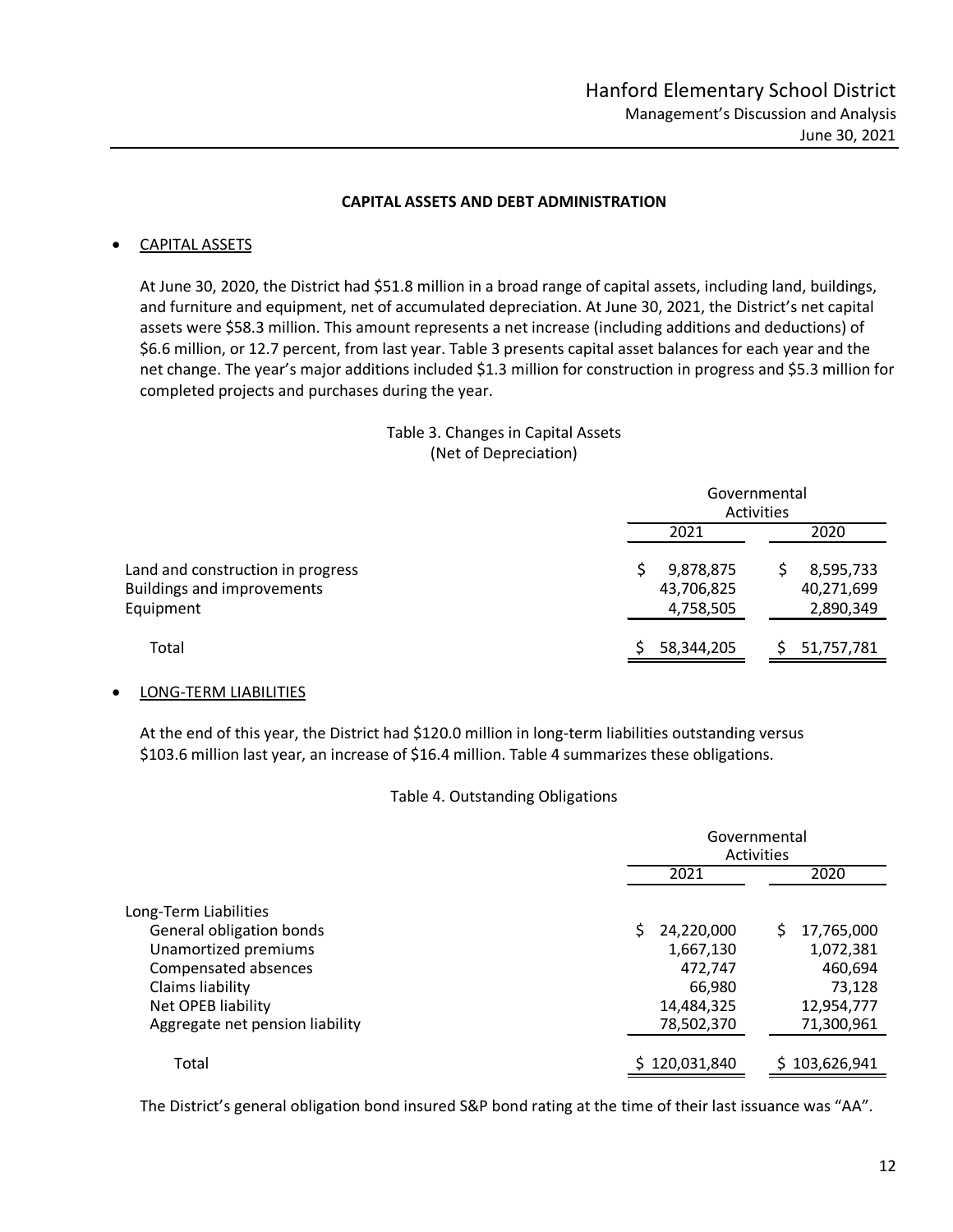## CAPITAL ASSETS AND DEBT ADMINISTRATION

- CAPITAL ASSETS

At June 30, 2020, the District had $51.8 million in a broad range of capital assets, including land, buildings, and furniture and equipment, net of accumulated depreciation. At June 30, 2021, the District's net capital assets were $58.3 million. This amount represents a net increase (including additions and deductions) of $6.6 million, or 12.7 percent, from last year. Table 3 presents capital asset balances for each year and the net change. The year's major additions included $1.3 million for construction in progress and $5.3 million for completed projects and purchases during the year.

Table 3. Changes in Capital Assets
(Net of Depreciation)

| | Governmental Activities | |
|---|---|---|
| | 2021 | 2020 |
| Land and construction in progress | $ 9,878,875 | $ 8,595,733 |
| Buildings and improvements | 43,706,825 | 40,271,699 |
| Equipment | 4,758,505 | 2,890,349 |
| Total | $ 58,344,205 | $ 51,757,781 |

- LONG-TERM LIABILITIES

At the end of this year, the District had $120.0 million in long-term liabilities outstanding versus $103.6 million last year, an increase of $16.4 million. Table 4 summarizes these obligations.

Table 4. Outstanding Obligations

| | Governmental Activities | |
|---|---|---|
| | 2021 | 2020 |
| Long-Term Liabilities | | |
| General obligation bonds | $ 24,220,000 | $ 17,765,000 |
| Unamortized premiums | 1,667,130 | 1,072,381 |
| Compensated absences | 472,747 | 460,694 |
| Claims liability | 66,980 | 73,128 |
| Net OPEB liability | 14,484,325 | 12,954,777 |
| Aggregate net pension liability | 78,502,370 | 71,300,961 |
| Total | $ 120,031,840 | $ 103,626,941 |

The District's general obligation bond insured S&P bond rating at the time of their last issuance was "AA".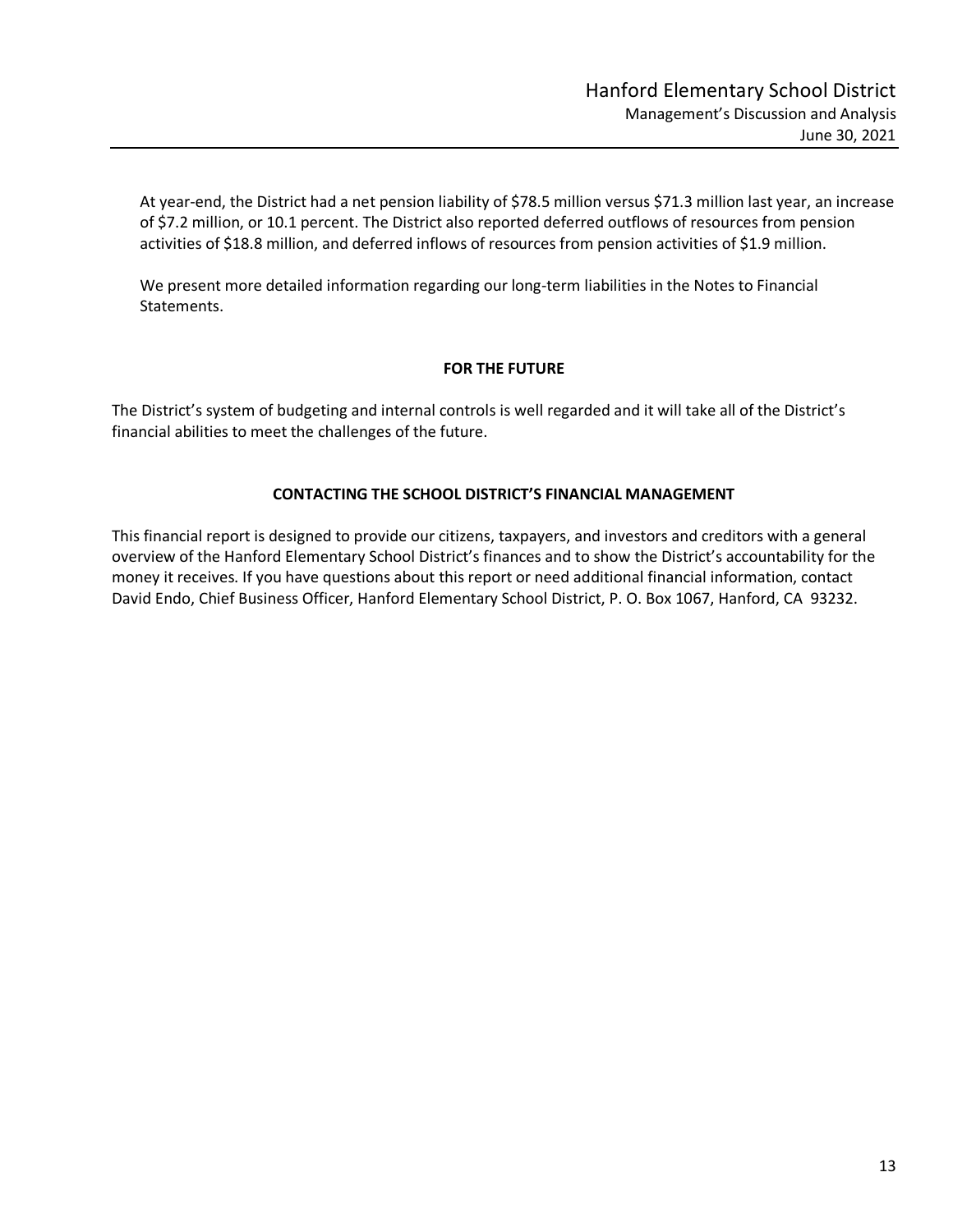At year-end, the District had a net pension liability of $78.5 million versus $71.3 million last year, an increase of $7.2 million, or 10.1 percent. The District also reported deferred outflows of resources from pension activities of $18.8 million, and deferred inflows of resources from pension activities of $1.9 million.

We present more detailed information regarding our long-term liabilities in the Notes to Financial Statements.

## FOR THE FUTURE

The District's system of budgeting and internal controls is well regarded and it will take all of the District's financial abilities to meet the challenges of the future.

## CONTACTING THE SCHOOL DISTRICT'S FINANCIAL MANAGEMENT

This financial report is designed to provide our citizens, taxpayers, and investors and creditors with a general overview of the Hanford Elementary School District's finances and to show the District's accountability for the money it receives. If you have questions about this report or need additional financial information, contact David Endo, Chief Business Officer, Hanford Elementary School District, P. O. Box 1067, Hanford, CA 93232.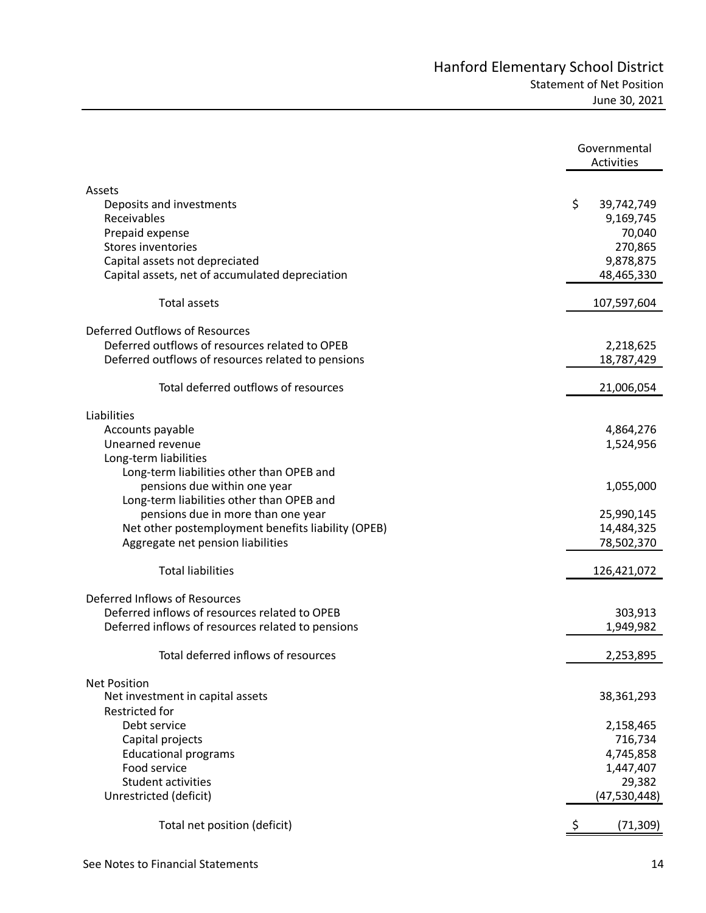# Hanford Elementary School District

## Statement of Net Position

June 30, 2021

| | Governmental Activities |
|---|---|
| **Assets** | |
| Deposits and investments | $ 39,742,749 |
| Receivables | 9,169,745 |
| Prepaid expense | 70,040 |
| Stores inventories | 270,865 |
| Capital assets not depreciated | 9,878,875 |
| Capital assets, net of accumulated depreciation | 48,465,330 |
| Total assets | 107,597,604 |
| **Deferred Outflows of Resources** | |
| Deferred outflows of resources related to OPEB | 2,218,625 |
| Deferred outflows of resources related to pensions | 18,787,429 |
| Total deferred outflows of resources | 21,006,054 |
| **Liabilities** | |
| Accounts payable | 4,864,276 |
| Unearned revenue | 1,524,956 |
| Long-term liabilities | |
| Long-term liabilities other than OPEB and pensions due within one year | 1,055,000 |
| Long-term liabilities other than OPEB and pensions due in more than one year | 25,990,145 |
| Net other postemployment benefits liability (OPEB) | 14,484,325 |
| Aggregate net pension liabilities | 78,502,370 |
| Total liabilities | 126,421,072 |
| **Deferred Inflows of Resources** | |
| Deferred inflows of resources related to OPEB | 303,913 |
| Deferred inflows of resources related to pensions | 1,949,982 |
| Total deferred inflows of resources | 2,253,895 |
| **Net Position** | |
| Net investment in capital assets | 38,361,293 |
| Restricted for | |
| Debt service | 2,158,465 |
| Capital projects | 716,734 |
| Educational programs | 4,745,858 |
| Food service | 1,447,407 |
| Student activities | 29,382 |
| Unrestricted (deficit) | (47,530,448) |
| Total net position (deficit) | $ (71,309) |

See Notes to Financial Statements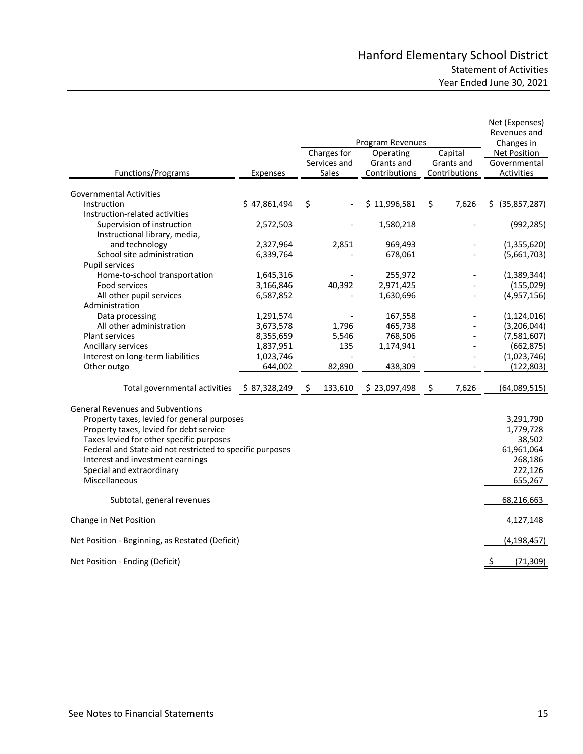# Hanford Elementary School District

## Statement of Activities

### Year Ended June 30, 2021

| Functions/Programs | Expenses | Program Revenues | | | Net (Expenses) Revenues and Changes in Net Position |
|---|---|---|---|---|---|
| | | Charges for Services and Sales | Operating Grants and Contributions | Capital Grants and Contributions | Governmental Activities |
| **Governmental Activities** | | | | | |
| Instruction | $ 47,861,494 | $ - | $ 11,996,581 | $ 7,626 | $ (35,857,287) |
| Instruction-related activities | | | | | |
| Supervision of instruction | 2,572,503 | - | 1,580,218 | - | (992,285) |
| Instructional library, media, and technology | 2,327,964 | 2,851 | 969,493 | - | (1,355,620) |
| School site administration | 6,339,764 | - | 678,061 | - | (5,661,703) |
| Pupil services | | | | | |
| Home-to-school transportation | 1,645,316 | - | 255,972 | - | (1,389,344) |
| Food services | 3,166,846 | 40,392 | 2,971,425 | - | (155,029) |
| All other pupil services | 6,587,852 | - | 1,630,696 | - | (4,957,156) |
| Administration | | | | | |
| Data processing | 1,291,574 | - | 167,558 | - | (1,124,016) |
| All other administration | 3,673,578 | 1,796 | 465,738 | - | (3,206,044) |
| Plant services | 8,355,659 | 5,546 | 768,506 | - | (7,581,607) |
| Ancillary services | 1,837,951 | 135 | 1,174,941 | - | (662,875) |
| Interest on long-term liabilities | 1,023,746 | - | - | - | (1,023,746) |
| Other outgo | 644,002 | 82,890 | 438,309 | - | (122,803) |
| Total governmental activities | $ 87,328,249 | $ 133,610 | $ 23,097,498 | $ 7,626 | (64,089,515) |
| **General Revenues and Subventions** | | | | | |
| Property taxes, levied for general purposes | | | | | 3,291,790 |
| Property taxes, levied for debt service | | | | | 1,779,728 |
| Taxes levied for other specific purposes | | | | | 38,502 |
| Federal and State aid not restricted to specific purposes | | | | | 61,961,064 |
| Interest and investment earnings | | | | | 268,186 |
| Special and extraordinary | | | | | 222,126 |
| Miscellaneous | | | | | 655,267 |
| Subtotal, general revenues | | | | | 68,216,663 |
| Change in Net Position | | | | | 4,127,148 |
| Net Position - Beginning, as Restated (Deficit) | | | | | (4,198,457) |
| Net Position - Ending (Deficit) | | | | | $ (71,309) |

See Notes to Financial Statements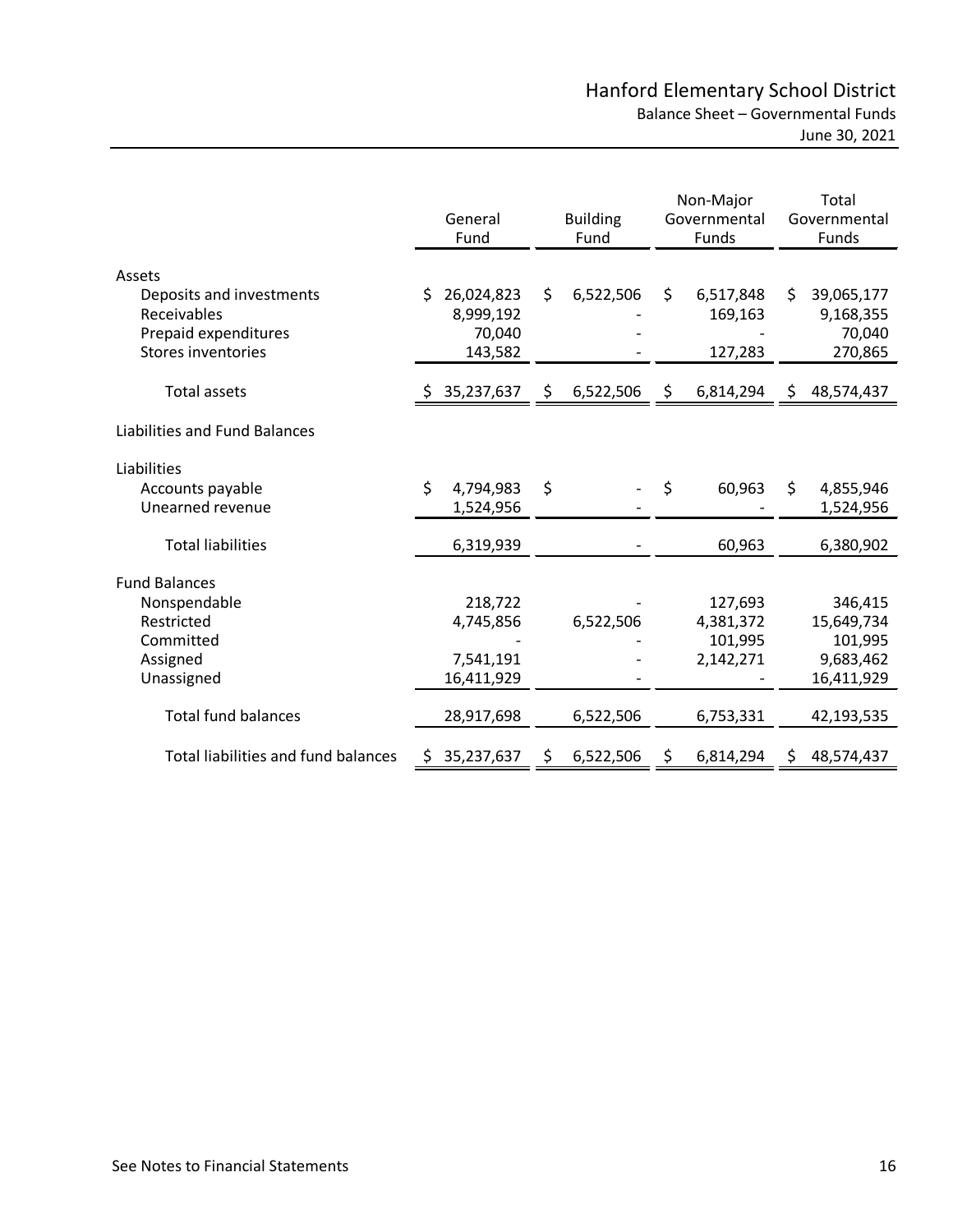# Hanford Elementary School District

## Balance Sheet – Governmental Funds

June 30, 2021

| | General Fund | Building Fund | Non-Major Governmental Funds | Total Governmental Funds |
|---|---|---|---|---|
| **Assets** | | | | |
| Deposits and investments | $ 26,024,823 | $ 6,522,506 | $ 6,517,848 | $ 39,065,177 |
| Receivables | 8,999,192 | - | 169,163 | 9,168,355 |
| Prepaid expenditures | 70,040 | - | - | 70,040 |
| Stores inventories | 143,582 | - | 127,283 | 270,865 |
| Total assets | $ 35,237,637 | $ 6,522,506 | $ 6,814,294 | $ 48,574,437 |
| **Liabilities and Fund Balances** | | | | |
| **Liabilities** | | | | |
| Accounts payable | $ 4,794,983 | $ - | $ 60,963 | $ 4,855,946 |
| Unearned revenue | 1,524,956 | - | - | 1,524,956 |
| Total liabilities | 6,319,939 | - | 60,963 | 6,380,902 |
| **Fund Balances** | | | | |
| Nonspendable | 218,722 | - | 127,693 | 346,415 |
| Restricted | 4,745,856 | 6,522,506 | 4,381,372 | 15,649,734 |
| Committed | - | - | 101,995 | 101,995 |
| Assigned | 7,541,191 | - | 2,142,271 | 9,683,462 |
| Unassigned | 16,411,929 | - | - | 16,411,929 |
| Total fund balances | 28,917,698 | 6,522,506 | 6,753,331 | 42,193,535 |
| Total liabilities and fund balances | $ 35,237,637 | $ 6,522,506 | $ 6,814,294 | $ 48,574,437 |

See Notes to Financial Statements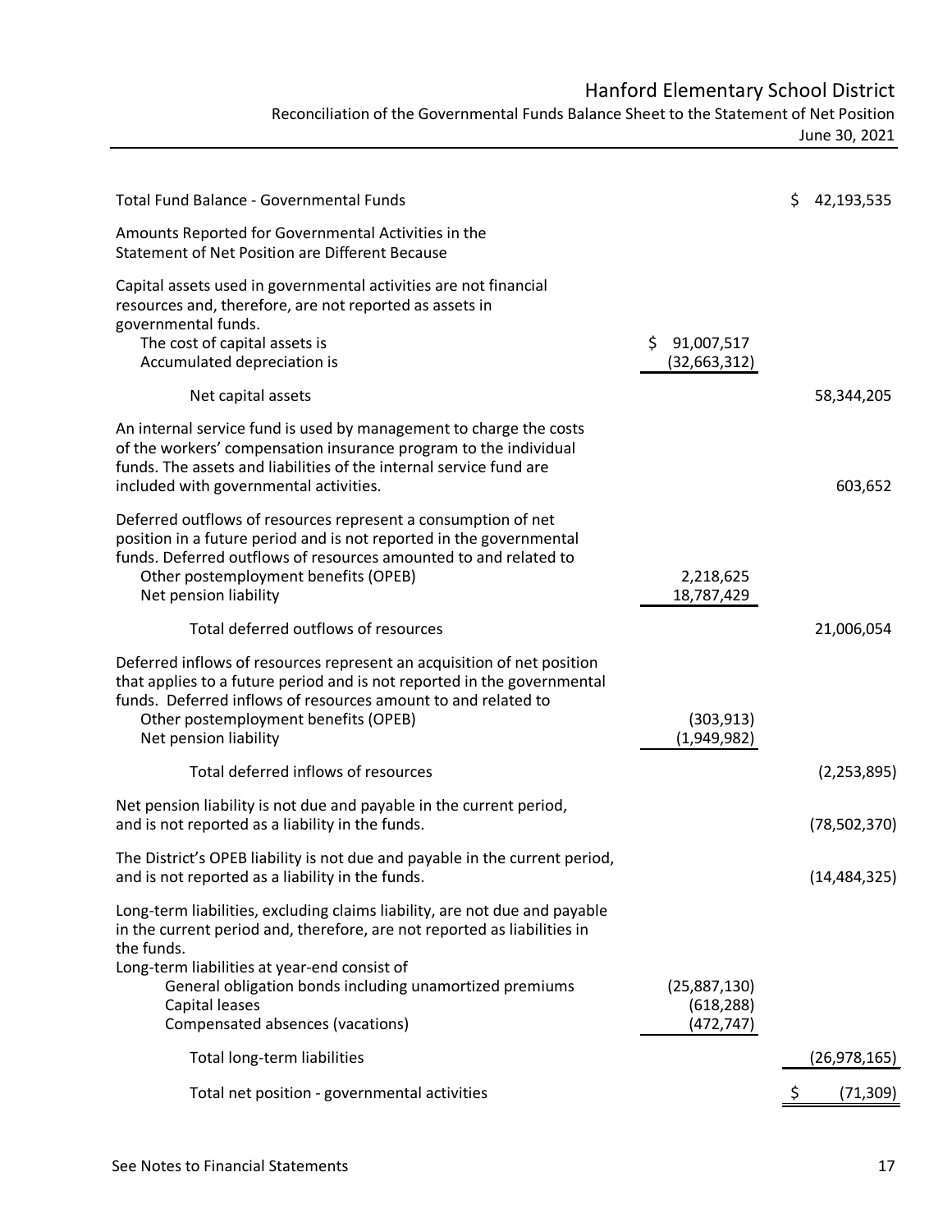# Hanford Elementary School District

## Reconciliation of the Governmental Funds Balance Sheet to the Statement of Net Position

June 30, 2021

| | | |
|---|---|---|
| Total Fund Balance - Governmental Funds | | $ 42,193,535 |
| Amounts Reported for Governmental Activities in the Statement of Net Position are Different Because | | |
| Capital assets used in governmental activities are not financial resources and, therefore, are not reported as assets in governmental funds. | | |
| The cost of capital assets is | $ 91,007,517 | |
| Accumulated depreciation is | (32,663,312) | |
| Net capital assets | | 58,344,205 |
| An internal service fund is used by management to charge the costs of the workers' compensation insurance program to the individual funds. The assets and liabilities of the internal service fund are included with governmental activities. | | 603,652 |
| Deferred outflows of resources represent a consumption of net position in a future period and is not reported in the governmental funds. Deferred outflows of resources amounted to and related to | | |
| Other postemployment benefits (OPEB) | 2,218,625 | |
| Net pension liability | 18,787,429 | |
| Total deferred outflows of resources | | 21,006,054 |
| Deferred inflows of resources represent an acquisition of net position that applies to a future period and is not reported in the governmental funds. Deferred inflows of resources amount to and related to | | |
| Other postemployment benefits (OPEB) | (303,913) | |
| Net pension liability | (1,949,982) | |
| Total deferred inflows of resources | | (2,253,895) |
| Net pension liability is not due and payable in the current period, and is not reported as a liability in the funds. | | (78,502,370) |
| The District's OPEB liability is not due and payable in the current period, and is not reported as a liability in the funds. | | (14,484,325) |
| Long-term liabilities, excluding claims liability, are not due and payable in the current period and, therefore, are not reported as liabilities in the funds. | | |
| Long-term liabilities at year-end consist of | | |
| General obligation bonds including unamortized premiums | (25,887,130) | |
| Capital leases | (618,288) | |
| Compensated absences (vacations) | (472,747) | |
| Total long-term liabilities | | (26,978,165) |
| Total net position - governmental activities | | $ (71,309) |

See Notes to Financial Statements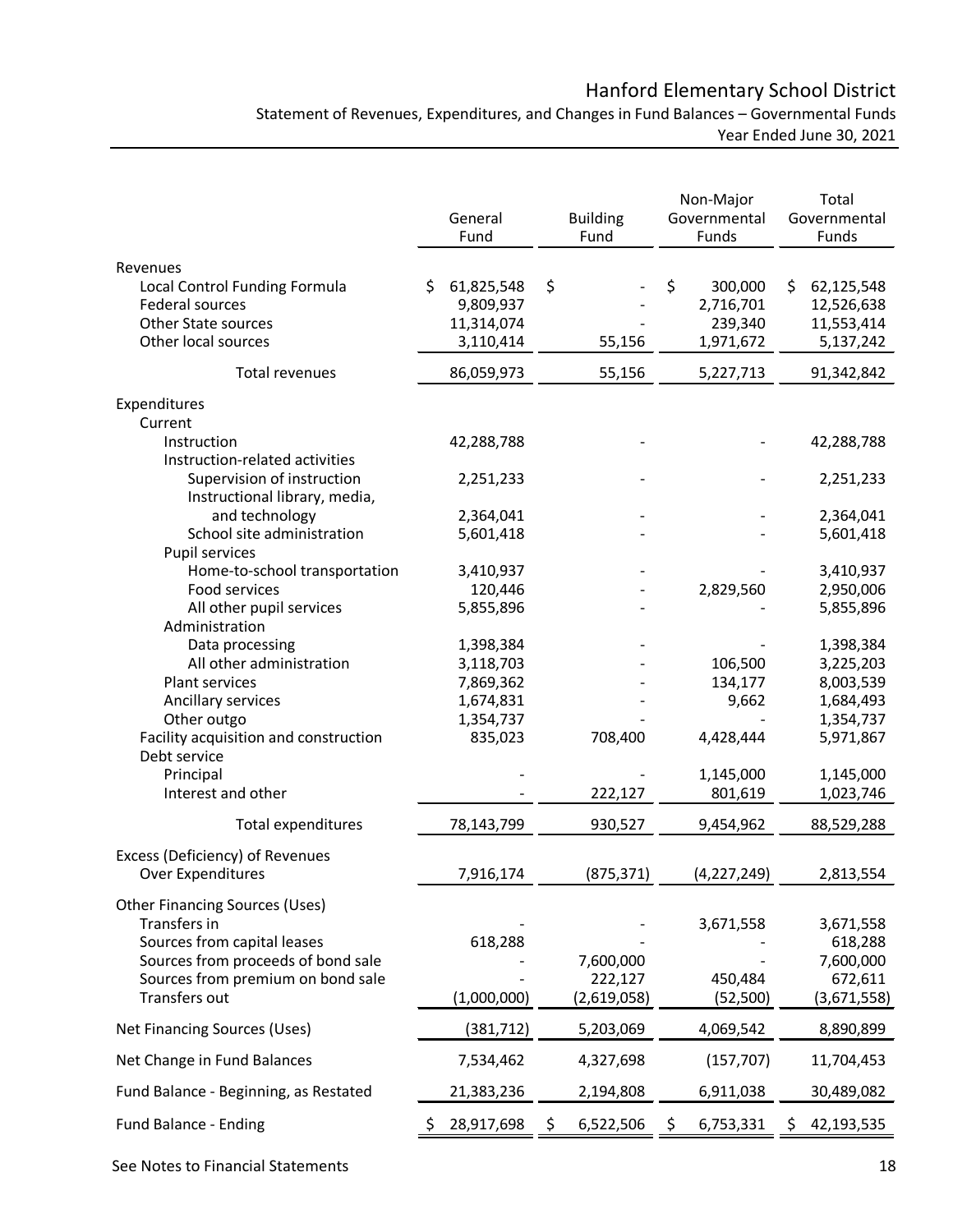# Hanford Elementary School District

Statement of Revenues, Expenditures, and Changes in Fund Balances – Governmental Funds
Year Ended June 30, 2021

| | General Fund | Building Fund | Non-Major Governmental Funds | Total Governmental Funds |
|---|---|---|---|---|
| **Revenues** | | | | |
| Local Control Funding Formula | $ 61,825,548 | $ - | $ 300,000 | $ 62,125,548 |
| Federal sources | 9,809,937 | - | 2,716,701 | 12,526,638 |
| Other State sources | 11,314,074 | - | 239,340 | 11,553,414 |
| Other local sources | 3,110,414 | 55,156 | 1,971,672 | 5,137,242 |
| Total revenues | 86,059,973 | 55,156 | 5,227,713 | 91,342,842 |
| **Expenditures** | | | | |
| Current | | | | |
| Instruction | 42,288,788 | - | - | 42,288,788 |
| Instruction-related activities | | | | |
| Supervision of instruction | 2,251,233 | - | - | 2,251,233 |
| Instructional library, media, and technology | 2,364,041 | - | - | 2,364,041 |
| School site administration | 5,601,418 | - | - | 5,601,418 |
| Pupil services | | | | |
| Home-to-school transportation | 3,410,937 | - | - | 3,410,937 |
| Food services | 120,446 | - | 2,829,560 | 2,950,006 |
| All other pupil services | 5,855,896 | - | - | 5,855,896 |
| Administration | | | | |
| Data processing | 1,398,384 | - | - | 1,398,384 |
| All other administration | 3,118,703 | - | 106,500 | 3,225,203 |
| Plant services | 7,869,362 | - | 134,177 | 8,003,539 |
| Ancillary services | 1,674,831 | - | 9,662 | 1,684,493 |
| Other outgo | 1,354,737 | - | - | 1,354,737 |
| Facility acquisition and construction | 835,023 | 708,400 | 4,428,444 | 5,971,867 |
| Debt service | | | | |
| Principal | - | - | 1,145,000 | 1,145,000 |
| Interest and other | - | 222,127 | 801,619 | 1,023,746 |
| Total expenditures | 78,143,799 | 930,527 | 9,454,962 | 88,529,288 |
| **Excess (Deficiency) of Revenues Over Expenditures** | 7,916,174 | (875,371) | (4,227,249) | 2,813,554 |
| **Other Financing Sources (Uses)** | | | | |
| Transfers in | - | - | 3,671,558 | 3,671,558 |
| Sources from capital leases | 618,288 | - | - | 618,288 |
| Sources from proceeds of bond sale | - | 7,600,000 | - | 7,600,000 |
| Sources from premium on bond sale | - | 222,127 | 450,484 | 672,611 |
| Transfers out | (1,000,000) | (2,619,058) | (52,500) | (3,671,558) |
| **Net Financing Sources (Uses)** | (381,712) | 5,203,069 | 4,069,542 | 8,890,899 |
| **Net Change in Fund Balances** | 7,534,462 | 4,327,698 | (157,707) | 11,704,453 |
| **Fund Balance - Beginning, as Restated** | 21,383,236 | 2,194,808 | 6,911,038 | 30,489,082 |
| **Fund Balance - Ending** | $ 28,917,698 | $ 6,522,506 | $ 6,753,331 | $ 42,193,535 |

See Notes to Financial Statements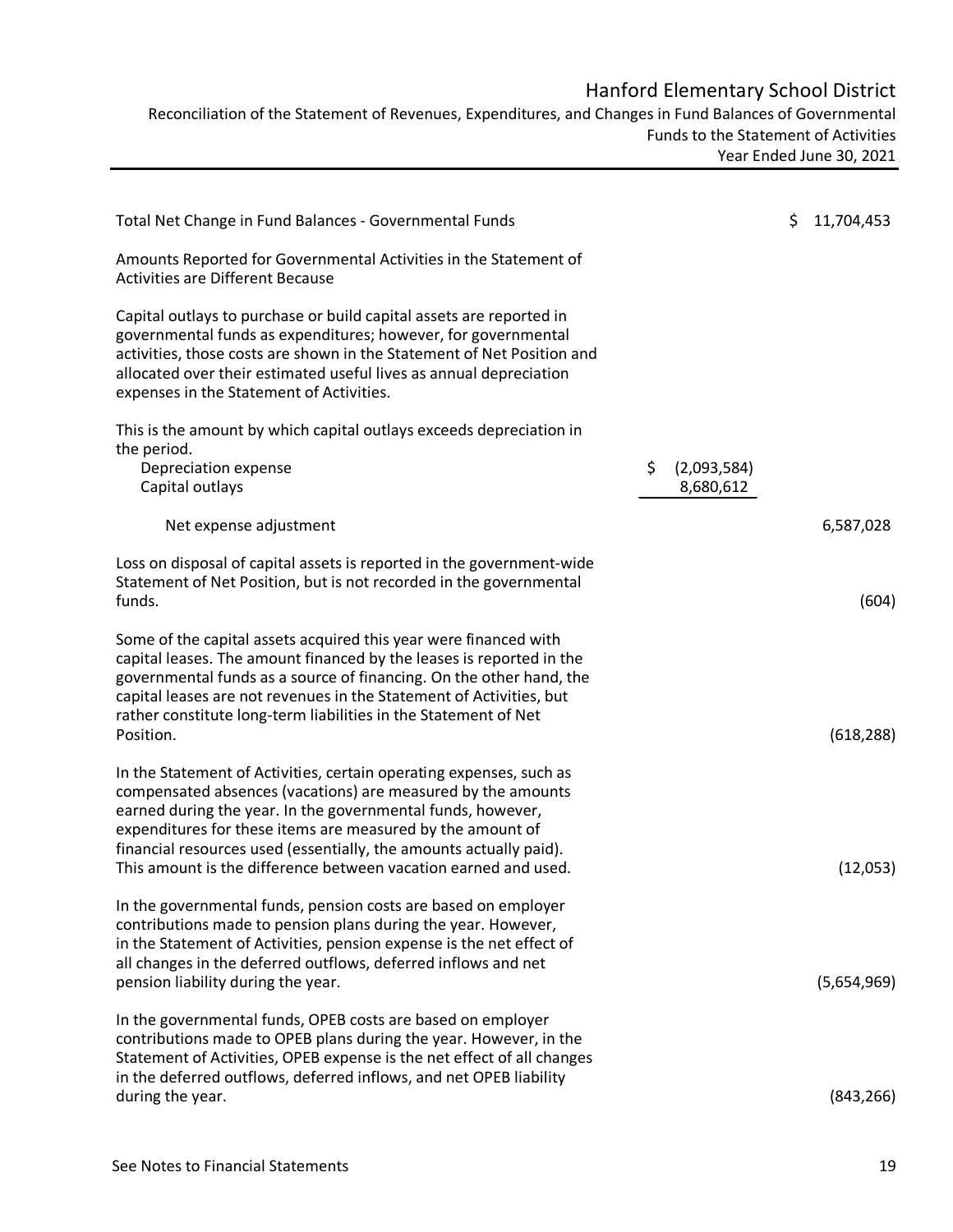# Hanford Elementary School District

## Reconciliation of the Statement of Revenues, Expenditures, and Changes in Fund Balances of Governmental Funds to the Statement of Activities

### Year Ended June 30, 2021

| | | |
|---|---|---|
| Total Net Change in Fund Balances - Governmental Funds | | $ 11,704,453 |
| Amounts Reported for Governmental Activities in the Statement of Activities are Different Because | | |
| Capital outlays to purchase or build capital assets are reported in governmental funds as expenditures; however, for governmental activities, those costs are shown in the Statement of Net Position and allocated over their estimated useful lives as annual depreciation expenses in the Statement of Activities. | | |
| This is the amount by which capital outlays exceeds depreciation in the period. | | |
| Depreciation expense | $ (2,093,584) | |
| Capital outlays | 8,680,612 | |
| Net expense adjustment | | 6,587,028 |
| Loss on disposal of capital assets is reported in the government-wide Statement of Net Position, but is not recorded in the governmental funds. | | (604) |
| Some of the capital assets acquired this year were financed with capital leases. The amount financed by the leases is reported in the governmental funds as a source of financing. On the other hand, the capital leases are not revenues in the Statement of Activities, but rather constitute long-term liabilities in the Statement of Net Position. | | (618,288) |
| In the Statement of Activities, certain operating expenses, such as compensated absences (vacations) are measured by the amounts earned during the year. In the governmental funds, however, expenditures for these items are measured by the amount of financial resources used (essentially, the amounts actually paid). This amount is the difference between vacation earned and used. | | (12,053) |
| In the governmental funds, pension costs are based on employer contributions made to pension plans during the year. However, in the Statement of Activities, pension expense is the net effect of all changes in the deferred outflows, deferred inflows and net pension liability during the year. | | (5,654,969) |
| In the governmental funds, OPEB costs are based on employer contributions made to OPEB plans during the year. However, in the Statement of Activities, OPEB expense is the net effect of all changes in the deferred outflows, deferred inflows, and net OPEB liability during the year. | | (843,266) |

See Notes to Financial Statements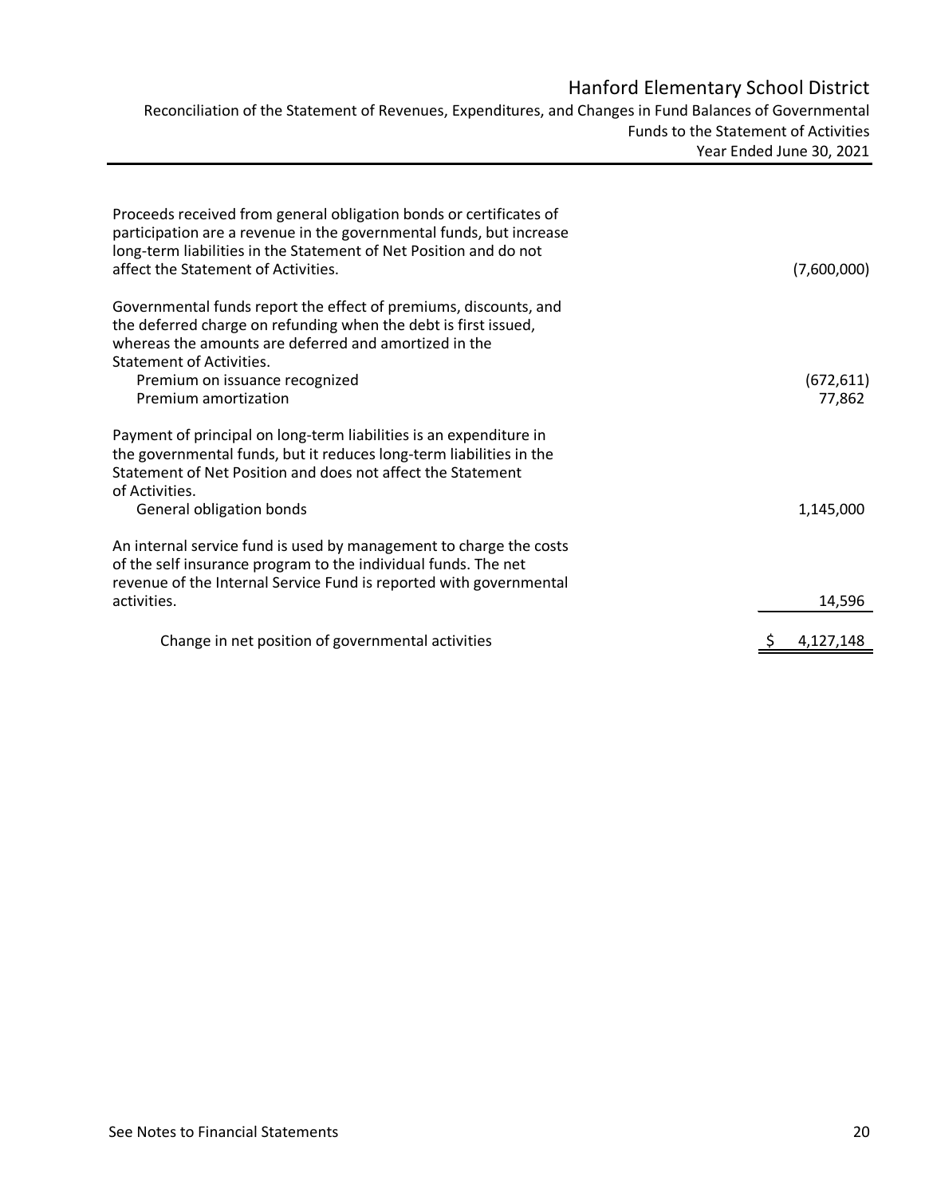# Hanford Elementary School District

Reconciliation of the Statement of Revenues, Expenditures, and Changes in Fund Balances of Governmental Funds to the Statement of Activities

Year Ended June 30, 2021

| Description | Amount |
|---|---|
| Proceeds received from general obligation bonds or certificates of participation are a revenue in the governmental funds, but increase long-term liabilities in the Statement of Net Position and do not affect the Statement of Activities. | (7,600,000) |
| Governmental funds report the effect of premiums, discounts, and the deferred charge on refunding when the debt is first issued, whereas the amounts are deferred and amortized in the Statement of Activities. | |
| Premium on issuance recognized | (672,611) |
| Premium amortization | 77,862 |
| Payment of principal on long-term liabilities is an expenditure in the governmental funds, but it reduces long-term liabilities in the Statement of Net Position and does not affect the Statement of Activities. | |
| General obligation bonds | 1,145,000 |
| An internal service fund is used by management to charge the costs of the self insurance program to the individual funds. The net revenue of the Internal Service Fund is reported with governmental activities. | 14,596 |
| Change in net position of governmental activities | $ 4,127,148 |

See Notes to Financial Statements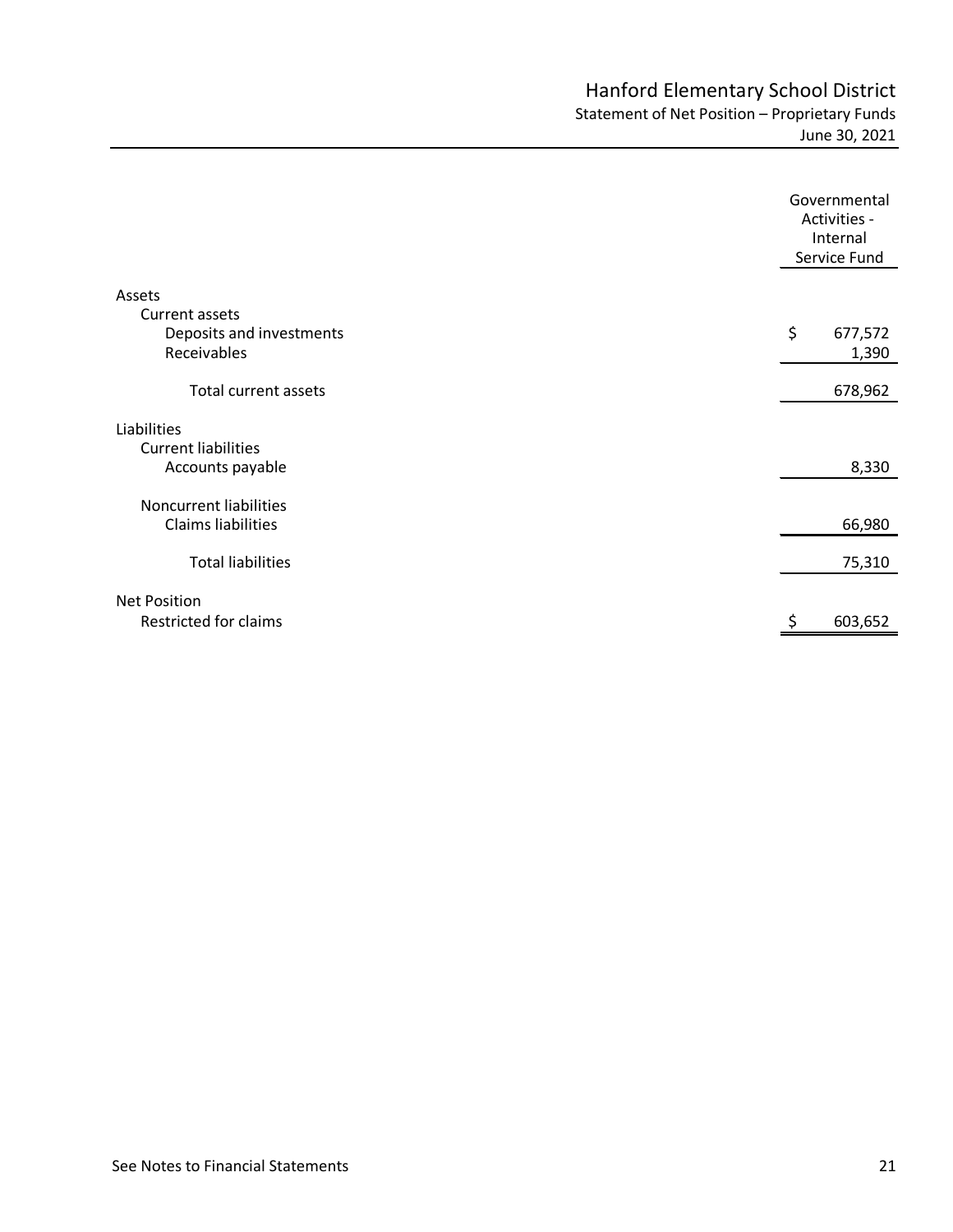# Hanford Elementary School District

## Statement of Net Position – Proprietary Funds

June 30, 2021

| | Governmental Activities - Internal Service Fund |
|---|---|
| **Assets** | |
| Current assets | |
| Deposits and investments | $ 677,572 |
| Receivables | 1,390 |
| Total current assets | 678,962 |
| **Liabilities** | |
| Current liabilities | |
| Accounts payable | 8,330 |
| Noncurrent liabilities | |
| Claims liabilities | 66,980 |
| Total liabilities | 75,310 |
| **Net Position** | |
| Restricted for claims | $ 603,652 |

See Notes to Financial Statements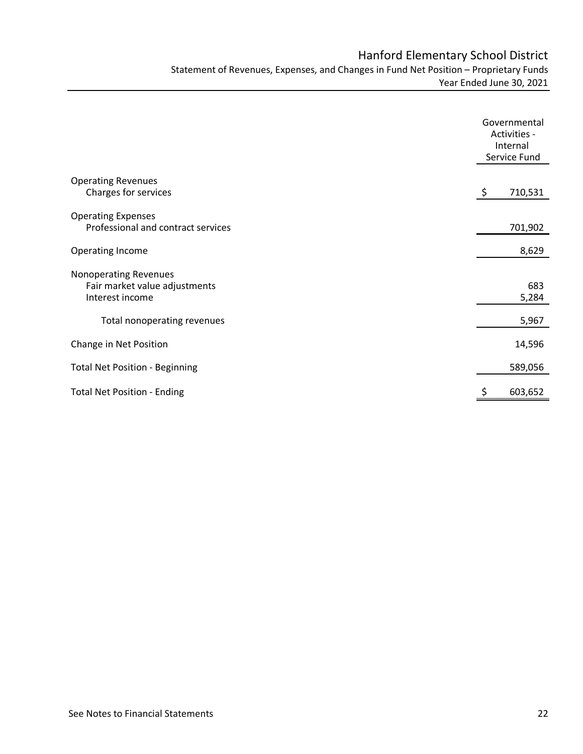# Hanford Elementary School District

## Statement of Revenues, Expenses, and Changes in Fund Net Position – Proprietary Funds

### Year Ended June 30, 2021

| | Governmental Activities - Internal Service Fund |
|---|---|
| **Operating Revenues** | |
| Charges for services | $ 710,531 |
| **Operating Expenses** | |
| Professional and contract services | 701,902 |
| **Operating Income** | 8,629 |
| **Nonoperating Revenues** | |
| Fair market value adjustments | 683 |
| Interest income | 5,284 |
| Total nonoperating revenues | 5,967 |
| **Change in Net Position** | 14,596 |
| **Total Net Position - Beginning** | 589,056 |
| **Total Net Position - Ending** | $ 603,652 |

See Notes to Financial Statements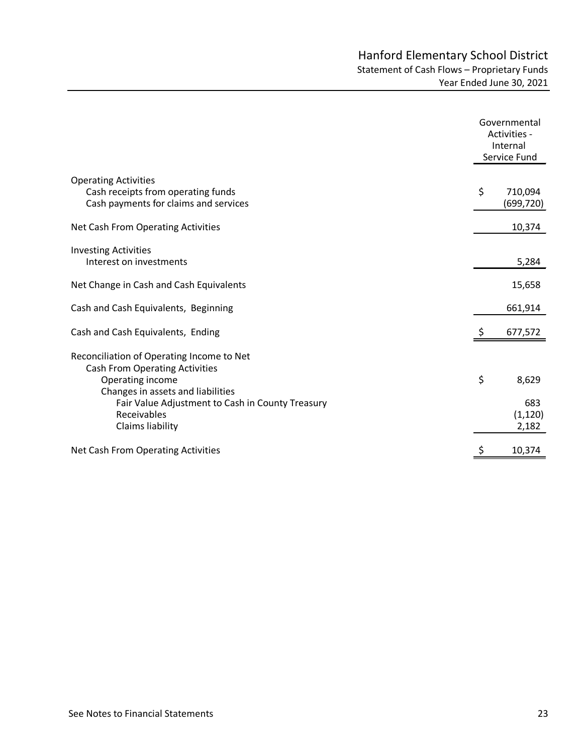# Hanford Elementary School District

## Statement of Cash Flows – Proprietary Funds

### Year Ended June 30, 2021

| | Governmental Activities - Internal Service Fund |
|---|---|
| **Operating Activities** | |
| Cash receipts from operating funds | $ 710,094 |
| Cash payments for claims and services | (699,720) |
| Net Cash From Operating Activities | 10,374 |
| **Investing Activities** | |
| Interest on investments | 5,284 |
| Net Change in Cash and Cash Equivalents | 15,658 |
| Cash and Cash Equivalents, Beginning | 661,914 |
| Cash and Cash Equivalents, Ending | $ 677,572 |
| **Reconciliation of Operating Income to Net Cash From Operating Activities** | |
| Operating income | $ 8,629 |
| Changes in assets and liabilities | |
| Fair Value Adjustment to Cash in County Treasury | 683 |
| Receivables | (1,120) |
| Claims liability | 2,182 |
| Net Cash From Operating Activities | $ 10,374 |

See Notes to Financial Statements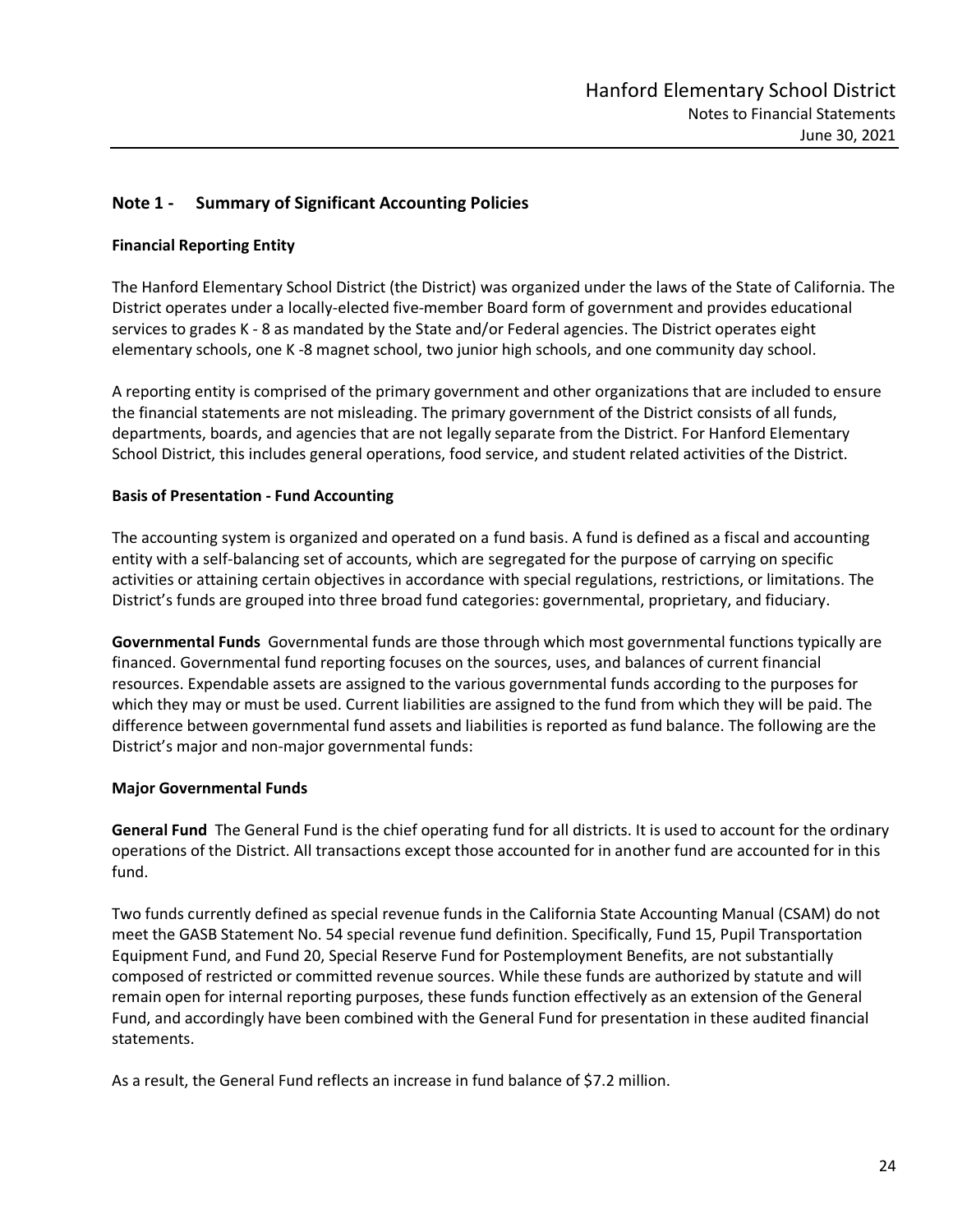## Note 1 - Summary of Significant Accounting Policies

### Financial Reporting Entity

The Hanford Elementary School District (the District) was organized under the laws of the State of California. The District operates under a locally-elected five-member Board form of government and provides educational services to grades K - 8 as mandated by the State and/or Federal agencies. The District operates eight elementary schools, one K -8 magnet school, two junior high schools, and one community day school.

A reporting entity is comprised of the primary government and other organizations that are included to ensure the financial statements are not misleading. The primary government of the District consists of all funds, departments, boards, and agencies that are not legally separate from the District. For Hanford Elementary School District, this includes general operations, food service, and student related activities of the District.

### Basis of Presentation - Fund Accounting

The accounting system is organized and operated on a fund basis. A fund is defined as a fiscal and accounting entity with a self-balancing set of accounts, which are segregated for the purpose of carrying on specific activities or attaining certain objectives in accordance with special regulations, restrictions, or limitations. The District's funds are grouped into three broad fund categories: governmental, proprietary, and fiduciary.

**Governmental Funds** Governmental funds are those through which most governmental functions typically are financed. Governmental fund reporting focuses on the sources, uses, and balances of current financial resources. Expendable assets are assigned to the various governmental funds according to the purposes for which they may or must be used. Current liabilities are assigned to the fund from which they will be paid. The difference between governmental fund assets and liabilities is reported as fund balance. The following are the District's major and non-major governmental funds:

### Major Governmental Funds

**General Fund** The General Fund is the chief operating fund for all districts. It is used to account for the ordinary operations of the District. All transactions except those accounted for in another fund are accounted for in this fund.

Two funds currently defined as special revenue funds in the California State Accounting Manual (CSAM) do not meet the GASB Statement No. 54 special revenue fund definition. Specifically, Fund 15, Pupil Transportation Equipment Fund, and Fund 20, Special Reserve Fund for Postemployment Benefits, are not substantially composed of restricted or committed revenue sources. While these funds are authorized by statute and will remain open for internal reporting purposes, these funds function effectively as an extension of the General Fund, and accordingly have been combined with the General Fund for presentation in these audited financial statements.

As a result, the General Fund reflects an increase in fund balance of $7.2 million.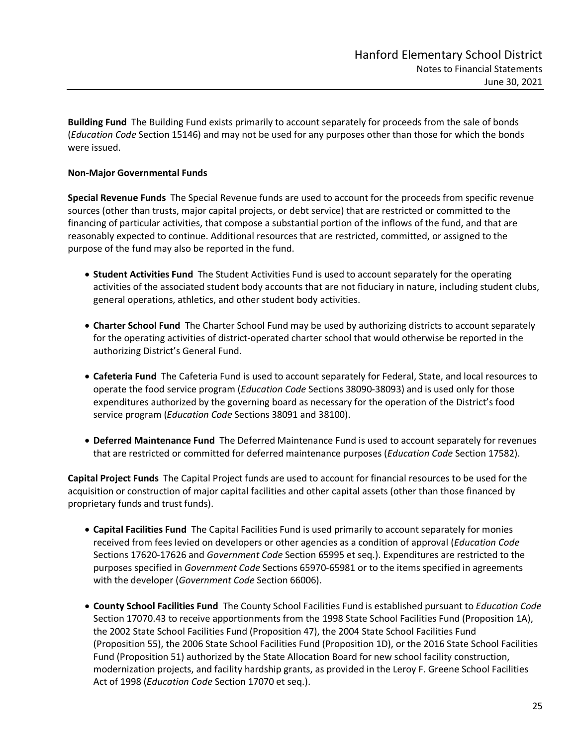**Building Fund** The Building Fund exists primarily to account separately for proceeds from the sale of bonds (*Education Code* Section 15146) and may not be used for any purposes other than those for which the bonds were issued.

**Non-Major Governmental Funds**

**Special Revenue Funds** The Special Revenue funds are used to account for the proceeds from specific revenue sources (other than trusts, major capital projects, or debt service) that are restricted or committed to the financing of particular activities, that compose a substantial portion of the inflows of the fund, and that are reasonably expected to continue. Additional resources that are restricted, committed, or assigned to the purpose of the fund may also be reported in the fund.

- **Student Activities Fund** The Student Activities Fund is used to account separately for the operating activities of the associated student body accounts that are not fiduciary in nature, including student clubs, general operations, athletics, and other student body activities.

- **Charter School Fund** The Charter School Fund may be used by authorizing districts to account separately for the operating activities of district-operated charter school that would otherwise be reported in the authorizing District's General Fund.

- **Cafeteria Fund** The Cafeteria Fund is used to account separately for Federal, State, and local resources to operate the food service program (*Education Code* Sections 38090-38093) and is used only for those expenditures authorized by the governing board as necessary for the operation of the District's food service program (*Education Code* Sections 38091 and 38100).

- **Deferred Maintenance Fund** The Deferred Maintenance Fund is used to account separately for revenues that are restricted or committed for deferred maintenance purposes (*Education Code* Section 17582).

**Capital Project Funds** The Capital Project funds are used to account for financial resources to be used for the acquisition or construction of major capital facilities and other capital assets (other than those financed by proprietary funds and trust funds).

- **Capital Facilities Fund** The Capital Facilities Fund is used primarily to account separately for monies received from fees levied on developers or other agencies as a condition of approval (*Education Code* Sections 17620-17626 and *Government Code* Section 65995 et seq.). Expenditures are restricted to the purposes specified in *Government Code* Sections 65970-65981 or to the items specified in agreements with the developer (*Government Code* Section 66006).

- **County School Facilities Fund** The County School Facilities Fund is established pursuant to *Education Code* Section 17070.43 to receive apportionments from the 1998 State School Facilities Fund (Proposition 1A), the 2002 State School Facilities Fund (Proposition 47), the 2004 State School Facilities Fund (Proposition 55), the 2006 State School Facilities Fund (Proposition 1D), or the 2016 State School Facilities Fund (Proposition 51) authorized by the State Allocation Board for new school facility construction, modernization projects, and facility hardship grants, as provided in the Leroy F. Greene School Facilities Act of 1998 (*Education Code* Section 17070 et seq.).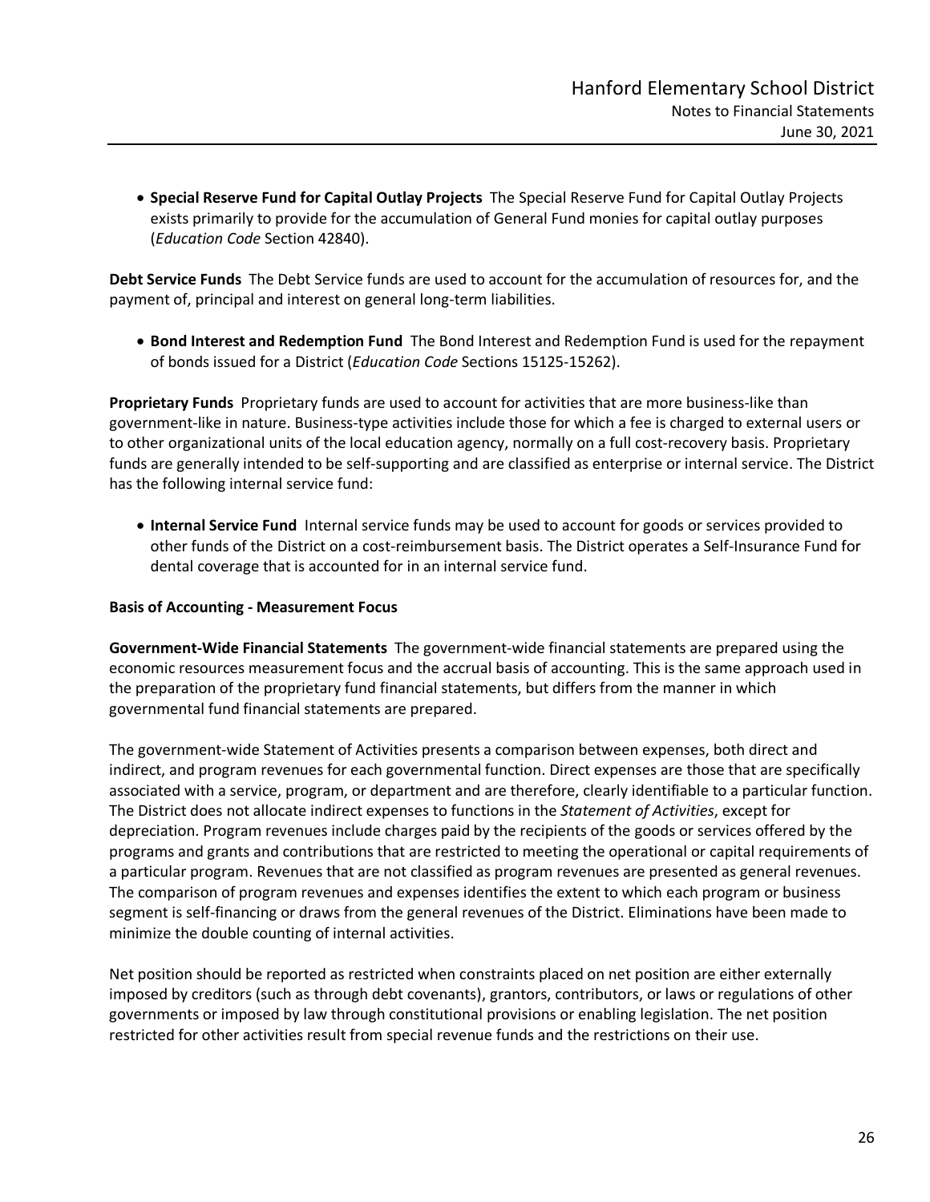- **Special Reserve Fund for Capital Outlay Projects** The Special Reserve Fund for Capital Outlay Projects exists primarily to provide for the accumulation of General Fund monies for capital outlay purposes (*Education Code* Section 42840).

**Debt Service Funds** The Debt Service funds are used to account for the accumulation of resources for, and the payment of, principal and interest on general long-term liabilities.

- **Bond Interest and Redemption Fund** The Bond Interest and Redemption Fund is used for the repayment of bonds issued for a District (*Education Code* Sections 15125-15262).

**Proprietary Funds** Proprietary funds are used to account for activities that are more business-like than government-like in nature. Business-type activities include those for which a fee is charged to external users or to other organizational units of the local education agency, normally on a full cost-recovery basis. Proprietary funds are generally intended to be self-supporting and are classified as enterprise or internal service. The District has the following internal service fund:

- **Internal Service Fund** Internal service funds may be used to account for goods or services provided to other funds of the District on a cost-reimbursement basis. The District operates a Self-Insurance Fund for dental coverage that is accounted for in an internal service fund.

**Basis of Accounting - Measurement Focus**

**Government-Wide Financial Statements** The government-wide financial statements are prepared using the economic resources measurement focus and the accrual basis of accounting. This is the same approach used in the preparation of the proprietary fund financial statements, but differs from the manner in which governmental fund financial statements are prepared.

The government-wide Statement of Activities presents a comparison between expenses, both direct and indirect, and program revenues for each governmental function. Direct expenses are those that are specifically associated with a service, program, or department and are therefore, clearly identifiable to a particular function. The District does not allocate indirect expenses to functions in the *Statement of Activities*, except for depreciation. Program revenues include charges paid by the recipients of the goods or services offered by the programs and grants and contributions that are restricted to meeting the operational or capital requirements of a particular program. Revenues that are not classified as program revenues are presented as general revenues. The comparison of program revenues and expenses identifies the extent to which each program or business segment is self-financing or draws from the general revenues of the District. Eliminations have been made to minimize the double counting of internal activities.

Net position should be reported as restricted when constraints placed on net position are either externally imposed by creditors (such as through debt covenants), grantors, contributors, or laws or regulations of other governments or imposed by law through constitutional provisions or enabling legislation. The net position restricted for other activities result from special revenue funds and the restrictions on their use.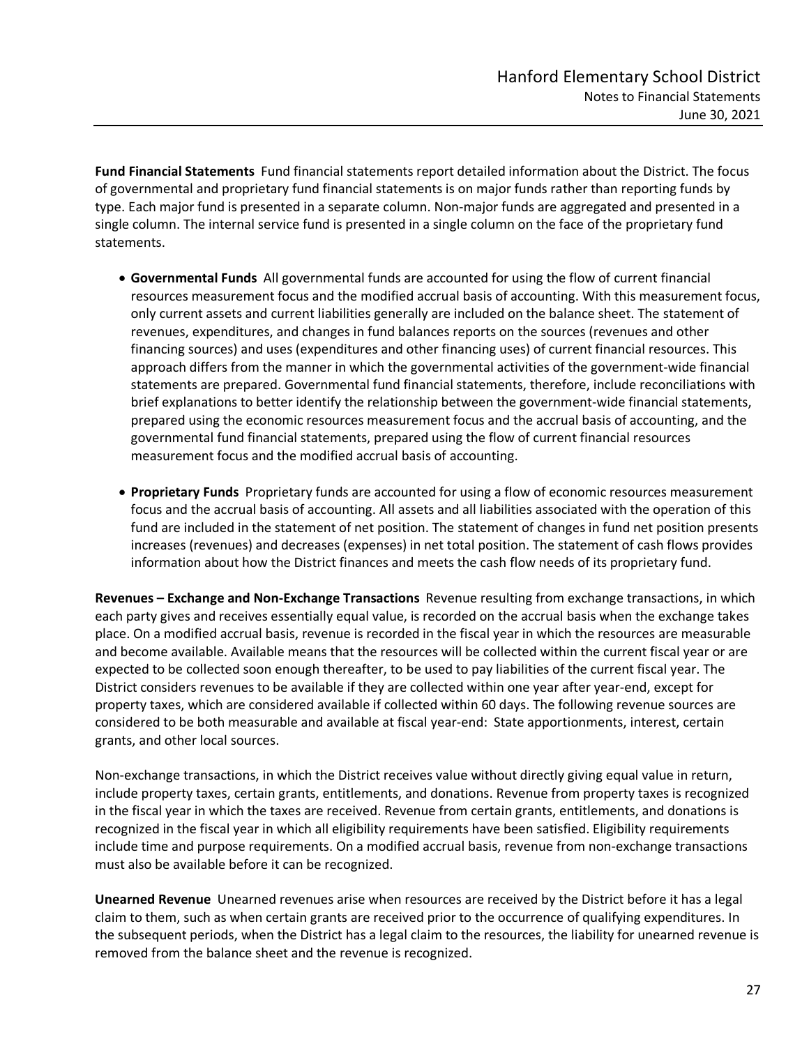**Fund Financial Statements** Fund financial statements report detailed information about the District. The focus of governmental and proprietary fund financial statements is on major funds rather than reporting funds by type. Each major fund is presented in a separate column. Non-major funds are aggregated and presented in a single column. The internal service fund is presented in a single column on the face of the proprietary fund statements.

- **Governmental Funds** All governmental funds are accounted for using the flow of current financial resources measurement focus and the modified accrual basis of accounting. With this measurement focus, only current assets and current liabilities generally are included on the balance sheet. The statement of revenues, expenditures, and changes in fund balances reports on the sources (revenues and other financing sources) and uses (expenditures and other financing uses) of current financial resources. This approach differs from the manner in which the governmental activities of the government-wide financial statements are prepared. Governmental fund financial statements, therefore, include reconciliations with brief explanations to better identify the relationship between the government-wide financial statements, prepared using the economic resources measurement focus and the accrual basis of accounting, and the governmental fund financial statements, prepared using the flow of current financial resources measurement focus and the modified accrual basis of accounting.

- **Proprietary Funds** Proprietary funds are accounted for using a flow of economic resources measurement focus and the accrual basis of accounting. All assets and all liabilities associated with the operation of this fund are included in the statement of net position. The statement of changes in fund net position presents increases (revenues) and decreases (expenses) in net total position. The statement of cash flows provides information about how the District finances and meets the cash flow needs of its proprietary fund.

**Revenues – Exchange and Non-Exchange Transactions** Revenue resulting from exchange transactions, in which each party gives and receives essentially equal value, is recorded on the accrual basis when the exchange takes place. On a modified accrual basis, revenue is recorded in the fiscal year in which the resources are measurable and become available. Available means that the resources will be collected within the current fiscal year or are expected to be collected soon enough thereafter, to be used to pay liabilities of the current fiscal year. The District considers revenues to be available if they are collected within one year after year-end, except for property taxes, which are considered available if collected within 60 days. The following revenue sources are considered to be both measurable and available at fiscal year-end: State apportionments, interest, certain grants, and other local sources.

Non-exchange transactions, in which the District receives value without directly giving equal value in return, include property taxes, certain grants, entitlements, and donations. Revenue from property taxes is recognized in the fiscal year in which the taxes are received. Revenue from certain grants, entitlements, and donations is recognized in the fiscal year in which all eligibility requirements have been satisfied. Eligibility requirements include time and purpose requirements. On a modified accrual basis, revenue from non-exchange transactions must also be available before it can be recognized.

**Unearned Revenue** Unearned revenues arise when resources are received by the District before it has a legal claim to them, such as when certain grants are received prior to the occurrence of qualifying expenditures. In the subsequent periods, when the District has a legal claim to the resources, the liability for unearned revenue is removed from the balance sheet and the revenue is recognized.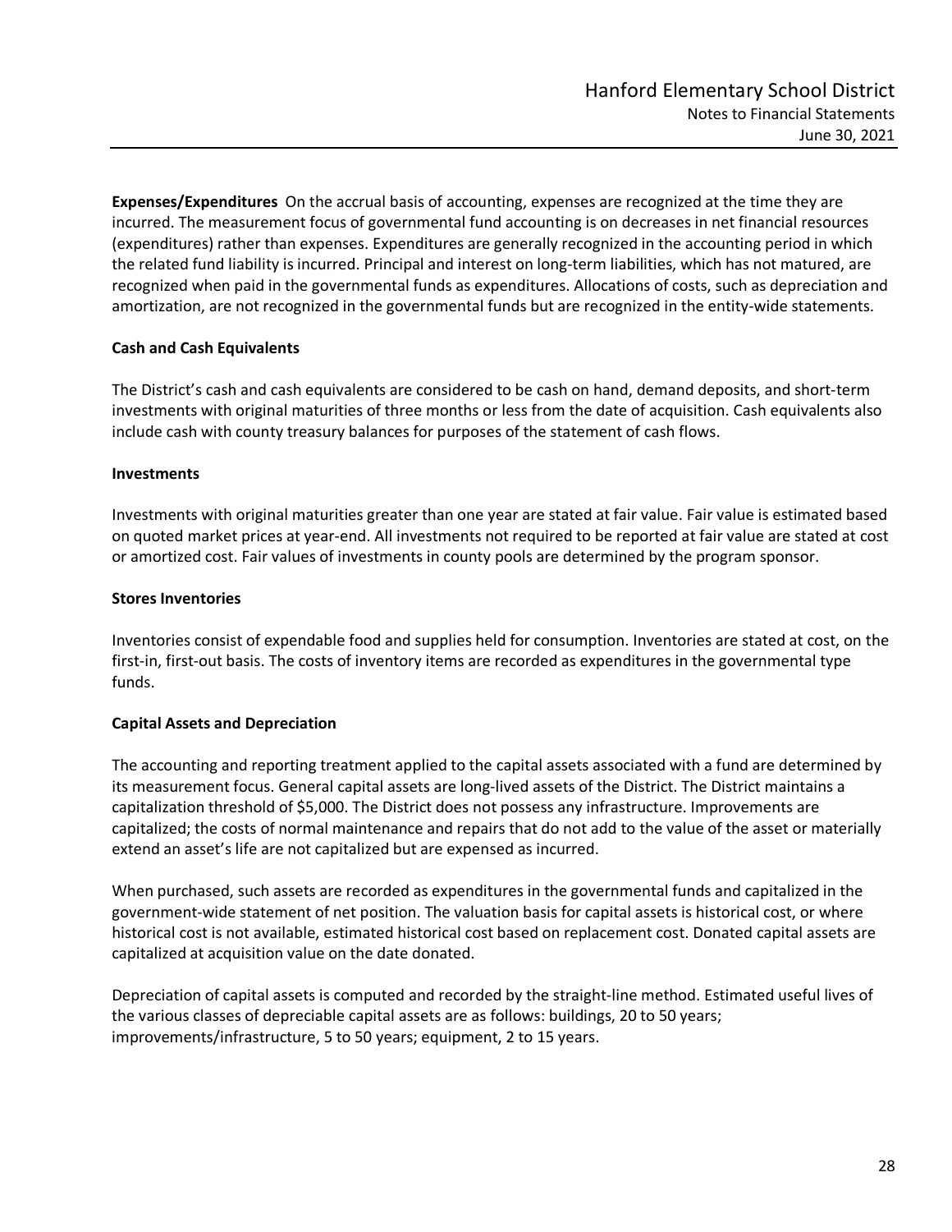**Expenses/Expenditures** On the accrual basis of accounting, expenses are recognized at the time they are incurred. The measurement focus of governmental fund accounting is on decreases in net financial resources (expenditures) rather than expenses. Expenditures are generally recognized in the accounting period in which the related fund liability is incurred. Principal and interest on long-term liabilities, which has not matured, are recognized when paid in the governmental funds as expenditures. Allocations of costs, such as depreciation and amortization, are not recognized in the governmental funds but are recognized in the entity-wide statements.

**Cash and Cash Equivalents**

The District's cash and cash equivalents are considered to be cash on hand, demand deposits, and short-term investments with original maturities of three months or less from the date of acquisition. Cash equivalents also include cash with county treasury balances for purposes of the statement of cash flows.

**Investments**

Investments with original maturities greater than one year are stated at fair value. Fair value is estimated based on quoted market prices at year-end. All investments not required to be reported at fair value are stated at cost or amortized cost. Fair values of investments in county pools are determined by the program sponsor.

**Stores Inventories**

Inventories consist of expendable food and supplies held for consumption. Inventories are stated at cost, on the first-in, first-out basis. The costs of inventory items are recorded as expenditures in the governmental type funds.

**Capital Assets and Depreciation**

The accounting and reporting treatment applied to the capital assets associated with a fund are determined by its measurement focus. General capital assets are long-lived assets of the District. The District maintains a capitalization threshold of $5,000. The District does not possess any infrastructure. Improvements are capitalized; the costs of normal maintenance and repairs that do not add to the value of the asset or materially extend an asset's life are not capitalized but are expensed as incurred.

When purchased, such assets are recorded as expenditures in the governmental funds and capitalized in the government-wide statement of net position. The valuation basis for capital assets is historical cost, or where historical cost is not available, estimated historical cost based on replacement cost. Donated capital assets are capitalized at acquisition value on the date donated.

Depreciation of capital assets is computed and recorded by the straight-line method. Estimated useful lives of the various classes of depreciable capital assets are as follows: buildings, 20 to 50 years; improvements/infrastructure, 5 to 50 years; equipment, 2 to 15 years.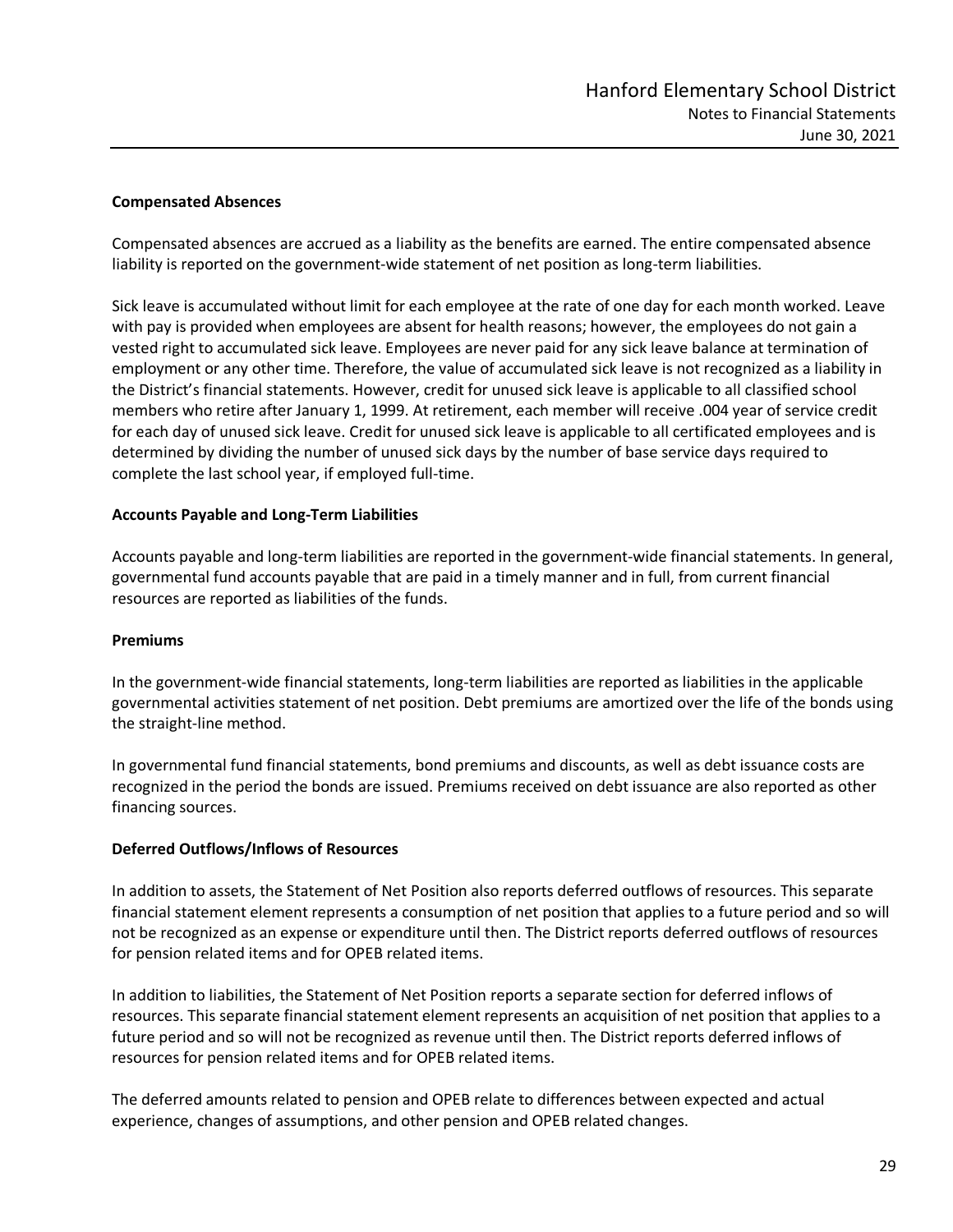**Compensated Absences**

Compensated absences are accrued as a liability as the benefits are earned. The entire compensated absence liability is reported on the government-wide statement of net position as long-term liabilities.

Sick leave is accumulated without limit for each employee at the rate of one day for each month worked. Leave with pay is provided when employees are absent for health reasons; however, the employees do not gain a vested right to accumulated sick leave. Employees are never paid for any sick leave balance at termination of employment or any other time. Therefore, the value of accumulated sick leave is not recognized as a liability in the District's financial statements. However, credit for unused sick leave is applicable to all classified school members who retire after January 1, 1999. At retirement, each member will receive .004 year of service credit for each day of unused sick leave. Credit for unused sick leave is applicable to all certificated employees and is determined by dividing the number of unused sick days by the number of base service days required to complete the last school year, if employed full-time.

**Accounts Payable and Long-Term Liabilities**

Accounts payable and long-term liabilities are reported in the government-wide financial statements. In general, governmental fund accounts payable that are paid in a timely manner and in full, from current financial resources are reported as liabilities of the funds.

**Premiums**

In the government-wide financial statements, long-term liabilities are reported as liabilities in the applicable governmental activities statement of net position. Debt premiums are amortized over the life of the bonds using the straight-line method.

In governmental fund financial statements, bond premiums and discounts, as well as debt issuance costs are recognized in the period the bonds are issued. Premiums received on debt issuance are also reported as other financing sources.

**Deferred Outflows/Inflows of Resources**

In addition to assets, the Statement of Net Position also reports deferred outflows of resources. This separate financial statement element represents a consumption of net position that applies to a future period and so will not be recognized as an expense or expenditure until then. The District reports deferred outflows of resources for pension related items and for OPEB related items.

In addition to liabilities, the Statement of Net Position reports a separate section for deferred inflows of resources. This separate financial statement element represents an acquisition of net position that applies to a future period and so will not be recognized as revenue until then. The District reports deferred inflows of resources for pension related items and for OPEB related items.

The deferred amounts related to pension and OPEB relate to differences between expected and actual experience, changes of assumptions, and other pension and OPEB related changes.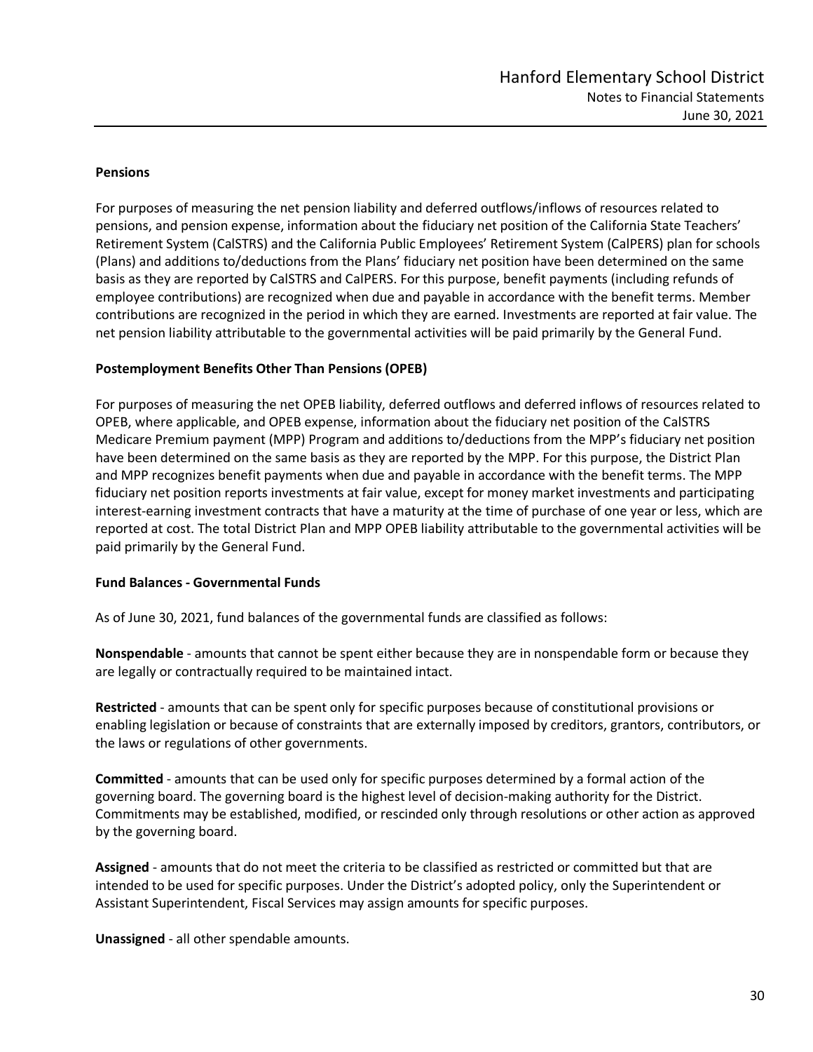**Pensions**

For purposes of measuring the net pension liability and deferred outflows/inflows of resources related to pensions, and pension expense, information about the fiduciary net position of the California State Teachers' Retirement System (CalSTRS) and the California Public Employees' Retirement System (CalPERS) plan for schools (Plans) and additions to/deductions from the Plans' fiduciary net position have been determined on the same basis as they are reported by CalSTRS and CalPERS. For this purpose, benefit payments (including refunds of employee contributions) are recognized when due and payable in accordance with the benefit terms. Member contributions are recognized in the period in which they are earned. Investments are reported at fair value. The net pension liability attributable to the governmental activities will be paid primarily by the General Fund.

**Postemployment Benefits Other Than Pensions (OPEB)**

For purposes of measuring the net OPEB liability, deferred outflows and deferred inflows of resources related to OPEB, where applicable, and OPEB expense, information about the fiduciary net position of the CalSTRS Medicare Premium payment (MPP) Program and additions to/deductions from the MPP's fiduciary net position have been determined on the same basis as they are reported by the MPP. For this purpose, the District Plan and MPP recognizes benefit payments when due and payable in accordance with the benefit terms. The MPP fiduciary net position reports investments at fair value, except for money market investments and participating interest-earning investment contracts that have a maturity at the time of purchase of one year or less, which are reported at cost. The total District Plan and MPP OPEB liability attributable to the governmental activities will be paid primarily by the General Fund.

**Fund Balances - Governmental Funds**

As of June 30, 2021, fund balances of the governmental funds are classified as follows:

**Nonspendable** - amounts that cannot be spent either because they are in nonspendable form or because they are legally or contractually required to be maintained intact.

**Restricted** - amounts that can be spent only for specific purposes because of constitutional provisions or enabling legislation or because of constraints that are externally imposed by creditors, grantors, contributors, or the laws or regulations of other governments.

**Committed** - amounts that can be used only for specific purposes determined by a formal action of the governing board. The governing board is the highest level of decision-making authority for the District. Commitments may be established, modified, or rescinded only through resolutions or other action as approved by the governing board.

**Assigned** - amounts that do not meet the criteria to be classified as restricted or committed but that are intended to be used for specific purposes. Under the District's adopted policy, only the Superintendent or Assistant Superintendent, Fiscal Services may assign amounts for specific purposes.

**Unassigned** - all other spendable amounts.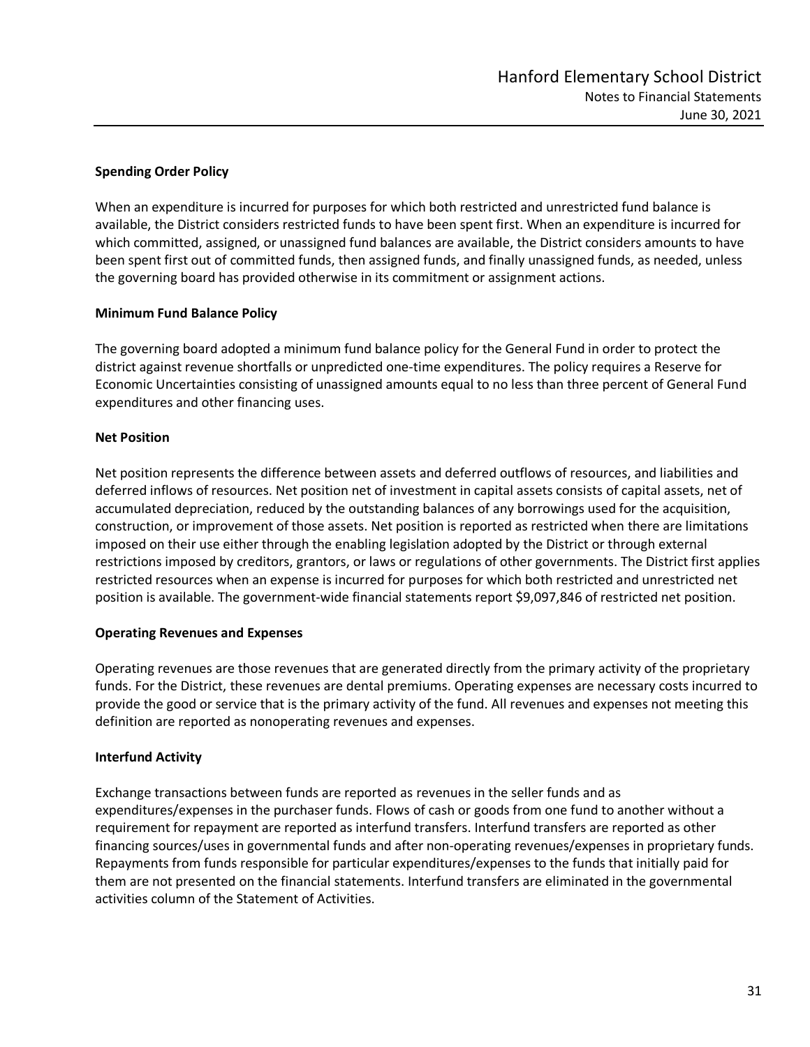### Spending Order Policy

When an expenditure is incurred for purposes for which both restricted and unrestricted fund balance is available, the District considers restricted funds to have been spent first. When an expenditure is incurred for which committed, assigned, or unassigned fund balances are available, the District considers amounts to have been spent first out of committed funds, then assigned funds, and finally unassigned funds, as needed, unless the governing board has provided otherwise in its commitment or assignment actions.

### Minimum Fund Balance Policy

The governing board adopted a minimum fund balance policy for the General Fund in order to protect the district against revenue shortfalls or unpredicted one-time expenditures. The policy requires a Reserve for Economic Uncertainties consisting of unassigned amounts equal to no less than three percent of General Fund expenditures and other financing uses.

### Net Position

Net position represents the difference between assets and deferred outflows of resources, and liabilities and deferred inflows of resources. Net position net of investment in capital assets consists of capital assets, net of accumulated depreciation, reduced by the outstanding balances of any borrowings used for the acquisition, construction, or improvement of those assets. Net position is reported as restricted when there are limitations imposed on their use either through the enabling legislation adopted by the District or through external restrictions imposed by creditors, grantors, or laws or regulations of other governments. The District first applies restricted resources when an expense is incurred for purposes for which both restricted and unrestricted net position is available. The government-wide financial statements report $9,097,846 of restricted net position.

### Operating Revenues and Expenses

Operating revenues are those revenues that are generated directly from the primary activity of the proprietary funds. For the District, these revenues are dental premiums. Operating expenses are necessary costs incurred to provide the good or service that is the primary activity of the fund. All revenues and expenses not meeting this definition are reported as nonoperating revenues and expenses.

### Interfund Activity

Exchange transactions between funds are reported as revenues in the seller funds and as expenditures/expenses in the purchaser funds. Flows of cash or goods from one fund to another without a requirement for repayment are reported as interfund transfers. Interfund transfers are reported as other financing sources/uses in governmental funds and after non-operating revenues/expenses in proprietary funds. Repayments from funds responsible for particular expenditures/expenses to the funds that initially paid for them are not presented on the financial statements. Interfund transfers are eliminated in the governmental activities column of the Statement of Activities.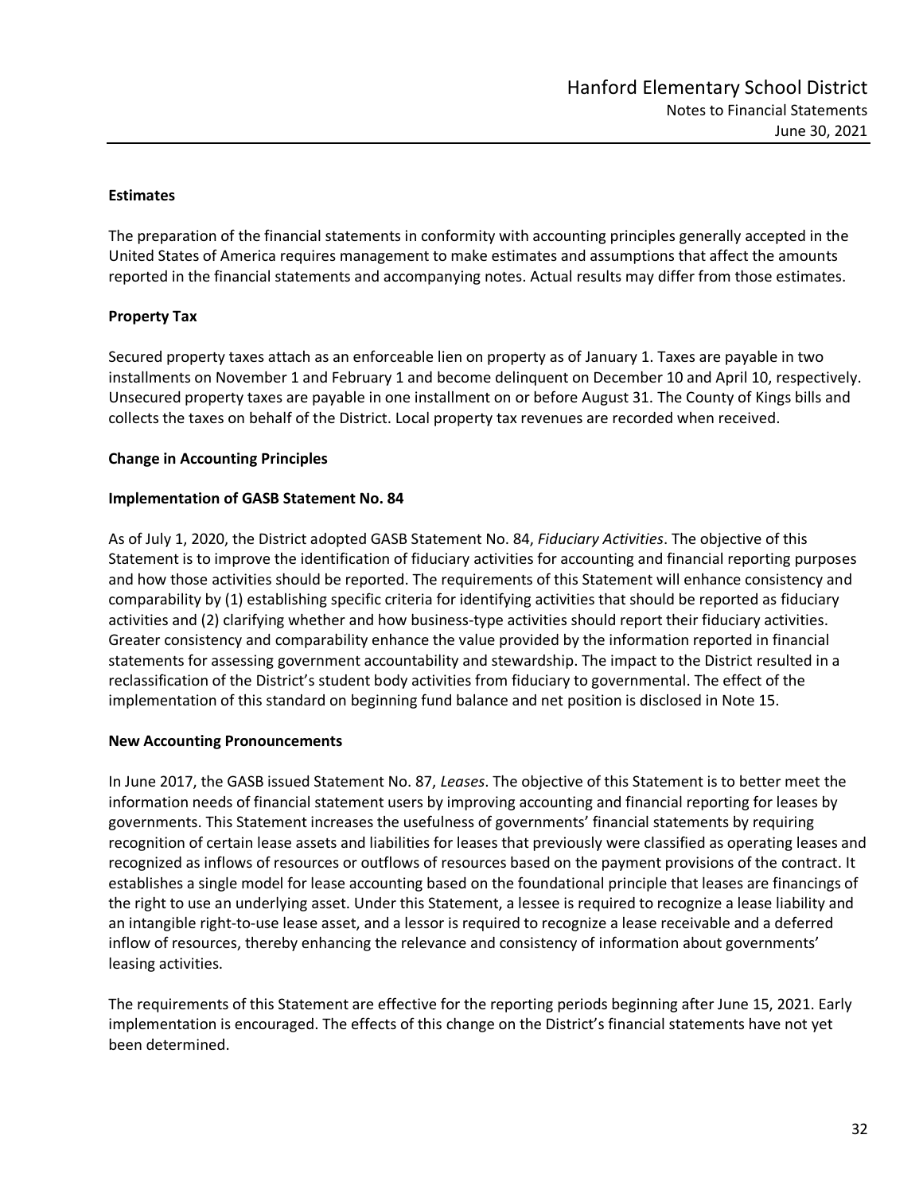### Estimates

The preparation of the financial statements in conformity with accounting principles generally accepted in the United States of America requires management to make estimates and assumptions that affect the amounts reported in the financial statements and accompanying notes. Actual results may differ from those estimates.

### Property Tax

Secured property taxes attach as an enforceable lien on property as of January 1. Taxes are payable in two installments on November 1 and February 1 and become delinquent on December 10 and April 10, respectively. Unsecured property taxes are payable in one installment on or before August 31. The County of Kings bills and collects the taxes on behalf of the District. Local property tax revenues are recorded when received.

### Change in Accounting Principles

### Implementation of GASB Statement No. 84

As of July 1, 2020, the District adopted GASB Statement No. 84, *Fiduciary Activities*. The objective of this Statement is to improve the identification of fiduciary activities for accounting and financial reporting purposes and how those activities should be reported. The requirements of this Statement will enhance consistency and comparability by (1) establishing specific criteria for identifying activities that should be reported as fiduciary activities and (2) clarifying whether and how business-type activities should report their fiduciary activities. Greater consistency and comparability enhance the value provided by the information reported in financial statements for assessing government accountability and stewardship. The impact to the District resulted in a reclassification of the District's student body activities from fiduciary to governmental. The effect of the implementation of this standard on beginning fund balance and net position is disclosed in Note 15.

### New Accounting Pronouncements

In June 2017, the GASB issued Statement No. 87, *Leases*. The objective of this Statement is to better meet the information needs of financial statement users by improving accounting and financial reporting for leases by governments. This Statement increases the usefulness of governments' financial statements by requiring recognition of certain lease assets and liabilities for leases that previously were classified as operating leases and recognized as inflows of resources or outflows of resources based on the payment provisions of the contract. It establishes a single model for lease accounting based on the foundational principle that leases are financings of the right to use an underlying asset. Under this Statement, a lessee is required to recognize a lease liability and an intangible right-to-use lease asset, and a lessor is required to recognize a lease receivable and a deferred inflow of resources, thereby enhancing the relevance and consistency of information about governments' leasing activities.

The requirements of this Statement are effective for the reporting periods beginning after June 15, 2021. Early implementation is encouraged. The effects of this change on the District's financial statements have not yet been determined.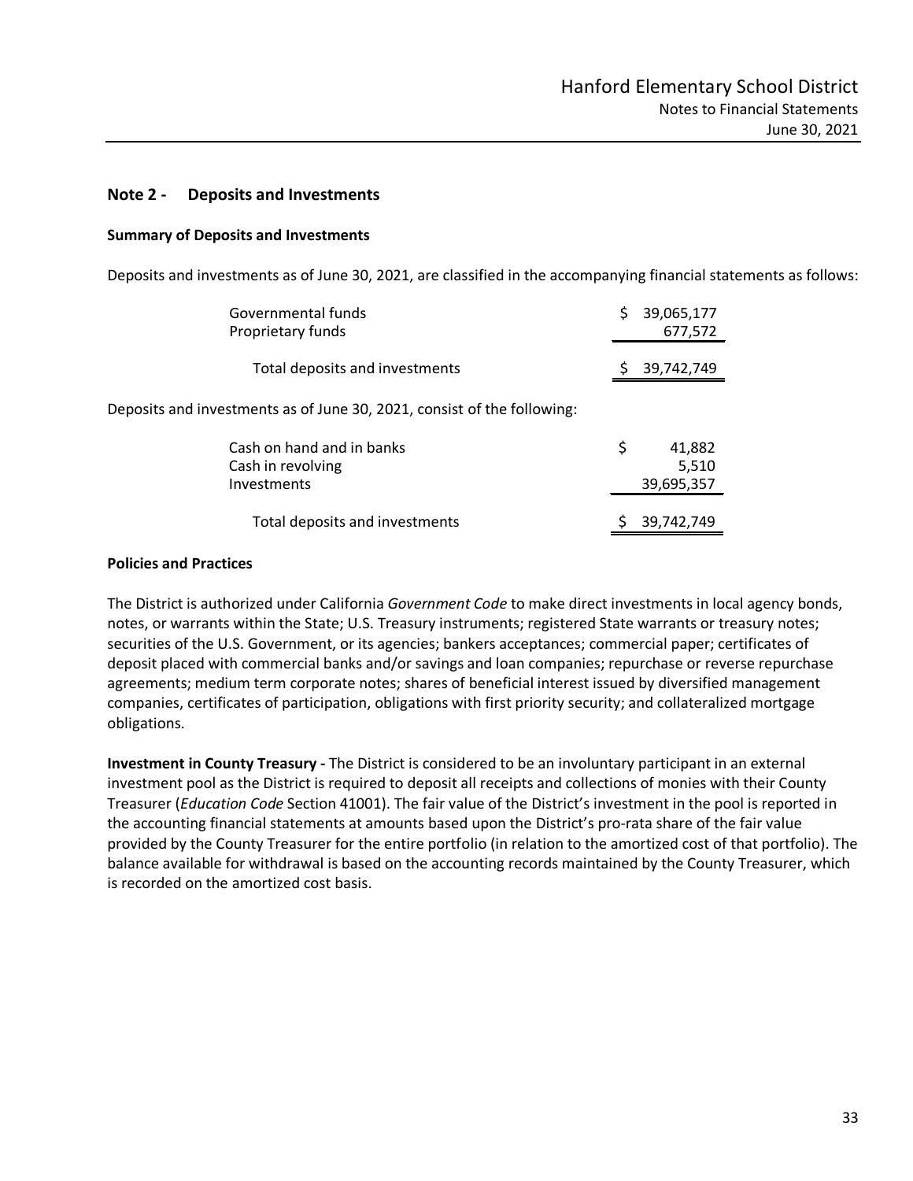## Note 2 - Deposits and Investments

### Summary of Deposits and Investments

Deposits and investments as of June 30, 2021, are classified in the accompanying financial statements as follows:

| | |
|---|---|
| Governmental funds | $ 39,065,177 |
| Proprietary funds | 677,572 |
| Total deposits and investments | $ 39,742,749 |

Deposits and investments as of June 30, 2021, consist of the following:

| | |
|---|---|
| Cash on hand and in banks | $ 41,882 |
| Cash in revolving | 5,510 |
| Investments | 39,695,357 |
| Total deposits and investments | $ 39,742,749 |

### Policies and Practices

The District is authorized under California *Government Code* to make direct investments in local agency bonds, notes, or warrants within the State; U.S. Treasury instruments; registered State warrants or treasury notes; securities of the U.S. Government, or its agencies; bankers acceptances; commercial paper; certificates of deposit placed with commercial banks and/or savings and loan companies; repurchase or reverse repurchase agreements; medium term corporate notes; shares of beneficial interest issued by diversified management companies, certificates of participation, obligations with first priority security; and collateralized mortgage obligations.

**Investment in County Treasury -** The District is considered to be an involuntary participant in an external investment pool as the District is required to deposit all receipts and collections of monies with their County Treasurer (*Education Code* Section 41001). The fair value of the District's investment in the pool is reported in the accounting financial statements at amounts based upon the District's pro-rata share of the fair value provided by the County Treasurer for the entire portfolio (in relation to the amortized cost of that portfolio). The balance available for withdrawal is based on the accounting records maintained by the County Treasurer, which is recorded on the amortized cost basis.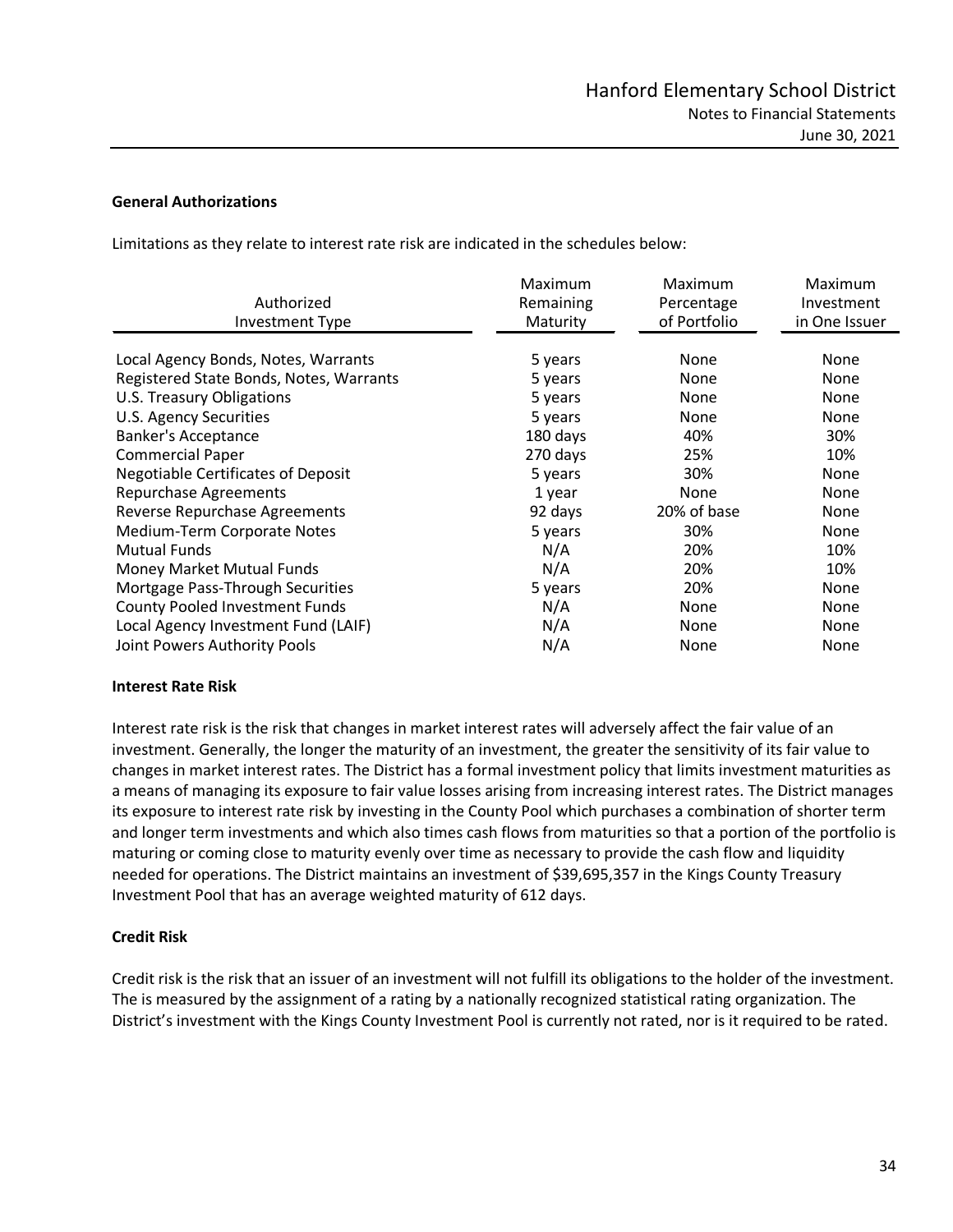### General Authorizations

Limitations as they relate to interest rate risk are indicated in the schedules below:

| Authorized Investment Type | Maximum Remaining Maturity | Maximum Percentage of Portfolio | Maximum Investment in One Issuer |
|---|---|---|---|
| Local Agency Bonds, Notes, Warrants | 5 years | None | None |
| Registered State Bonds, Notes, Warrants | 5 years | None | None |
| U.S. Treasury Obligations | 5 years | None | None |
| U.S. Agency Securities | 5 years | None | None |
| Banker's Acceptance | 180 days | 40% | 30% |
| Commercial Paper | 270 days | 25% | 10% |
| Negotiable Certificates of Deposit | 5 years | 30% | None |
| Repurchase Agreements | 1 year | None | None |
| Reverse Repurchase Agreements | 92 days | 20% of base | None |
| Medium-Term Corporate Notes | 5 years | 30% | None |
| Mutual Funds | N/A | 20% | 10% |
| Money Market Mutual Funds | N/A | 20% | 10% |
| Mortgage Pass-Through Securities | 5 years | 20% | None |
| County Pooled Investment Funds | N/A | None | None |
| Local Agency Investment Fund (LAIF) | N/A | None | None |
| Joint Powers Authority Pools | N/A | None | None |

### Interest Rate Risk

Interest rate risk is the risk that changes in market interest rates will adversely affect the fair value of an investment. Generally, the longer the maturity of an investment, the greater the sensitivity of its fair value to changes in market interest rates. The District has a formal investment policy that limits investment maturities as a means of managing its exposure to fair value losses arising from increasing interest rates. The District manages its exposure to interest rate risk by investing in the County Pool which purchases a combination of shorter term and longer term investments and which also times cash flows from maturities so that a portion of the portfolio is maturing or coming close to maturity evenly over time as necessary to provide the cash flow and liquidity needed for operations. The District maintains an investment of $39,695,357 in the Kings County Treasury Investment Pool that has an average weighted maturity of 612 days.

### Credit Risk

Credit risk is the risk that an issuer of an investment will not fulfill its obligations to the holder of the investment. The is measured by the assignment of a rating by a nationally recognized statistical rating organization. The District's investment with the Kings County Investment Pool is currently not rated, nor is it required to be rated.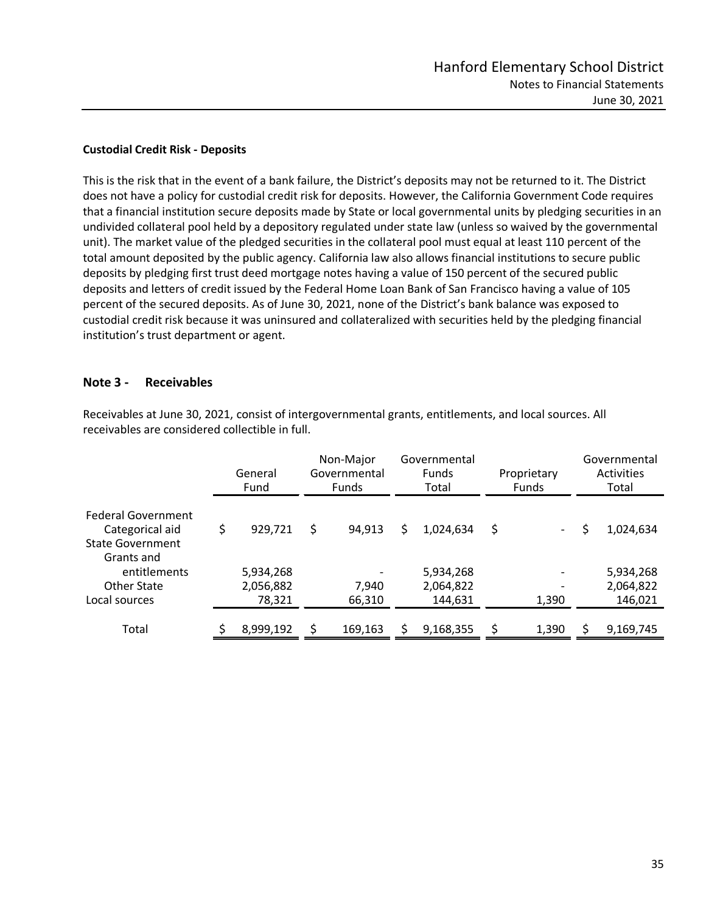**Custodial Credit Risk - Deposits**

This is the risk that in the event of a bank failure, the District's deposits may not be returned to it. The District does not have a policy for custodial credit risk for deposits. However, the California Government Code requires that a financial institution secure deposits made by State or local governmental units by pledging securities in an undivided collateral pool held by a depository regulated under state law (unless so waived by the governmental unit). The market value of the pledged securities in the collateral pool must equal at least 110 percent of the total amount deposited by the public agency. California law also allows financial institutions to secure public deposits by pledging first trust deed mortgage notes having a value of 150 percent of the secured public deposits and letters of credit issued by the Federal Home Loan Bank of San Francisco having a value of 105 percent of the secured deposits. As of June 30, 2021, none of the District's bank balance was exposed to custodial credit risk because it was uninsured and collateralized with securities held by the pledging financial institution's trust department or agent.

## Note 3 - Receivables

Receivables at June 30, 2021, consist of intergovernmental grants, entitlements, and local sources. All receivables are considered collectible in full.

| | General Fund | Non-Major Governmental Funds | Governmental Funds Total | Proprietary Funds | Governmental Activities Total |
|---|---|---|---|---|---|
| Federal Government | | | | | |
| Categorical aid | $ 929,721 | $ 94,913 | $ 1,024,634 | $ - | $ 1,024,634 |
| State Government | | | | | |
| Grants and entitlements | 5,934,268 | - | 5,934,268 | - | 5,934,268 |
| Other State | 2,056,882 | 7,940 | 2,064,822 | - | 2,064,822 |
| Local sources | 78,321 | 66,310 | 144,631 | 1,390 | 146,021 |
| Total | $ 8,999,192 | $ 169,163 | $ 9,168,355 | $ 1,390 | $ 9,169,745 |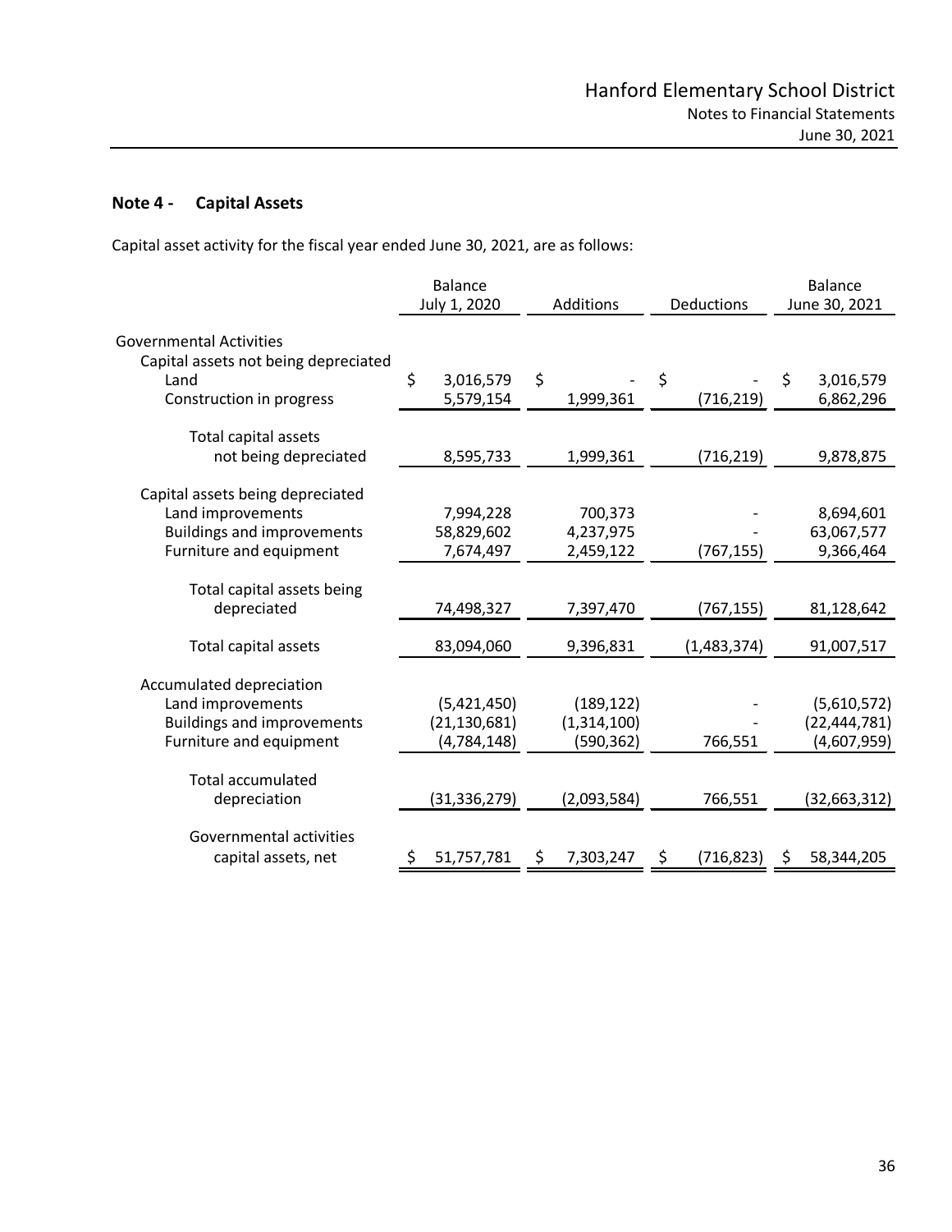## Note 4 - Capital Assets

Capital asset activity for the fiscal year ended June 30, 2021, are as follows:

| | Balance July 1, 2020 | Additions | Deductions | Balance June 30, 2021 |
|---|---|---|---|---|
| Governmental Activities | | | | |
| Capital assets not being depreciated | | | | |
| Land | $ 3,016,579 | $ - | $ - | $ 3,016,579 |
| Construction in progress | 5,579,154 | 1,999,361 | (716,219) | 6,862,296 |
| Total capital assets not being depreciated | 8,595,733 | 1,999,361 | (716,219) | 9,878,875 |
| Capital assets being depreciated | | | | |
| Land improvements | 7,994,228 | 700,373 | - | 8,694,601 |
| Buildings and improvements | 58,829,602 | 4,237,975 | - | 63,067,577 |
| Furniture and equipment | 7,674,497 | 2,459,122 | (767,155) | 9,366,464 |
| Total capital assets being depreciated | 74,498,327 | 7,397,470 | (767,155) | 81,128,642 |
| Total capital assets | 83,094,060 | 9,396,831 | (1,483,374) | 91,007,517 |
| Accumulated depreciation | | | | |
| Land improvements | (5,421,450) | (189,122) | - | (5,610,572) |
| Buildings and improvements | (21,130,681) | (1,314,100) | - | (22,444,781) |
| Furniture and equipment | (4,784,148) | (590,362) | 766,551 | (4,607,959) |
| Total accumulated depreciation | (31,336,279) | (2,093,584) | 766,551 | (32,663,312) |
| Governmental activities capital assets, net | $ 51,757,781 | $ 7,303,247 | $ (716,823) | $ 58,344,205 |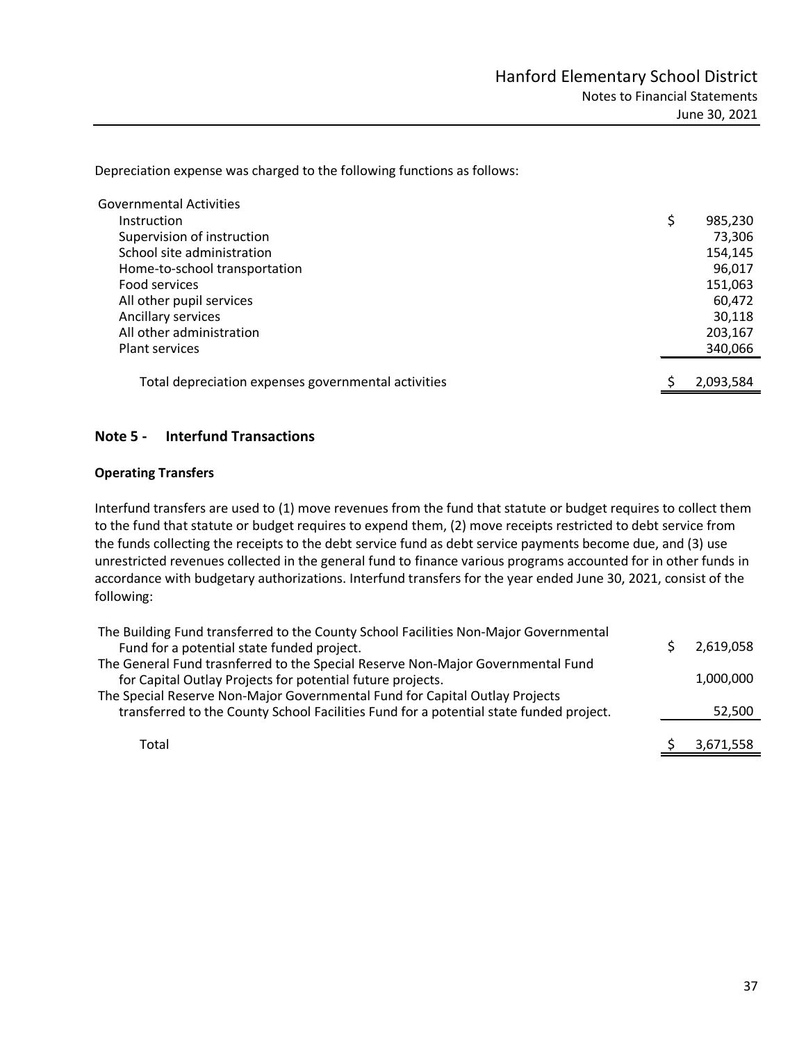Depreciation expense was charged to the following functions as follows:

| Governmental Activities | |
|---|---|
| Instruction | $ 985,230 |
| Supervision of instruction | 73,306 |
| School site administration | 154,145 |
| Home-to-school transportation | 96,017 |
| Food services | 151,063 |
| All other pupil services | 60,472 |
| Ancillary services | 30,118 |
| All other administration | 203,167 |
| Plant services | 340,066 |
| Total depreciation expenses governmental activities | $ 2,093,584 |

## Note 5 - Interfund Transactions

### Operating Transfers

Interfund transfers are used to (1) move revenues from the fund that statute or budget requires to collect them to the fund that statute or budget requires to expend them, (2) move receipts restricted to debt service from the funds collecting the receipts to the debt service fund as debt service payments become due, and (3) use unrestricted revenues collected in the general fund to finance various programs accounted for in other funds in accordance with budgetary authorizations. Interfund transfers for the year ended June 30, 2021, consist of the following:

| | |
|---|---|
| The Building Fund transferred to the County School Facilities Non-Major Governmental Fund for a potential state funded project. | $ 2,619,058 |
| The General Fund trasnferred to the Special Reserve Non-Major Governmental Fund for Capital Outlay Projects for potential future projects. | 1,000,000 |
| The Special Reserve Non-Major Governmental Fund for Capital Outlay Projects transferred to the County School Facilities Fund for a potential state funded project. | 52,500 |
| Total | $ 3,671,558 |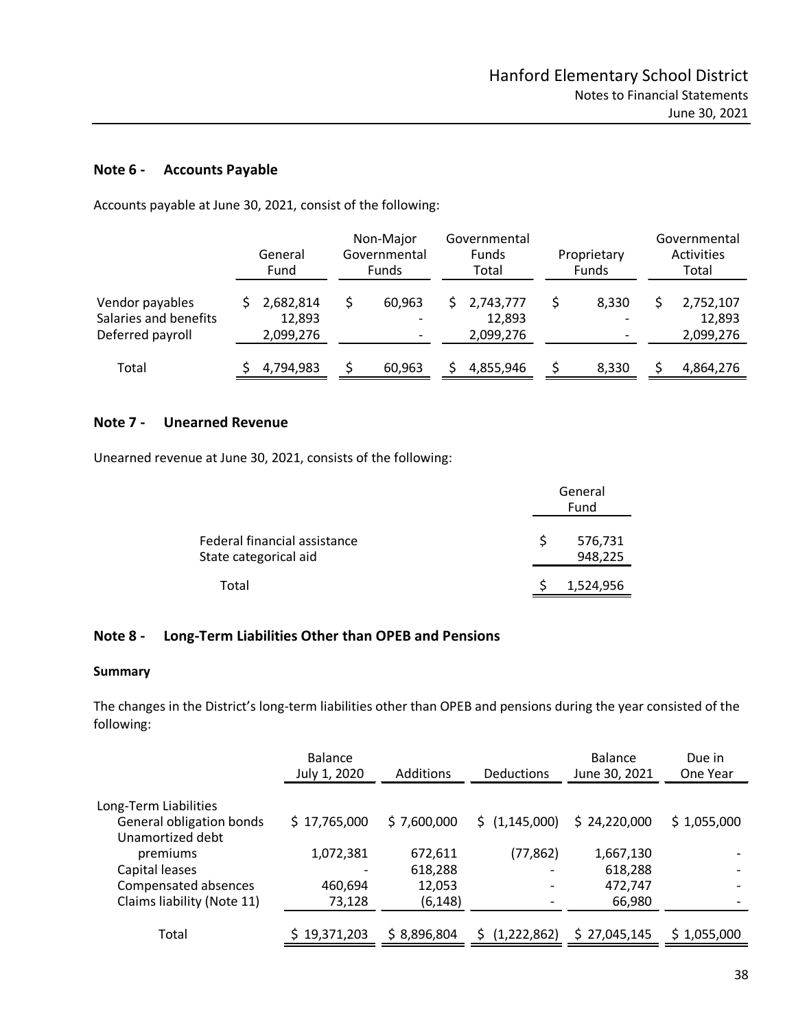## Note 6 - Accounts Payable

Accounts payable at June 30, 2021, consist of the following:

| | General Fund | Non-Major Governmental Funds | Governmental Funds Total | Proprietary Funds | Governmental Activities Total |
|---|---|---|---|---|---|
| Vendor payables | $ 2,682,814 | $ 60,963 | $ 2,743,777 | $ 8,330 | $ 2,752,107 |
| Salaries and benefits | 12,893 | - | 12,893 | - | 12,893 |
| Deferred payroll | 2,099,276 | - | 2,099,276 | - | 2,099,276 |
| Total | $ 4,794,983 | $ 60,963 | $ 4,855,946 | $ 8,330 | $ 4,864,276 |

## Note 7 - Unearned Revenue

Unearned revenue at June 30, 2021, consists of the following:

| | General Fund |
|---|---|
| Federal financial assistance | $ 576,731 |
| State categorical aid | 948,225 |
| Total | $ 1,524,956 |

## Note 8 - Long-Term Liabilities Other than OPEB and Pensions

### Summary

The changes in the District's long-term liabilities other than OPEB and pensions during the year consisted of the following:

| | Balance July 1, 2020 | Additions | Deductions | Balance June 30, 2021 | Due in One Year |
|---|---|---|---|---|---|
| Long-Term Liabilities | | | | | |
| General obligation bonds | $ 17,765,000 | $ 7,600,000 | $ (1,145,000) | $ 24,220,000 | $ 1,055,000 |
| Unamortized debt premiums | 1,072,381 | 672,611 | (77,862) | 1,667,130 | - |
| Capital leases | - | 618,288 | - | 618,288 | - |
| Compensated absences | 460,694 | 12,053 | - | 472,747 | - |
| Claims liability (Note 11) | 73,128 | (6,148) | - | 66,980 | - |
| Total | $ 19,371,203 | $ 8,896,804 | $ (1,222,862) | $ 27,045,145 | $ 1,055,000 |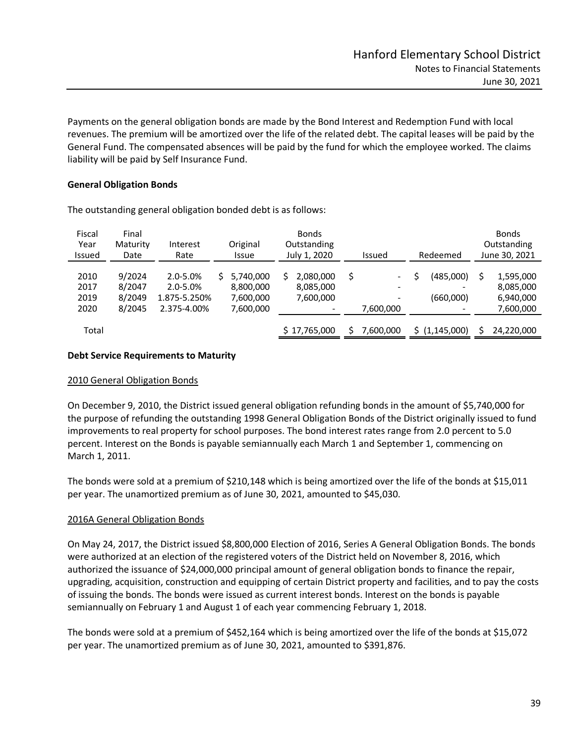Payments on the general obligation bonds are made by the Bond Interest and Redemption Fund with local revenues. The premium will be amortized over the life of the related debt. The capital leases will be paid by the General Fund. The compensated absences will be paid by the fund for which the employee worked. The claims liability will be paid by Self Insurance Fund.

**General Obligation Bonds**

The outstanding general obligation bonded debt is as follows:

| Fiscal Year Issued | Final Maturity Date | Interest Rate | Original Issue | Bonds Outstanding July 1, 2020 | Issued | Redeemed | Bonds Outstanding June 30, 2021 |
|---|---|---|---|---|---|---|---|
| 2010 | 9/2024 | 2.0-5.0% | $ 5,740,000 | $ 2,080,000 | $ - | $ (485,000) | $ 1,595,000 |
| 2017 | 8/2047 | 2.0-5.0% | 8,800,000 | 8,085,000 | - | - | 8,085,000 |
| 2019 | 8/2049 | 1.875-5.250% | 7,600,000 | 7,600,000 | - | (660,000) | 6,940,000 |
| 2020 | 8/2045 | 2.375-4.00% | 7,600,000 | - | 7,600,000 | - | 7,600,000 |
| Total | | | | $ 17,765,000 | $ 7,600,000 | $ (1,145,000) | $ 24,220,000 |

**Debt Service Requirements to Maturity**

2010 General Obligation Bonds

On December 9, 2010, the District issued general obligation refunding bonds in the amount of $5,740,000 for the purpose of refunding the outstanding 1998 General Obligation Bonds of the District originally issued to fund improvements to real property for school purposes. The bond interest rates range from 2.0 percent to 5.0 percent. Interest on the Bonds is payable semiannually each March 1 and September 1, commencing on March 1, 2011.

The bonds were sold at a premium of $210,148 which is being amortized over the life of the bonds at $15,011 per year. The unamortized premium as of June 30, 2021, amounted to $45,030.

2016A General Obligation Bonds

On May 24, 2017, the District issued $8,800,000 Election of 2016, Series A General Obligation Bonds. The bonds were authorized at an election of the registered voters of the District held on November 8, 2016, which authorized the issuance of $24,000,000 principal amount of general obligation bonds to finance the repair, upgrading, acquisition, construction and equipping of certain District property and facilities, and to pay the costs of issuing the bonds. The bonds were issued as current interest bonds. Interest on the bonds is payable semiannually on February 1 and August 1 of each year commencing February 1, 2018.

The bonds were sold at a premium of $452,164 which is being amortized over the life of the bonds at $15,072 per year. The unamortized premium as of June 30, 2021, amounted to $391,876.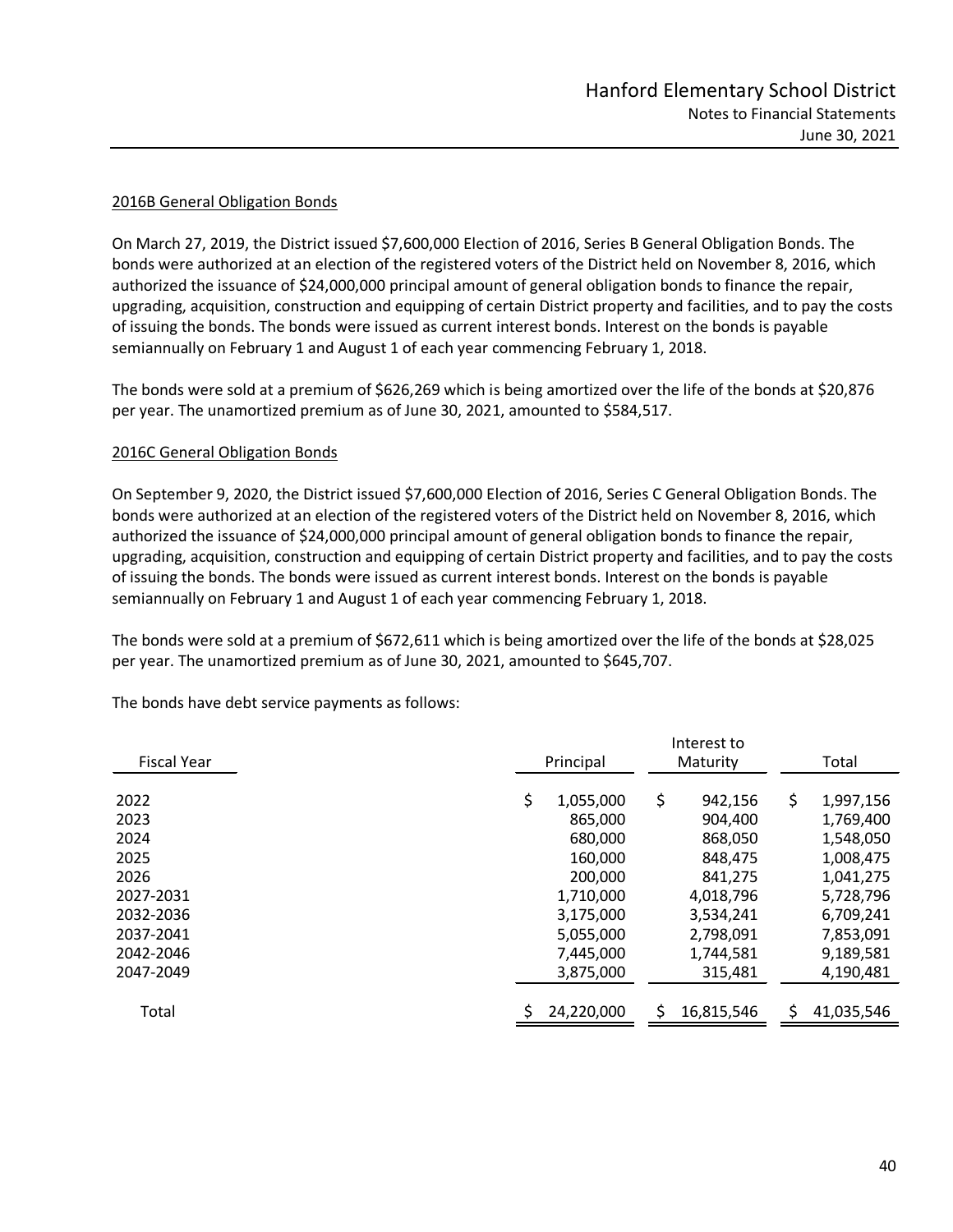#### 2016B General Obligation Bonds

On March 27, 2019, the District issued $7,600,000 Election of 2016, Series B General Obligation Bonds. The bonds were authorized at an election of the registered voters of the District held on November 8, 2016, which authorized the issuance of $24,000,000 principal amount of general obligation bonds to finance the repair, upgrading, acquisition, construction and equipping of certain District property and facilities, and to pay the costs of issuing the bonds. The bonds were issued as current interest bonds. Interest on the bonds is payable semiannually on February 1 and August 1 of each year commencing February 1, 2018.

The bonds were sold at a premium of $626,269 which is being amortized over the life of the bonds at $20,876 per year. The unamortized premium as of June 30, 2021, amounted to $584,517.

#### 2016C General Obligation Bonds

On September 9, 2020, the District issued $7,600,000 Election of 2016, Series C General Obligation Bonds. The bonds were authorized at an election of the registered voters of the District held on November 8, 2016, which authorized the issuance of $24,000,000 principal amount of general obligation bonds to finance the repair, upgrading, acquisition, construction and equipping of certain District property and facilities, and to pay the costs of issuing the bonds. The bonds were issued as current interest bonds. Interest on the bonds is payable semiannually on February 1 and August 1 of each year commencing February 1, 2018.

The bonds were sold at a premium of $672,611 which is being amortized over the life of the bonds at $28,025 per year. The unamortized premium as of June 30, 2021, amounted to $645,707.

The bonds have debt service payments as follows:

| Fiscal Year | Principal | Interest to Maturity | Total |
|---|---|---|---|
| 2022 | $ 1,055,000 | $ 942,156 | $ 1,997,156 |
| 2023 | 865,000 | 904,400 | 1,769,400 |
| 2024 | 680,000 | 868,050 | 1,548,050 |
| 2025 | 160,000 | 848,475 | 1,008,475 |
| 2026 | 200,000 | 841,275 | 1,041,275 |
| 2027-2031 | 1,710,000 | 4,018,796 | 5,728,796 |
| 2032-2036 | 3,175,000 | 3,534,241 | 6,709,241 |
| 2037-2041 | 5,055,000 | 2,798,091 | 7,853,091 |
| 2042-2046 | 7,445,000 | 1,744,581 | 9,189,581 |
| 2047-2049 | 3,875,000 | 315,481 | 4,190,481 |
| Total | $ 24,220,000 | $ 16,815,546 | $ 41,035,546 |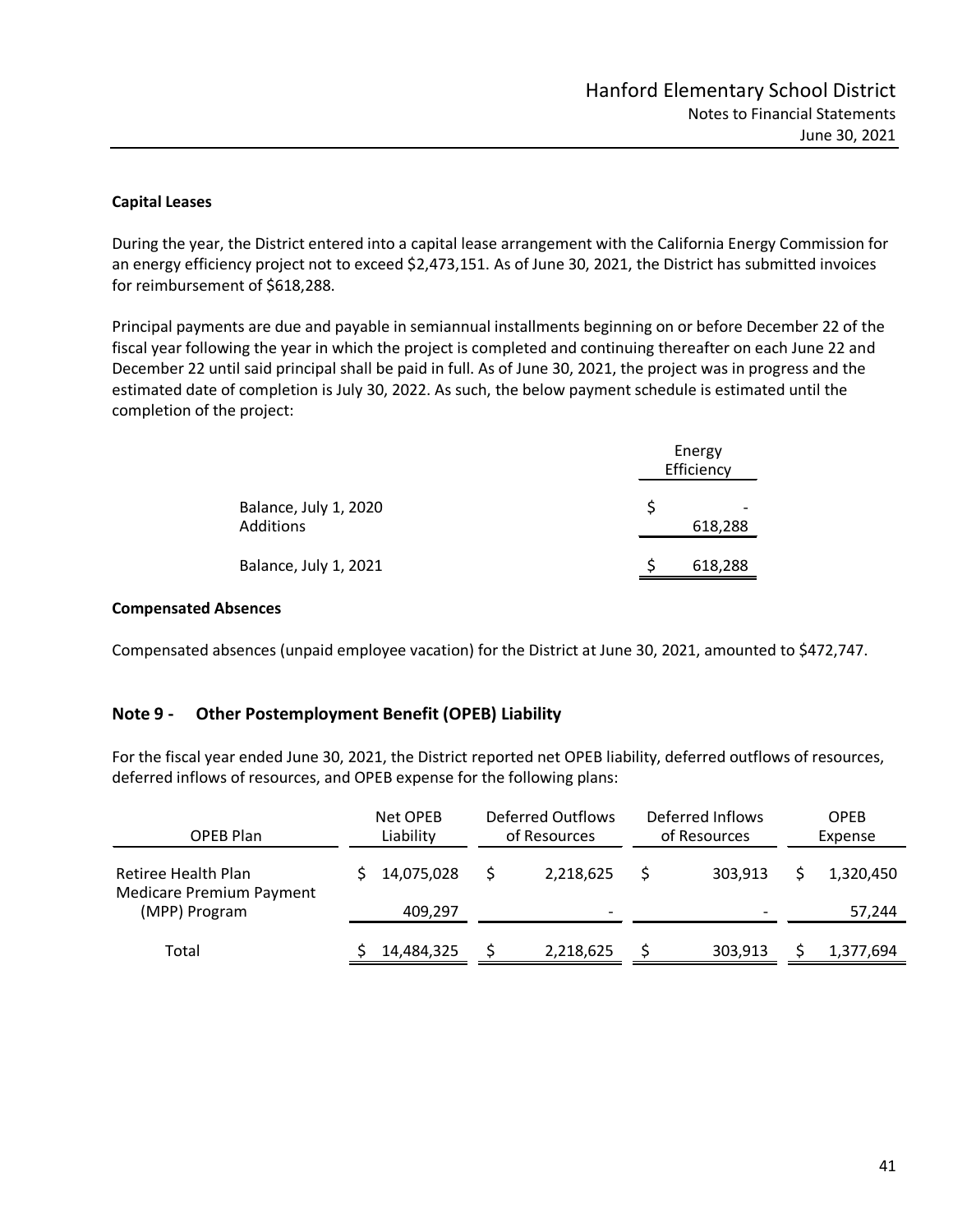**Capital Leases**

During the year, the District entered into a capital lease arrangement with the California Energy Commission for an energy efficiency project not to exceed $2,473,151. As of June 30, 2021, the District has submitted invoices for reimbursement of $618,288.

Principal payments are due and payable in semiannual installments beginning on or before December 22 of the fiscal year following the year in which the project is completed and continuing thereafter on each June 22 and December 22 until said principal shall be paid in full. As of June 30, 2021, the project was in progress and the estimated date of completion is July 30, 2022. As such, the below payment schedule is estimated until the completion of the project:

| | Energy Efficiency |
|---|---|
| Balance, July 1, 2020 | $ - |
| Additions | 618,288 |
| Balance, July 1, 2021 | $ 618,288 |

**Compensated Absences**

Compensated absences (unpaid employee vacation) for the District at June 30, 2021, amounted to $472,747.

## Note 9 - Other Postemployment Benefit (OPEB) Liability

For the fiscal year ended June 30, 2021, the District reported net OPEB liability, deferred outflows of resources, deferred inflows of resources, and OPEB expense for the following plans:

| OPEB Plan | Net OPEB Liability | Deferred Outflows of Resources | Deferred Inflows of Resources | OPEB Expense |
|---|---|---|---|---|
| Retiree Health Plan | $ 14,075,028 | $ 2,218,625 | $ 303,913 | $ 1,320,450 |
| Medicare Premium Payment (MPP) Program | 409,297 | - | - | 57,244 |
| Total | $ 14,484,325 | $ 2,218,625 | $ 303,913 | $ 1,377,694 |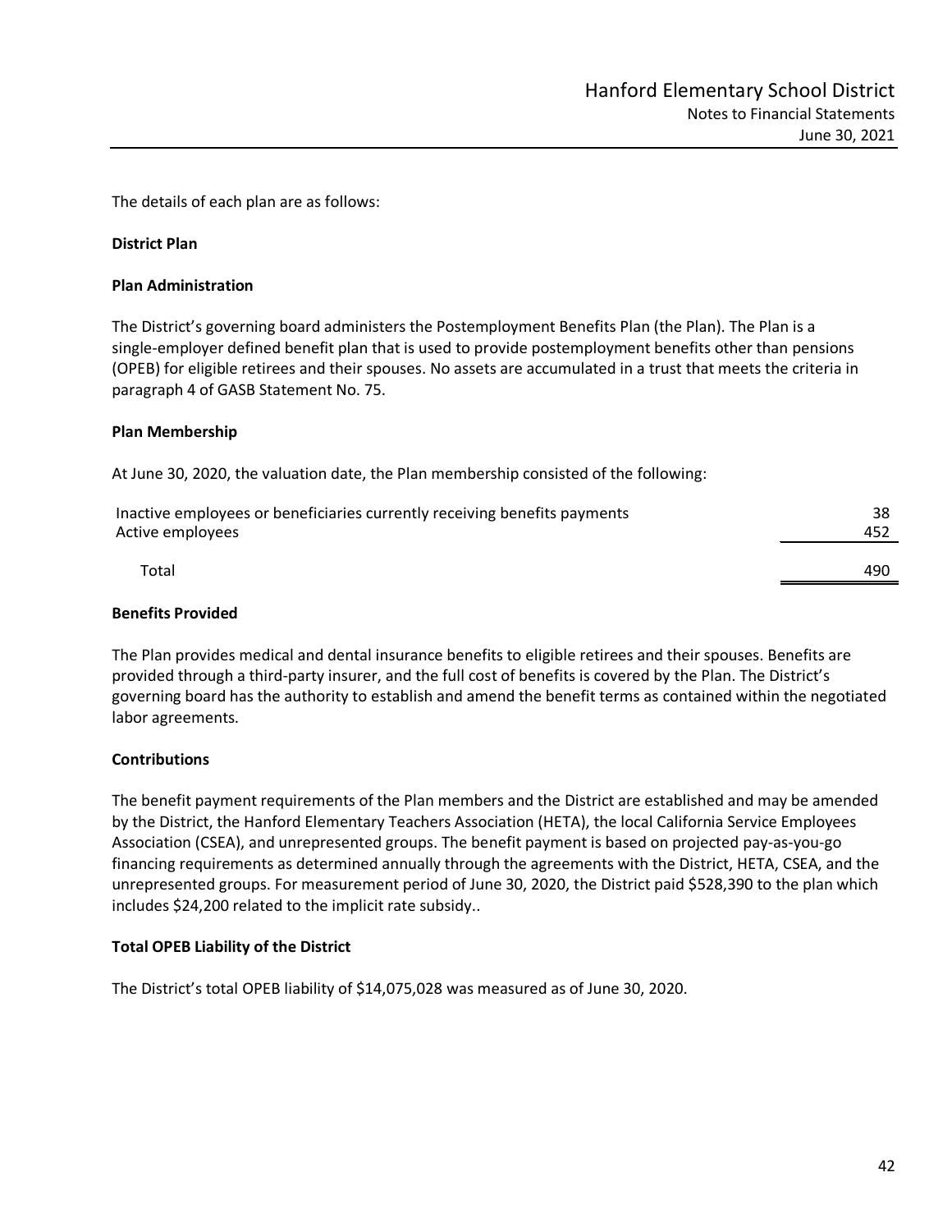The details of each plan are as follows:

**District Plan**

**Plan Administration**

The District's governing board administers the Postemployment Benefits Plan (the Plan). The Plan is a single-employer defined benefit plan that is used to provide postemployment benefits other than pensions (OPEB) for eligible retirees and their spouses. No assets are accumulated in a trust that meets the criteria in paragraph 4 of GASB Statement No. 75.

**Plan Membership**

At June 30, 2020, the valuation date, the Plan membership consisted of the following:

| | |
|---|---|
| Inactive employees or beneficiaries currently receiving benefits payments | 38 |
| Active employees | 452 |
| Total | 490 |

**Benefits Provided**

The Plan provides medical and dental insurance benefits to eligible retirees and their spouses. Benefits are provided through a third-party insurer, and the full cost of benefits is covered by the Plan. The District's governing board has the authority to establish and amend the benefit terms as contained within the negotiated labor agreements.

**Contributions**

The benefit payment requirements of the Plan members and the District are established and may be amended by the District, the Hanford Elementary Teachers Association (HETA), the local California Service Employees Association (CSEA), and unrepresented groups. The benefit payment is based on projected pay-as-you-go financing requirements as determined annually through the agreements with the District, HETA, CSEA, and the unrepresented groups. For measurement period of June 30, 2020, the District paid $528,390 to the plan which includes $24,200 related to the implicit rate subsidy..

**Total OPEB Liability of the District**

The District's total OPEB liability of $14,075,028 was measured as of June 30, 2020.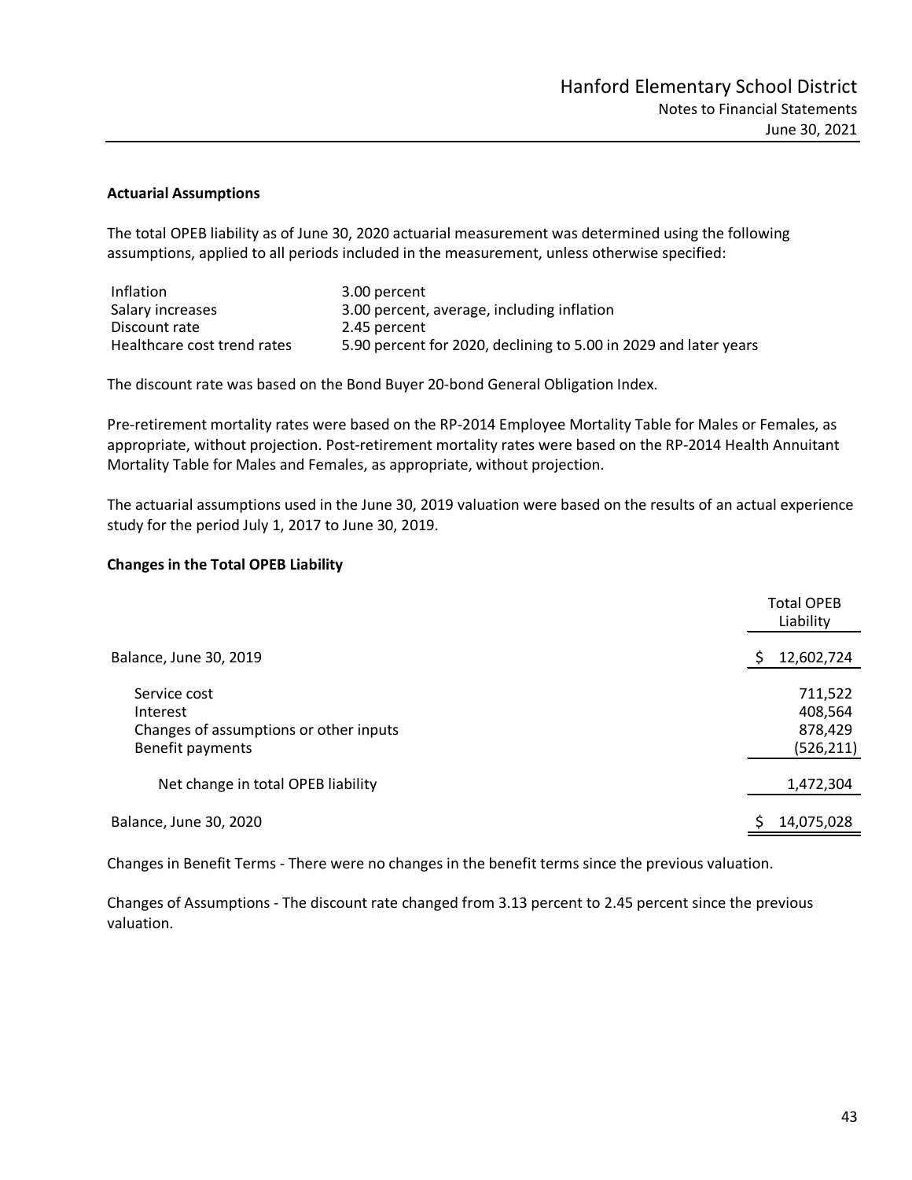### Actuarial Assumptions

The total OPEB liability as of June 30, 2020 actuarial measurement was determined using the following assumptions, applied to all periods included in the measurement, unless otherwise specified:

| | |
|---|---|
| Inflation | 3.00 percent |
| Salary increases | 3.00 percent, average, including inflation |
| Discount rate | 2.45 percent |
| Healthcare cost trend rates | 5.90 percent for 2020, declining to 5.00 in 2029 and later years |

The discount rate was based on the Bond Buyer 20-bond General Obligation Index.

Pre-retirement mortality rates were based on the RP-2014 Employee Mortality Table for Males or Females, as appropriate, without projection. Post-retirement mortality rates were based on the RP-2014 Health Annuitant Mortality Table for Males and Females, as appropriate, without projection.

The actuarial assumptions used in the June 30, 2019 valuation were based on the results of an actual experience study for the period July 1, 2017 to June 30, 2019.

### Changes in the Total OPEB Liability

| | Total OPEB Liability |
|---|---|
| Balance, June 30, 2019 | $ 12,602,724 |
| Service cost | 711,522 |
| Interest | 408,564 |
| Changes of assumptions or other inputs | 878,429 |
| Benefit payments | (526,211) |
| Net change in total OPEB liability | 1,472,304 |
| Balance, June 30, 2020 | $ 14,075,028 |

Changes in Benefit Terms - There were no changes in the benefit terms since the previous valuation.

Changes of Assumptions - The discount rate changed from 3.13 percent to 2.45 percent since the previous valuation.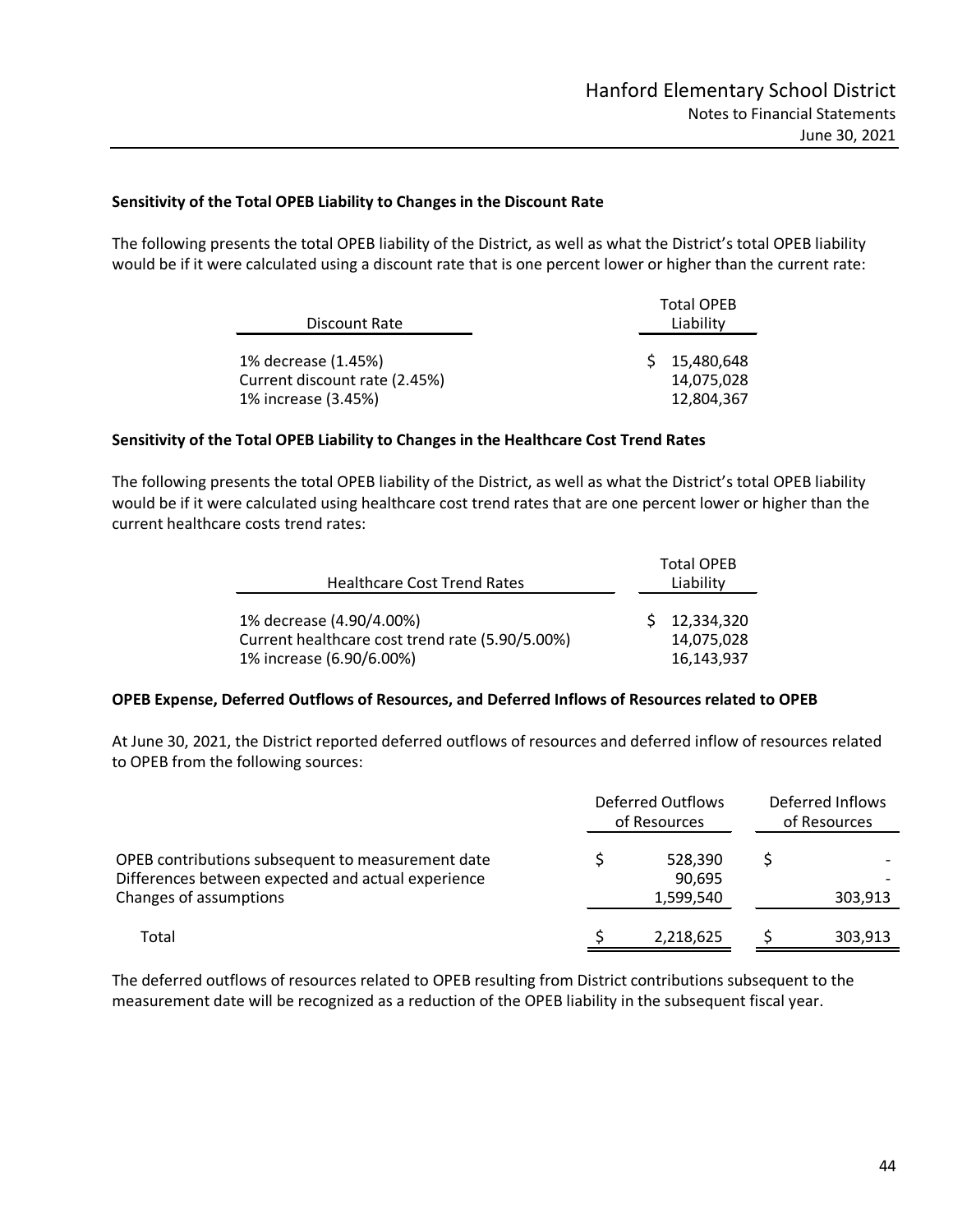### Sensitivity of the Total OPEB Liability to Changes in the Discount Rate

The following presents the total OPEB liability of the District, as well as what the District's total OPEB liability would be if it were calculated using a discount rate that is one percent lower or higher than the current rate:

| Discount Rate | Total OPEB Liability |
|---|---|
| 1% decrease (1.45%) | $ 15,480,648 |
| Current discount rate (2.45%) | 14,075,028 |
| 1% increase (3.45%) | 12,804,367 |

### Sensitivity of the Total OPEB Liability to Changes in the Healthcare Cost Trend Rates

The following presents the total OPEB liability of the District, as well as what the District's total OPEB liability would be if it were calculated using healthcare cost trend rates that are one percent lower or higher than the current healthcare costs trend rates:

| Healthcare Cost Trend Rates | Total OPEB Liability |
|---|---|
| 1% decrease (4.90/4.00%) | $ 12,334,320 |
| Current healthcare cost trend rate (5.90/5.00%) | 14,075,028 |
| 1% increase (6.90/6.00%) | 16,143,937 |

### OPEB Expense, Deferred Outflows of Resources, and Deferred Inflows of Resources related to OPEB

At June 30, 2021, the District reported deferred outflows of resources and deferred inflow of resources related to OPEB from the following sources:

| | Deferred Outflows of Resources | Deferred Inflows of Resources |
|---|---|---|
| OPEB contributions subsequent to measurement date | $ 528,390 | $ - |
| Differences between expected and actual experience | 90,695 | - |
| Changes of assumptions | 1,599,540 | 303,913 |
| Total | $ 2,218,625 | $ 303,913 |

The deferred outflows of resources related to OPEB resulting from District contributions subsequent to the measurement date will be recognized as a reduction of the OPEB liability in the subsequent fiscal year.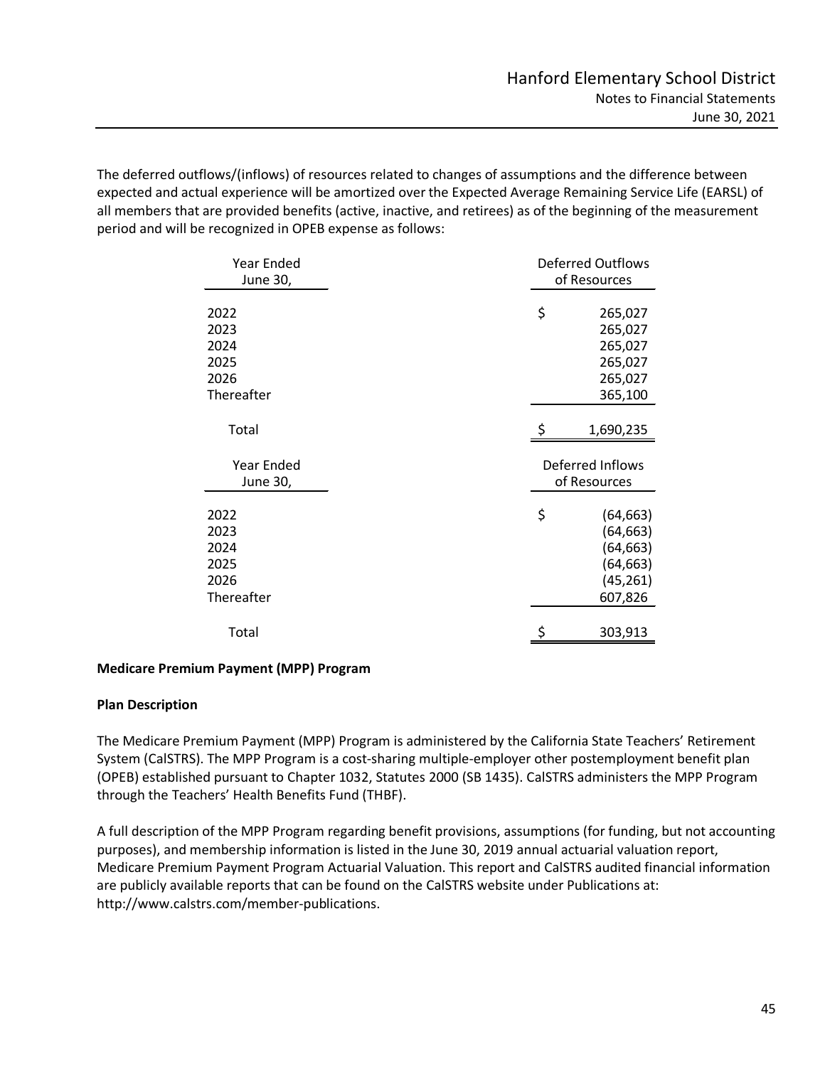The deferred outflows/(inflows) of resources related to changes of assumptions and the difference between expected and actual experience will be amortized over the Expected Average Remaining Service Life (EARSL) of all members that are provided benefits (active, inactive, and retirees) as of the beginning of the measurement period and will be recognized in OPEB expense as follows:

| Year Ended June 30, | Deferred Outflows of Resources |
|---|---|
| 2022 | $ 265,027 |
| 2023 | 265,027 |
| 2024 | 265,027 |
| 2025 | 265,027 |
| 2026 | 265,027 |
| Thereafter | 365,100 |
| Total | $ 1,690,235 |

| Year Ended June 30, | Deferred Inflows of Resources |
|---|---|
| 2022 | $ (64,663) |
| 2023 | (64,663) |
| 2024 | (64,663) |
| 2025 | (64,663) |
| 2026 | (45,261) |
| Thereafter | 607,826 |
| Total | $ 303,913 |

**Medicare Premium Payment (MPP) Program**

**Plan Description**

The Medicare Premium Payment (MPP) Program is administered by the California State Teachers' Retirement System (CalSTRS). The MPP Program is a cost-sharing multiple-employer other postemployment benefit plan (OPEB) established pursuant to Chapter 1032, Statutes 2000 (SB 1435). CalSTRS administers the MPP Program through the Teachers' Health Benefits Fund (THBF).

A full description of the MPP Program regarding benefit provisions, assumptions (for funding, but not accounting purposes), and membership information is listed in the June 30, 2019 annual actuarial valuation report, Medicare Premium Payment Program Actuarial Valuation. This report and CalSTRS audited financial information are publicly available reports that can be found on the CalSTRS website under Publications at: http://www.calstrs.com/member-publications.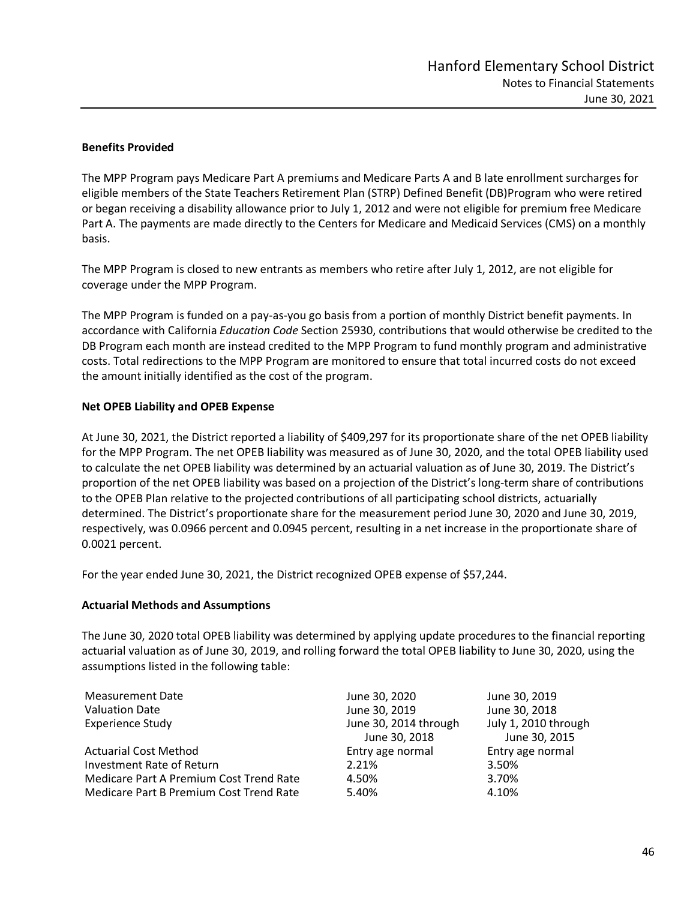**Benefits Provided**

The MPP Program pays Medicare Part A premiums and Medicare Parts A and B late enrollment surcharges for eligible members of the State Teachers Retirement Plan (STRP) Defined Benefit (DB)Program who were retired or began receiving a disability allowance prior to July 1, 2012 and were not eligible for premium free Medicare Part A. The payments are made directly to the Centers for Medicare and Medicaid Services (CMS) on a monthly basis.

The MPP Program is closed to new entrants as members who retire after July 1, 2012, are not eligible for coverage under the MPP Program.

The MPP Program is funded on a pay-as-you go basis from a portion of monthly District benefit payments. In accordance with California *Education Code* Section 25930, contributions that would otherwise be credited to the DB Program each month are instead credited to the MPP Program to fund monthly program and administrative costs. Total redirections to the MPP Program are monitored to ensure that total incurred costs do not exceed the amount initially identified as the cost of the program.

**Net OPEB Liability and OPEB Expense**

At June 30, 2021, the District reported a liability of $409,297 for its proportionate share of the net OPEB liability for the MPP Program. The net OPEB liability was measured as of June 30, 2020, and the total OPEB liability used to calculate the net OPEB liability was determined by an actuarial valuation as of June 30, 2019. The District's proportion of the net OPEB liability was based on a projection of the District's long-term share of contributions to the OPEB Plan relative to the projected contributions of all participating school districts, actuarially determined. The District's proportionate share for the measurement period June 30, 2020 and June 30, 2019, respectively, was 0.0966 percent and 0.0945 percent, resulting in a net increase in the proportionate share of 0.0021 percent.

For the year ended June 30, 2021, the District recognized OPEB expense of $57,244.

**Actuarial Methods and Assumptions**

The June 30, 2020 total OPEB liability was determined by applying update procedures to the financial reporting actuarial valuation as of June 30, 2019, and rolling forward the total OPEB liability to June 30, 2020, using the assumptions listed in the following table:

| | | |
|---|---|---|
| Measurement Date | June 30, 2020 | June 30, 2019 |
| Valuation Date | June 30, 2019 | June 30, 2018 |
| Experience Study | June 30, 2014 through June 30, 2018 | July 1, 2010 through June 30, 2015 |
| Actuarial Cost Method | Entry age normal | Entry age normal |
| Investment Rate of Return | 2.21% | 3.50% |
| Medicare Part A Premium Cost Trend Rate | 4.50% | 3.70% |
| Medicare Part B Premium Cost Trend Rate | 5.40% | 4.10% |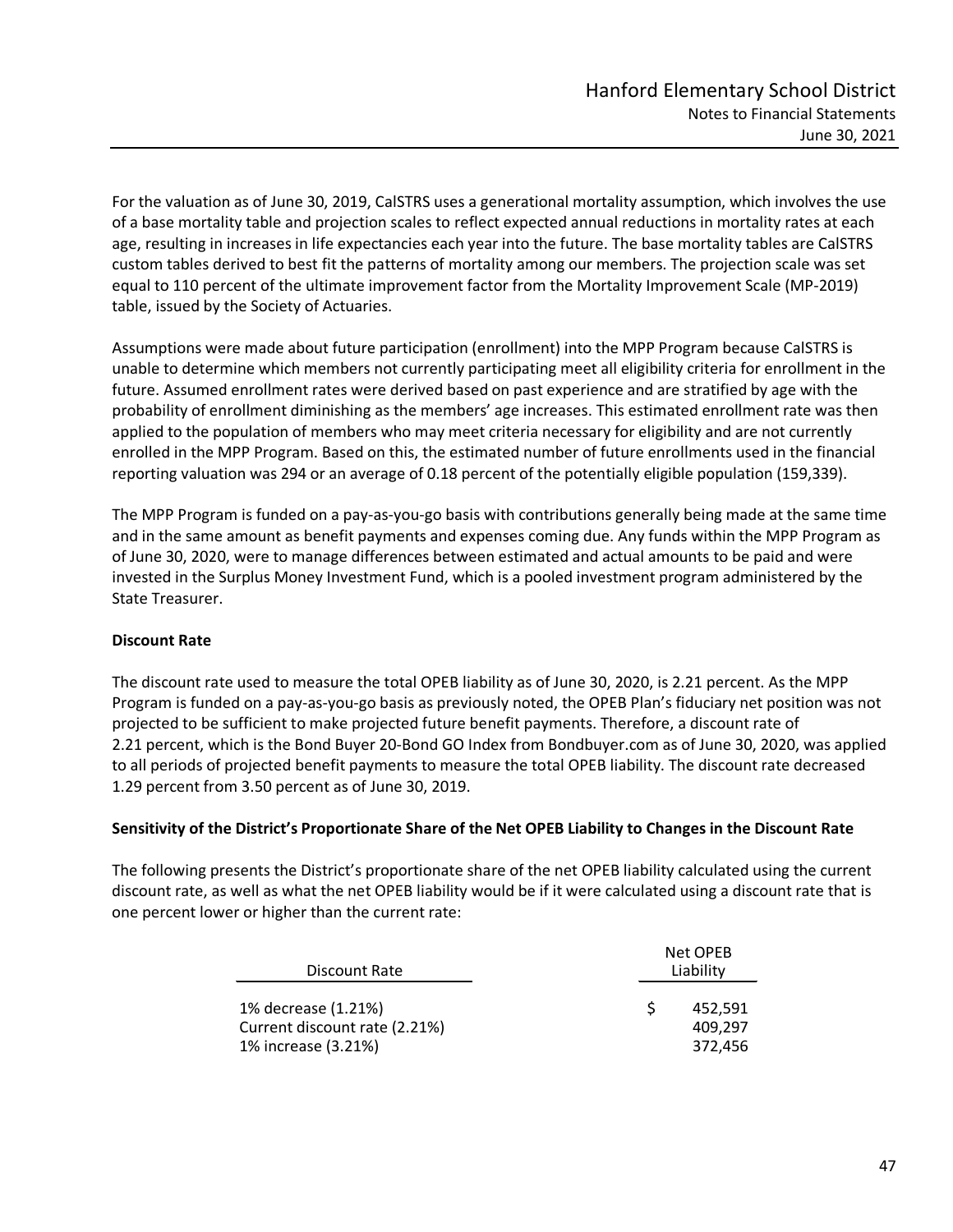For the valuation as of June 30, 2019, CalSTRS uses a generational mortality assumption, which involves the use of a base mortality table and projection scales to reflect expected annual reductions in mortality rates at each age, resulting in increases in life expectancies each year into the future. The base mortality tables are CalSTRS custom tables derived to best fit the patterns of mortality among our members. The projection scale was set equal to 110 percent of the ultimate improvement factor from the Mortality Improvement Scale (MP-2019) table, issued by the Society of Actuaries.

Assumptions were made about future participation (enrollment) into the MPP Program because CalSTRS is unable to determine which members not currently participating meet all eligibility criteria for enrollment in the future. Assumed enrollment rates were derived based on past experience and are stratified by age with the probability of enrollment diminishing as the members' age increases. This estimated enrollment rate was then applied to the population of members who may meet criteria necessary for eligibility and are not currently enrolled in the MPP Program. Based on this, the estimated number of future enrollments used in the financial reporting valuation was 294 or an average of 0.18 percent of the potentially eligible population (159,339).

The MPP Program is funded on a pay-as-you-go basis with contributions generally being made at the same time and in the same amount as benefit payments and expenses coming due. Any funds within the MPP Program as of June 30, 2020, were to manage differences between estimated and actual amounts to be paid and were invested in the Surplus Money Investment Fund, which is a pooled investment program administered by the State Treasurer.

**Discount Rate**

The discount rate used to measure the total OPEB liability as of June 30, 2020, is 2.21 percent. As the MPP Program is funded on a pay-as-you-go basis as previously noted, the OPEB Plan's fiduciary net position was not projected to be sufficient to make projected future benefit payments. Therefore, a discount rate of 2.21 percent, which is the Bond Buyer 20-Bond GO Index from Bondbuyer.com as of June 30, 2020, was applied to all periods of projected benefit payments to measure the total OPEB liability. The discount rate decreased 1.29 percent from 3.50 percent as of June 30, 2019.

**Sensitivity of the District's Proportionate Share of the Net OPEB Liability to Changes in the Discount Rate**

The following presents the District's proportionate share of the net OPEB liability calculated using the current discount rate, as well as what the net OPEB liability would be if it were calculated using a discount rate that is one percent lower or higher than the current rate:

| Discount Rate | Net OPEB Liability |
|---|---|
| 1% decrease (1.21%) | $ 452,591 |
| Current discount rate (2.21%) | 409,297 |
| 1% increase (3.21%) | 372,456 |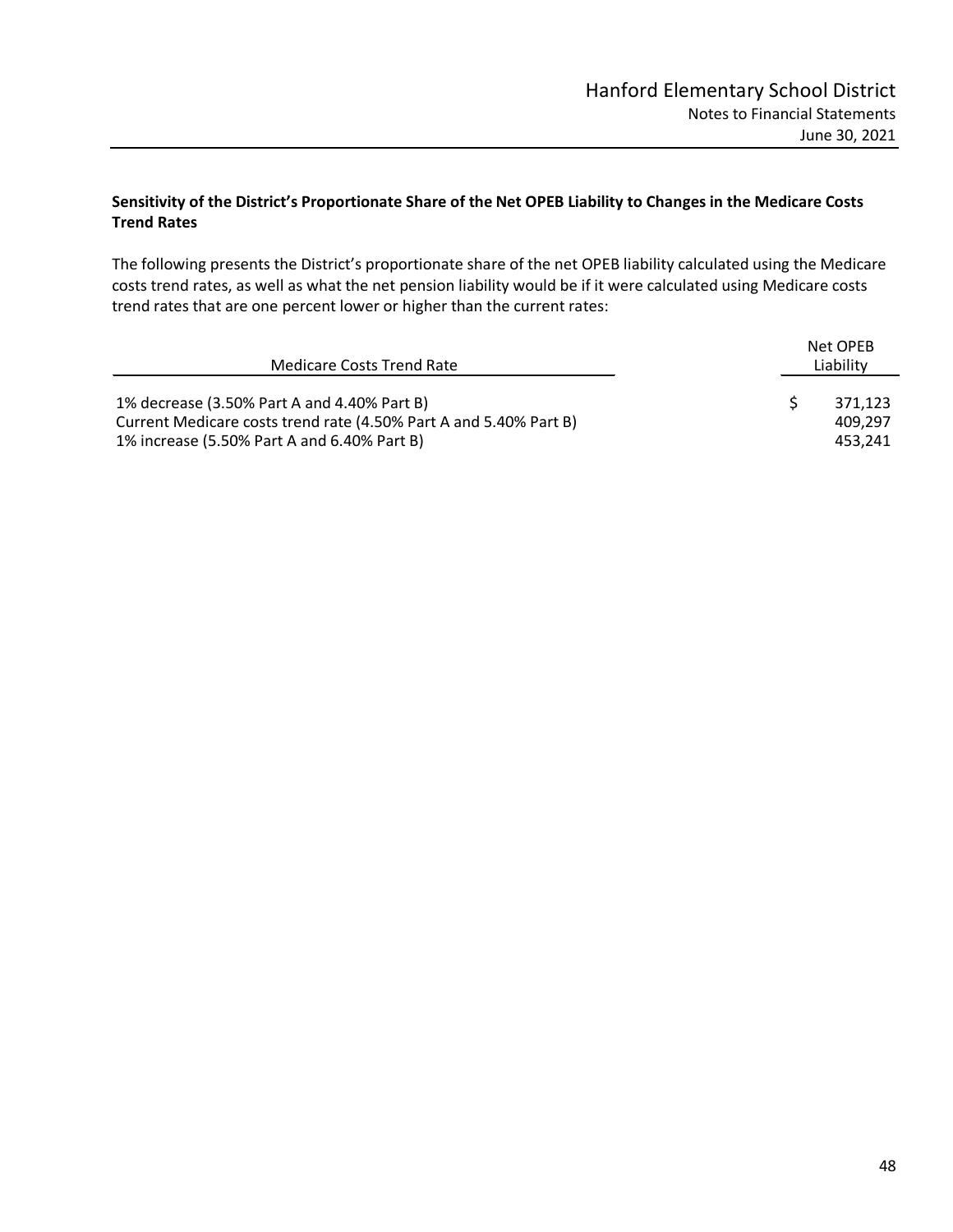**Sensitivity of the District's Proportionate Share of the Net OPEB Liability to Changes in the Medicare Costs Trend Rates**

The following presents the District's proportionate share of the net OPEB liability calculated using the Medicare costs trend rates, as well as what the net pension liability would be if it were calculated using Medicare costs trend rates that are one percent lower or higher than the current rates:

| Medicare Costs Trend Rate | Net OPEB Liability |
|---|---|
| 1% decrease (3.50% Part A and 4.40% Part B) | $ 371,123 |
| Current Medicare costs trend rate (4.50% Part A and 5.40% Part B) | 409,297 |
| 1% increase (5.50% Part A and 6.40% Part B) | 453,241 |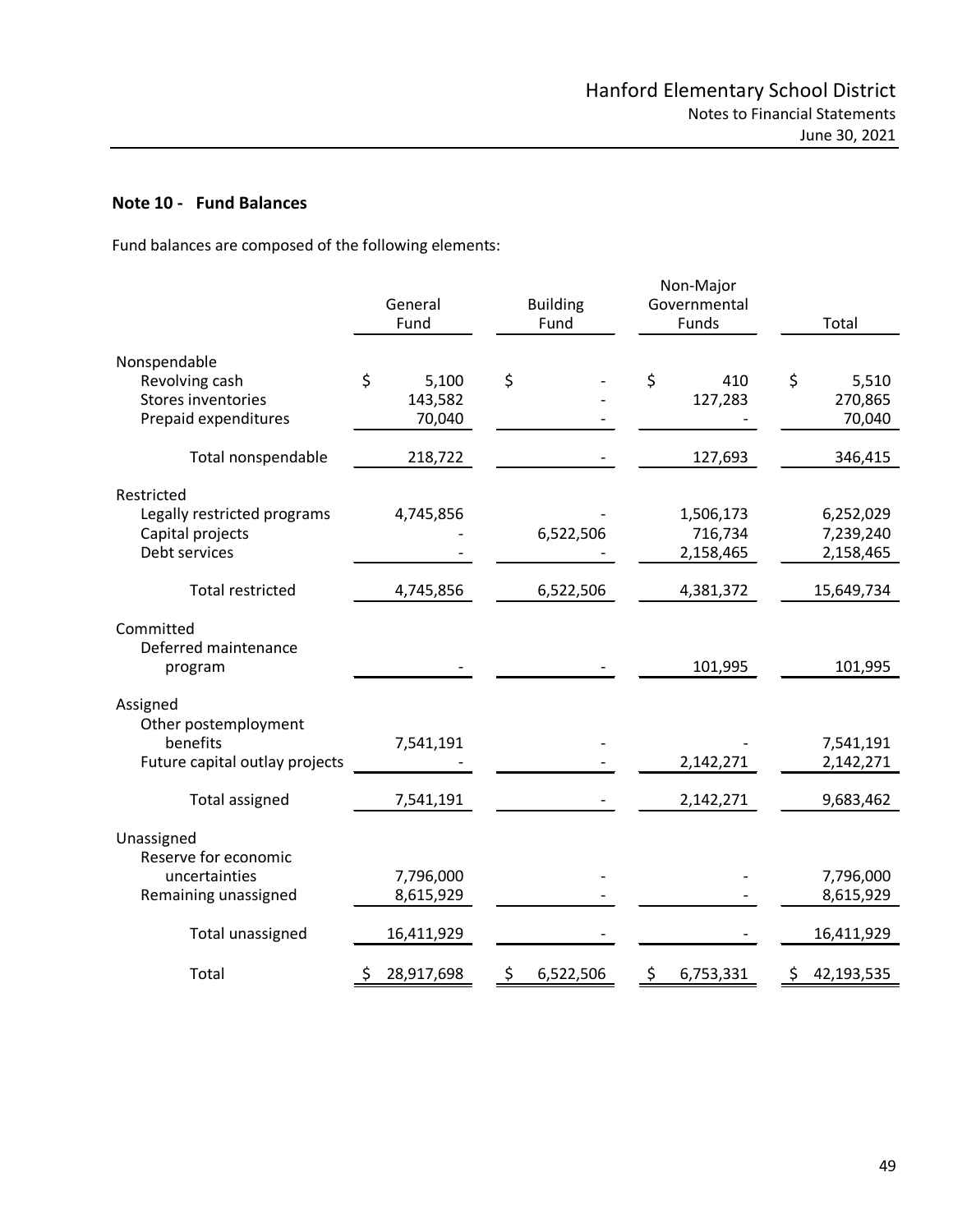## Note 10 - Fund Balances

Fund balances are composed of the following elements:

| | General Fund | Building Fund | Non-Major Governmental Funds | Total |
|---|---|---|---|---|
| Nonspendable | | | | |
| Revolving cash | $ 5,100 | $ - | $ 410 | $ 5,510 |
| Stores inventories | 143,582 | - | 127,283 | 270,865 |
| Prepaid expenditures | 70,040 | - | - | 70,040 |
| Total nonspendable | 218,722 | - | 127,693 | 346,415 |
| Restricted | | | | |
| Legally restricted programs | 4,745,856 | - | 1,506,173 | 6,252,029 |
| Capital projects | - | 6,522,506 | 716,734 | 7,239,240 |
| Debt services | - | - | 2,158,465 | 2,158,465 |
| Total restricted | 4,745,856 | 6,522,506 | 4,381,372 | 15,649,734 |
| Committed | | | | |
| Deferred maintenance program | - | - | 101,995 | 101,995 |
| Assigned | | | | |
| Other postemployment benefits | 7,541,191 | - | - | 7,541,191 |
| Future capital outlay projects | - | - | 2,142,271 | 2,142,271 |
| Total assigned | 7,541,191 | - | 2,142,271 | 9,683,462 |
| Unassigned | | | | |
| Reserve for economic uncertainties | 7,796,000 | - | - | 7,796,000 |
| Remaining unassigned | 8,615,929 | - | - | 8,615,929 |
| Total unassigned | 16,411,929 | - | - | 16,411,929 |
| Total | $ 28,917,698 | $ 6,522,506 | $ 6,753,331 | $ 42,193,535 |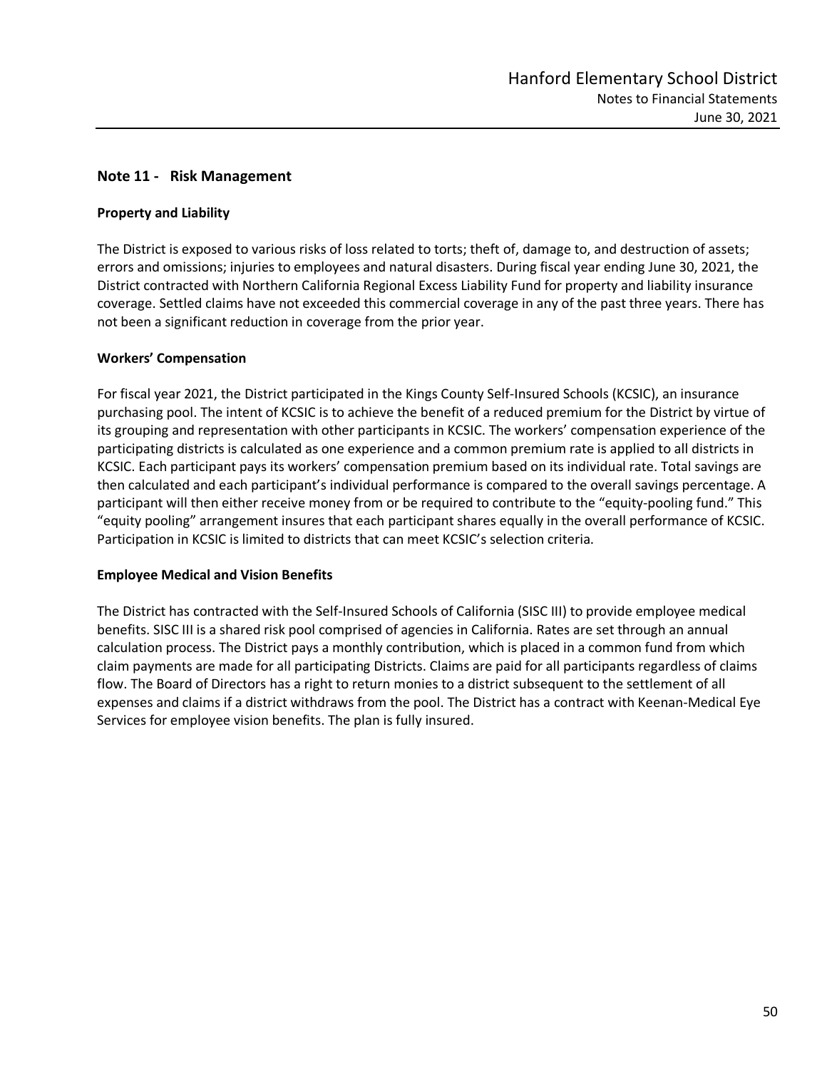## Note 11 - Risk Management

### Property and Liability

The District is exposed to various risks of loss related to torts; theft of, damage to, and destruction of assets; errors and omissions; injuries to employees and natural disasters. During fiscal year ending June 30, 2021, the District contracted with Northern California Regional Excess Liability Fund for property and liability insurance coverage. Settled claims have not exceeded this commercial coverage in any of the past three years. There has not been a significant reduction in coverage from the prior year.

### Workers' Compensation

For fiscal year 2021, the District participated in the Kings County Self-Insured Schools (KCSIC), an insurance purchasing pool. The intent of KCSIC is to achieve the benefit of a reduced premium for the District by virtue of its grouping and representation with other participants in KCSIC. The workers' compensation experience of the participating districts is calculated as one experience and a common premium rate is applied to all districts in KCSIC. Each participant pays its workers' compensation premium based on its individual rate. Total savings are then calculated and each participant's individual performance is compared to the overall savings percentage. A participant will then either receive money from or be required to contribute to the "equity-pooling fund." This "equity pooling" arrangement insures that each participant shares equally in the overall performance of KCSIC. Participation in KCSIC is limited to districts that can meet KCSIC's selection criteria.

### Employee Medical and Vision Benefits

The District has contracted with the Self-Insured Schools of California (SISC III) to provide employee medical benefits. SISC III is a shared risk pool comprised of agencies in California. Rates are set through an annual calculation process. The District pays a monthly contribution, which is placed in a common fund from which claim payments are made for all participating Districts. Claims are paid for all participants regardless of claims flow. The Board of Directors has a right to return monies to a district subsequent to the settlement of all expenses and claims if a district withdraws from the pool. The District has a contract with Keenan-Medical Eye Services for employee vision benefits. The plan is fully insured.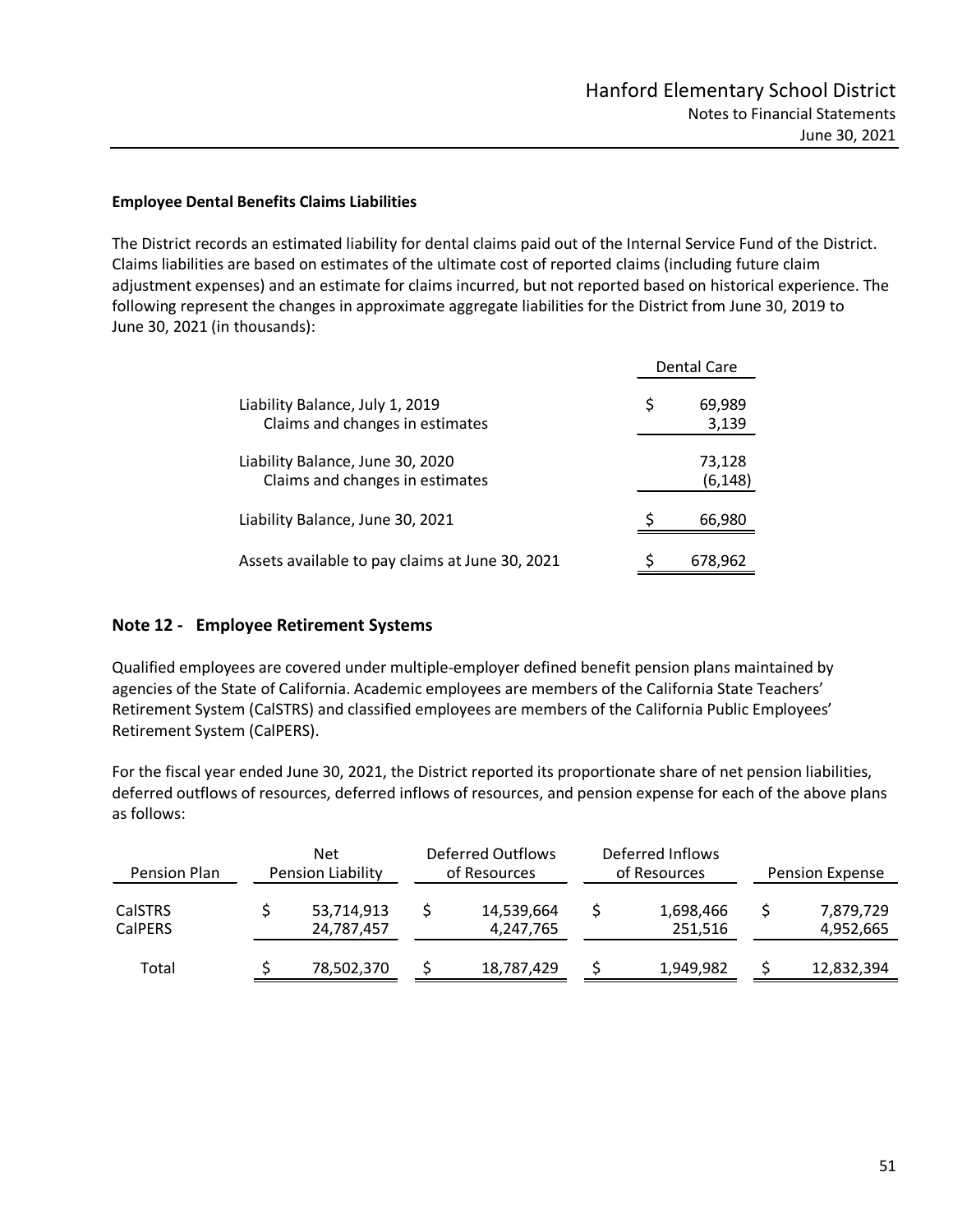### Employee Dental Benefits Claims Liabilities

The District records an estimated liability for dental claims paid out of the Internal Service Fund of the District. Claims liabilities are based on estimates of the ultimate cost of reported claims (including future claim adjustment expenses) and an estimate for claims incurred, but not reported based on historical experience. The following represent the changes in approximate aggregate liabilities for the District from June 30, 2019 to June 30, 2021 (in thousands):

| | Dental Care |
|---|---|
| Liability Balance, July 1, 2019 | $ 69,989 |
| Claims and changes in estimates | 3,139 |
| Liability Balance, June 30, 2020 | 73,128 |
| Claims and changes in estimates | (6,148) |
| Liability Balance, June 30, 2021 | $ 66,980 |
| Assets available to pay claims at June 30, 2021 | $ 678,962 |

## Note 12 - Employee Retirement Systems

Qualified employees are covered under multiple-employer defined benefit pension plans maintained by agencies of the State of California. Academic employees are members of the California State Teachers' Retirement System (CalSTRS) and classified employees are members of the California Public Employees' Retirement System (CalPERS).

For the fiscal year ended June 30, 2021, the District reported its proportionate share of net pension liabilities, deferred outflows of resources, deferred inflows of resources, and pension expense for each of the above plans as follows:

| Pension Plan | Net Pension Liability | Deferred Outflows of Resources | Deferred Inflows of Resources | Pension Expense |
|---|---|---|---|---|
| CalSTRS | $ 53,714,913 | $ 14,539,664 | $ 1,698,466 | $ 7,879,729 |
| CalPERS | 24,787,457 | 4,247,765 | 251,516 | 4,952,665 |
| Total | $ 78,502,370 | $ 18,787,429 | $ 1,949,982 | $ 12,832,394 |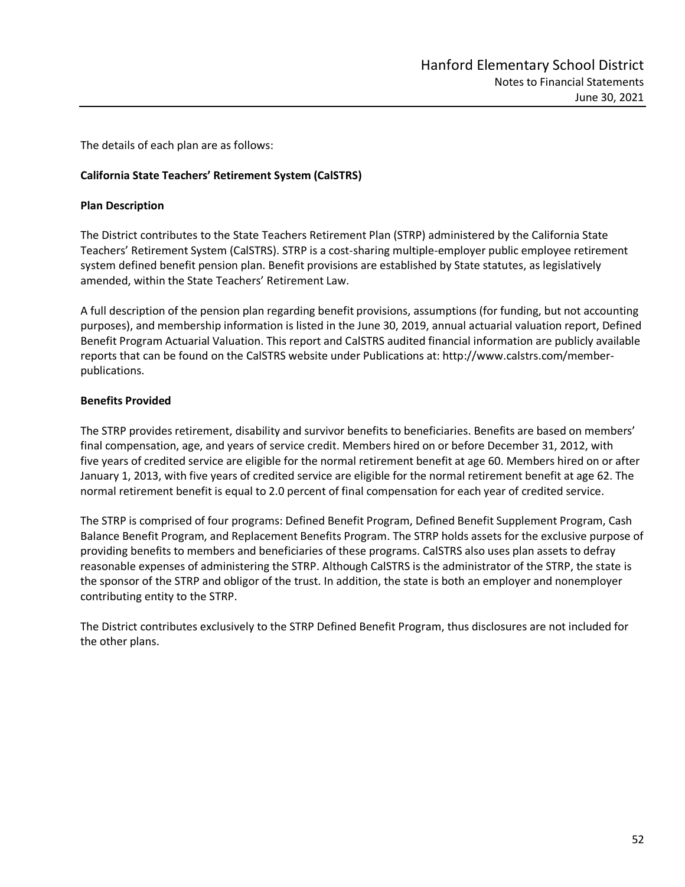The details of each plan are as follows:

### California State Teachers' Retirement System (CalSTRS)

#### Plan Description

The District contributes to the State Teachers Retirement Plan (STRP) administered by the California State Teachers' Retirement System (CalSTRS). STRP is a cost-sharing multiple-employer public employee retirement system defined benefit pension plan. Benefit provisions are established by State statutes, as legislatively amended, within the State Teachers' Retirement Law.

A full description of the pension plan regarding benefit provisions, assumptions (for funding, but not accounting purposes), and membership information is listed in the June 30, 2019, annual actuarial valuation report, Defined Benefit Program Actuarial Valuation. This report and CalSTRS audited financial information are publicly available reports that can be found on the CalSTRS website under Publications at: http://www.calstrs.com/member-publications.

#### Benefits Provided

The STRP provides retirement, disability and survivor benefits to beneficiaries. Benefits are based on members' final compensation, age, and years of service credit. Members hired on or before December 31, 2012, with five years of credited service are eligible for the normal retirement benefit at age 60. Members hired on or after January 1, 2013, with five years of credited service are eligible for the normal retirement benefit at age 62. The normal retirement benefit is equal to 2.0 percent of final compensation for each year of credited service.

The STRP is comprised of four programs: Defined Benefit Program, Defined Benefit Supplement Program, Cash Balance Benefit Program, and Replacement Benefits Program. The STRP holds assets for the exclusive purpose of providing benefits to members and beneficiaries of these programs. CalSTRS also uses plan assets to defray reasonable expenses of administering the STRP. Although CalSTRS is the administrator of the STRP, the state is the sponsor of the STRP and obligor of the trust. In addition, the state is both an employer and nonemployer contributing entity to the STRP.

The District contributes exclusively to the STRP Defined Benefit Program, thus disclosures are not included for the other plans.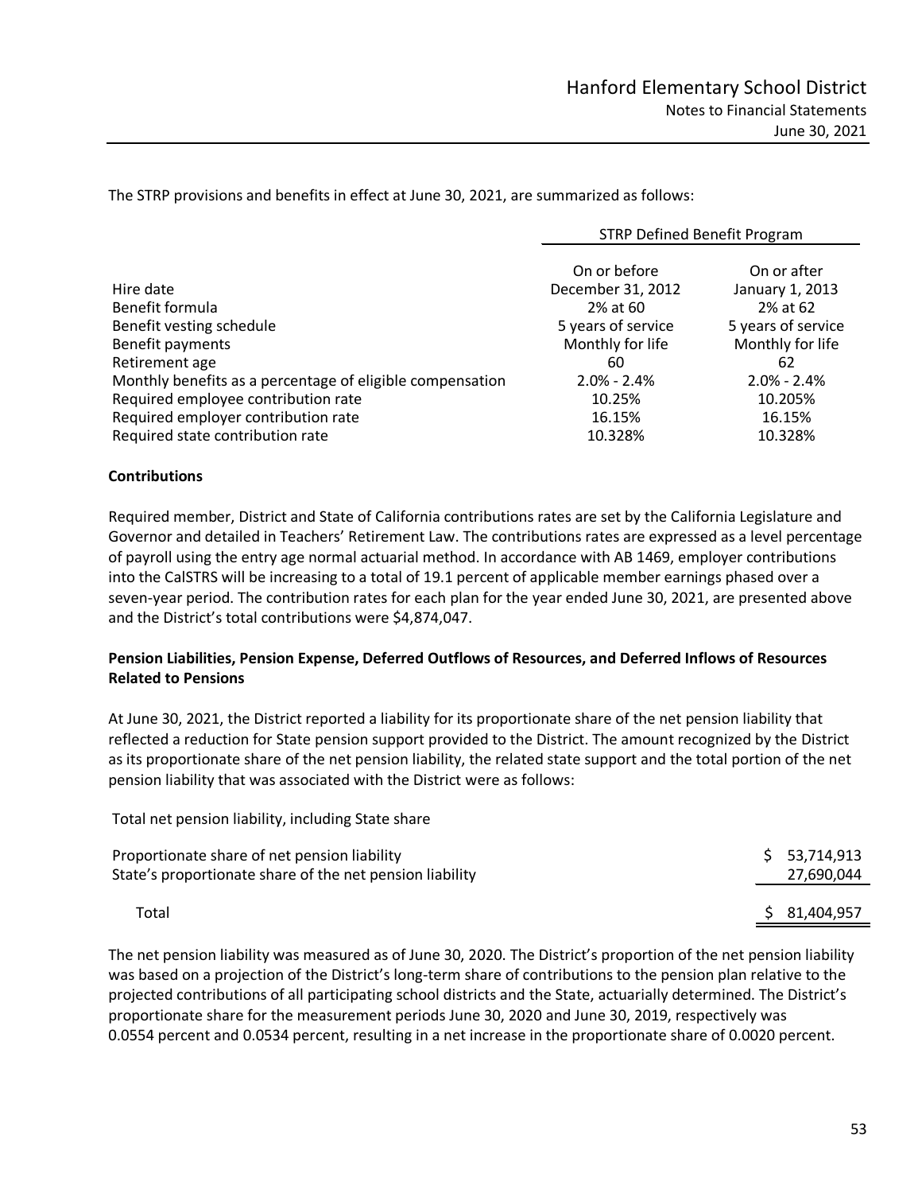The STRP provisions and benefits in effect at June 30, 2021, are summarized as follows:

| | STRP Defined Benefit Program | |
|---|---|---|
| | On or before | On or after |
| Hire date | December 31, 2012 | January 1, 2013 |
| Benefit formula | 2% at 60 | 2% at 62 |
| Benefit vesting schedule | 5 years of service | 5 years of service |
| Benefit payments | Monthly for life | Monthly for life |
| Retirement age | 60 | 62 |
| Monthly benefits as a percentage of eligible compensation | 2.0% - 2.4% | 2.0% - 2.4% |
| Required employee contribution rate | 10.25% | 10.205% |
| Required employer contribution rate | 16.15% | 16.15% |
| Required state contribution rate | 10.328% | 10.328% |

**Contributions**

Required member, District and State of California contributions rates are set by the California Legislature and Governor and detailed in Teachers' Retirement Law. The contributions rates are expressed as a level percentage of payroll using the entry age normal actuarial method. In accordance with AB 1469, employer contributions into the CalSTRS will be increasing to a total of 19.1 percent of applicable member earnings phased over a seven-year period. The contribution rates for each plan for the year ended June 30, 2021, are presented above and the District's total contributions were $4,874,047.

**Pension Liabilities, Pension Expense, Deferred Outflows of Resources, and Deferred Inflows of Resources Related to Pensions**

At June 30, 2021, the District reported a liability for its proportionate share of the net pension liability that reflected a reduction for State pension support provided to the District. The amount recognized by the District as its proportionate share of the net pension liability, the related state support and the total portion of the net pension liability that was associated with the District were as follows:

| Total net pension liability, including State share | |
|---|---|
| Proportionate share of net pension liability | $ 53,714,913 |
| State's proportionate share of the net pension liability | 27,690,044 |
| Total | $ 81,404,957 |

The net pension liability was measured as of June 30, 2020. The District's proportion of the net pension liability was based on a projection of the District's long-term share of contributions to the pension plan relative to the projected contributions of all participating school districts and the State, actuarially determined. The District's proportionate share for the measurement periods June 30, 2020 and June 30, 2019, respectively was 0.0554 percent and 0.0534 percent, resulting in a net increase in the proportionate share of 0.0020 percent.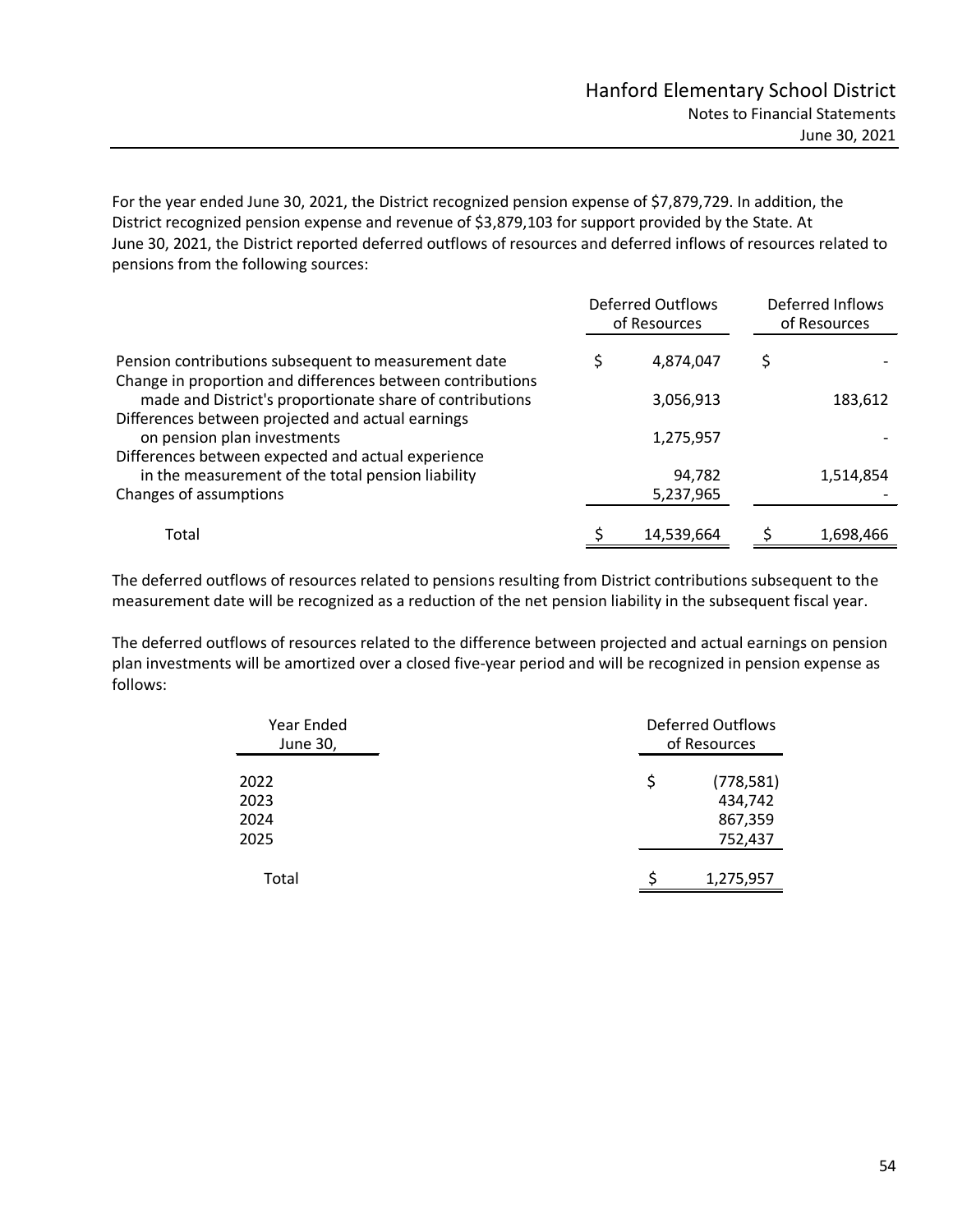For the year ended June 30, 2021, the District recognized pension expense of $7,879,729. In addition, the District recognized pension expense and revenue of $3,879,103 for support provided by the State. At June 30, 2021, the District reported deferred outflows of resources and deferred inflows of resources related to pensions from the following sources:

| | Deferred Outflows of Resources | Deferred Inflows of Resources |
|---|---|---|
| Pension contributions subsequent to measurement date | $ 4,874,047 | $ - |
| Change in proportion and differences between contributions made and District's proportionate share of contributions | 3,056,913 | 183,612 |
| Differences between projected and actual earnings on pension plan investments | 1,275,957 | - |
| Differences between expected and actual experience in the measurement of the total pension liability | 94,782 | 1,514,854 |
| Changes of assumptions | 5,237,965 | - |
| Total | $ 14,539,664 | $ 1,698,466 |

The deferred outflows of resources related to pensions resulting from District contributions subsequent to the measurement date will be recognized as a reduction of the net pension liability in the subsequent fiscal year.

The deferred outflows of resources related to the difference between projected and actual earnings on pension plan investments will be amortized over a closed five-year period and will be recognized in pension expense as follows:

| Year Ended June 30, | Deferred Outflows of Resources |
|---|---|
| 2022 | $ (778,581) |
| 2023 | 434,742 |
| 2024 | 867,359 |
| 2025 | 752,437 |
| Total | $ 1,275,957 |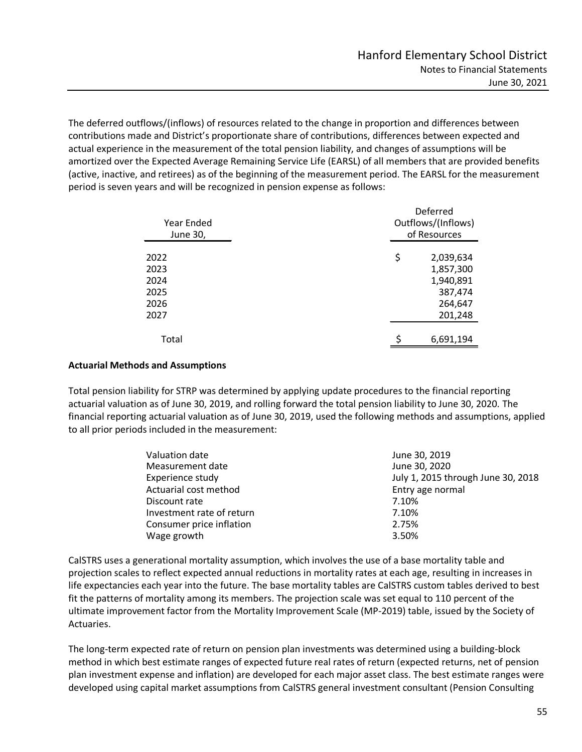The deferred outflows/(inflows) of resources related to the change in proportion and differences between contributions made and District's proportionate share of contributions, differences between expected and actual experience in the measurement of the total pension liability, and changes of assumptions will be amortized over the Expected Average Remaining Service Life (EARSL) of all members that are provided benefits (active, inactive, and retirees) as of the beginning of the measurement period. The EARSL for the measurement period is seven years and will be recognized in pension expense as follows:

| Year Ended June 30, | Deferred Outflows/(Inflows) of Resources |
|---|---|
| 2022 | $ 2,039,634 |
| 2023 | 1,857,300 |
| 2024 | 1,940,891 |
| 2025 | 387,474 |
| 2026 | 264,647 |
| 2027 | 201,248 |
| Total | $ 6,691,194 |

**Actuarial Methods and Assumptions**

Total pension liability for STRP was determined by applying update procedures to the financial reporting actuarial valuation as of June 30, 2019, and rolling forward the total pension liability to June 30, 2020. The financial reporting actuarial valuation as of June 30, 2019, used the following methods and assumptions, applied to all prior periods included in the measurement:

| | |
|---|---|
| Valuation date | June 30, 2019 |
| Measurement date | June 30, 2020 |
| Experience study | July 1, 2015 through June 30, 2018 |
| Actuarial cost method | Entry age normal |
| Discount rate | 7.10% |
| Investment rate of return | 7.10% |
| Consumer price inflation | 2.75% |
| Wage growth | 3.50% |

CalSTRS uses a generational mortality assumption, which involves the use of a base mortality table and projection scales to reflect expected annual reductions in mortality rates at each age, resulting in increases in life expectancies each year into the future. The base mortality tables are CalSTRS custom tables derived to best fit the patterns of mortality among its members. The projection scale was set equal to 110 percent of the ultimate improvement factor from the Mortality Improvement Scale (MP-2019) table, issued by the Society of Actuaries.

The long-term expected rate of return on pension plan investments was determined using a building-block method in which best estimate ranges of expected future real rates of return (expected returns, net of pension plan investment expense and inflation) are developed for each major asset class. The best estimate ranges were developed using capital market assumptions from CalSTRS general investment consultant (Pension Consulting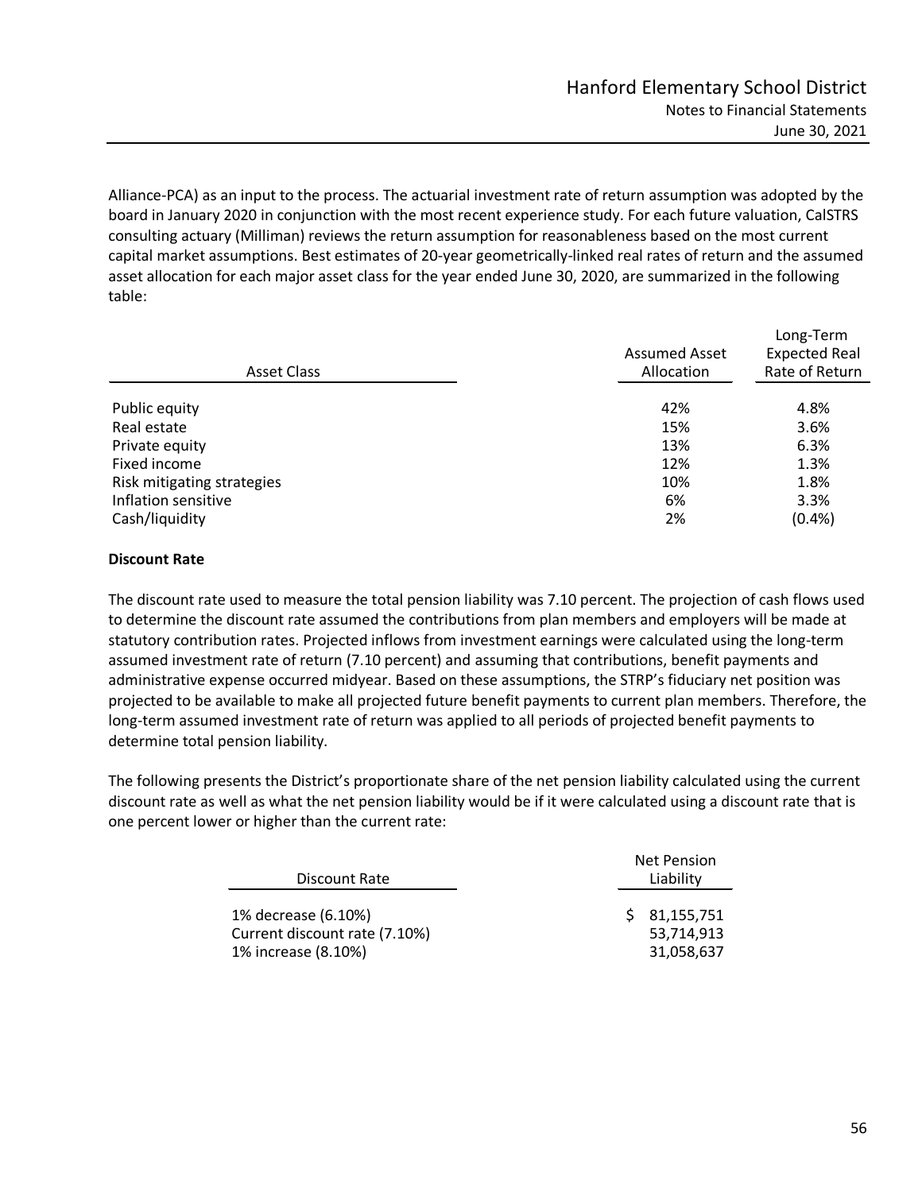Alliance-PCA) as an input to the process. The actuarial investment rate of return assumption was adopted by the board in January 2020 in conjunction with the most recent experience study. For each future valuation, CalSTRS consulting actuary (Milliman) reviews the return assumption for reasonableness based on the most current capital market assumptions. Best estimates of 20-year geometrically-linked real rates of return and the assumed asset allocation for each major asset class for the year ended June 30, 2020, are summarized in the following table:

| Asset Class | Assumed Asset Allocation | Long-Term Expected Real Rate of Return |
|---|---|---|
| Public equity | 42% | 4.8% |
| Real estate | 15% | 3.6% |
| Private equity | 13% | 6.3% |
| Fixed income | 12% | 1.3% |
| Risk mitigating strategies | 10% | 1.8% |
| Inflation sensitive | 6% | 3.3% |
| Cash/liquidity | 2% | (0.4%) |

**Discount Rate**

The discount rate used to measure the total pension liability was 7.10 percent. The projection of cash flows used to determine the discount rate assumed the contributions from plan members and employers will be made at statutory contribution rates. Projected inflows from investment earnings were calculated using the long-term assumed investment rate of return (7.10 percent) and assuming that contributions, benefit payments and administrative expense occurred midyear. Based on these assumptions, the STRP's fiduciary net position was projected to be available to make all projected future benefit payments to current plan members. Therefore, the long-term assumed investment rate of return was applied to all periods of projected benefit payments to determine total pension liability.

The following presents the District's proportionate share of the net pension liability calculated using the current discount rate as well as what the net pension liability would be if it were calculated using a discount rate that is one percent lower or higher than the current rate:

| Discount Rate | Net Pension Liability |
|---|---|
| 1% decrease (6.10%) | $ 81,155,751 |
| Current discount rate (7.10%) | 53,714,913 |
| 1% increase (8.10%) | 31,058,637 |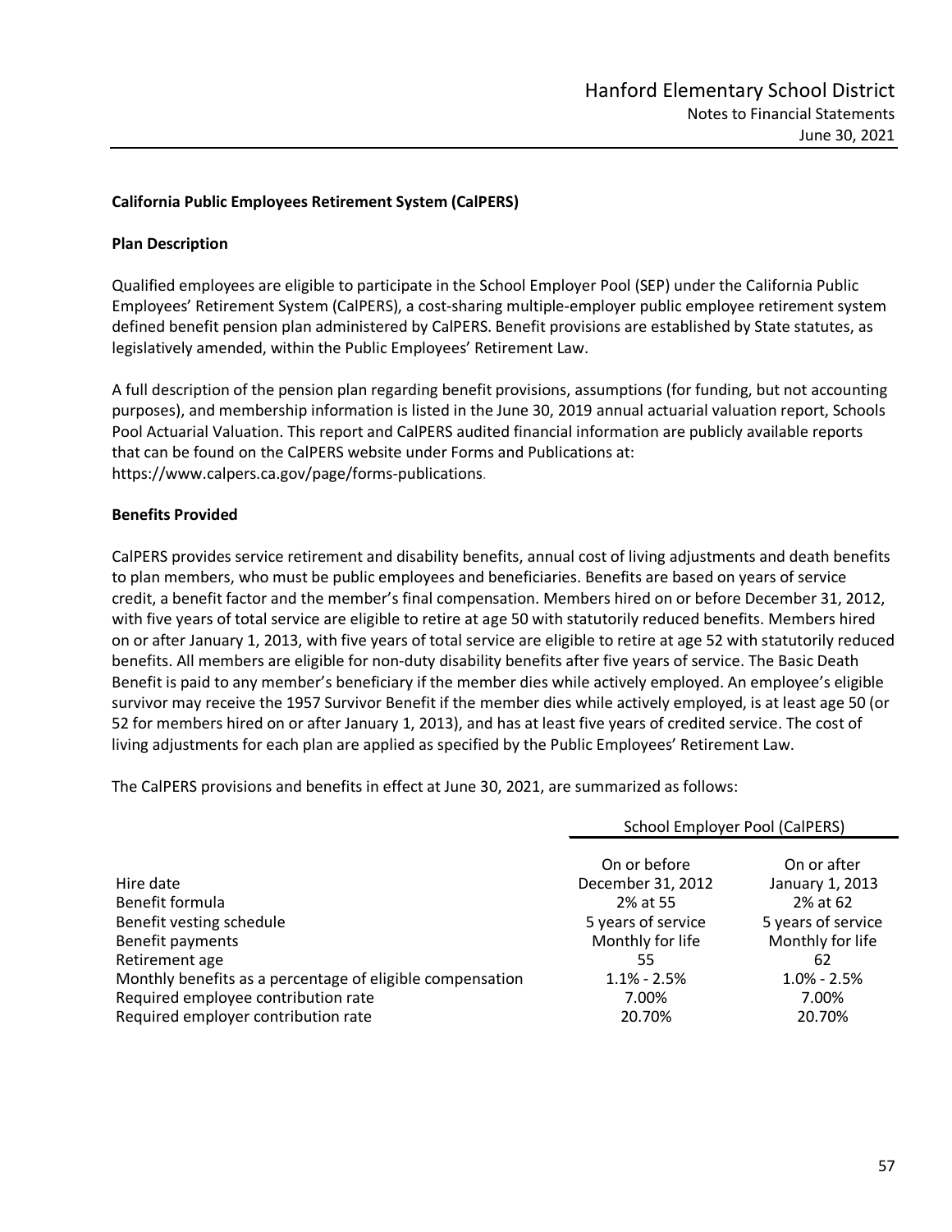**California Public Employees Retirement System (CalPERS)**

**Plan Description**

Qualified employees are eligible to participate in the School Employer Pool (SEP) under the California Public Employees' Retirement System (CalPERS), a cost-sharing multiple-employer public employee retirement system defined benefit pension plan administered by CalPERS. Benefit provisions are established by State statutes, as legislatively amended, within the Public Employees' Retirement Law.

A full description of the pension plan regarding benefit provisions, assumptions (for funding, but not accounting purposes), and membership information is listed in the June 30, 2019 annual actuarial valuation report, Schools Pool Actuarial Valuation. This report and CalPERS audited financial information are publicly available reports that can be found on the CalPERS website under Forms and Publications at: https://www.calpers.ca.gov/page/forms-publications.

**Benefits Provided**

CalPERS provides service retirement and disability benefits, annual cost of living adjustments and death benefits to plan members, who must be public employees and beneficiaries. Benefits are based on years of service credit, a benefit factor and the member's final compensation. Members hired on or before December 31, 2012, with five years of total service are eligible to retire at age 50 with statutorily reduced benefits. Members hired on or after January 1, 2013, with five years of total service are eligible to retire at age 52 with statutorily reduced benefits. All members are eligible for non-duty disability benefits after five years of service. The Basic Death Benefit is paid to any member's beneficiary if the member dies while actively employed. An employee's eligible survivor may receive the 1957 Survivor Benefit if the member dies while actively employed, is at least age 50 (or 52 for members hired on or after January 1, 2013), and has at least five years of credited service. The cost of living adjustments for each plan are applied as specified by the Public Employees' Retirement Law.

The CalPERS provisions and benefits in effect at June 30, 2021, are summarized as follows:

| | School Employer Pool (CalPERS) | |
|---|---|---|
| Hire date | On or before December 31, 2012 | On or after January 1, 2013 |
| Benefit formula | 2% at 55 | 2% at 62 |
| Benefit vesting schedule | 5 years of service | 5 years of service |
| Benefit payments | Monthly for life | Monthly for life |
| Retirement age | 55 | 62 |
| Monthly benefits as a percentage of eligible compensation | 1.1% - 2.5% | 1.0% - 2.5% |
| Required employee contribution rate | 7.00% | 7.00% |
| Required employer contribution rate | 20.70% | 20.70% |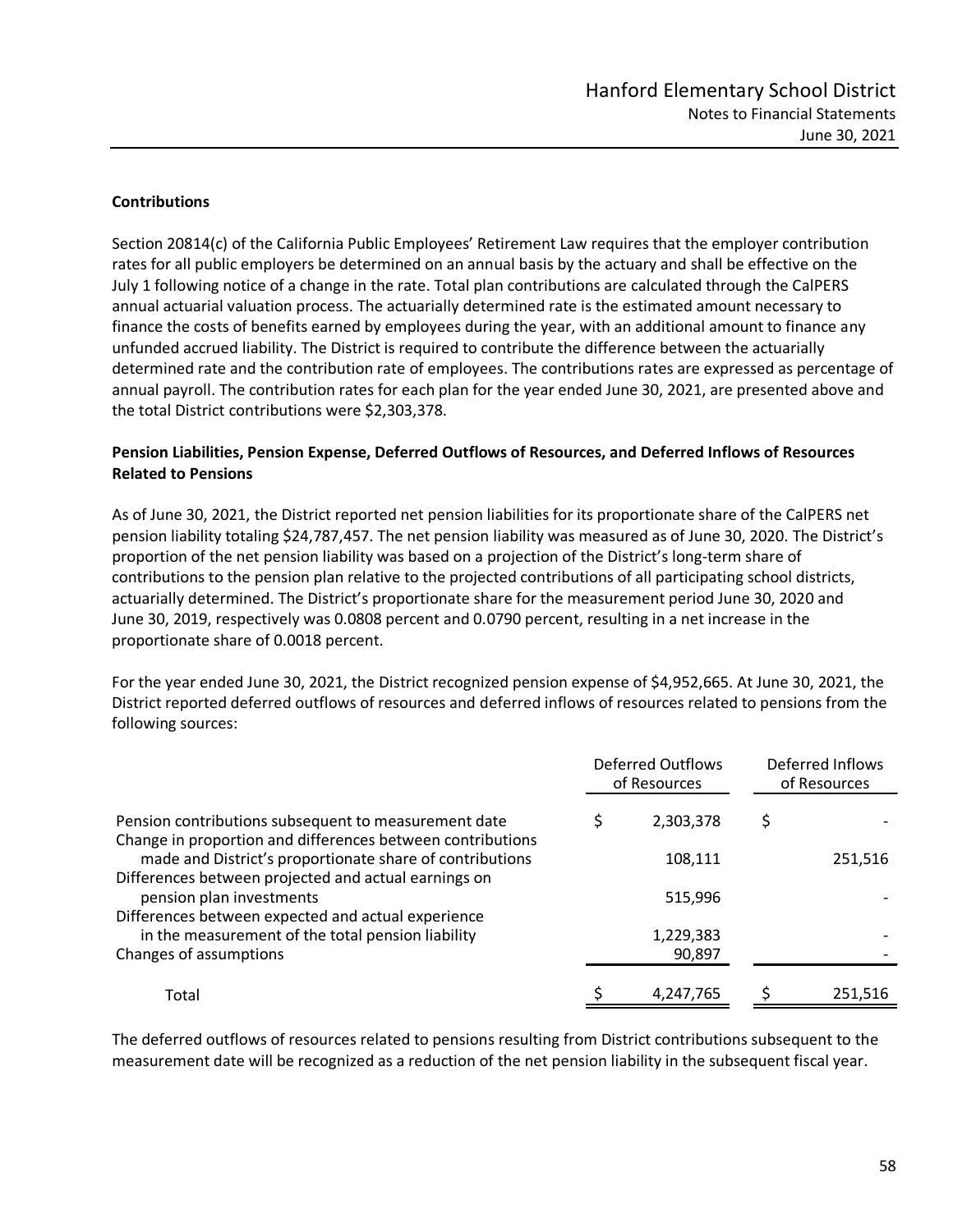**Contributions**

Section 20814(c) of the California Public Employees' Retirement Law requires that the employer contribution rates for all public employers be determined on an annual basis by the actuary and shall be effective on the July 1 following notice of a change in the rate. Total plan contributions are calculated through the CalPERS annual actuarial valuation process. The actuarially determined rate is the estimated amount necessary to finance the costs of benefits earned by employees during the year, with an additional amount to finance any unfunded accrued liability. The District is required to contribute the difference between the actuarially determined rate and the contribution rate of employees. The contributions rates are expressed as percentage of annual payroll. The contribution rates for each plan for the year ended June 30, 2021, are presented above and the total District contributions were $2,303,378.

**Pension Liabilities, Pension Expense, Deferred Outflows of Resources, and Deferred Inflows of Resources Related to Pensions**

As of June 30, 2021, the District reported net pension liabilities for its proportionate share of the CalPERS net pension liability totaling $24,787,457. The net pension liability was measured as of June 30, 2020. The District's proportion of the net pension liability was based on a projection of the District's long-term share of contributions to the pension plan relative to the projected contributions of all participating school districts, actuarially determined. The District's proportionate share for the measurement period June 30, 2020 and June 30, 2019, respectively was 0.0808 percent and 0.0790 percent, resulting in a net increase in the proportionate share of 0.0018 percent.

For the year ended June 30, 2021, the District recognized pension expense of $4,952,665. At June 30, 2021, the District reported deferred outflows of resources and deferred inflows of resources related to pensions from the following sources:

| | Deferred Outflows of Resources | Deferred Inflows of Resources |
|---|---|---|
| Pension contributions subsequent to measurement date | $ 2,303,378 | $ - |
| Change in proportion and differences between contributions made and District's proportionate share of contributions | 108,111 | 251,516 |
| Differences between projected and actual earnings on pension plan investments | 515,996 | - |
| Differences between expected and actual experience in the measurement of the total pension liability | 1,229,383 | - |
| Changes of assumptions | 90,897 | - |
| Total | $ 4,247,765 | $ 251,516 |

The deferred outflows of resources related to pensions resulting from District contributions subsequent to the measurement date will be recognized as a reduction of the net pension liability in the subsequent fiscal year.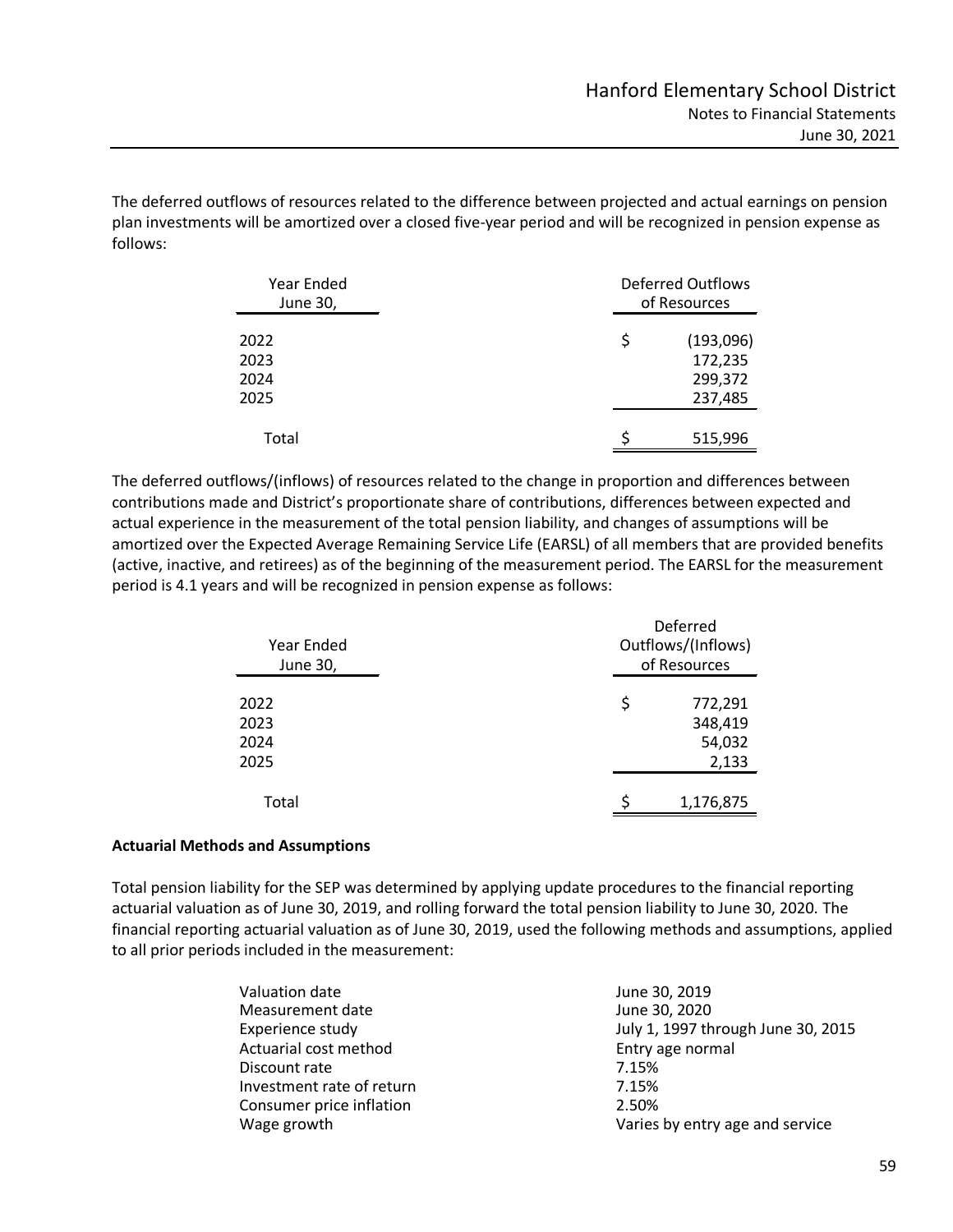The deferred outflows of resources related to the difference between projected and actual earnings on pension plan investments will be amortized over a closed five-year period and will be recognized in pension expense as follows:

| Year Ended June 30, | Deferred Outflows of Resources |
|---|---|
| 2022 | $ (193,096) |
| 2023 | 172,235 |
| 2024 | 299,372 |
| 2025 | 237,485 |
| Total | $ 515,996 |

The deferred outflows/(inflows) of resources related to the change in proportion and differences between contributions made and District's proportionate share of contributions, differences between expected and actual experience in the measurement of the total pension liability, and changes of assumptions will be amortized over the Expected Average Remaining Service Life (EARSL) of all members that are provided benefits (active, inactive, and retirees) as of the beginning of the measurement period. The EARSL for the measurement period is 4.1 years and will be recognized in pension expense as follows:

| Year Ended June 30, | Deferred Outflows/(Inflows) of Resources |
|---|---|
| 2022 | $ 772,291 |
| 2023 | 348,419 |
| 2024 | 54,032 |
| 2025 | 2,133 |
| Total | $ 1,176,875 |

**Actuarial Methods and Assumptions**

Total pension liability for the SEP was determined by applying update procedures to the financial reporting actuarial valuation as of June 30, 2019, and rolling forward the total pension liability to June 30, 2020. The financial reporting actuarial valuation as of June 30, 2019, used the following methods and assumptions, applied to all prior periods included in the measurement:

| | |
|---|---|
| Valuation date | June 30, 2019 |
| Measurement date | June 30, 2020 |
| Experience study | July 1, 1997 through June 30, 2015 |
| Actuarial cost method | Entry age normal |
| Discount rate | 7.15% |
| Investment rate of return | 7.15% |
| Consumer price inflation | 2.50% |
| Wage growth | Varies by entry age and service |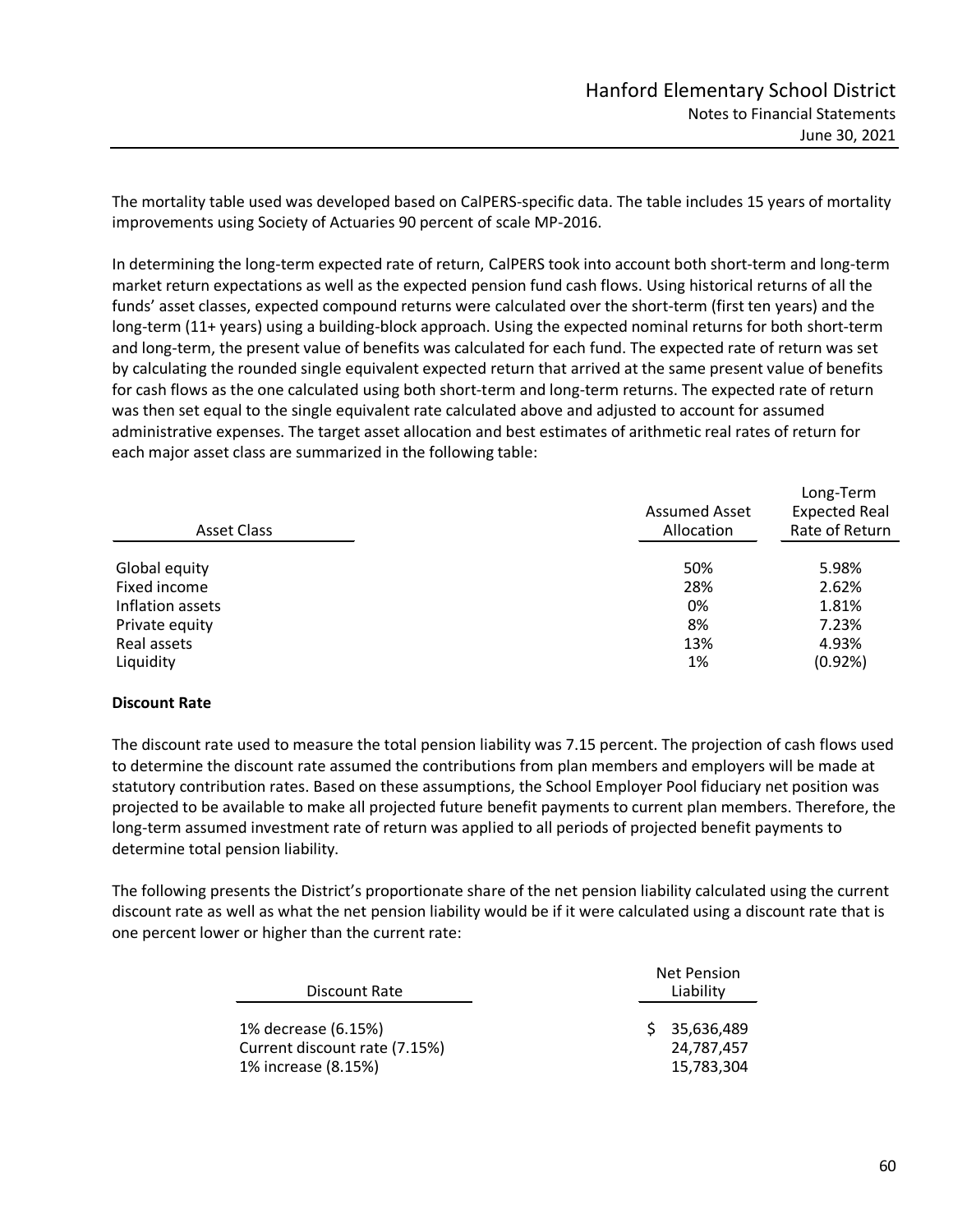The mortality table used was developed based on CalPERS-specific data. The table includes 15 years of mortality improvements using Society of Actuaries 90 percent of scale MP-2016.

In determining the long-term expected rate of return, CalPERS took into account both short-term and long-term market return expectations as well as the expected pension fund cash flows. Using historical returns of all the funds' asset classes, expected compound returns were calculated over the short-term (first ten years) and the long-term (11+ years) using a building-block approach. Using the expected nominal returns for both short-term and long-term, the present value of benefits was calculated for each fund. The expected rate of return was set by calculating the rounded single equivalent expected return that arrived at the same present value of benefits for cash flows as the one calculated using both short-term and long-term returns. The expected rate of return was then set equal to the single equivalent rate calculated above and adjusted to account for assumed administrative expenses. The target asset allocation and best estimates of arithmetic real rates of return for each major asset class are summarized in the following table:

| Asset Class | Assumed Asset Allocation | Long-Term Expected Real Rate of Return |
|---|---|---|
| Global equity | 50% | 5.98% |
| Fixed income | 28% | 2.62% |
| Inflation assets | 0% | 1.81% |
| Private equity | 8% | 7.23% |
| Real assets | 13% | 4.93% |
| Liquidity | 1% | (0.92%) |

**Discount Rate**

The discount rate used to measure the total pension liability was 7.15 percent. The projection of cash flows used to determine the discount rate assumed the contributions from plan members and employers will be made at statutory contribution rates. Based on these assumptions, the School Employer Pool fiduciary net position was projected to be available to make all projected future benefit payments to current plan members. Therefore, the long-term assumed investment rate of return was applied to all periods of projected benefit payments to determine total pension liability.

The following presents the District's proportionate share of the net pension liability calculated using the current discount rate as well as what the net pension liability would be if it were calculated using a discount rate that is one percent lower or higher than the current rate:

| Discount Rate | Net Pension Liability |
|---|---|
| 1% decrease (6.15%) | $ 35,636,489 |
| Current discount rate (7.15%) | 24,787,457 |
| 1% increase (8.15%) | 15,783,304 |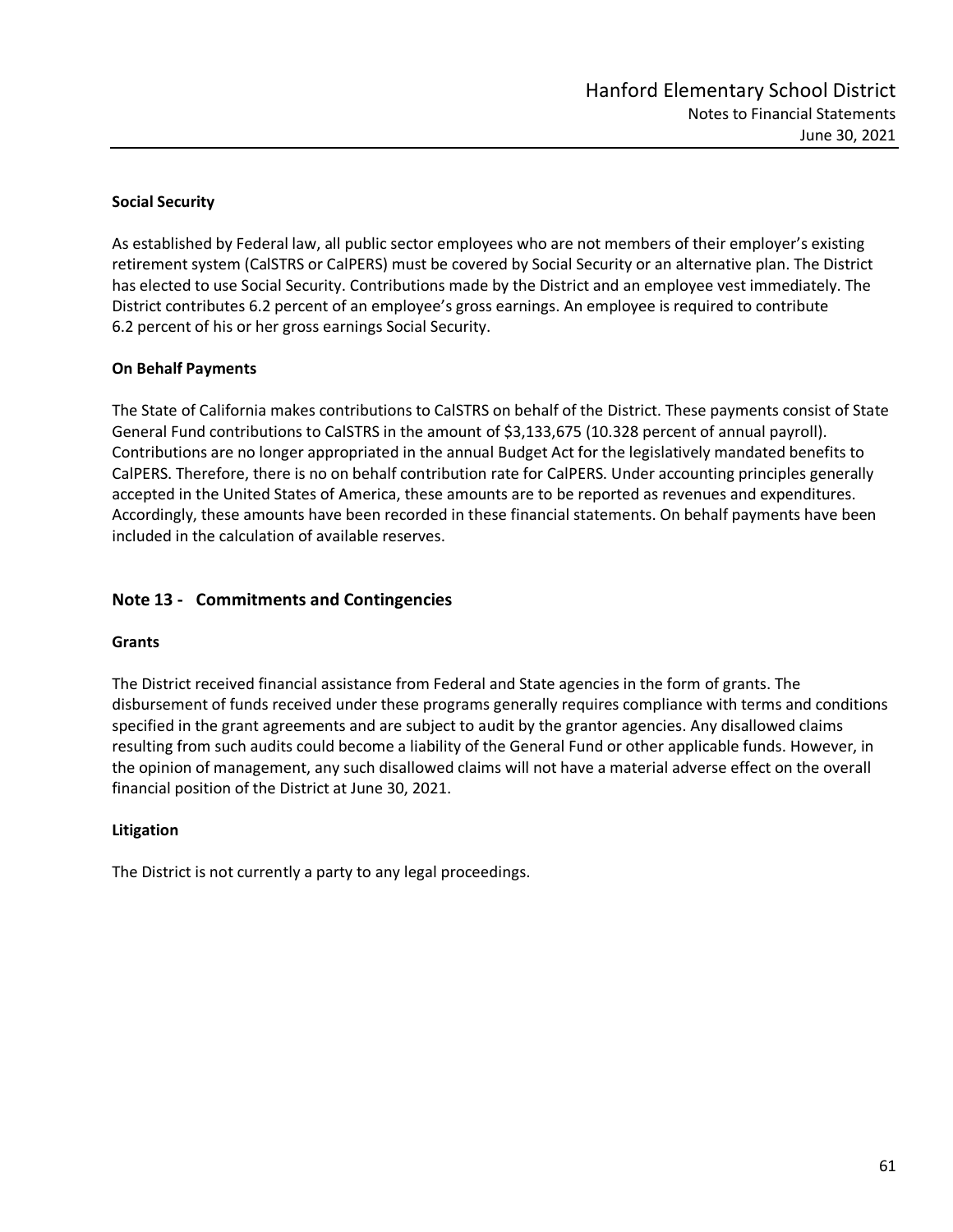### Social Security

As established by Federal law, all public sector employees who are not members of their employer's existing retirement system (CalSTRS or CalPERS) must be covered by Social Security or an alternative plan. The District has elected to use Social Security. Contributions made by the District and an employee vest immediately. The District contributes 6.2 percent of an employee's gross earnings. An employee is required to contribute 6.2 percent of his or her gross earnings Social Security.

### On Behalf Payments

The State of California makes contributions to CalSTRS on behalf of the District. These payments consist of State General Fund contributions to CalSTRS in the amount of $3,133,675 (10.328 percent of annual payroll). Contributions are no longer appropriated in the annual Budget Act for the legislatively mandated benefits to CalPERS. Therefore, there is no on behalf contribution rate for CalPERS. Under accounting principles generally accepted in the United States of America, these amounts are to be reported as revenues and expenditures. Accordingly, these amounts have been recorded in these financial statements. On behalf payments have been included in the calculation of available reserves.

## Note 13 - Commitments and Contingencies

### Grants

The District received financial assistance from Federal and State agencies in the form of grants. The disbursement of funds received under these programs generally requires compliance with terms and conditions specified in the grant agreements and are subject to audit by the grantor agencies. Any disallowed claims resulting from such audits could become a liability of the General Fund or other applicable funds. However, in the opinion of management, any such disallowed claims will not have a material adverse effect on the overall financial position of the District at June 30, 2021.

### Litigation

The District is not currently a party to any legal proceedings.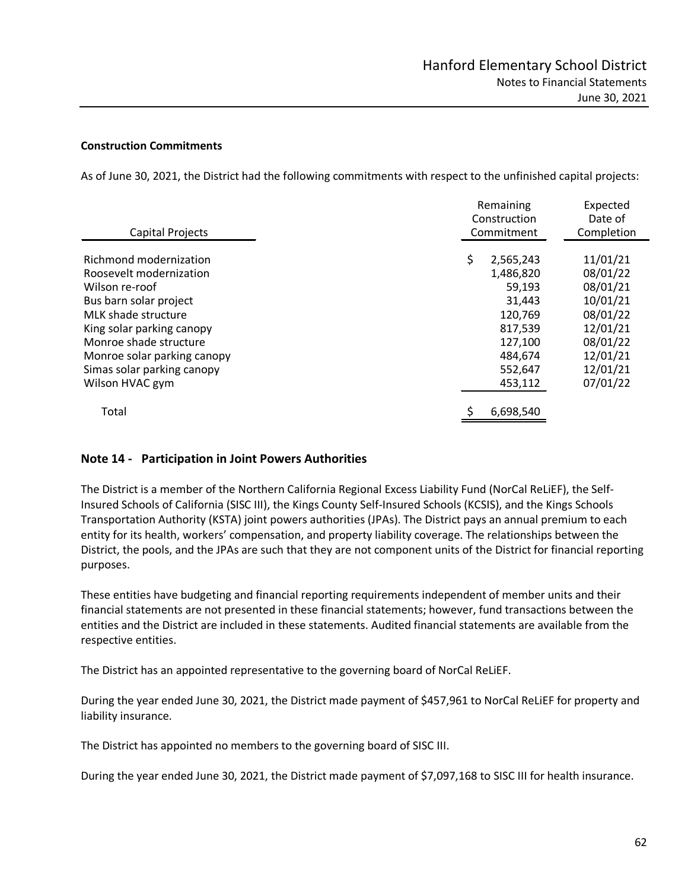**Construction Commitments**

As of June 30, 2021, the District had the following commitments with respect to the unfinished capital projects:

| Capital Projects | Remaining Construction Commitment | Expected Date of Completion |
|---|---|---|
| Richmond modernization | $ 2,565,243 | 11/01/21 |
| Roosevelt modernization | 1,486,820 | 08/01/22 |
| Wilson re-roof | 59,193 | 08/01/21 |
| Bus barn solar project | 31,443 | 10/01/21 |
| MLK shade structure | 120,769 | 08/01/22 |
| King solar parking canopy | 817,539 | 12/01/21 |
| Monroe shade structure | 127,100 | 08/01/22 |
| Monroe solar parking canopy | 484,674 | 12/01/21 |
| Simas solar parking canopy | 552,647 | 12/01/21 |
| Wilson HVAC gym | 453,112 | 07/01/22 |
| Total | $ 6,698,540 | |

## Note 14 - Participation in Joint Powers Authorities

The District is a member of the Northern California Regional Excess Liability Fund (NorCal ReLiEF), the Self-Insured Schools of California (SISC III), the Kings County Self-Insured Schools (KCSIS), and the Kings Schools Transportation Authority (KSTA) joint powers authorities (JPAs). The District pays an annual premium to each entity for its health, workers' compensation, and property liability coverage. The relationships between the District, the pools, and the JPAs are such that they are not component units of the District for financial reporting purposes.

These entities have budgeting and financial reporting requirements independent of member units and their financial statements are not presented in these financial statements; however, fund transactions between the entities and the District are included in these statements. Audited financial statements are available from the respective entities.

The District has an appointed representative to the governing board of NorCal ReLiEF.

During the year ended June 30, 2021, the District made payment of $457,961 to NorCal ReLiEF for property and liability insurance.

The District has appointed no members to the governing board of SISC III.

During the year ended June 30, 2021, the District made payment of $7,097,168 to SISC III for health insurance.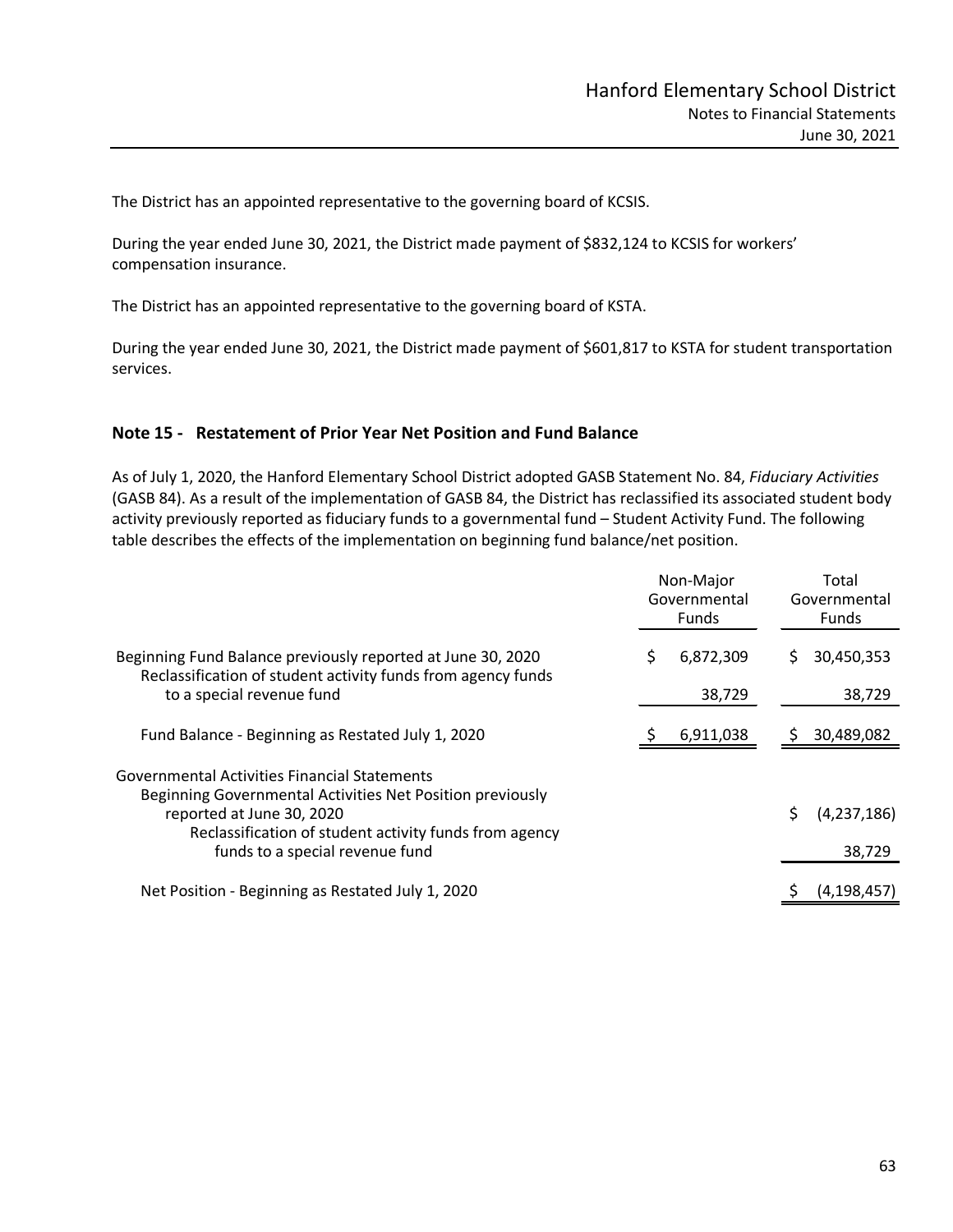The District has an appointed representative to the governing board of KCSIS.

During the year ended June 30, 2021, the District made payment of $832,124 to KCSIS for workers' compensation insurance.

The District has an appointed representative to the governing board of KSTA.

During the year ended June 30, 2021, the District made payment of $601,817 to KSTA for student transportation services.

## Note 15 - Restatement of Prior Year Net Position and Fund Balance

As of July 1, 2020, the Hanford Elementary School District adopted GASB Statement No. 84, *Fiduciary Activities* (GASB 84). As a result of the implementation of GASB 84, the District has reclassified its associated student body activity previously reported as fiduciary funds to a governmental fund – Student Activity Fund. The following table describes the effects of the implementation on beginning fund balance/net position.

| | Non-Major Governmental Funds | Total Governmental Funds |
|---|---|---|
| Beginning Fund Balance previously reported at June 30, 2020 | $ 6,872,309 | $ 30,450,353 |
| Reclassification of student activity funds from agency funds to a special revenue fund | 38,729 | 38,729 |
| Fund Balance - Beginning as Restated July 1, 2020 | $ 6,911,038 | $ 30,489,082 |
| Governmental Activities Financial Statements | | |
| Beginning Governmental Activities Net Position previously reported at June 30, 2020 | | $ (4,237,186) |
| Reclassification of student activity funds from agency funds to a special revenue fund | | 38,729 |
| Net Position - Beginning as Restated July 1, 2020 | | $ (4,198,457) |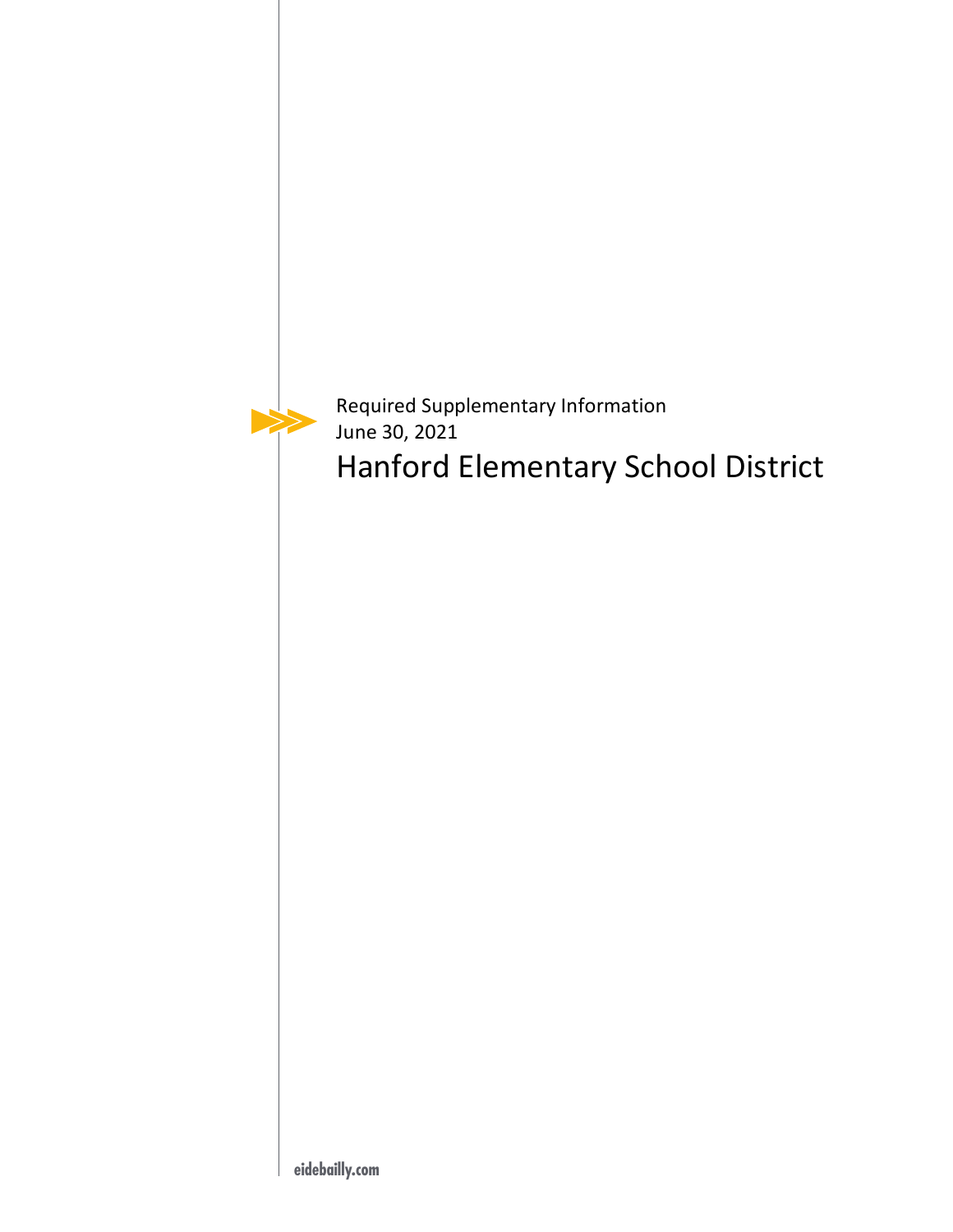Required Supplementary Information
June 30, 2021

# Hanford Elementary School District

eidebailly.com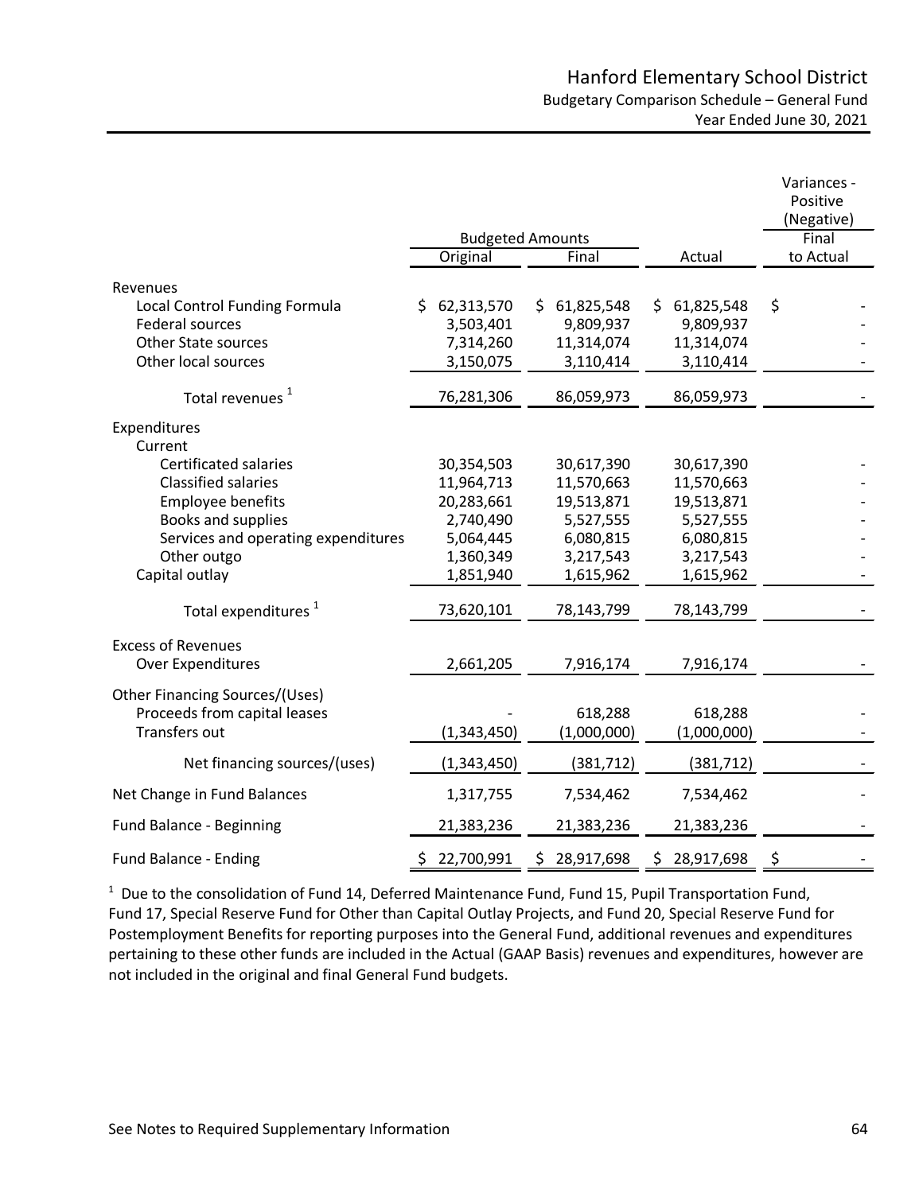# Hanford Elementary School District

## Budgetary Comparison Schedule – General Fund

### Year Ended June 30, 2021

| | Budgeted Amounts | | | Variances - Positive (Negative) |
|---|---|---|---|---|
| | Original | Final | Actual | Final to Actual |
| **Revenues** | | | | |
| Local Control Funding Formula | $ 62,313,570 | $ 61,825,548 | $ 61,825,548 | $ - |
| Federal sources | 3,503,401 | 9,809,937 | 9,809,937 | - |
| Other State sources | 7,314,260 | 11,314,074 | 11,314,074 | - |
| Other local sources | 3,150,075 | 3,110,414 | 3,110,414 | - |
| Total revenues [1] | 76,281,306 | 86,059,973 | 86,059,973 | - |
| **Expenditures** | | | | |
| Current | | | | |
| Certificated salaries | 30,354,503 | 30,617,390 | 30,617,390 | - |
| Classified salaries | 11,964,713 | 11,570,663 | 11,570,663 | - |
| Employee benefits | 20,283,661 | 19,513,871 | 19,513,871 | - |
| Books and supplies | 2,740,490 | 5,527,555 | 5,527,555 | - |
| Services and operating expenditures | 5,064,445 | 6,080,815 | 6,080,815 | - |
| Other outgo | 1,360,349 | 3,217,543 | 3,217,543 | - |
| Capital outlay | 1,851,940 | 1,615,962 | 1,615,962 | - |
| Total expenditures [1] | 73,620,101 | 78,143,799 | 78,143,799 | - |
| **Excess of Revenues Over Expenditures** | 2,661,205 | 7,916,174 | 7,916,174 | - |
| **Other Financing Sources/(Uses)** | | | | |
| Proceeds from capital leases | - | 618,288 | 618,288 | - |
| Transfers out | (1,343,450) | (1,000,000) | (1,000,000) | - |
| Net financing sources/(uses) | (1,343,450) | (381,712) | (381,712) | - |
| Net Change in Fund Balances | 1,317,755 | 7,534,462 | 7,534,462 | - |
| Fund Balance - Beginning | 21,383,236 | 21,383,236 | 21,383,236 | - |
| Fund Balance - Ending | $ 22,700,991 | $ 28,917,698 | $ 28,917,698 | $ - |

[1] Due to the consolidation of Fund 14, Deferred Maintenance Fund, Fund 15, Pupil Transportation Fund, Fund 17, Special Reserve Fund for Other than Capital Outlay Projects, and Fund 20, Special Reserve Fund for Postemployment Benefits for reporting purposes into the General Fund, additional revenues and expenditures pertaining to these other funds are included in the Actual (GAAP Basis) revenues and expenditures, however are not included in the original and final General Fund budgets.

See Notes to Required Supplementary Information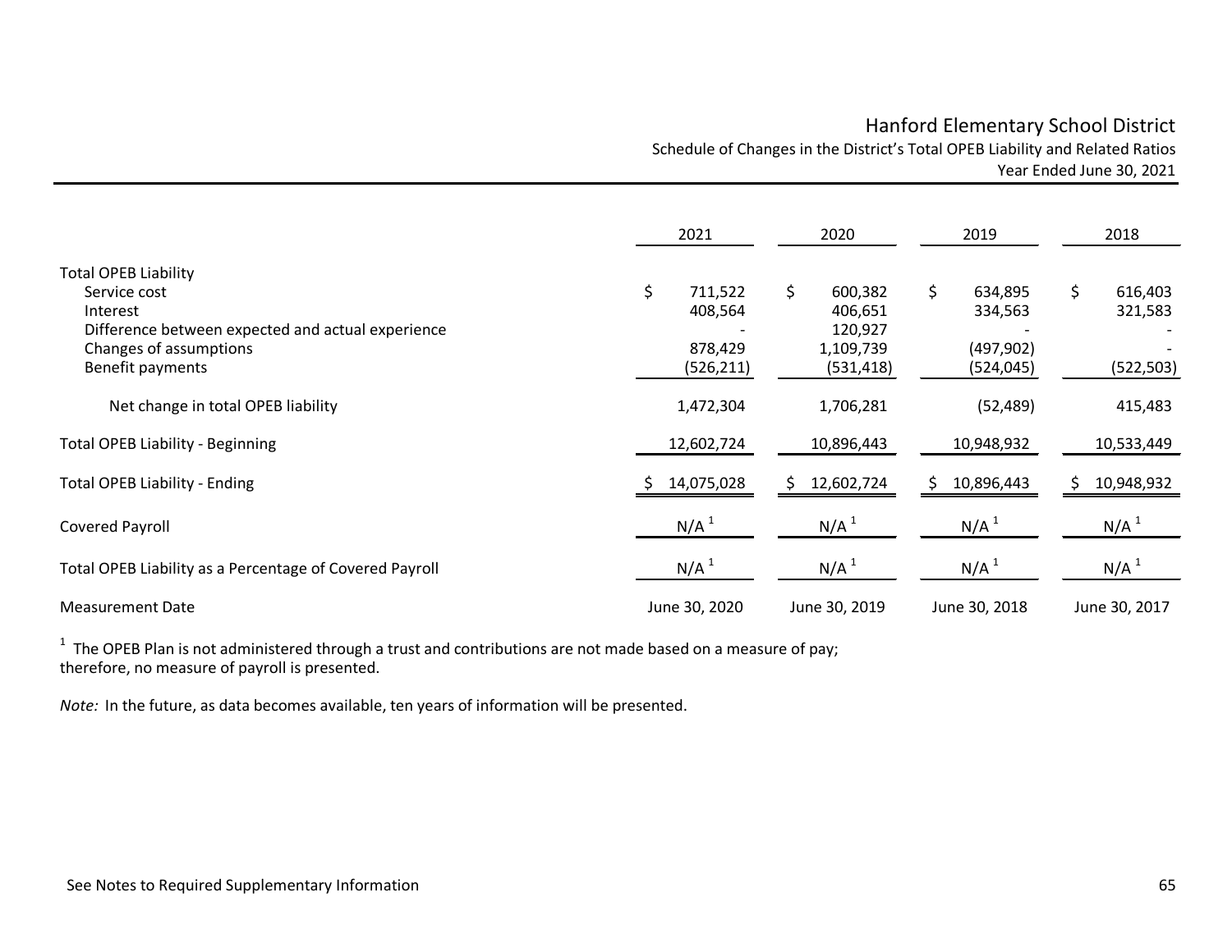# Hanford Elementary School District

## Schedule of Changes in the District's Total OPEB Liability and Related Ratios

### Year Ended June 30, 2021

| | 2021 | 2020 | 2019 | 2018 |
|---|---|---|---|---|
| **Total OPEB Liability** | | | | |
| Service cost | $ 711,522 | $ 600,382 | $ 634,895 | $ 616,403 |
| Interest | 408,564 | 406,651 | 334,563 | 321,583 |
| Difference between expected and actual experience | - | 120,927 | - | - |
| Changes of assumptions | 878,429 | 1,109,739 | (497,902) | - |
| Benefit payments | (526,211) | (531,418) | (524,045) | (522,503) |
| Net change in total OPEB liability | 1,472,304 | 1,706,281 | (52,489) | 415,483 |
| Total OPEB Liability - Beginning | 12,602,724 | 10,896,443 | 10,948,932 | 10,533,449 |
| Total OPEB Liability - Ending | $ 14,075,028 | $ 12,602,724 | $ 10,896,443 | $ 10,948,932 |
| Covered Payroll | N/A [1] | N/A [1] | N/A [1] | N/A [1] |
| Total OPEB Liability as a Percentage of Covered Payroll | N/A [1] | N/A [1] | N/A [1] | N/A [1] |
| Measurement Date | June 30, 2020 | June 30, 2019 | June 30, 2018 | June 30, 2017 |

[1] The OPEB Plan is not administered through a trust and contributions are not made based on a measure of pay; therefore, no measure of payroll is presented.

*Note:* In the future, as data becomes available, ten years of information will be presented.

See Notes to Required Supplementary Information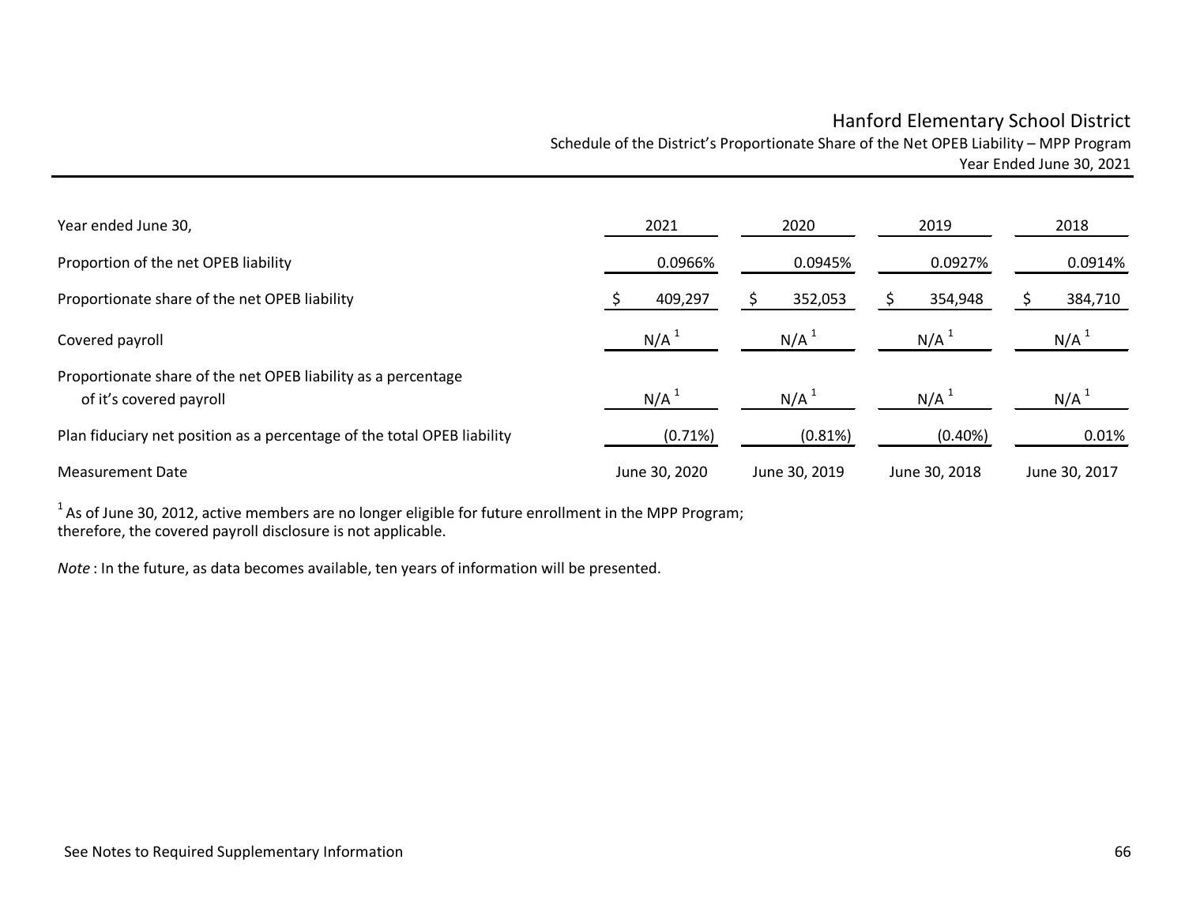# Hanford Elementary School District

## Schedule of the District's Proportionate Share of the Net OPEB Liability – MPP Program

### Year Ended June 30, 2021

| Year ended June 30, | 2021 | 2020 | 2019 | 2018 |
|---|---|---|---|---|
| Proportion of the net OPEB liability | 0.0966% | 0.0945% | 0.0927% | 0.0914% |
| Proportionate share of the net OPEB liability | $ 409,297 | $ 352,053 | $ 354,948 | $ 384,710 |
| Covered payroll | N/A [1] | N/A [1] | N/A [1] | N/A [1] |
| Proportionate share of the net OPEB liability as a percentage of it's covered payroll | N/A [1] | N/A [1] | N/A [1] | N/A [1] |
| Plan fiduciary net position as a percentage of the total OPEB liability | (0.71%) | (0.81%) | (0.40%) | 0.01% |
| Measurement Date | June 30, 2020 | June 30, 2019 | June 30, 2018 | June 30, 2017 |

[1] As of June 30, 2012, active members are no longer eligible for future enrollment in the MPP Program; therefore, the covered payroll disclosure is not applicable.

*Note* : In the future, as data becomes available, ten years of information will be presented.

See Notes to Required Supplementary Information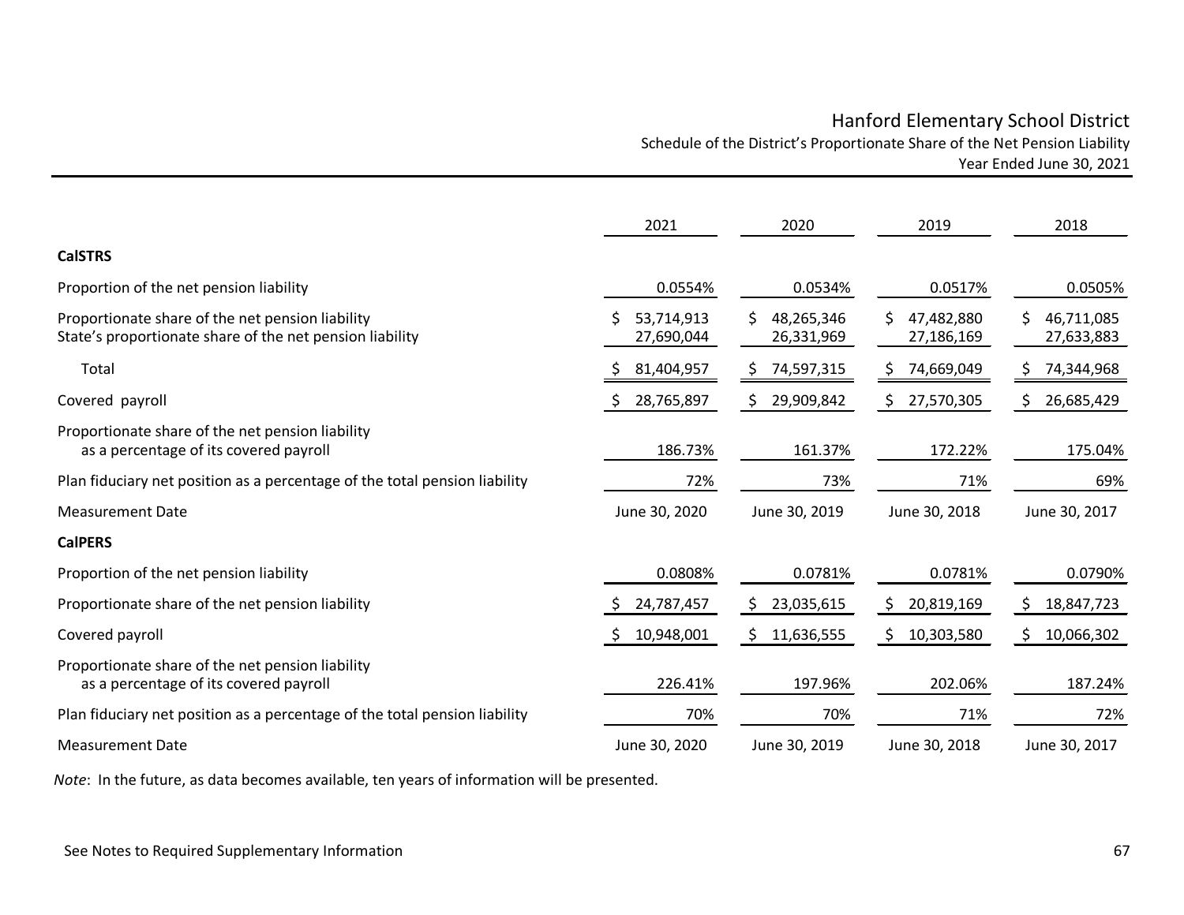# Hanford Elementary School District

## Schedule of the District's Proportionate Share of the Net Pension Liability

### Year Ended June 30, 2021

| | 2021 | 2020 | 2019 | 2018 |
|---|---|---|---|---|
| **CalSTRS** | | | | |
| Proportion of the net pension liability | 0.0554% | 0.0534% | 0.0517% | 0.0505% |
| Proportionate share of the net pension liability | $ 53,714,913 | $ 48,265,346 | $ 47,482,880 | $ 46,711,085 |
| State's proportionate share of the net pension liability | 27,690,044 | 26,331,969 | 27,186,169 | 27,633,883 |
| Total | $ 81,404,957 | $ 74,597,315 | $ 74,669,049 | $ 74,344,968 |
| Covered payroll | $ 28,765,897 | $ 29,909,842 | $ 27,570,305 | $ 26,685,429 |
| Proportionate share of the net pension liability as a percentage of its covered payroll | 186.73% | 161.37% | 172.22% | 175.04% |
| Plan fiduciary net position as a percentage of the total pension liability | 72% | 73% | 71% | 69% |
| Measurement Date | June 30, 2020 | June 30, 2019 | June 30, 2018 | June 30, 2017 |
| **CalPERS** | | | | |
| Proportion of the net pension liability | 0.0808% | 0.0781% | 0.0781% | 0.0790% |
| Proportionate share of the net pension liability | $ 24,787,457 | $ 23,035,615 | $ 20,819,169 | $ 18,847,723 |
| Covered payroll | $ 10,948,001 | $ 11,636,555 | $ 10,303,580 | $ 10,066,302 |
| Proportionate share of the net pension liability as a percentage of its covered payroll | 226.41% | 197.96% | 202.06% | 187.24% |
| Plan fiduciary net position as a percentage of the total pension liability | 70% | 70% | 71% | 72% |
| Measurement Date | June 30, 2020 | June 30, 2019 | June 30, 2018 | June 30, 2017 |

*Note*: In the future, as data becomes available, ten years of information will be presented.

See Notes to Required Supplementary Information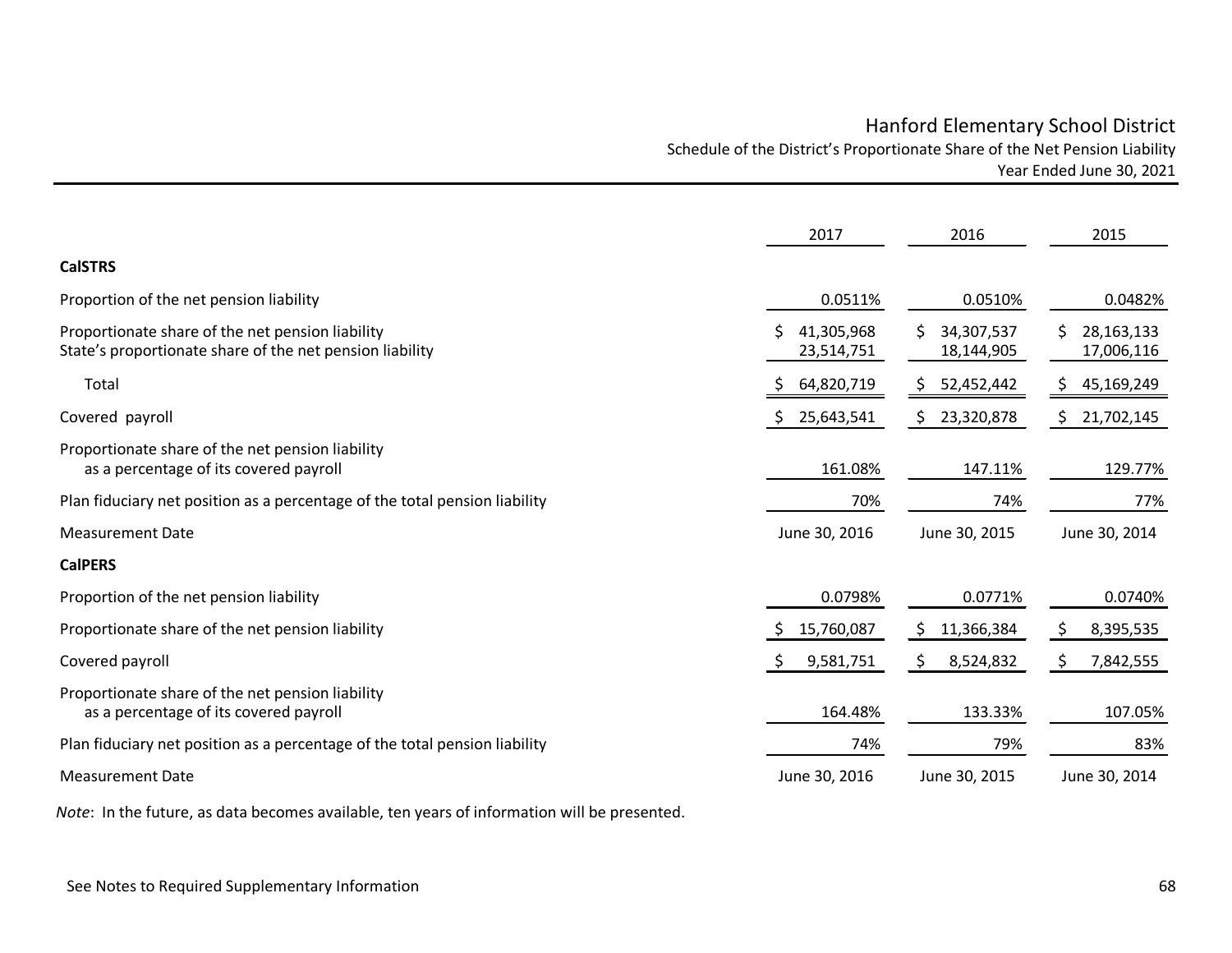# Hanford Elementary School District

## Schedule of the District's Proportionate Share of the Net Pension Liability

### Year Ended June 30, 2021

| | 2017 | 2016 | 2015 |
|---|---|---|---|
| **CalSTRS** | | | |
| Proportion of the net pension liability | 0.0511% | 0.0510% | 0.0482% |
| Proportionate share of the net pension liability | $ 41,305,968 | $ 34,307,537 | $ 28,163,133 |
| State's proportionate share of the net pension liability | 23,514,751 | 18,144,905 | 17,006,116 |
| Total | $ 64,820,719 | $ 52,452,442 | $ 45,169,249 |
| Covered payroll | $ 25,643,541 | $ 23,320,878 | $ 21,702,145 |
| Proportionate share of the net pension liability as a percentage of its covered payroll | 161.08% | 147.11% | 129.77% |
| Plan fiduciary net position as a percentage of the total pension liability | 70% | 74% | 77% |
| Measurement Date | June 30, 2016 | June 30, 2015 | June 30, 2014 |
| **CalPERS** | | | |
| Proportion of the net pension liability | 0.0798% | 0.0771% | 0.0740% |
| Proportionate share of the net pension liability | $ 15,760,087 | $ 11,366,384 | $ 8,395,535 |
| Covered payroll | $ 9,581,751 | $ 8,524,832 | $ 7,842,555 |
| Proportionate share of the net pension liability as a percentage of its covered payroll | 164.48% | 133.33% | 107.05% |
| Plan fiduciary net position as a percentage of the total pension liability | 74% | 79% | 83% |
| Measurement Date | June 30, 2016 | June 30, 2015 | June 30, 2014 |

*Note*: In the future, as data becomes available, ten years of information will be presented.

See Notes to Required Supplementary Information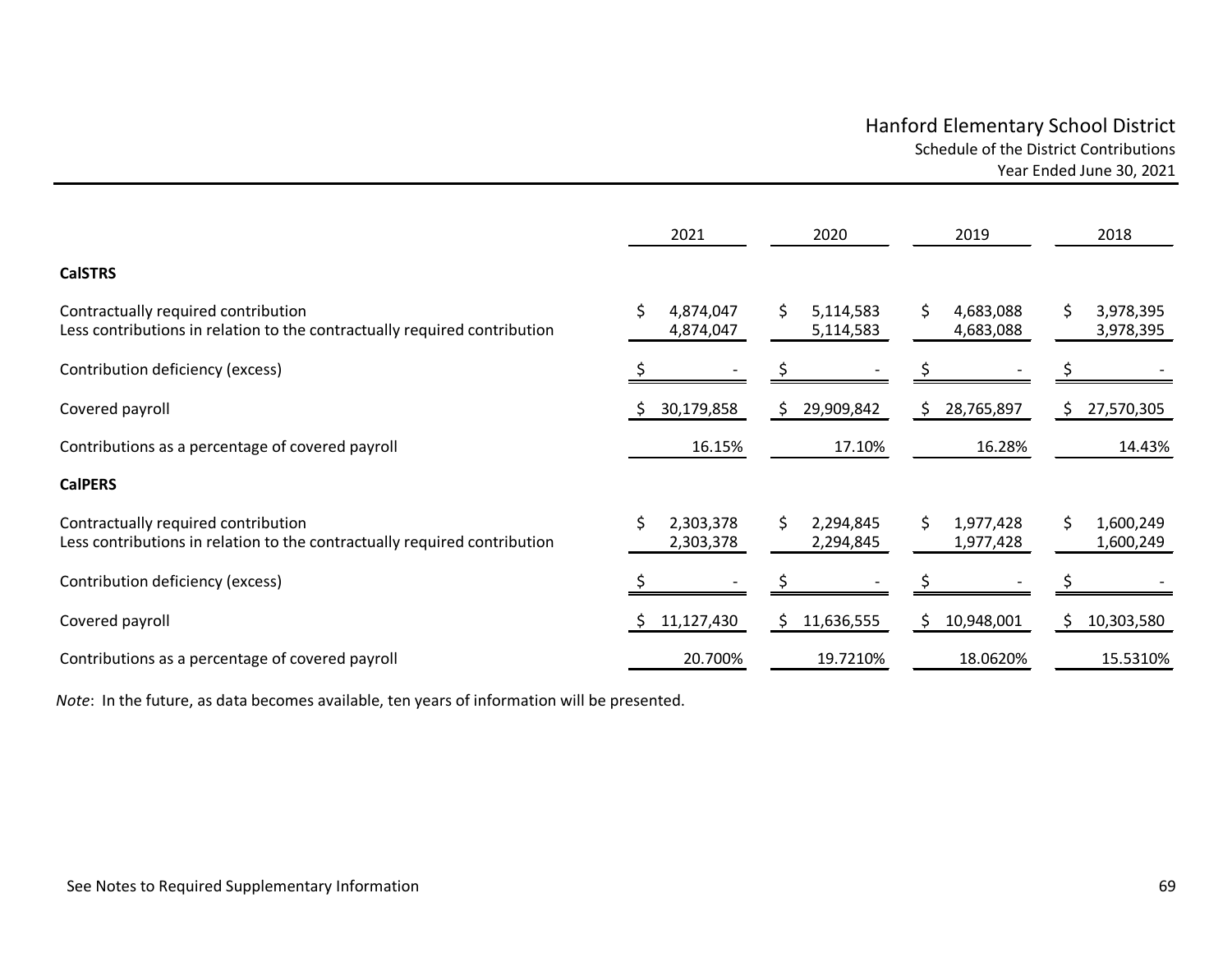# Hanford Elementary School District

## Schedule of the District Contributions

### Year Ended June 30, 2021

| | 2021 | 2020 | 2019 | 2018 |
|---|---|---|---|---|
| **CalSTRS** | | | | |
| Contractually required contribution | $ 4,874,047 | $ 5,114,583 | $ 4,683,088 | $ 3,978,395 |
| Less contributions in relation to the contractually required contribution | 4,874,047 | 5,114,583 | 4,683,088 | 3,978,395 |
| Contribution deficiency (excess) | $ - | $ - | $ - | $ - |
| Covered payroll | $ 30,179,858 | $ 29,909,842 | $ 28,765,897 | $ 27,570,305 |
| Contributions as a percentage of covered payroll | 16.15% | 17.10% | 16.28% | 14.43% |
| **CalPERS** | | | | |
| Contractually required contribution | $ 2,303,378 | $ 2,294,845 | $ 1,977,428 | $ 1,600,249 |
| Less contributions in relation to the contractually required contribution | 2,303,378 | 2,294,845 | 1,977,428 | 1,600,249 |
| Contribution deficiency (excess) | $ - | $ - | $ - | $ - |
| Covered payroll | $ 11,127,430 | $ 11,636,555 | $ 10,948,001 | $ 10,303,580 |
| Contributions as a percentage of covered payroll | 20.700% | 19.7210% | 18.0620% | 15.5310% |

*Note*: In the future, as data becomes available, ten years of information will be presented.

See Notes to Required Supplementary Information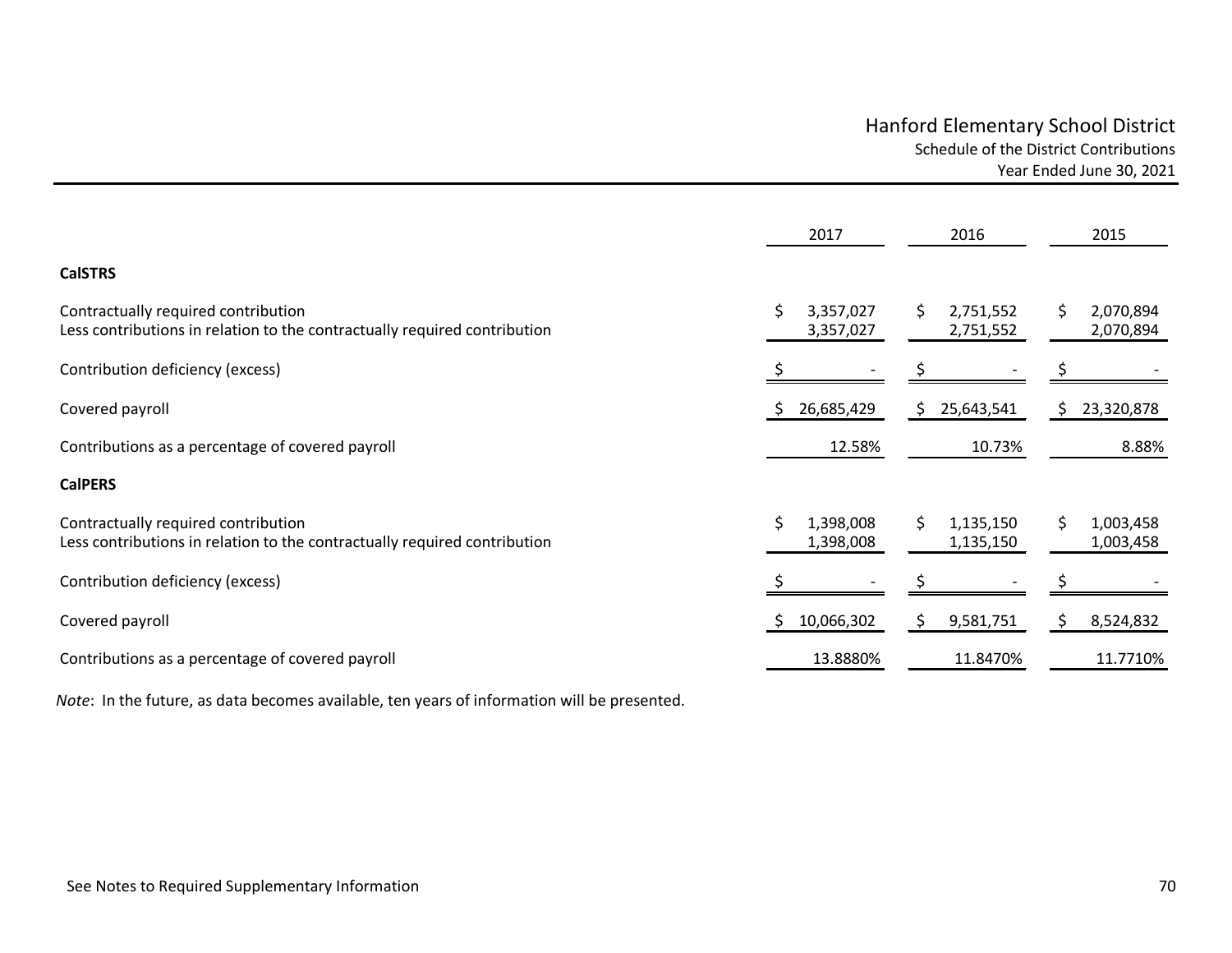# Hanford Elementary School District

## Schedule of the District Contributions

### Year Ended June 30, 2021

| | 2017 | 2016 | 2015 |
|---|---|---|---|
| **CalSTRS** | | | |
| Contractually required contribution | $ 3,357,027 | $ 2,751,552 | $ 2,070,894 |
| Less contributions in relation to the contractually required contribution | 3,357,027 | 2,751,552 | 2,070,894 |
| Contribution deficiency (excess) | $ - | $ - | $ - |
| Covered payroll | $ 26,685,429 | $ 25,643,541 | $ 23,320,878 |
| Contributions as a percentage of covered payroll | 12.58% | 10.73% | 8.88% |
| **CalPERS** | | | |
| Contractually required contribution | $ 1,398,008 | $ 1,135,150 | $ 1,003,458 |
| Less contributions in relation to the contractually required contribution | 1,398,008 | 1,135,150 | 1,003,458 |
| Contribution deficiency (excess) | $ - | $ - | $ - |
| Covered payroll | $ 10,066,302 | $ 9,581,751 | $ 8,524,832 |
| Contributions as a percentage of covered payroll | 13.8880% | 11.8470% | 11.7710% |

*Note*: In the future, as data becomes available, ten years of information will be presented.

See Notes to Required Supplementary Information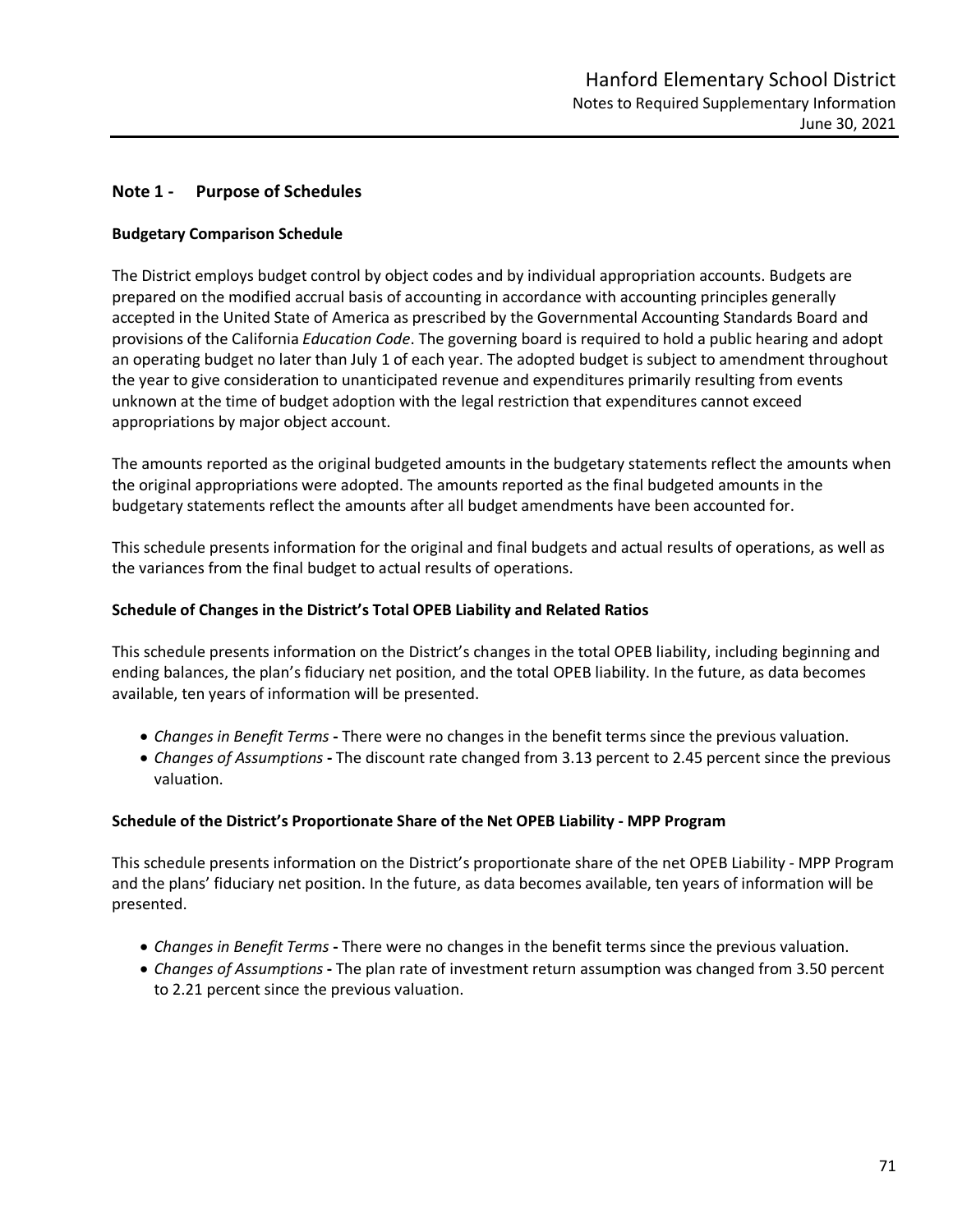## Note 1 - Purpose of Schedules

### Budgetary Comparison Schedule

The District employs budget control by object codes and by individual appropriation accounts. Budgets are prepared on the modified accrual basis of accounting in accordance with accounting principles generally accepted in the United State of America as prescribed by the Governmental Accounting Standards Board and provisions of the California *Education Code*. The governing board is required to hold a public hearing and adopt an operating budget no later than July 1 of each year. The adopted budget is subject to amendment throughout the year to give consideration to unanticipated revenue and expenditures primarily resulting from events unknown at the time of budget adoption with the legal restriction that expenditures cannot exceed appropriations by major object account.

The amounts reported as the original budgeted amounts in the budgetary statements reflect the amounts when the original appropriations were adopted. The amounts reported as the final budgeted amounts in the budgetary statements reflect the amounts after all budget amendments have been accounted for.

This schedule presents information for the original and final budgets and actual results of operations, as well as the variances from the final budget to actual results of operations.

### Schedule of Changes in the District's Total OPEB Liability and Related Ratios

This schedule presents information on the District's changes in the total OPEB liability, including beginning and ending balances, the plan's fiduciary net position, and the total OPEB liability. In the future, as data becomes available, ten years of information will be presented.

- *Changes in Benefit Terms* **-** There were no changes in the benefit terms since the previous valuation.
- *Changes of Assumptions* **-** The discount rate changed from 3.13 percent to 2.45 percent since the previous valuation.

### Schedule of the District's Proportionate Share of the Net OPEB Liability - MPP Program

This schedule presents information on the District's proportionate share of the net OPEB Liability - MPP Program and the plans' fiduciary net position. In the future, as data becomes available, ten years of information will be presented.

- *Changes in Benefit Terms* **-** There were no changes in the benefit terms since the previous valuation.
- *Changes of Assumptions* **-** The plan rate of investment return assumption was changed from 3.50 percent to 2.21 percent since the previous valuation.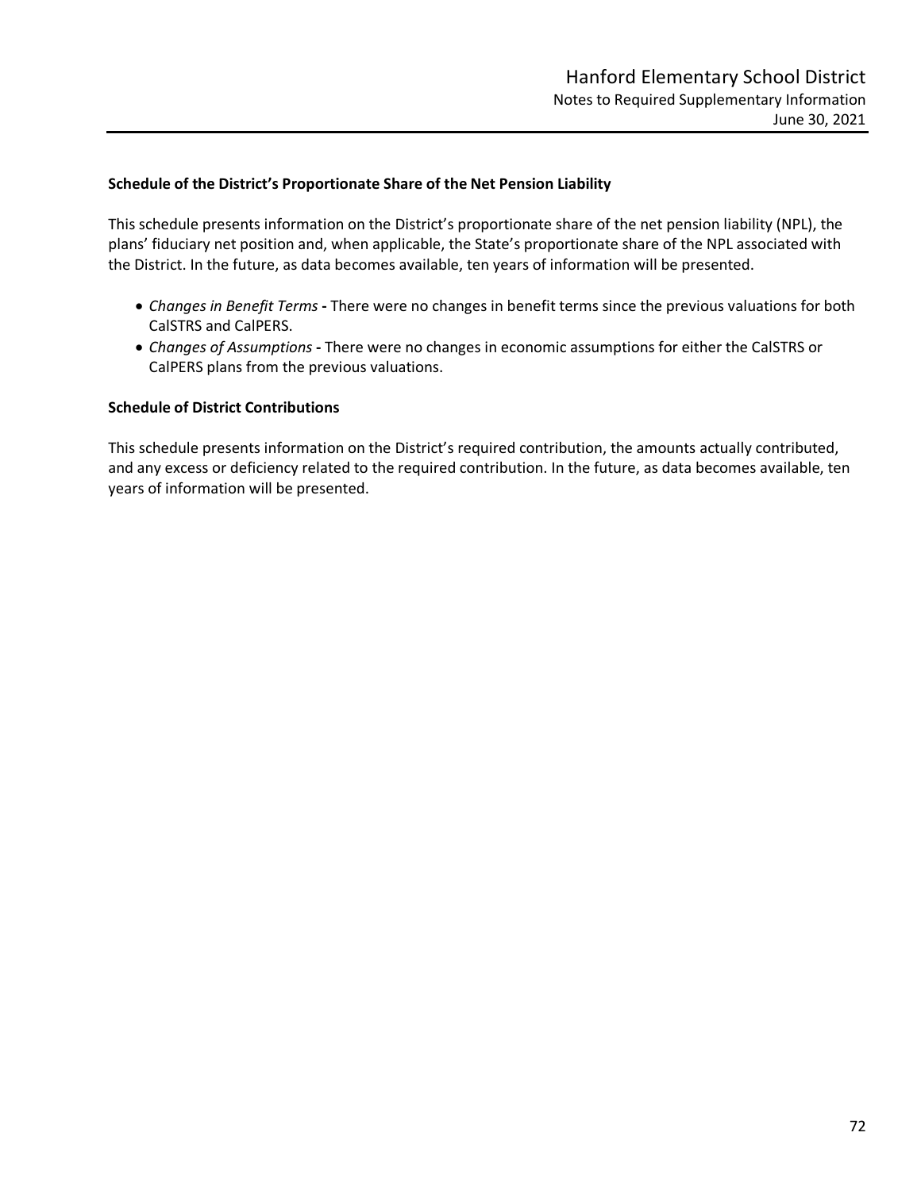**Schedule of the District's Proportionate Share of the Net Pension Liability**

This schedule presents information on the District's proportionate share of the net pension liability (NPL), the plans' fiduciary net position and, when applicable, the State's proportionate share of the NPL associated with the District. In the future, as data becomes available, ten years of information will be presented.

- *Changes in Benefit Terms* **-** There were no changes in benefit terms since the previous valuations for both CalSTRS and CalPERS.
- *Changes of Assumptions* **-** There were no changes in economic assumptions for either the CalSTRS or CalPERS plans from the previous valuations.

**Schedule of District Contributions**

This schedule presents information on the District's required contribution, the amounts actually contributed, and any excess or deficiency related to the required contribution. In the future, as data becomes available, ten years of information will be presented.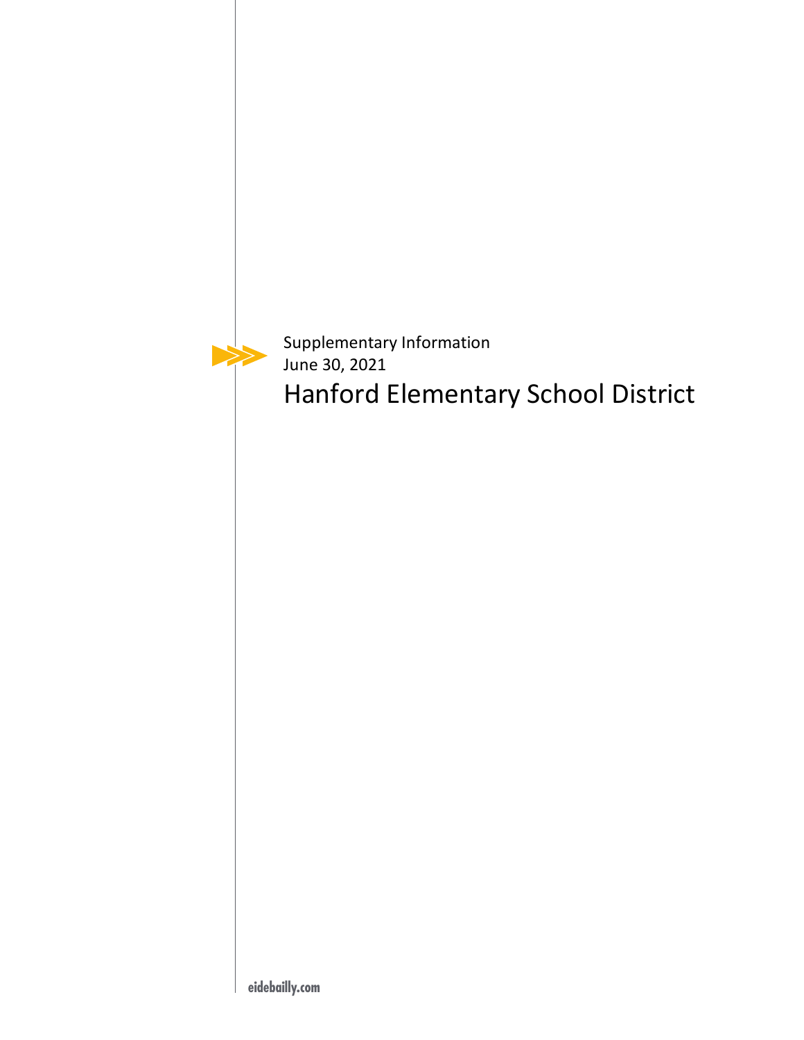Supplementary Information
June 30, 2021

# Hanford Elementary School District

eidebailly.com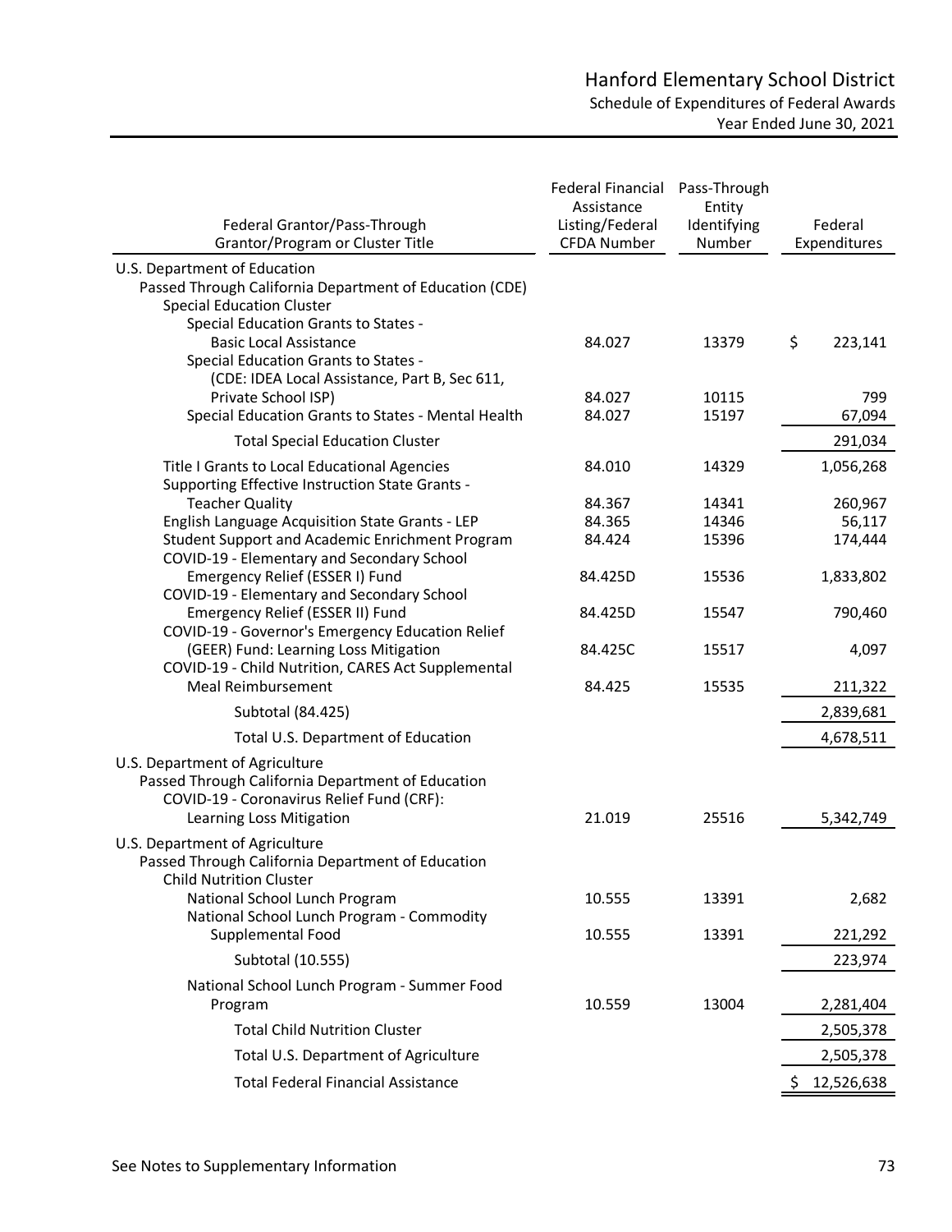# Hanford Elementary School District

## Schedule of Expenditures of Federal Awards

### Year Ended June 30, 2021

| Federal Grantor/Pass-Through Grantor/Program or Cluster Title | Federal Financial Assistance Listing/Federal CFDA Number | Pass-Through Entity Identifying Number | Federal Expenditures |
|---|---|---|---|
| U.S. Department of Education | | | |
| Passed Through California Department of Education (CDE) | | | |
| Special Education Cluster | | | |
| Special Education Grants to States - Basic Local Assistance | 84.027 | 13379 | $ 223,141 |
| Special Education Grants to States - (CDE: IDEA Local Assistance, Part B, Sec 611, Private School ISP) | 84.027 | 10115 | 799 |
| Special Education Grants to States - Mental Health | 84.027 | 15197 | 67,094 |
| Total Special Education Cluster | | | 291,034 |
| Title I Grants to Local Educational Agencies | 84.010 | 14329 | 1,056,268 |
| Supporting Effective Instruction State Grants - Teacher Quality | 84.367 | 14341 | 260,967 |
| English Language Acquisition State Grants - LEP | 84.365 | 14346 | 56,117 |
| Student Support and Academic Enrichment Program | 84.424 | 15396 | 174,444 |
| COVID-19 - Elementary and Secondary School Emergency Relief (ESSER I) Fund | 84.425D | 15536 | 1,833,802 |
| COVID-19 - Elementary and Secondary School Emergency Relief (ESSER II) Fund | 84.425D | 15547 | 790,460 |
| COVID-19 - Governor's Emergency Education Relief (GEER) Fund: Learning Loss Mitigation | 84.425C | 15517 | 4,097 |
| COVID-19 - Child Nutrition, CARES Act Supplemental Meal Reimbursement | 84.425 | 15535 | 211,322 |
| Subtotal (84.425) | | | 2,839,681 |
| Total U.S. Department of Education | | | 4,678,511 |
| U.S. Department of Agriculture | | | |
| Passed Through California Department of Education | | | |
| COVID-19 - Coronavirus Relief Fund (CRF): Learning Loss Mitigation | 21.019 | 25516 | 5,342,749 |
| U.S. Department of Agriculture | | | |
| Passed Through California Department of Education | | | |
| Child Nutrition Cluster | | | |
| National School Lunch Program | 10.555 | 13391 | 2,682 |
| National School Lunch Program - Commodity Supplemental Food | 10.555 | 13391 | 221,292 |
| Subtotal (10.555) | | | 223,974 |
| National School Lunch Program - Summer Food Program | 10.559 | 13004 | 2,281,404 |
| Total Child Nutrition Cluster | | | 2,505,378 |
| Total U.S. Department of Agriculture | | | 2,505,378 |
| Total Federal Financial Assistance | | | $ 12,526,638 |

See Notes to Supplementary Information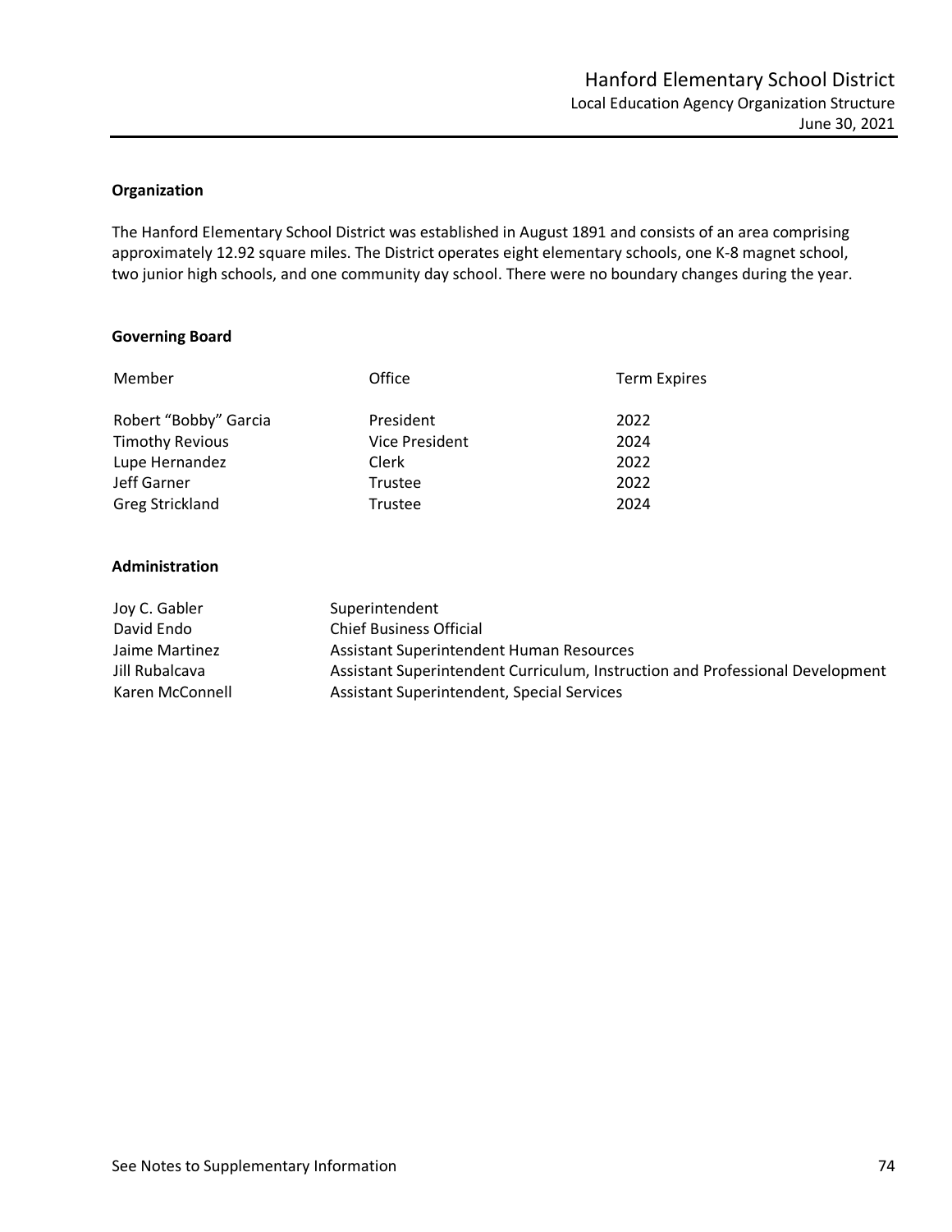# Hanford Elementary School District

## Local Education Agency Organization Structure

June 30, 2021

### Organization

The Hanford Elementary School District was established in August 1891 and consists of an area comprising approximately 12.92 square miles. The District operates eight elementary schools, one K-8 magnet school, two junior high schools, and one community day school. There were no boundary changes during the year.

### Governing Board

| Member | Office | Term Expires |
|---|---|---|
| Robert "Bobby" Garcia | President | 2022 |
| Timothy Revious | Vice President | 2024 |
| Lupe Hernandez | Clerk | 2022 |
| Jeff Garner | Trustee | 2022 |
| Greg Strickland | Trustee | 2024 |

### Administration

| | |
|---|---|
| Joy C. Gabler | Superintendent |
| David Endo | Chief Business Official |
| Jaime Martinez | Assistant Superintendent Human Resources |
| Jill Rubalcava | Assistant Superintendent Curriculum, Instruction and Professional Development |
| Karen McConnell | Assistant Superintendent, Special Services |

See Notes to Supplementary Information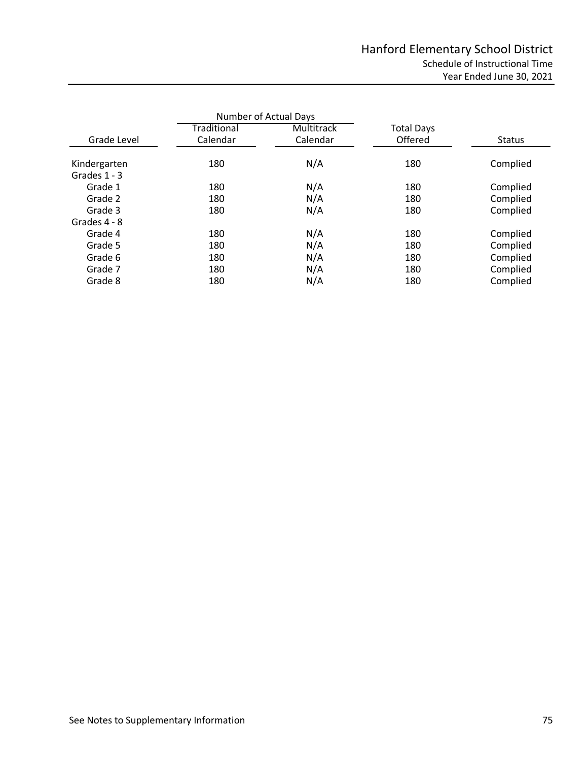# Hanford Elementary School District

## Schedule of Instructional Time

### Year Ended June 30, 2021

| Grade Level | Number of Actual Days | | Total Days Offered | Status |
|---|---|---|---|---|
| | Traditional Calendar | Multitrack Calendar | | |
| Kindergarten | 180 | N/A | 180 | Complied |
| Grades 1 - 3 | | | | |
| Grade 1 | 180 | N/A | 180 | Complied |
| Grade 2 | 180 | N/A | 180 | Complied |
| Grade 3 | 180 | N/A | 180 | Complied |
| Grades 4 - 8 | | | | |
| Grade 4 | 180 | N/A | 180 | Complied |
| Grade 5 | 180 | N/A | 180 | Complied |
| Grade 6 | 180 | N/A | 180 | Complied |
| Grade 7 | 180 | N/A | 180 | Complied |
| Grade 8 | 180 | N/A | 180 | Complied |

See Notes to Supplementary Information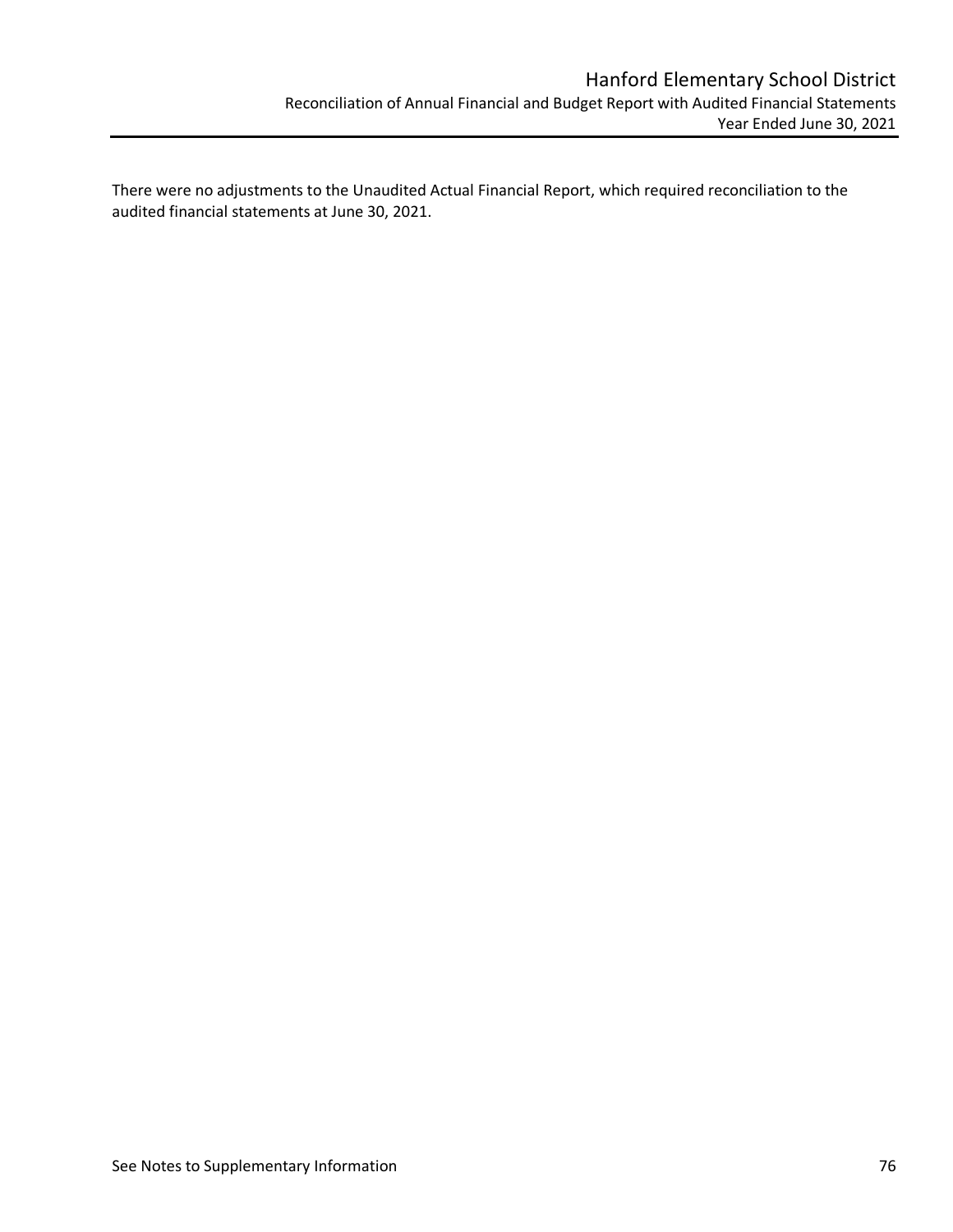There were no adjustments to the Unaudited Actual Financial Report, which required reconciliation to the audited financial statements at June 30, 2021.

See Notes to Supplementary Information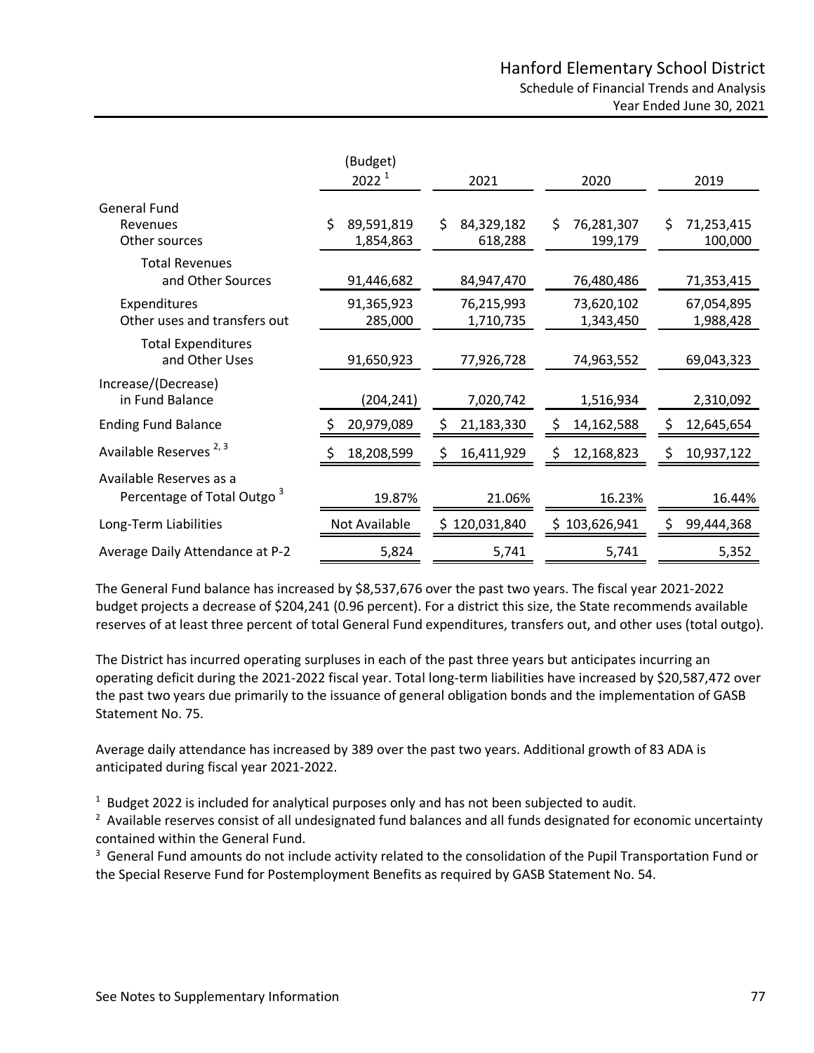# Hanford Elementary School District

## Schedule of Financial Trends and Analysis

Year Ended June 30, 2021

| | (Budget) 2022 [1] | 2021 | 2020 | 2019 |
|---|---|---|---|---|
| **General Fund** | | | | |
| Revenues | $ 89,591,819 | $ 84,329,182 | $ 76,281,307 | $ 71,253,415 |
| Other sources | 1,854,863 | 618,288 | 199,179 | 100,000 |
| Total Revenues and Other Sources | 91,446,682 | 84,947,470 | 76,480,486 | 71,353,415 |
| Expenditures | 91,365,923 | 76,215,993 | 73,620,102 | 67,054,895 |
| Other uses and transfers out | 285,000 | 1,710,735 | 1,343,450 | 1,988,428 |
| Total Expenditures and Other Uses | 91,650,923 | 77,926,728 | 74,963,552 | 69,043,323 |
| Increase/(Decrease) in Fund Balance | (204,241) | 7,020,742 | 1,516,934 | 2,310,092 |
| Ending Fund Balance | $ 20,979,089 | $ 21,183,330 | $ 14,162,588 | $ 12,645,654 |
| Available Reserves [2, 3] | $ 18,208,599 | $ 16,411,929 | $ 12,168,823 | $ 10,937,122 |
| Available Reserves as a Percentage of Total Outgo [3] | 19.87% | 21.06% | 16.23% | 16.44% |
| Long-Term Liabilities | Not Available | $ 120,031,840 | $ 103,626,941 | $ 99,444,368 |
| Average Daily Attendance at P-2 | 5,824 | 5,741 | 5,741 | 5,352 |

The General Fund balance has increased by $8,537,676 over the past two years. The fiscal year 2021-2022 budget projects a decrease of $204,241 (0.96 percent). For a district this size, the State recommends available reserves of at least three percent of total General Fund expenditures, transfers out, and other uses (total outgo).

The District has incurred operating surpluses in each of the past three years but anticipates incurring an operating deficit during the 2021-2022 fiscal year. Total long-term liabilities have increased by $20,587,472 over the past two years due primarily to the issuance of general obligation bonds and the implementation of GASB Statement No. 75.

Average daily attendance has increased by 389 over the past two years. Additional growth of 83 ADA is anticipated during fiscal year 2021-2022.

[1] Budget 2022 is included for analytical purposes only and has not been subjected to audit.

[2] Available reserves consist of all undesignated fund balances and all funds designated for economic uncertainty contained within the General Fund.

[3] General Fund amounts do not include activity related to the consolidation of the Pupil Transportation Fund or the Special Reserve Fund for Postemployment Benefits as required by GASB Statement No. 54.

See Notes to Supplementary Information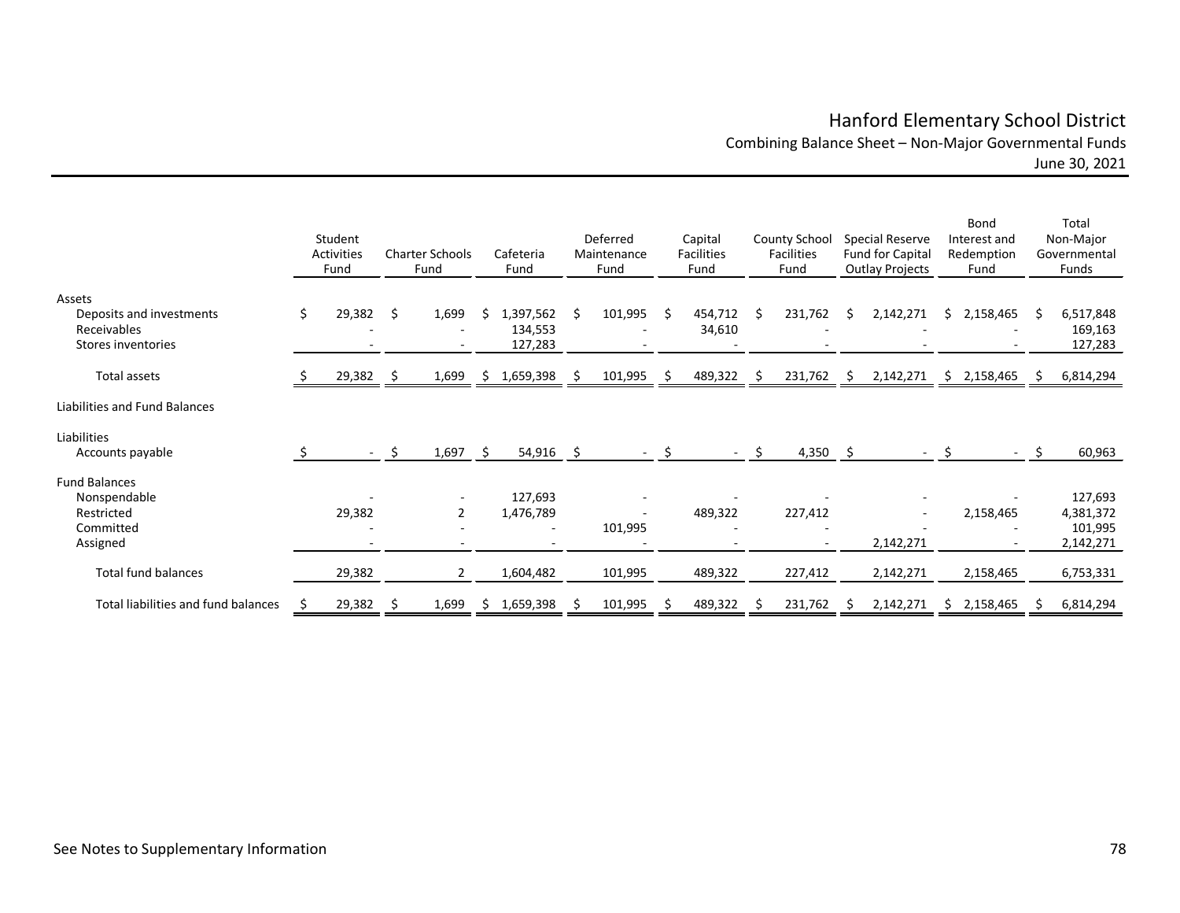# Hanford Elementary School District

## Combining Balance Sheet – Non-Major Governmental Funds

June 30, 2021

| | Student Activities Fund | Charter Schools Fund | Cafeteria Fund | Deferred Maintenance Fund | Capital Facilities Fund | County School Facilities Fund | Special Reserve Fund for Capital Outlay Projects | Bond Interest and Redemption Fund | Total Non-Major Governmental Funds |
|---|---|---|---|---|---|---|---|---|---|
| **Assets** | | | | | | | | | |
| Deposits and investments | $ 29,382 | $ 1,699 | $ 1,397,562 | $ 101,995 | $ 454,712 | $ 231,762 | $ 2,142,271 | $ 2,158,465 | $ 6,517,848 |
| Receivables | - | - | 134,553 | - | 34,610 | - | - | - | 169,163 |
| Stores inventories | - | - | 127,283 | - | - | - | - | - | 127,283 |
| Total assets | $ 29,382 | $ 1,699 | $ 1,659,398 | $ 101,995 | $ 489,322 | $ 231,762 | $ 2,142,271 | $ 2,158,465 | $ 6,814,294 |
| **Liabilities and Fund Balances** | | | | | | | | | |
| Liabilities | | | | | | | | | |
| Accounts payable | $ - | $ 1,697 | $ 54,916 | $ - | $ - | $ 4,350 | $ - | $ - | $ 60,963 |
| Fund Balances | | | | | | | | | |
| Nonspendable | - | - | 127,693 | - | - | - | - | - | 127,693 |
| Restricted | 29,382 | 2 | 1,476,789 | - | 489,322 | 227,412 | - | 2,158,465 | 4,381,372 |
| Committed | - | - | - | 101,995 | - | - | - | - | 101,995 |
| Assigned | - | - | - | - | - | - | 2,142,271 | - | 2,142,271 |
| Total fund balances | 29,382 | 2 | 1,604,482 | 101,995 | 489,322 | 227,412 | 2,142,271 | 2,158,465 | 6,753,331 |
| Total liabilities and fund balances | $ 29,382 | $ 1,699 | $ 1,659,398 | $ 101,995 | $ 489,322 | $ 231,762 | $ 2,142,271 | $ 2,158,465 | $ 6,814,294 |

See Notes to Supplementary Information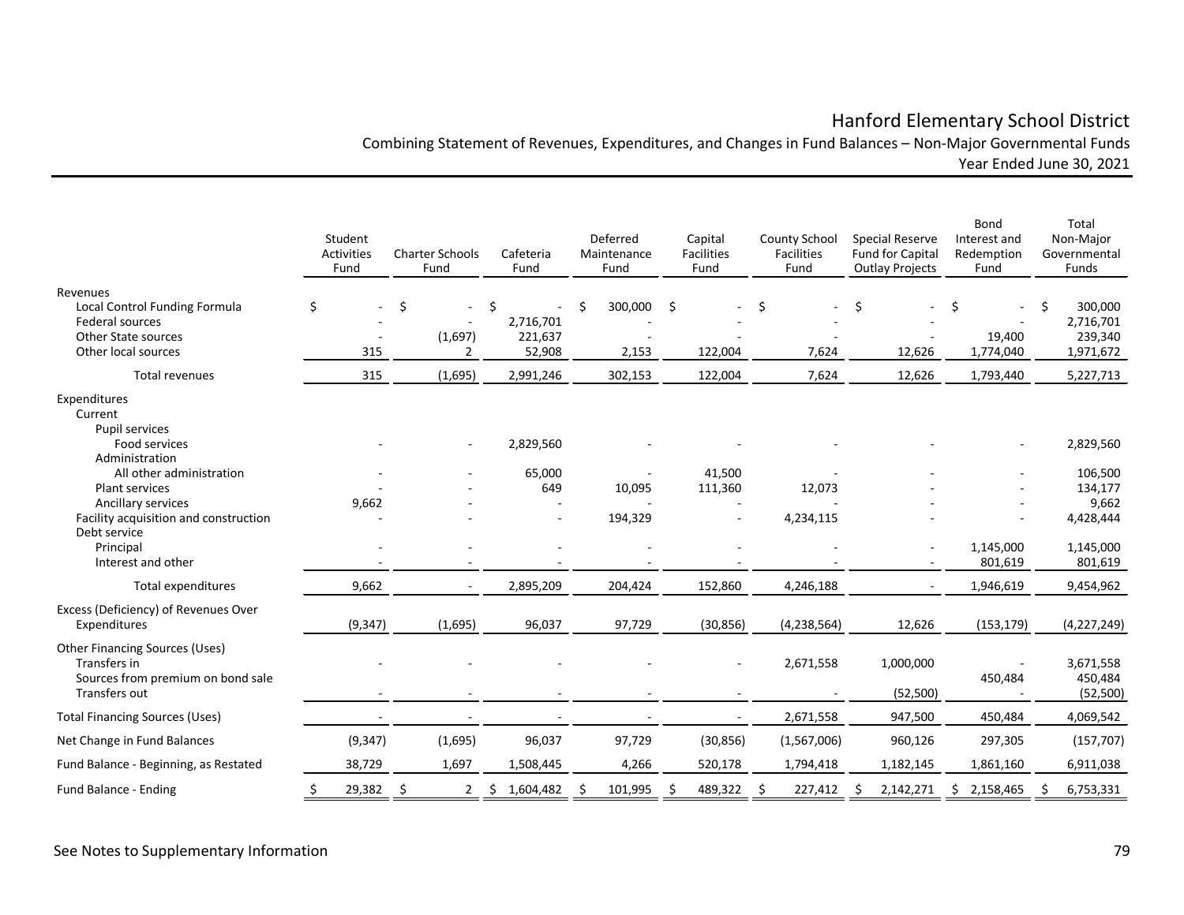# Hanford Elementary School District

## Combining Statement of Revenues, Expenditures, and Changes in Fund Balances – Non-Major Governmental Funds

### Year Ended June 30, 2021

| | Student Activities Fund | Charter Schools Fund | Cafeteria Fund | Deferred Maintenance Fund | Capital Facilities Fund | County School Facilities Fund | Special Reserve Fund for Capital Outlay Projects | Bond Interest and Redemption Fund | Total Non-Major Governmental Funds |
|---|---|---|---|---|---|---|---|---|---|
| **Revenues** | | | | | | | | | |
| Local Control Funding Formula | $ - | $ - | $ - | $ 300,000 | $ - | $ - | $ - | $ - | $ 300,000 |
| Federal sources | - | - | 2,716,701 | - | - | - | - | - | 2,716,701 |
| Other State sources | - | (1,697) | 221,637 | - | - | - | - | 19,400 | 239,340 |
| Other local sources | 315 | 2 | 52,908 | 2,153 | 122,004 | 7,624 | 12,626 | 1,774,040 | 1,971,672 |
| Total revenues | 315 | (1,695) | 2,991,246 | 302,153 | 122,004 | 7,624 | 12,626 | 1,793,440 | 5,227,713 |
| **Expenditures** | | | | | | | | | |
| Current | | | | | | | | | |
| Pupil services | | | | | | | | | |
| Food services | - | - | 2,829,560 | - | - | - | - | - | 2,829,560 |
| Administration | | | | | | | | | |
| All other administration | - | - | 65,000 | - | 41,500 | - | - | - | 106,500 |
| Plant services | - | - | 649 | 10,095 | 111,360 | 12,073 | - | - | 134,177 |
| Ancillary services | 9,662 | - | - | - | - | - | - | - | 9,662 |
| Facility acquisition and construction | - | - | - | 194,329 | - | 4,234,115 | - | - | 4,428,444 |
| Debt service | | | | | | | | | |
| Principal | - | - | - | - | - | - | - | 1,145,000 | 1,145,000 |
| Interest and other | - | - | - | - | - | - | - | 801,619 | 801,619 |
| Total expenditures | 9,662 | - | 2,895,209 | 204,424 | 152,860 | 4,246,188 | - | 1,946,619 | 9,454,962 |
| Excess (Deficiency) of Revenues Over Expenditures | (9,347) | (1,695) | 96,037 | 97,729 | (30,856) | (4,238,564) | 12,626 | (153,179) | (4,227,249) |
| **Other Financing Sources (Uses)** | | | | | | | | | |
| Transfers in | - | - | - | - | - | 2,671,558 | 1,000,000 | - | 3,671,558 |
| Sources from premium on bond sale | | | | | | | | 450,484 | 450,484 |
| Transfers out | - | - | - | - | - | - | (52,500) | - | (52,500) |
| Total Financing Sources (Uses) | - | - | - | - | - | 2,671,558 | 947,500 | 450,484 | 4,069,542 |
| Net Change in Fund Balances | (9,347) | (1,695) | 96,037 | 97,729 | (30,856) | (1,567,006) | 960,126 | 297,305 | (157,707) |
| Fund Balance - Beginning, as Restated | 38,729 | 1,697 | 1,508,445 | 4,266 | 520,178 | 1,794,418 | 1,182,145 | 1,861,160 | 6,911,038 |
| Fund Balance - Ending | $ 29,382 | $ 2 | $ 1,604,482 | $ 101,995 | $ 489,322 | $ 227,412 | $ 2,142,271 | $ 2,158,465 | $ 6,753,331 |

See Notes to Supplementary Information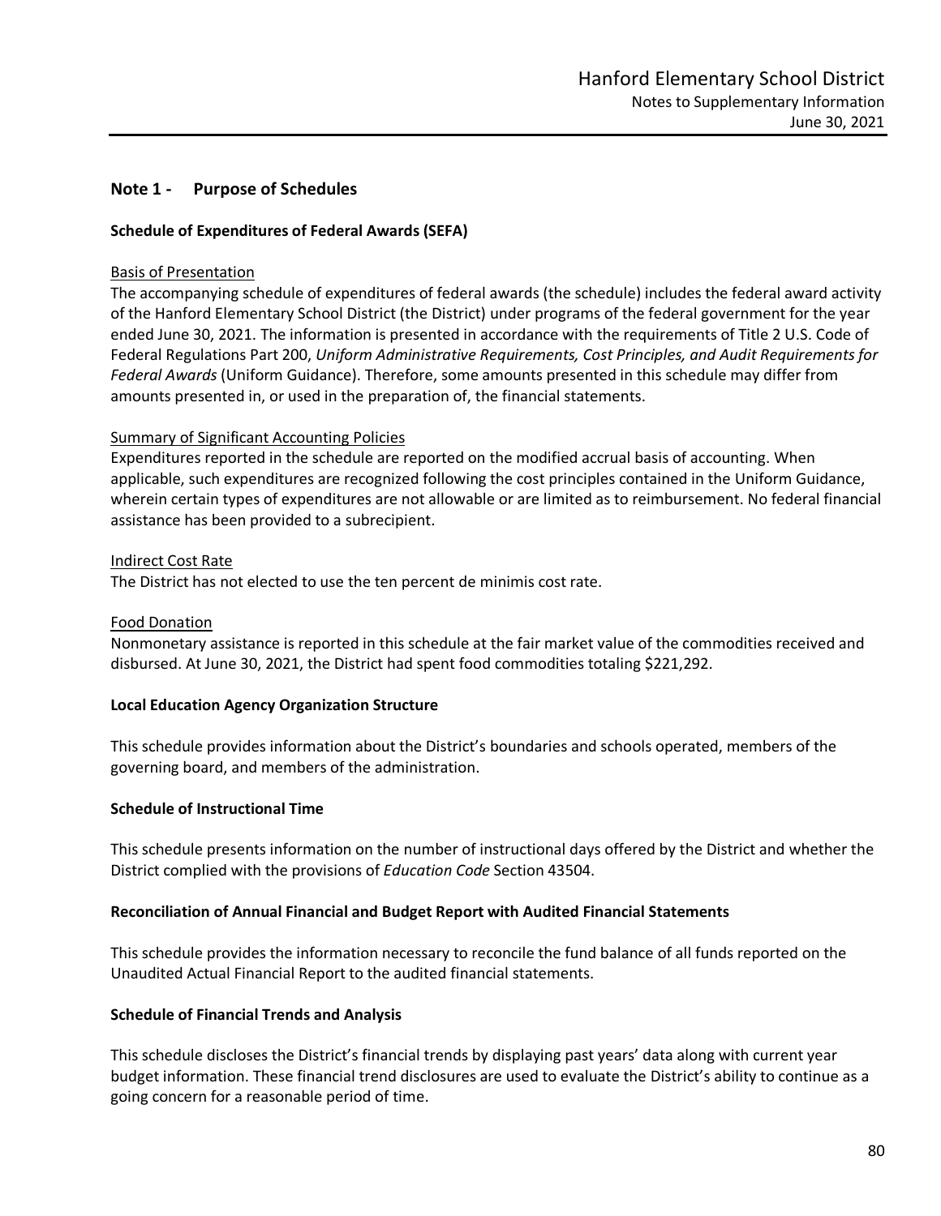## Note 1 - Purpose of Schedules

### Schedule of Expenditures of Federal Awards (SEFA)

Basis of Presentation

The accompanying schedule of expenditures of federal awards (the schedule) includes the federal award activity of the Hanford Elementary School District (the District) under programs of the federal government for the year ended June 30, 2021. The information is presented in accordance with the requirements of Title 2 U.S. Code of Federal Regulations Part 200, *Uniform Administrative Requirements, Cost Principles, and Audit Requirements for Federal Awards* (Uniform Guidance). Therefore, some amounts presented in this schedule may differ from amounts presented in, or used in the preparation of, the financial statements.

Summary of Significant Accounting Policies

Expenditures reported in the schedule are reported on the modified accrual basis of accounting. When applicable, such expenditures are recognized following the cost principles contained in the Uniform Guidance, wherein certain types of expenditures are not allowable or are limited as to reimbursement. No federal financial assistance has been provided to a subrecipient.

Indirect Cost Rate

The District has not elected to use the ten percent de minimis cost rate.

Food Donation

Nonmonetary assistance is reported in this schedule at the fair market value of the commodities received and disbursed. At June 30, 2021, the District had spent food commodities totaling $221,292.

### Local Education Agency Organization Structure

This schedule provides information about the District's boundaries and schools operated, members of the governing board, and members of the administration.

### Schedule of Instructional Time

This schedule presents information on the number of instructional days offered by the District and whether the District complied with the provisions of *Education Code* Section 43504.

### Reconciliation of Annual Financial and Budget Report with Audited Financial Statements

This schedule provides the information necessary to reconcile the fund balance of all funds reported on the Unaudited Actual Financial Report to the audited financial statements.

### Schedule of Financial Trends and Analysis

This schedule discloses the District's financial trends by displaying past years' data along with current year budget information. These financial trend disclosures are used to evaluate the District's ability to continue as a going concern for a reasonable period of time.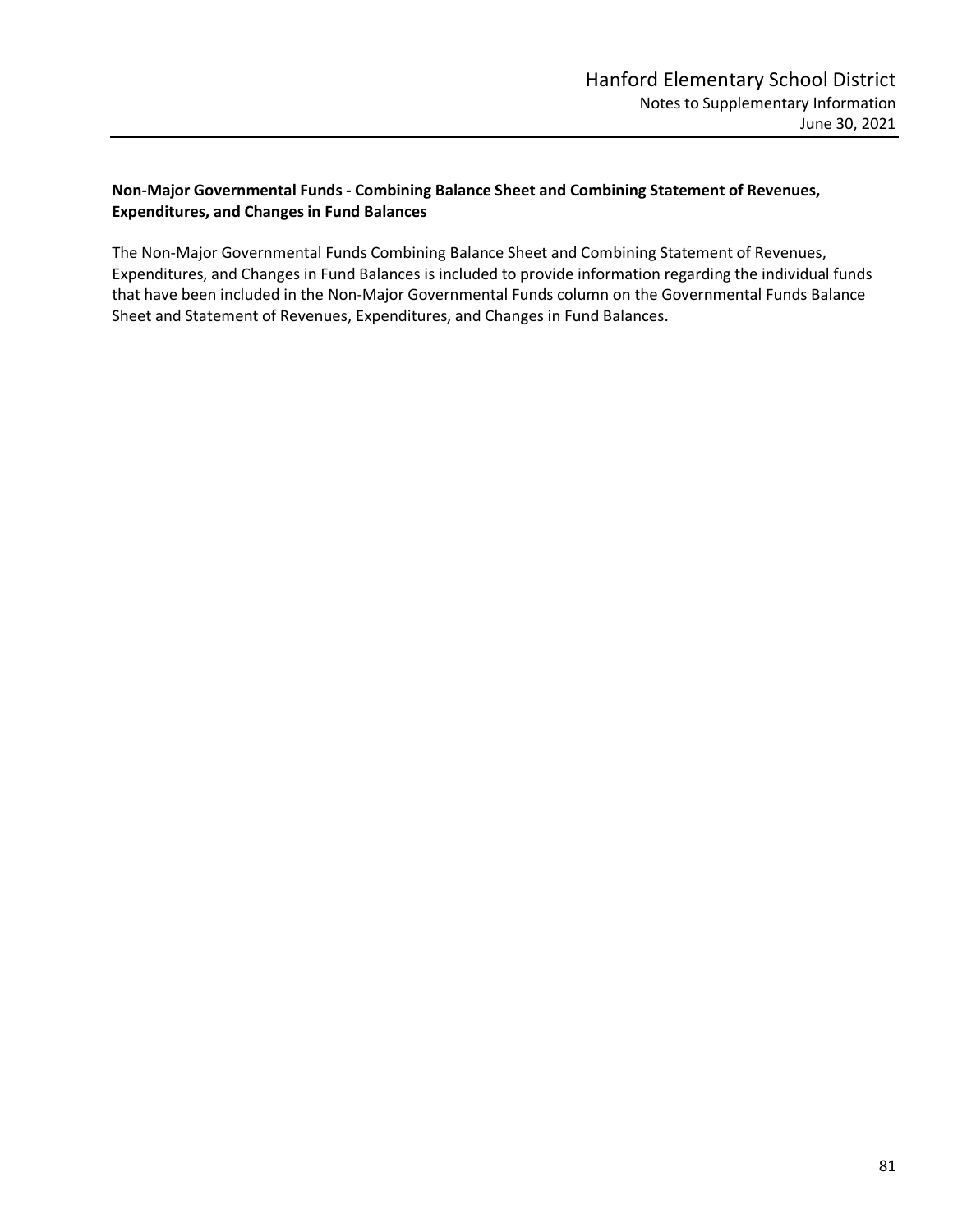**Non-Major Governmental Funds - Combining Balance Sheet and Combining Statement of Revenues, Expenditures, and Changes in Fund Balances**

The Non-Major Governmental Funds Combining Balance Sheet and Combining Statement of Revenues, Expenditures, and Changes in Fund Balances is included to provide information regarding the individual funds that have been included in the Non-Major Governmental Funds column on the Governmental Funds Balance Sheet and Statement of Revenues, Expenditures, and Changes in Fund Balances.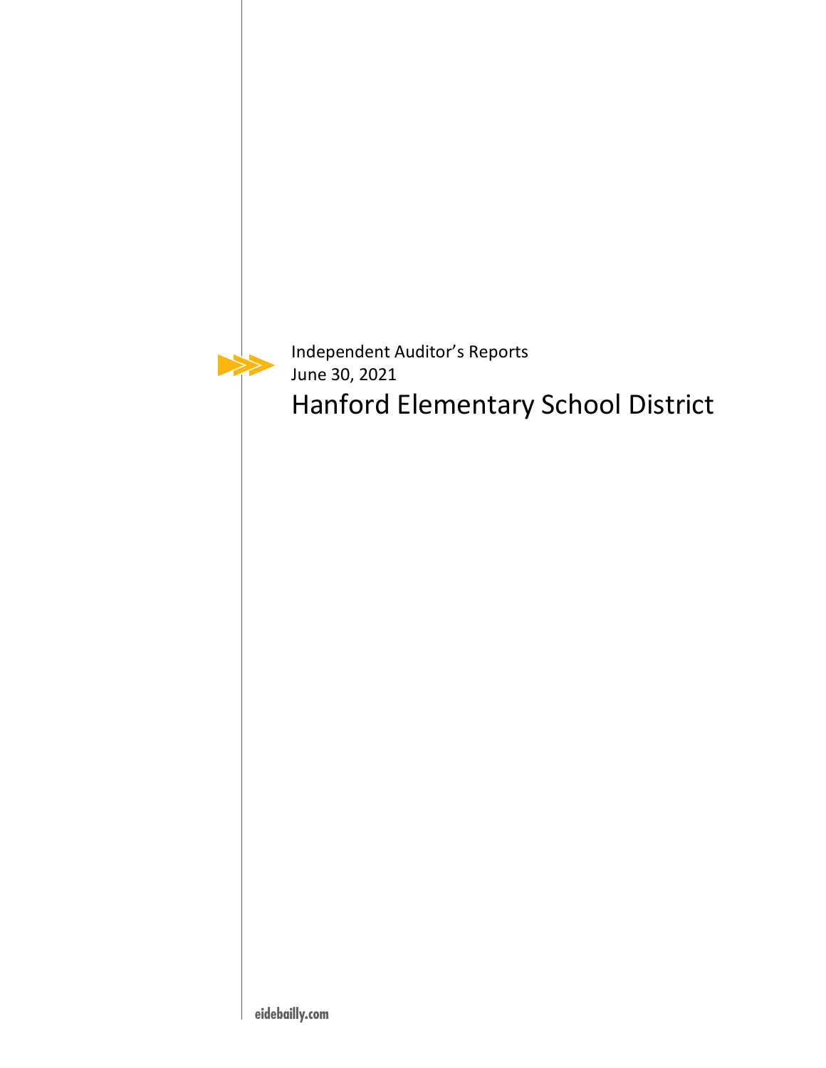Independent Auditor's Reports
June 30, 2021

# Hanford Elementary School District

eidebailly.com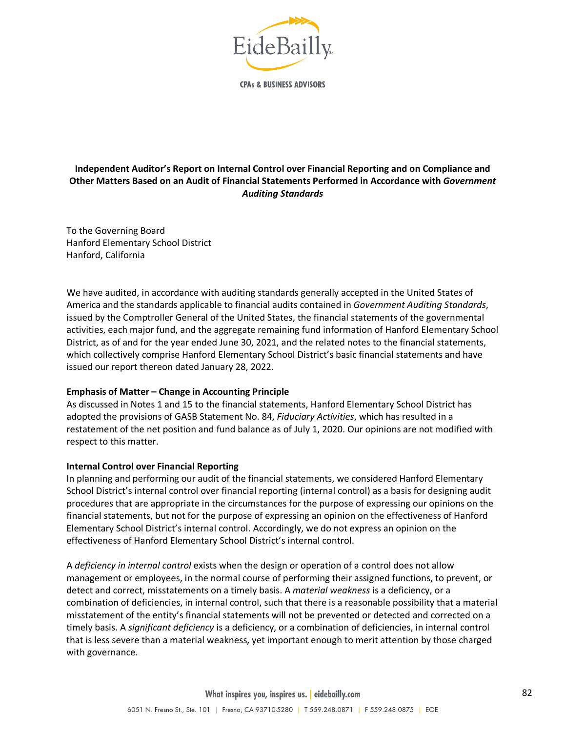# Independent Auditor's Report on Internal Control over Financial Reporting and on Compliance and Other Matters Based on an Audit of Financial Statements Performed in Accordance with *Government Auditing Standards*

To the Governing Board
Hanford Elementary School District
Hanford, California

We have audited, in accordance with auditing standards generally accepted in the United States of America and the standards applicable to financial audits contained in *Government Auditing Standards*, issued by the Comptroller General of the United States, the financial statements of the governmental activities, each major fund, and the aggregate remaining fund information of Hanford Elementary School District, as of and for the year ended June 30, 2021, and the related notes to the financial statements, which collectively comprise Hanford Elementary School District's basic financial statements and have issued our report thereon dated January 28, 2022.

**Emphasis of Matter – Change in Accounting Principle**

As discussed in Notes 1 and 15 to the financial statements, Hanford Elementary School District has adopted the provisions of GASB Statement No. 84, *Fiduciary Activities*, which has resulted in a restatement of the net position and fund balance as of July 1, 2020. Our opinions are not modified with respect to this matter.

**Internal Control over Financial Reporting**

In planning and performing our audit of the financial statements, we considered Hanford Elementary School District's internal control over financial reporting (internal control) as a basis for designing audit procedures that are appropriate in the circumstances for the purpose of expressing our opinions on the financial statements, but not for the purpose of expressing an opinion on the effectiveness of Hanford Elementary School District's internal control. Accordingly, we do not express an opinion on the effectiveness of Hanford Elementary School District's internal control.

A *deficiency in internal control* exists when the design or operation of a control does not allow management or employees, in the normal course of performing their assigned functions, to prevent, or detect and correct, misstatements on a timely basis. A *material weakness* is a deficiency, or a combination of deficiencies, in internal control, such that there is a reasonable possibility that a material misstatement of the entity's financial statements will not be prevented or detected and corrected on a timely basis. A *significant deficiency* is a deficiency, or a combination of deficiencies, in internal control that is less severe than a material weakness, yet important enough to merit attention by those charged with governance.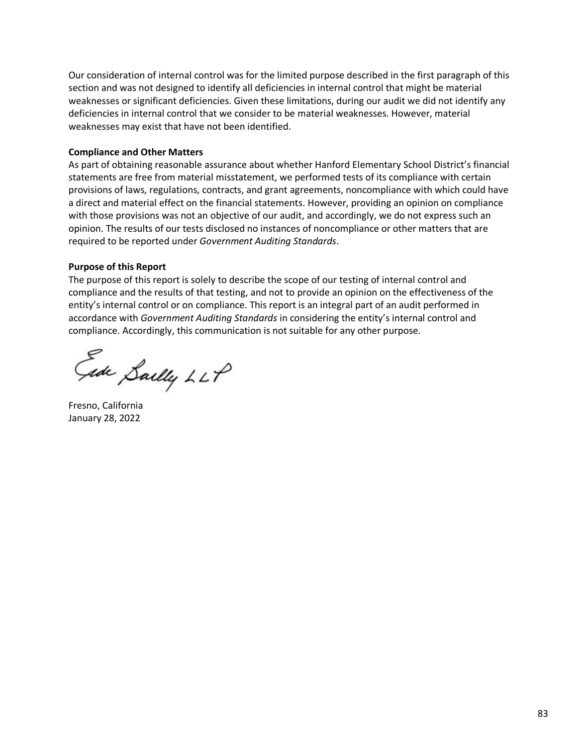Our consideration of internal control was for the limited purpose described in the first paragraph of this section and was not designed to identify all deficiencies in internal control that might be material weaknesses or significant deficiencies. Given these limitations, during our audit we did not identify any deficiencies in internal control that we consider to be material weaknesses. However, material weaknesses may exist that have not been identified.

**Compliance and Other Matters**

As part of obtaining reasonable assurance about whether Hanford Elementary School District's financial statements are free from material misstatement, we performed tests of its compliance with certain provisions of laws, regulations, contracts, and grant agreements, noncompliance with which could have a direct and material effect on the financial statements. However, providing an opinion on compliance with those provisions was not an objective of our audit, and accordingly, we do not express such an opinion. The results of our tests disclosed no instances of noncompliance or other matters that are required to be reported under *Government Auditing Standards*.

**Purpose of this Report**

The purpose of this report is solely to describe the scope of our testing of internal control and compliance and the results of that testing, and not to provide an opinion on the effectiveness of the entity's internal control or on compliance. This report is an integral part of an audit performed in accordance with *Government Auditing Standards* in considering the entity's internal control and compliance. Accordingly, this communication is not suitable for any other purpose.

Eide Bailly LLP

Fresno, California
January 28, 2022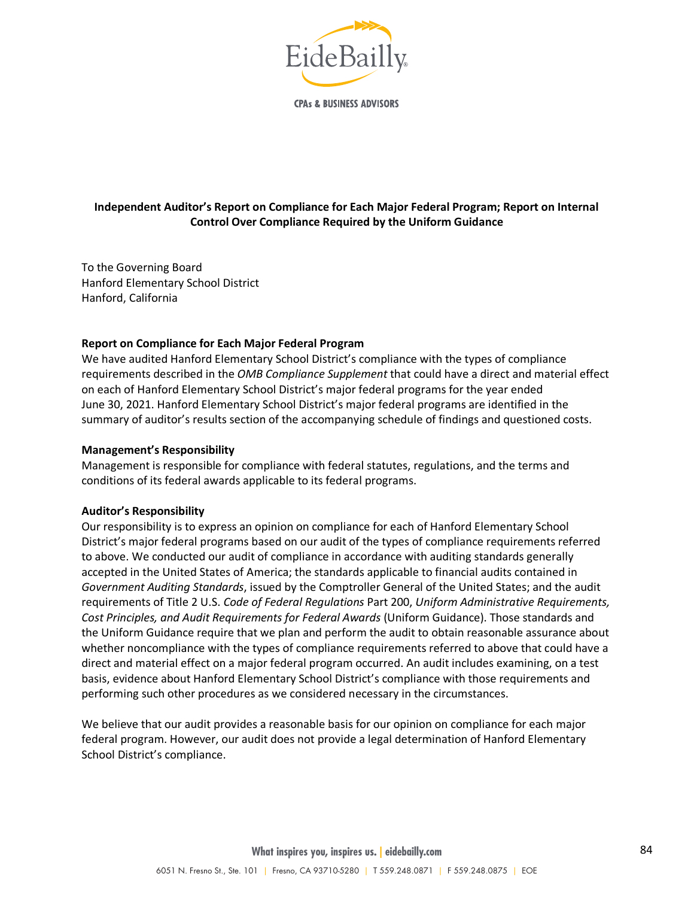# Independent Auditor's Report on Compliance for Each Major Federal Program; Report on Internal Control Over Compliance Required by the Uniform Guidance

To the Governing Board
Hanford Elementary School District
Hanford, California

## Report on Compliance for Each Major Federal Program

We have audited Hanford Elementary School District's compliance with the types of compliance requirements described in the *OMB Compliance Supplement* that could have a direct and material effect on each of Hanford Elementary School District's major federal programs for the year ended June 30, 2021. Hanford Elementary School District's major federal programs are identified in the summary of auditor's results section of the accompanying schedule of findings and questioned costs.

## Management's Responsibility

Management is responsible for compliance with federal statutes, regulations, and the terms and conditions of its federal awards applicable to its federal programs.

## Auditor's Responsibility

Our responsibility is to express an opinion on compliance for each of Hanford Elementary School District's major federal programs based on our audit of the types of compliance requirements referred to above. We conducted our audit of compliance in accordance with auditing standards generally accepted in the United States of America; the standards applicable to financial audits contained in *Government Auditing Standards*, issued by the Comptroller General of the United States; and the audit requirements of Title 2 U.S. *Code of Federal Regulations* Part 200, *Uniform Administrative Requirements, Cost Principles, and Audit Requirements for Federal Awards* (Uniform Guidance). Those standards and the Uniform Guidance require that we plan and perform the audit to obtain reasonable assurance about whether noncompliance with the types of compliance requirements referred to above that could have a direct and material effect on a major federal program occurred. An audit includes examining, on a test basis, evidence about Hanford Elementary School District's compliance with those requirements and performing such other procedures as we considered necessary in the circumstances.

We believe that our audit provides a reasonable basis for our opinion on compliance for each major federal program. However, our audit does not provide a legal determination of Hanford Elementary School District's compliance.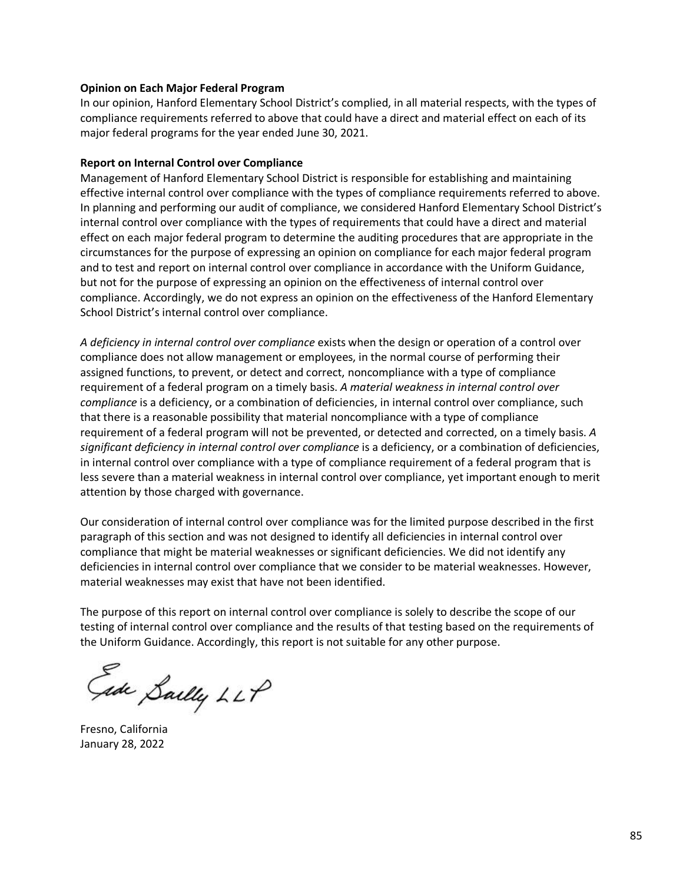**Opinion on Each Major Federal Program**

In our opinion, Hanford Elementary School District's complied, in all material respects, with the types of compliance requirements referred to above that could have a direct and material effect on each of its major federal programs for the year ended June 30, 2021.

**Report on Internal Control over Compliance**

Management of Hanford Elementary School District is responsible for establishing and maintaining effective internal control over compliance with the types of compliance requirements referred to above. In planning and performing our audit of compliance, we considered Hanford Elementary School District's internal control over compliance with the types of requirements that could have a direct and material effect on each major federal program to determine the auditing procedures that are appropriate in the circumstances for the purpose of expressing an opinion on compliance for each major federal program and to test and report on internal control over compliance in accordance with the Uniform Guidance, but not for the purpose of expressing an opinion on the effectiveness of internal control over compliance. Accordingly, we do not express an opinion on the effectiveness of the Hanford Elementary School District's internal control over compliance.

*A deficiency in internal control over compliance* exists when the design or operation of a control over compliance does not allow management or employees, in the normal course of performing their assigned functions, to prevent, or detect and correct, noncompliance with a type of compliance requirement of a federal program on a timely basis. *A material weakness in internal control over compliance* is a deficiency, or a combination of deficiencies, in internal control over compliance, such that there is a reasonable possibility that material noncompliance with a type of compliance requirement of a federal program will not be prevented, or detected and corrected, on a timely basis. *A significant deficiency in internal control over compliance* is a deficiency, or a combination of deficiencies, in internal control over compliance with a type of compliance requirement of a federal program that is less severe than a material weakness in internal control over compliance, yet important enough to merit attention by those charged with governance.

Our consideration of internal control over compliance was for the limited purpose described in the first paragraph of this section and was not designed to identify all deficiencies in internal control over compliance that might be material weaknesses or significant deficiencies. We did not identify any deficiencies in internal control over compliance that we consider to be material weaknesses. However, material weaknesses may exist that have not been identified.

The purpose of this report on internal control over compliance is solely to describe the scope of our testing of internal control over compliance and the results of that testing based on the requirements of the Uniform Guidance. Accordingly, this report is not suitable for any other purpose.

Eide Bailly LLP

Fresno, California
January 28, 2022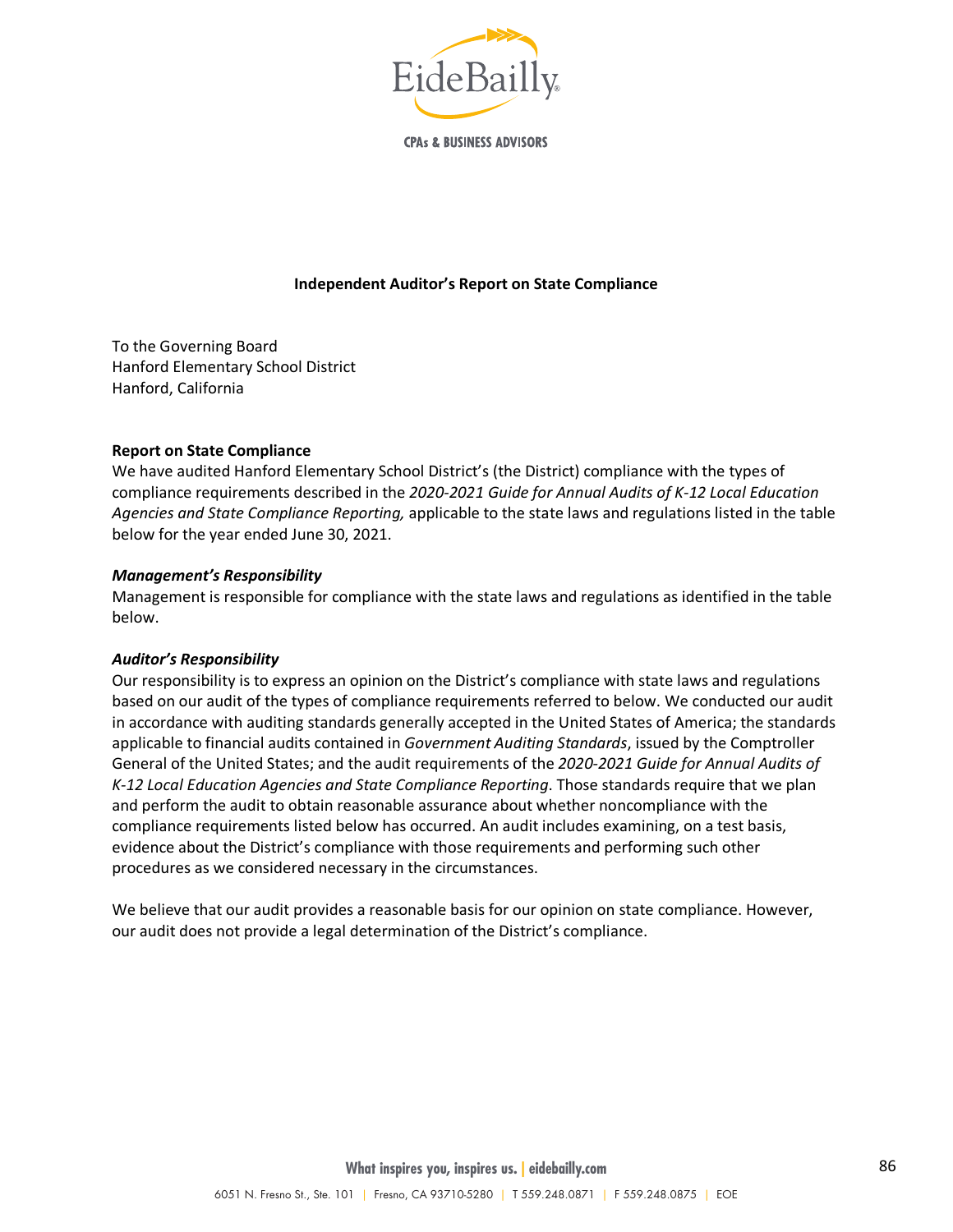## Independent Auditor's Report on State Compliance

To the Governing Board
Hanford Elementary School District
Hanford, California

**Report on State Compliance**

We have audited Hanford Elementary School District's (the District) compliance with the types of compliance requirements described in the *2020-2021 Guide for Annual Audits of K-12 Local Education Agencies and State Compliance Reporting,* applicable to the state laws and regulations listed in the table below for the year ended June 30, 2021.

***Management's Responsibility***

Management is responsible for compliance with the state laws and regulations as identified in the table below.

***Auditor's Responsibility***

Our responsibility is to express an opinion on the District's compliance with state laws and regulations based on our audit of the types of compliance requirements referred to below. We conducted our audit in accordance with auditing standards generally accepted in the United States of America; the standards applicable to financial audits contained in *Government Auditing Standards*, issued by the Comptroller General of the United States; and the audit requirements of the *2020-2021 Guide for Annual Audits of K-12 Local Education Agencies and State Compliance Reporting*. Those standards require that we plan and perform the audit to obtain reasonable assurance about whether noncompliance with the compliance requirements listed below has occurred. An audit includes examining, on a test basis, evidence about the District's compliance with those requirements and performing such other procedures as we considered necessary in the circumstances.

We believe that our audit provides a reasonable basis for our opinion on state compliance. However, our audit does not provide a legal determination of the District's compliance.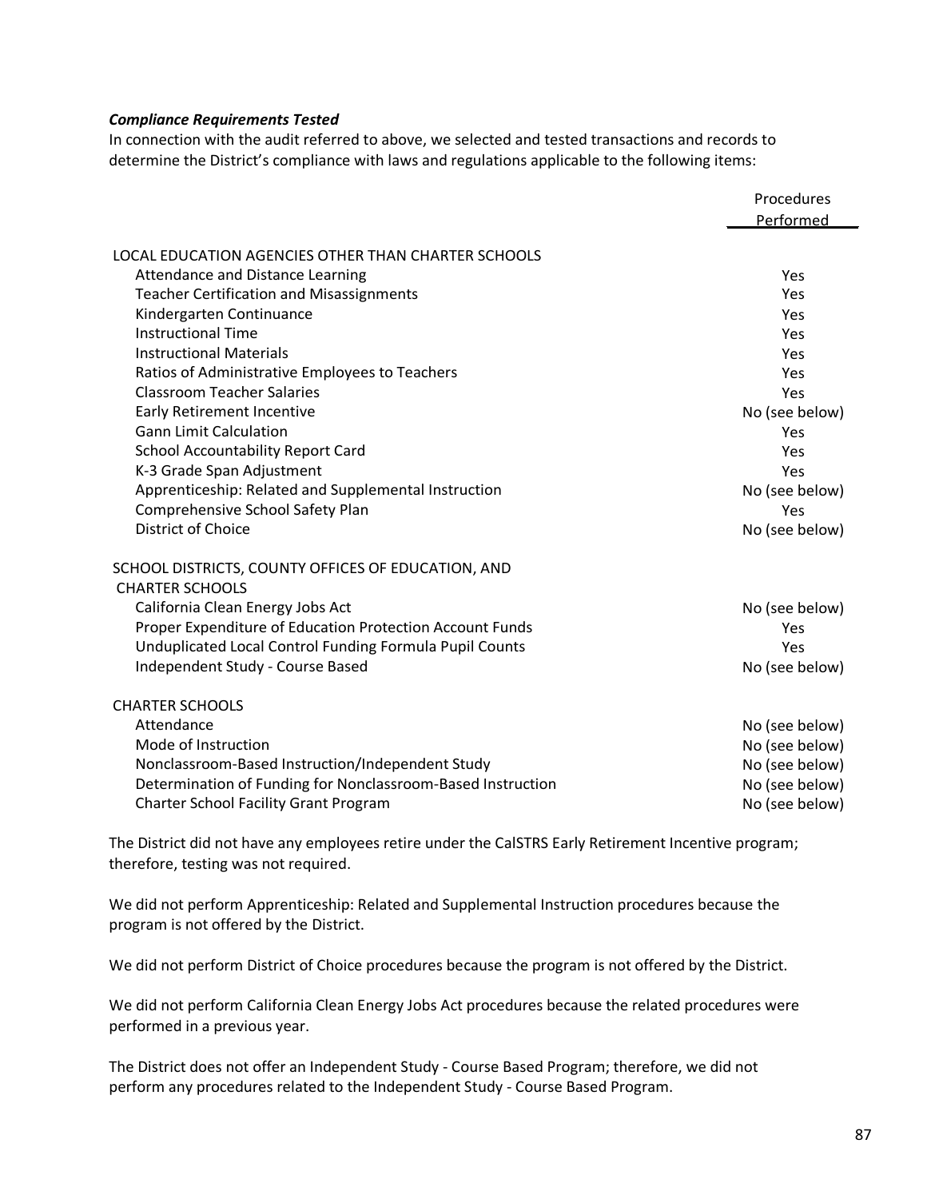***Compliance Requirements Tested***

In connection with the audit referred to above, we selected and tested transactions and records to determine the District's compliance with laws and regulations applicable to the following items:

| | Procedures Performed |
|---|---|
| LOCAL EDUCATION AGENCIES OTHER THAN CHARTER SCHOOLS | |
| Attendance and Distance Learning | Yes |
| Teacher Certification and Misassignments | Yes |
| Kindergarten Continuance | Yes |
| Instructional Time | Yes |
| Instructional Materials | Yes |
| Ratios of Administrative Employees to Teachers | Yes |
| Classroom Teacher Salaries | Yes |
| Early Retirement Incentive | No (see below) |
| Gann Limit Calculation | Yes |
| School Accountability Report Card | Yes |
| K-3 Grade Span Adjustment | Yes |
| Apprenticeship: Related and Supplemental Instruction | No (see below) |
| Comprehensive School Safety Plan | Yes |
| District of Choice | No (see below) |
| SCHOOL DISTRICTS, COUNTY OFFICES OF EDUCATION, AND CHARTER SCHOOLS | |
| California Clean Energy Jobs Act | No (see below) |
| Proper Expenditure of Education Protection Account Funds | Yes |
| Unduplicated Local Control Funding Formula Pupil Counts | Yes |
| Independent Study - Course Based | No (see below) |
| CHARTER SCHOOLS | |
| Attendance | No (see below) |
| Mode of Instruction | No (see below) |
| Nonclassroom-Based Instruction/Independent Study | No (see below) |
| Determination of Funding for Nonclassroom-Based Instruction | No (see below) |
| Charter School Facility Grant Program | No (see below) |

The District did not have any employees retire under the CalSTRS Early Retirement Incentive program; therefore, testing was not required.

We did not perform Apprenticeship: Related and Supplemental Instruction procedures because the program is not offered by the District.

We did not perform District of Choice procedures because the program is not offered by the District.

We did not perform California Clean Energy Jobs Act procedures because the related procedures were performed in a previous year.

The District does not offer an Independent Study - Course Based Program; therefore, we did not perform any procedures related to the Independent Study - Course Based Program.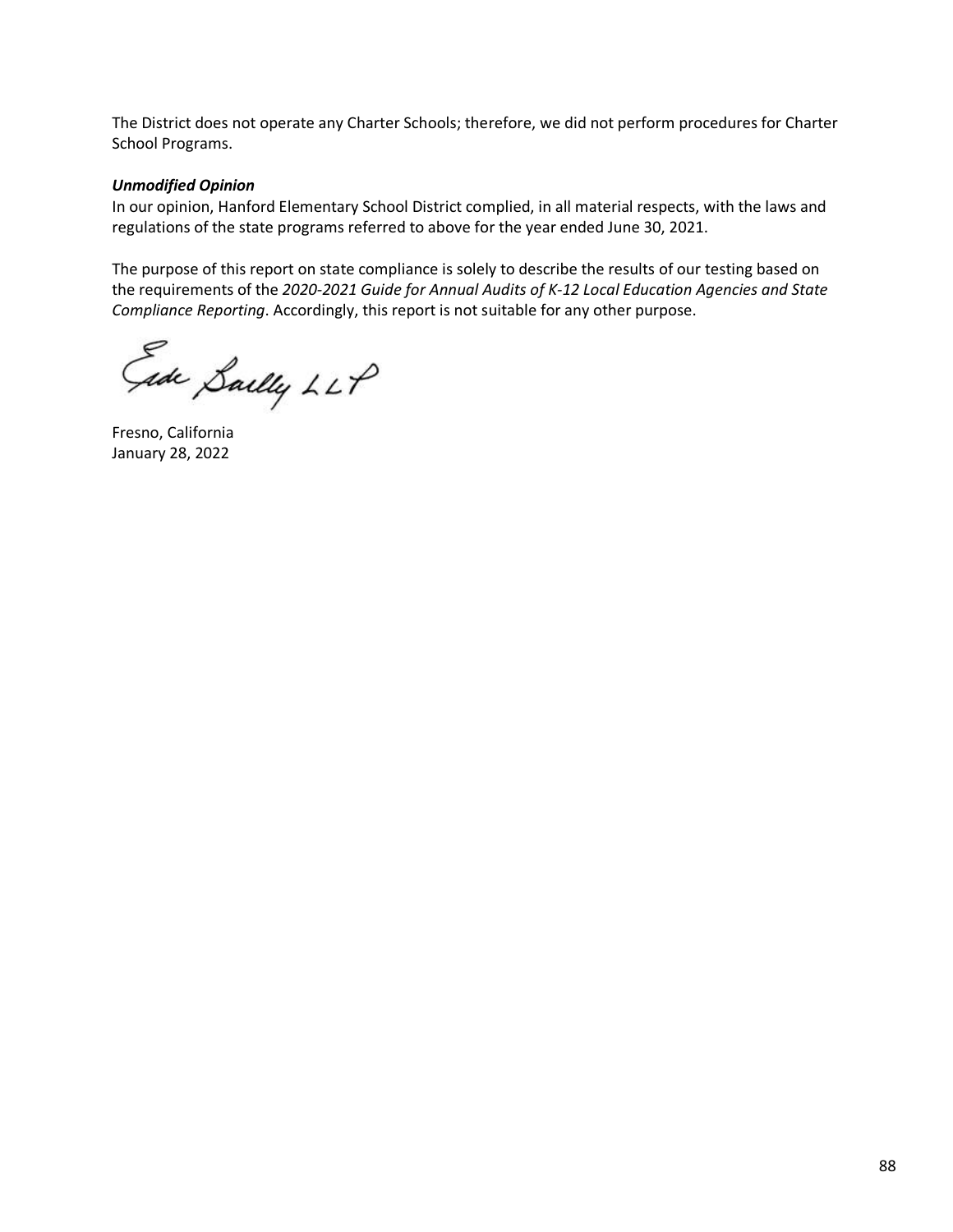The District does not operate any Charter Schools; therefore, we did not perform procedures for Charter School Programs.

***Unmodified Opinion***

In our opinion, Hanford Elementary School District complied, in all material respects, with the laws and regulations of the state programs referred to above for the year ended June 30, 2021.

The purpose of this report on state compliance is solely to describe the results of our testing based on the requirements of the *2020-2021 Guide for Annual Audits of K-12 Local Education Agencies and State Compliance Reporting*. Accordingly, this report is not suitable for any other purpose.

Eide Bailly LLP

Fresno, California
January 28, 2022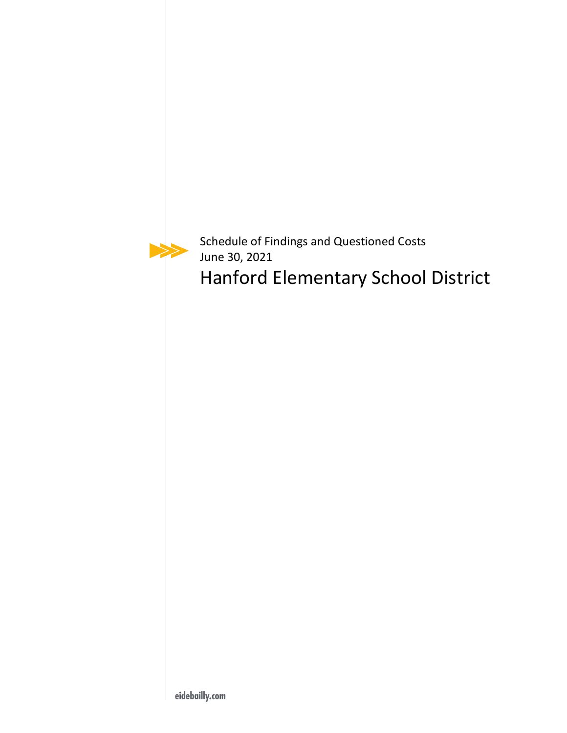Schedule of Findings and Questioned Costs

June 30, 2021

# Hanford Elementary School District

eidebailly.com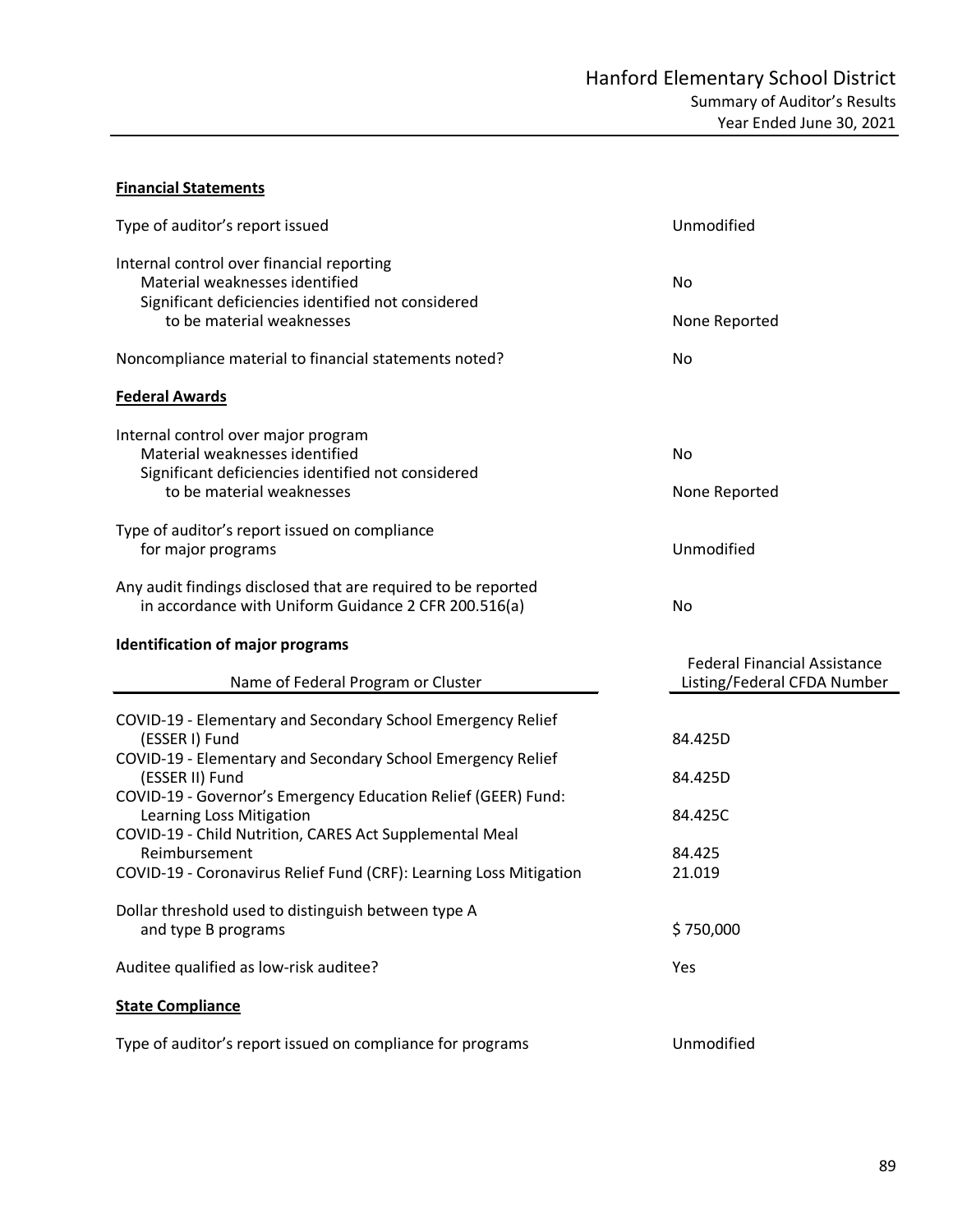# Hanford Elementary School District

## Summary of Auditor's Results

### Year Ended June 30, 2021

**Financial Statements**

| | |
|---|---|
| Type of auditor's report issued | Unmodified |
| Internal control over financial reporting | |
| Material weaknesses identified | No |
| Significant deficiencies identified not considered to be material weaknesses | None Reported |
| Noncompliance material to financial statements noted? | No |

**Federal Awards**

| | |
|---|---|
| Internal control over major program | |
| Material weaknesses identified | No |
| Significant deficiencies identified not considered to be material weaknesses | None Reported |
| Type of auditor's report issued on compliance for major programs | Unmodified |
| Any audit findings disclosed that are required to be reported in accordance with Uniform Guidance 2 CFR 200.516(a) | No |

**Identification of major programs**

| Name of Federal Program or Cluster | Federal Financial Assistance Listing/Federal CFDA Number |
|---|---|
| COVID-19 - Elementary and Secondary School Emergency Relief (ESSER I) Fund | 84.425D |
| COVID-19 - Elementary and Secondary School Emergency Relief (ESSER II) Fund | 84.425D |
| COVID-19 - Governor's Emergency Education Relief (GEER) Fund: Learning Loss Mitigation | 84.425C |
| COVID-19 - Child Nutrition, CARES Act Supplemental Meal Reimbursement | 84.425 |
| COVID-19 - Coronavirus Relief Fund (CRF): Learning Loss Mitigation | 21.019 |

| | |
|---|---|
| Dollar threshold used to distinguish between type A and type B programs | $ 750,000 |
| Auditee qualified as low-risk auditee? | Yes |

**State Compliance**

| | |
|---|---|
| Type of auditor's report issued on compliance for programs | Unmodified |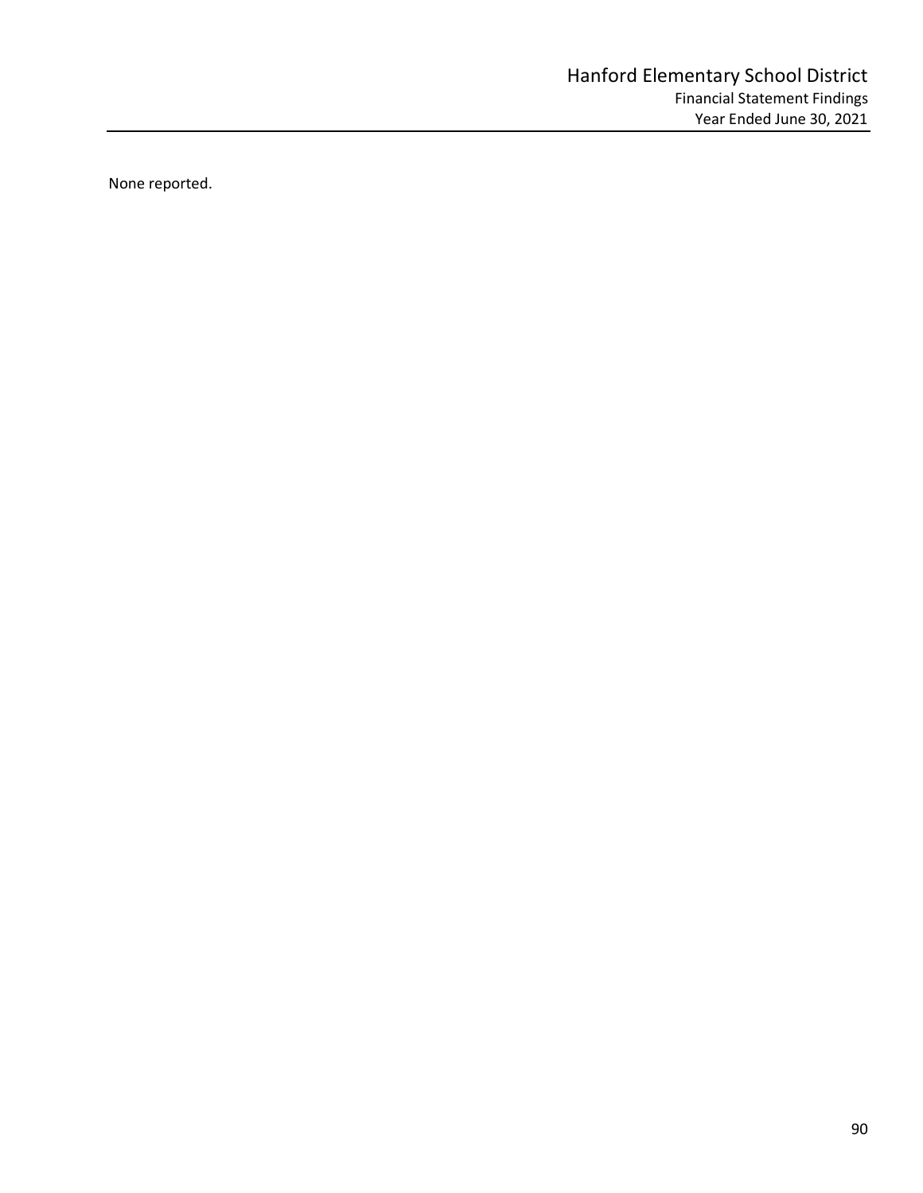None reported.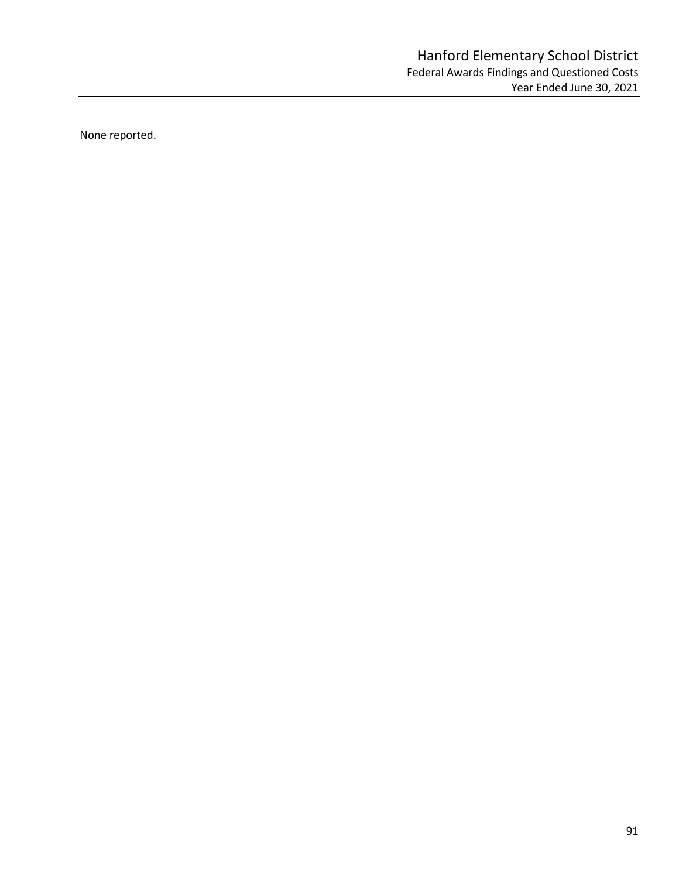# Hanford Elementary School District

Federal Awards Findings and Questioned Costs

Year Ended June 30, 2021

None reported.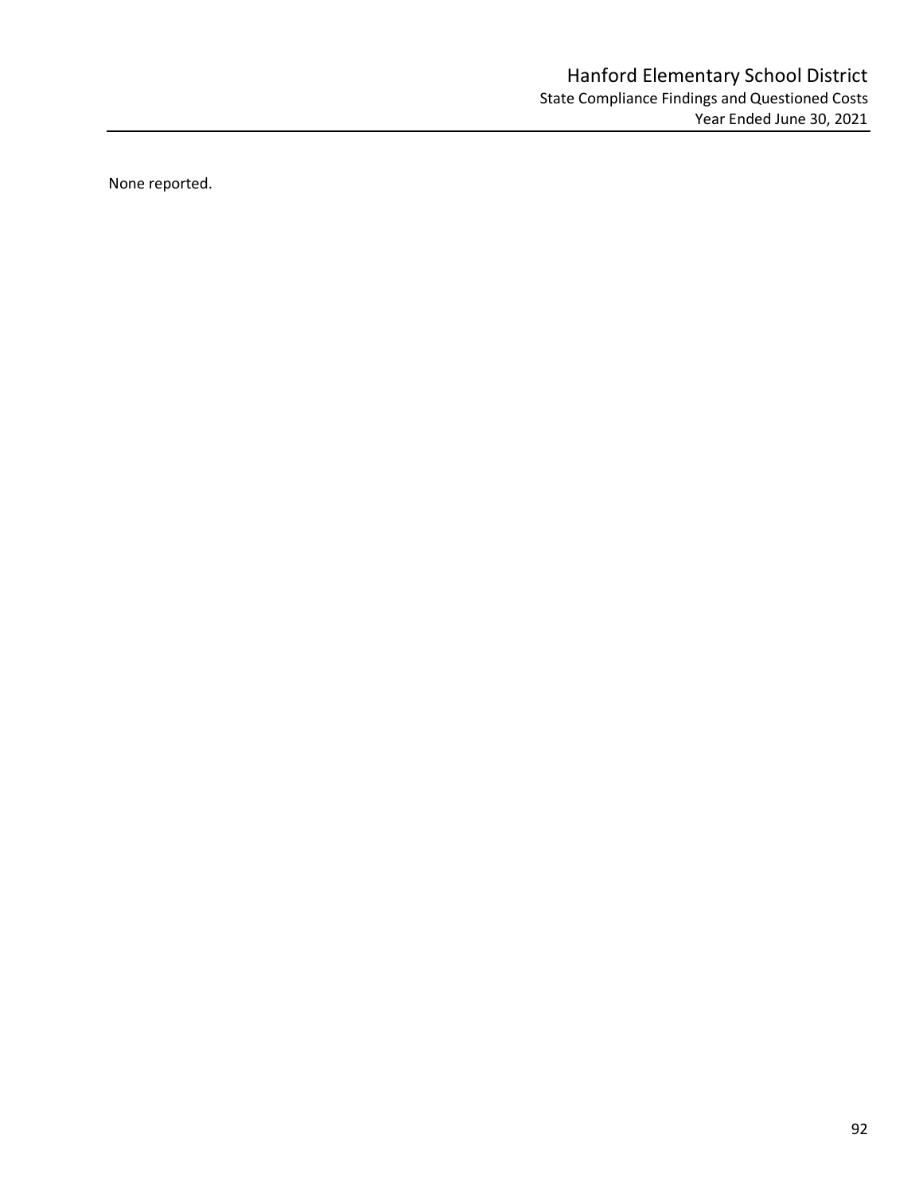# Hanford Elementary School District

## State Compliance Findings and Questioned Costs

### Year Ended June 30, 2021

None reported.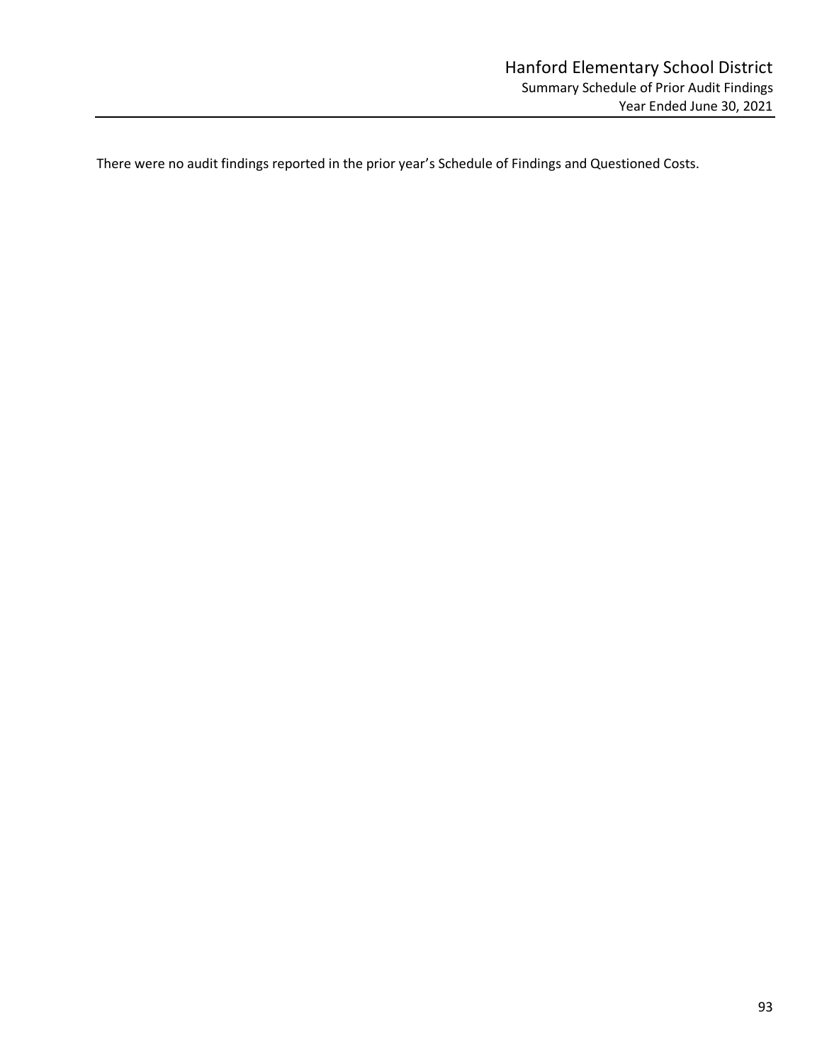# Hanford Elementary School District

## Summary Schedule of Prior Audit Findings

### Year Ended June 30, 2021

There were no audit findings reported in the prior year's Schedule of Findings and Questioned Costs.